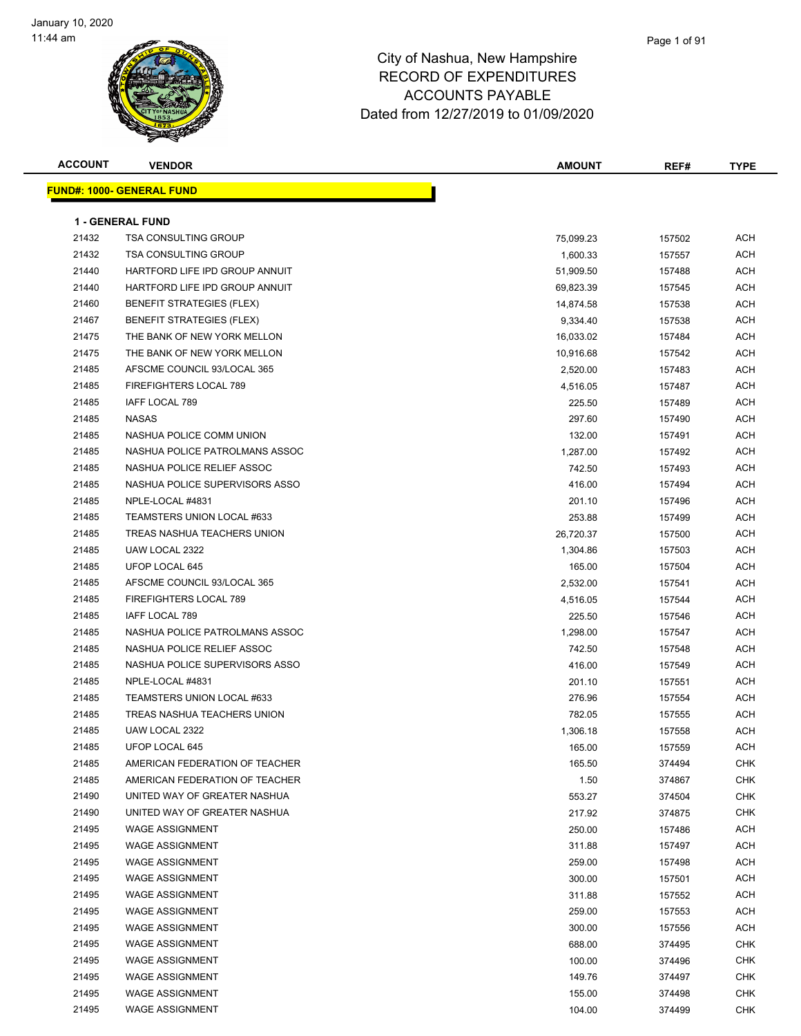# City of Nashua, New Hampshire
## RECORD OF EXPENDITURES
## ACCOUNTS PAYABLE
## Dated from 12/27/2019 to 01/09/2020

January 10, 2020
11:44 am

| ACCOUNT | VENDOR | AMOUNT | REF# | TYPE |
|---|---|---|---|---|

**FUND#: 1000- GENERAL FUND**

**1 - GENERAL FUND**

| ACCOUNT | VENDOR | AMOUNT | REF# | TYPE |
|---|---|---|---|---|
| 21432 | TSA CONSULTING GROUP | 75,099.23 | 157502 | ACH |
| 21432 | TSA CONSULTING GROUP | 1,600.33 | 157557 | ACH |
| 21440 | HARTFORD LIFE IPD GROUP ANNUIT | 51,909.50 | 157488 | ACH |
| 21440 | HARTFORD LIFE IPD GROUP ANNUIT | 69,823.39 | 157545 | ACH |
| 21460 | BENEFIT STRATEGIES (FLEX) | 14,874.58 | 157538 | ACH |
| 21467 | BENEFIT STRATEGIES (FLEX) | 9,334.40 | 157538 | ACH |
| 21475 | THE BANK OF NEW YORK MELLON | 16,033.02 | 157484 | ACH |
| 21475 | THE BANK OF NEW YORK MELLON | 10,916.68 | 157542 | ACH |
| 21485 | AFSCME COUNCIL 93/LOCAL 365 | 2,520.00 | 157483 | ACH |
| 21485 | FIREFIGHTERS LOCAL 789 | 4,516.05 | 157487 | ACH |
| 21485 | IAFF LOCAL 789 | 225.50 | 157489 | ACH |
| 21485 | NASAS | 297.60 | 157490 | ACH |
| 21485 | NASHUA POLICE COMM UNION | 132.00 | 157491 | ACH |
| 21485 | NASHUA POLICE PATROLMANS ASSOC | 1,287.00 | 157492 | ACH |
| 21485 | NASHUA POLICE RELIEF ASSOC | 742.50 | 157493 | ACH |
| 21485 | NASHUA POLICE SUPERVISORS ASSO | 416.00 | 157494 | ACH |
| 21485 | NPLE-LOCAL #4831 | 201.10 | 157496 | ACH |
| 21485 | TEAMSTERS UNION LOCAL #633 | 253.88 | 157499 | ACH |
| 21485 | TREAS NASHUA TEACHERS UNION | 26,720.37 | 157500 | ACH |
| 21485 | UAW LOCAL 2322 | 1,304.86 | 157503 | ACH |
| 21485 | UFOP LOCAL 645 | 165.00 | 157504 | ACH |
| 21485 | AFSCME COUNCIL 93/LOCAL 365 | 2,532.00 | 157541 | ACH |
| 21485 | FIREFIGHTERS LOCAL 789 | 4,516.05 | 157544 | ACH |
| 21485 | IAFF LOCAL 789 | 225.50 | 157546 | ACH |
| 21485 | NASHUA POLICE PATROLMANS ASSOC | 1,298.00 | 157547 | ACH |
| 21485 | NASHUA POLICE RELIEF ASSOC | 742.50 | 157548 | ACH |
| 21485 | NASHUA POLICE SUPERVISORS ASSO | 416.00 | 157549 | ACH |
| 21485 | NPLE-LOCAL #4831 | 201.10 | 157551 | ACH |
| 21485 | TEAMSTERS UNION LOCAL #633 | 276.96 | 157554 | ACH |
| 21485 | TREAS NASHUA TEACHERS UNION | 782.05 | 157555 | ACH |
| 21485 | UAW LOCAL 2322 | 1,306.18 | 157558 | ACH |
| 21485 | UFOP LOCAL 645 | 165.00 | 157559 | ACH |
| 21485 | AMERICAN FEDERATION OF TEACHER | 165.50 | 374494 | CHK |
| 21485 | AMERICAN FEDERATION OF TEACHER | 1.50 | 374867 | CHK |
| 21490 | UNITED WAY OF GREATER NASHUA | 553.27 | 374504 | CHK |
| 21490 | UNITED WAY OF GREATER NASHUA | 217.92 | 374875 | CHK |
| 21495 | WAGE ASSIGNMENT | 250.00 | 157486 | ACH |
| 21495 | WAGE ASSIGNMENT | 311.88 | 157497 | ACH |
| 21495 | WAGE ASSIGNMENT | 259.00 | 157498 | ACH |
| 21495 | WAGE ASSIGNMENT | 300.00 | 157501 | ACH |
| 21495 | WAGE ASSIGNMENT | 311.88 | 157552 | ACH |
| 21495 | WAGE ASSIGNMENT | 259.00 | 157553 | ACH |
| 21495 | WAGE ASSIGNMENT | 300.00 | 157556 | ACH |
| 21495 | WAGE ASSIGNMENT | 688.00 | 374495 | CHK |
| 21495 | WAGE ASSIGNMENT | 100.00 | 374496 | CHK |
| 21495 | WAGE ASSIGNMENT | 149.76 | 374497 | CHK |
| 21495 | WAGE ASSIGNMENT | 155.00 | 374498 | CHK |
| 21495 | WAGE ASSIGNMENT | 104.00 | 374499 | CHK |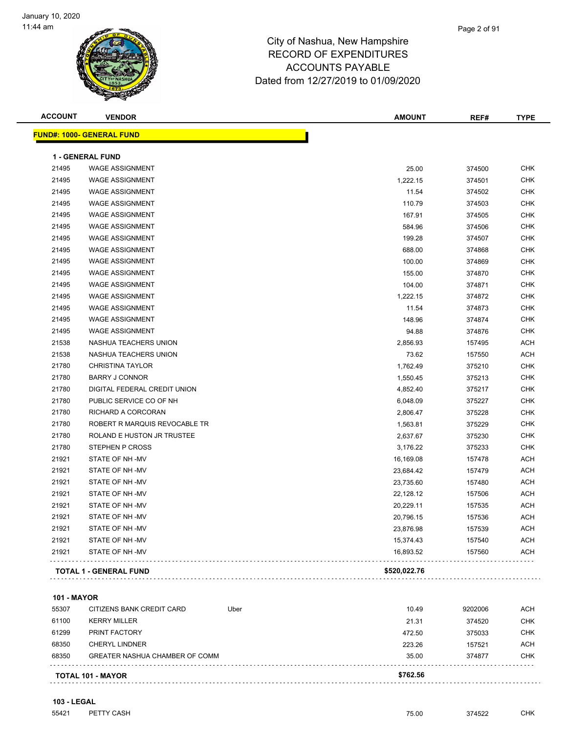# City of Nashua, New Hampshire
# RECORD OF EXPENDITURES
# ACCOUNTS PAYABLE
# Dated from 12/27/2019 to 01/09/2020

| ACCOUNT | VENDOR | | AMOUNT | REF# | TYPE |
|---|---|---|---|---|---|
| **FUND#: 1000- GENERAL FUND** | | | | | |
| **1 - GENERAL FUND** | | | | | |
| 21495 | WAGE ASSIGNMENT | | 25.00 | 374500 | CHK |
| 21495 | WAGE ASSIGNMENT | | 1,222.15 | 374501 | CHK |
| 21495 | WAGE ASSIGNMENT | | 11.54 | 374502 | CHK |
| 21495 | WAGE ASSIGNMENT | | 110.79 | 374503 | CHK |
| 21495 | WAGE ASSIGNMENT | | 167.91 | 374505 | CHK |
| 21495 | WAGE ASSIGNMENT | | 584.96 | 374506 | CHK |
| 21495 | WAGE ASSIGNMENT | | 199.28 | 374507 | CHK |
| 21495 | WAGE ASSIGNMENT | | 688.00 | 374868 | CHK |
| 21495 | WAGE ASSIGNMENT | | 100.00 | 374869 | CHK |
| 21495 | WAGE ASSIGNMENT | | 155.00 | 374870 | CHK |
| 21495 | WAGE ASSIGNMENT | | 104.00 | 374871 | CHK |
| 21495 | WAGE ASSIGNMENT | | 1,222.15 | 374872 | CHK |
| 21495 | WAGE ASSIGNMENT | | 11.54 | 374873 | CHK |
| 21495 | WAGE ASSIGNMENT | | 148.96 | 374874 | CHK |
| 21495 | WAGE ASSIGNMENT | | 94.88 | 374876 | CHK |
| 21538 | NASHUA TEACHERS UNION | | 2,856.93 | 157495 | ACH |
| 21538 | NASHUA TEACHERS UNION | | 73.62 | 157550 | ACH |
| 21780 | CHRISTINA TAYLOR | | 1,762.49 | 375210 | CHK |
| 21780 | BARRY J CONNOR | | 1,550.45 | 375213 | CHK |
| 21780 | DIGITAL FEDERAL CREDIT UNION | | 4,852.40 | 375217 | CHK |
| 21780 | PUBLIC SERVICE CO OF NH | | 6,048.09 | 375227 | CHK |
| 21780 | RICHARD A CORCORAN | | 2,806.47 | 375228 | CHK |
| 21780 | ROBERT R MARQUIS REVOCABLE TR | | 1,563.81 | 375229 | CHK |
| 21780 | ROLAND E HUSTON JR TRUSTEE | | 2,637.67 | 375230 | CHK |
| 21780 | STEPHEN P CROSS | | 3,176.22 | 375233 | CHK |
| 21921 | STATE OF NH -MV | | 16,169.08 | 157478 | ACH |
| 21921 | STATE OF NH -MV | | 23,684.42 | 157479 | ACH |
| 21921 | STATE OF NH -MV | | 23,735.60 | 157480 | ACH |
| 21921 | STATE OF NH -MV | | 22,128.12 | 157506 | ACH |
| 21921 | STATE OF NH -MV | | 20,229.11 | 157535 | ACH |
| 21921 | STATE OF NH -MV | | 20,796.15 | 157536 | ACH |
| 21921 | STATE OF NH -MV | | 23,876.98 | 157539 | ACH |
| 21921 | STATE OF NH -MV | | 15,374.43 | 157540 | ACH |
| 21921 | STATE OF NH -MV | | 16,893.52 | 157560 | ACH |
| **TOTAL 1 - GENERAL FUND** | | | **$520,022.76** | | |
| **101 - MAYOR** | | | | | |
| 55307 | CITIZENS BANK CREDIT CARD | Uber | 10.49 | 9202006 | ACH |
| 61100 | KERRY MILLER | | 21.31 | 374520 | CHK |
| 61299 | PRINT FACTORY | | 472.50 | 375033 | CHK |
| 68350 | CHERYL LINDNER | | 223.26 | 157521 | ACH |
| 68350 | GREATER NASHUA CHAMBER OF COMM | | 35.00 | 374877 | CHK |
| **TOTAL 101 - MAYOR** | | | **$762.56** | | |
| **103 - LEGAL** | | | | | |
| 55421 | PETTY CASH | | 75.00 | 374522 | CHK |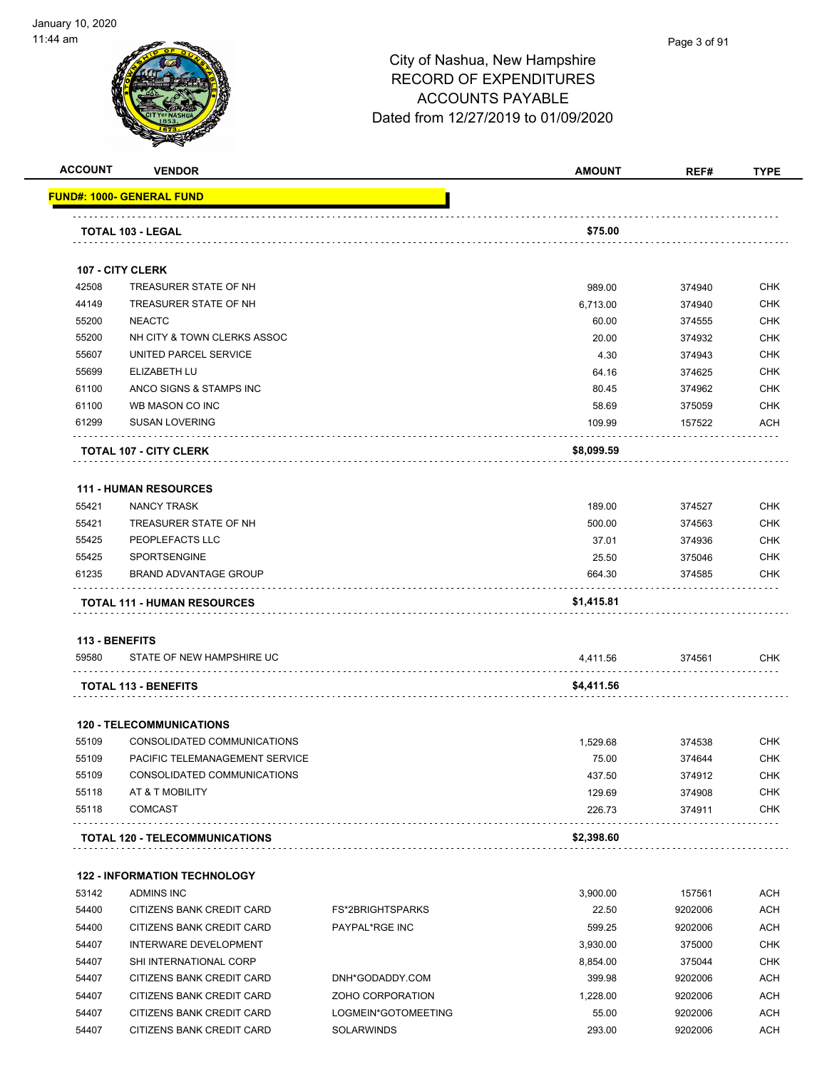# City of Nashua, New Hampshire
## RECORD OF EXPENDITURES
## ACCOUNTS PAYABLE
## Dated from 12/27/2019 to 01/09/2020

| ACCOUNT | VENDOR | | AMOUNT | REF# | TYPE |
|---|---|---|---|---|---|
| **FUND#: 1000- GENERAL FUND** | | | | | |
| **TOTAL 103 - LEGAL** | | | **$75.00** | | |
| **107 - CITY CLERK** | | | | | |
| 42508 | TREASURER STATE OF NH | | 989.00 | 374940 | CHK |
| 44149 | TREASURER STATE OF NH | | 6,713.00 | 374940 | CHK |
| 55200 | NEACTC | | 60.00 | 374555 | CHK |
| 55200 | NH CITY & TOWN CLERKS ASSOC | | 20.00 | 374932 | CHK |
| 55607 | UNITED PARCEL SERVICE | | 4.30 | 374943 | CHK |
| 55699 | ELIZABETH LU | | 64.16 | 374625 | CHK |
| 61100 | ANCO SIGNS & STAMPS INC | | 80.45 | 374962 | CHK |
| 61100 | WB MASON CO INC | | 58.69 | 375059 | CHK |
| 61299 | SUSAN LOVERING | | 109.99 | 157522 | ACH |
| **TOTAL 107 - CITY CLERK** | | | **$8,099.59** | | |
| **111 - HUMAN RESOURCES** | | | | | |
| 55421 | NANCY TRASK | | 189.00 | 374527 | CHK |
| 55421 | TREASURER STATE OF NH | | 500.00 | 374563 | CHK |
| 55425 | PEOPLEFACTS LLC | | 37.01 | 374936 | CHK |
| 55425 | SPORTSENGINE | | 25.50 | 375046 | CHK |
| 61235 | BRAND ADVANTAGE GROUP | | 664.30 | 374585 | CHK |
| **TOTAL 111 - HUMAN RESOURCES** | | | **$1,415.81** | | |
| **113 - BENEFITS** | | | | | |
| 59580 | STATE OF NEW HAMPSHIRE UC | | 4,411.56 | 374561 | CHK |
| **TOTAL 113 - BENEFITS** | | | **$4,411.56** | | |
| **120 - TELECOMMUNICATIONS** | | | | | |
| 55109 | CONSOLIDATED COMMUNICATIONS | | 1,529.68 | 374538 | CHK |
| 55109 | PACIFIC TELEMANAGEMENT SERVICE | | 75.00 | 374644 | CHK |
| 55109 | CONSOLIDATED COMMUNICATIONS | | 437.50 | 374912 | CHK |
| 55118 | AT & T MOBILITY | | 129.69 | 374908 | CHK |
| 55118 | COMCAST | | 226.73 | 374911 | CHK |
| **TOTAL 120 - TELECOMMUNICATIONS** | | | **$2,398.60** | | |
| **122 - INFORMATION TECHNOLOGY** | | | | | |
| 53142 | ADMINS INC | | 3,900.00 | 157561 | ACH |
| 54400 | CITIZENS BANK CREDIT CARD | FS*2BRIGHTSPARKS | 22.50 | 9202006 | ACH |
| 54400 | CITIZENS BANK CREDIT CARD | PAYPAL*RGE INC | 599.25 | 9202006 | ACH |
| 54407 | INTERWARE DEVELOPMENT | | 3,930.00 | 375000 | CHK |
| 54407 | SHI INTERNATIONAL CORP | | 8,854.00 | 375044 | CHK |
| 54407 | CITIZENS BANK CREDIT CARD | DNH*GODADDY.COM | 399.98 | 9202006 | ACH |
| 54407 | CITIZENS BANK CREDIT CARD | ZOHO CORPORATION | 1,228.00 | 9202006 | ACH |
| 54407 | CITIZENS BANK CREDIT CARD | LOGMEIN*GOTOMEETING | 55.00 | 9202006 | ACH |
| 54407 | CITIZENS BANK CREDIT CARD | SOLARWINDS | 293.00 | 9202006 | ACH |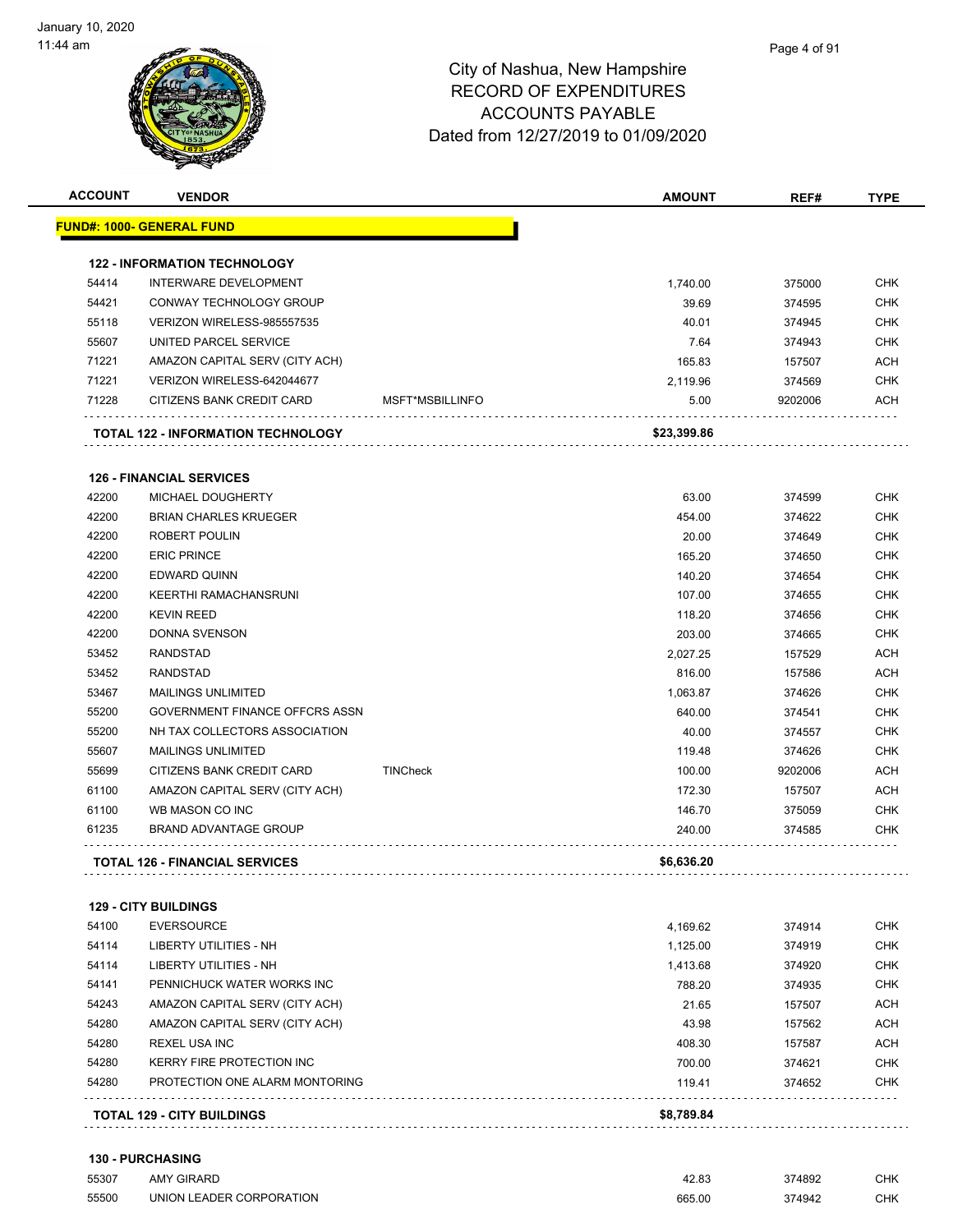# City of Nashua, New Hampshire
## RECORD OF EXPENDITURES
## ACCOUNTS PAYABLE
## Dated from 12/27/2019 to 01/09/2020

| ACCOUNT | VENDOR | | AMOUNT | REF# | TYPE |
|---|---|---|---|---|---|
| **FUND#: 1000- GENERAL FUND** | | | | | |
| **122 - INFORMATION TECHNOLOGY** | | | | | |
| 54414 | INTERWARE DEVELOPMENT | | 1,740.00 | 375000 | CHK |
| 54421 | CONWAY TECHNOLOGY GROUP | | 39.69 | 374595 | CHK |
| 55118 | VERIZON WIRELESS-985557535 | | 40.01 | 374945 | CHK |
| 55607 | UNITED PARCEL SERVICE | | 7.64 | 374943 | CHK |
| 71221 | AMAZON CAPITAL SERV (CITY ACH) | | 165.83 | 157507 | ACH |
| 71221 | VERIZON WIRELESS-642044677 | | 2,119.96 | 374569 | CHK |
| 71228 | CITIZENS BANK CREDIT CARD | MSFT*MSBILLINFO | 5.00 | 9202006 | ACH |
| **TOTAL 122 - INFORMATION TECHNOLOGY** | | | **$23,399.86** | | |
| **126 - FINANCIAL SERVICES** | | | | | |
| 42200 | MICHAEL DOUGHERTY | | 63.00 | 374599 | CHK |
| 42200 | BRIAN CHARLES KRUEGER | | 454.00 | 374622 | CHK |
| 42200 | ROBERT POULIN | | 20.00 | 374649 | CHK |
| 42200 | ERIC PRINCE | | 165.20 | 374650 | CHK |
| 42200 | EDWARD QUINN | | 140.20 | 374654 | CHK |
| 42200 | KEERTHI RAMACHANSRUNI | | 107.00 | 374655 | CHK |
| 42200 | KEVIN REED | | 118.20 | 374656 | CHK |
| 42200 | DONNA SVENSON | | 203.00 | 374665 | CHK |
| 53452 | RANDSTAD | | 2,027.25 | 157529 | ACH |
| 53452 | RANDSTAD | | 816.00 | 157586 | ACH |
| 53467 | MAILINGS UNLIMITED | | 1,063.87 | 374626 | CHK |
| 55200 | GOVERNMENT FINANCE OFFCRS ASSN | | 640.00 | 374541 | CHK |
| 55200 | NH TAX COLLECTORS ASSOCIATION | | 40.00 | 374557 | CHK |
| 55607 | MAILINGS UNLIMITED | | 119.48 | 374626 | CHK |
| 55699 | CITIZENS BANK CREDIT CARD | TINCheck | 100.00 | 9202006 | ACH |
| 61100 | AMAZON CAPITAL SERV (CITY ACH) | | 172.30 | 157507 | ACH |
| 61100 | WB MASON CO INC | | 146.70 | 375059 | CHK |
| 61235 | BRAND ADVANTAGE GROUP | | 240.00 | 374585 | CHK |
| **TOTAL 126 - FINANCIAL SERVICES** | | | **$6,636.20** | | |
| **129 - CITY BUILDINGS** | | | | | |
| 54100 | EVERSOURCE | | 4,169.62 | 374914 | CHK |
| 54114 | LIBERTY UTILITIES - NH | | 1,125.00 | 374919 | CHK |
| 54114 | LIBERTY UTILITIES - NH | | 1,413.68 | 374920 | CHK |
| 54141 | PENNICHUCK WATER WORKS INC | | 788.20 | 374935 | CHK |
| 54243 | AMAZON CAPITAL SERV (CITY ACH) | | 21.65 | 157507 | ACH |
| 54280 | AMAZON CAPITAL SERV (CITY ACH) | | 43.98 | 157562 | ACH |
| 54280 | REXEL USA INC | | 408.30 | 157587 | ACH |
| 54280 | KERRY FIRE PROTECTION INC | | 700.00 | 374621 | CHK |
| 54280 | PROTECTION ONE ALARM MONTORING | | 119.41 | 374652 | CHK |
| **TOTAL 129 - CITY BUILDINGS** | | | **$8,789.84** | | |
| **130 - PURCHASING** | | | | | |
| 55307 | AMY GIRARD | | 42.83 | 374892 | CHK |
| 55500 | UNION LEADER CORPORATION | | 665.00 | 374942 | CHK |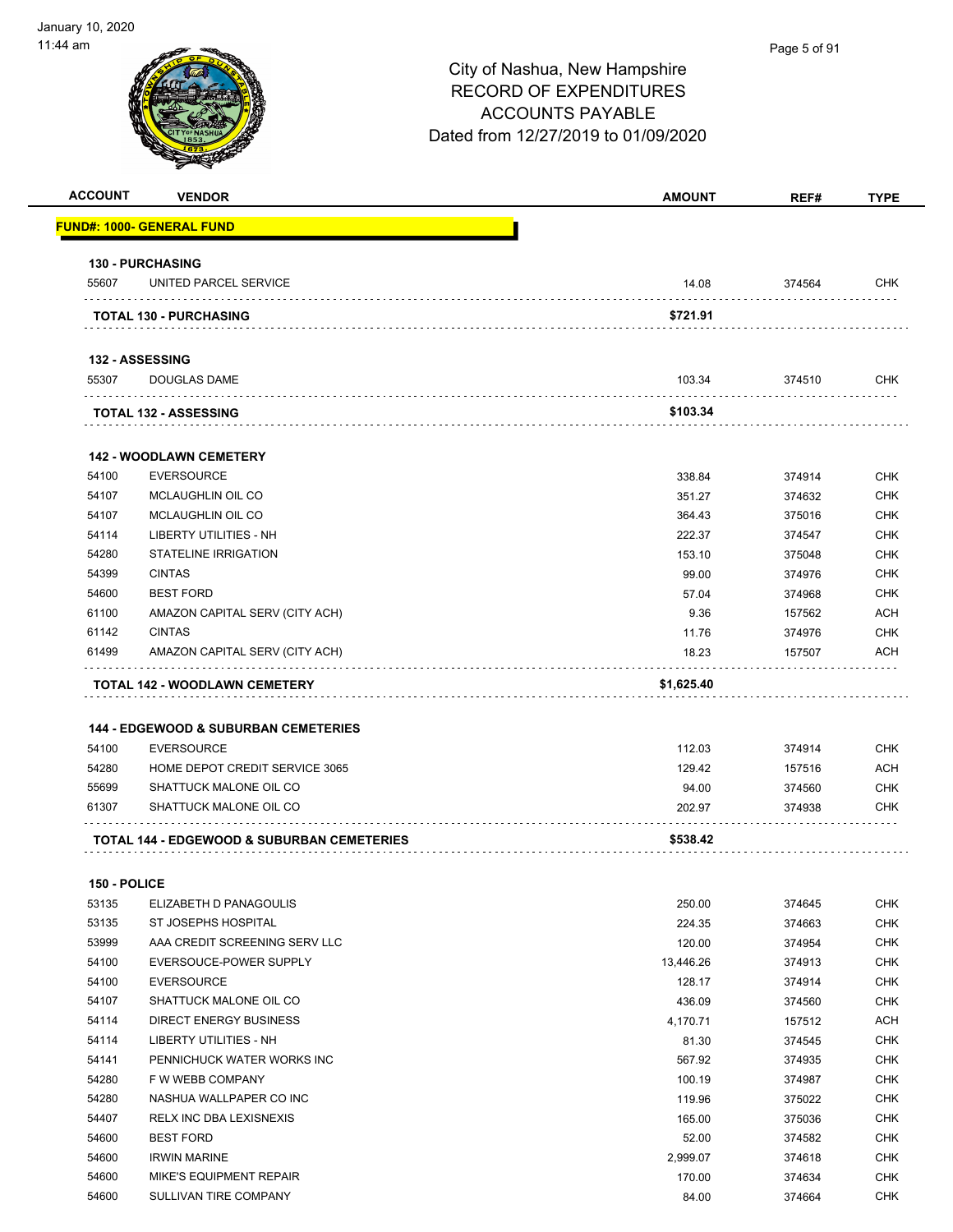# City of Nashua, New Hampshire
## RECORD OF EXPENDITURES
## ACCOUNTS PAYABLE
## Dated from 12/27/2019 to 01/09/2020

| ACCOUNT | VENDOR | AMOUNT | REF# | TYPE |
|---|---|---|---|---|
| **FUND#: 1000- GENERAL FUND** | | | | |
| **130 - PURCHASING** | | | | |
| 55607 | UNITED PARCEL SERVICE | 14.08 | 374564 | CHK |
| | **TOTAL 130 - PURCHASING** | **$721.91** | | |
| **132 - ASSESSING** | | | | |
| 55307 | DOUGLAS DAME | 103.34 | 374510 | CHK |
| | **TOTAL 132 - ASSESSING** | **$103.34** | | |
| **142 - WOODLAWN CEMETERY** | | | | |
| 54100 | EVERSOURCE | 338.84 | 374914 | CHK |
| 54107 | MCLAUGHLIN OIL CO | 351.27 | 374632 | CHK |
| 54107 | MCLAUGHLIN OIL CO | 364.43 | 375016 | CHK |
| 54114 | LIBERTY UTILITIES - NH | 222.37 | 374547 | CHK |
| 54280 | STATELINE IRRIGATION | 153.10 | 375048 | CHK |
| 54399 | CINTAS | 99.00 | 374976 | CHK |
| 54600 | BEST FORD | 57.04 | 374968 | CHK |
| 61100 | AMAZON CAPITAL SERV (CITY ACH) | 9.36 | 157562 | ACH |
| 61142 | CINTAS | 11.76 | 374976 | CHK |
| 61499 | AMAZON CAPITAL SERV (CITY ACH) | 18.23 | 157507 | ACH |
| | **TOTAL 142 - WOODLAWN CEMETERY** | **$1,625.40** | | |
| **144 - EDGEWOOD & SUBURBAN CEMETERIES** | | | | |
| 54100 | EVERSOURCE | 112.03 | 374914 | CHK |
| 54280 | HOME DEPOT CREDIT SERVICE 3065 | 129.42 | 157516 | ACH |
| 55699 | SHATTUCK MALONE OIL CO | 94.00 | 374560 | CHK |
| 61307 | SHATTUCK MALONE OIL CO | 202.97 | 374938 | CHK |
| | **TOTAL 144 - EDGEWOOD & SUBURBAN CEMETERIES** | **$538.42** | | |
| **150 - POLICE** | | | | |
| 53135 | ELIZABETH D PANAGOULIS | 250.00 | 374645 | CHK |
| 53135 | ST JOSEPHS HOSPITAL | 224.35 | 374663 | CHK |
| 53999 | AAA CREDIT SCREENING SERV LLC | 120.00 | 374954 | CHK |
| 54100 | EVERSOUCE-POWER SUPPLY | 13,446.26 | 374913 | CHK |
| 54100 | EVERSOURCE | 128.17 | 374914 | CHK |
| 54107 | SHATTUCK MALONE OIL CO | 436.09 | 374560 | CHK |
| 54114 | DIRECT ENERGY BUSINESS | 4,170.71 | 157512 | ACH |
| 54114 | LIBERTY UTILITIES - NH | 81.30 | 374545 | CHK |
| 54141 | PENNICHUCK WATER WORKS INC | 567.92 | 374935 | CHK |
| 54280 | F W WEBB COMPANY | 100.19 | 374987 | CHK |
| 54280 | NASHUA WALLPAPER CO INC | 119.96 | 375022 | CHK |
| 54407 | RELX INC DBA LEXISNEXIS | 165.00 | 375036 | CHK |
| 54600 | BEST FORD | 52.00 | 374582 | CHK |
| 54600 | IRWIN MARINE | 2,999.07 | 374618 | CHK |
| 54600 | MIKE'S EQUIPMENT REPAIR | 170.00 | 374634 | CHK |
| 54600 | SULLIVAN TIRE COMPANY | 84.00 | 374664 | CHK |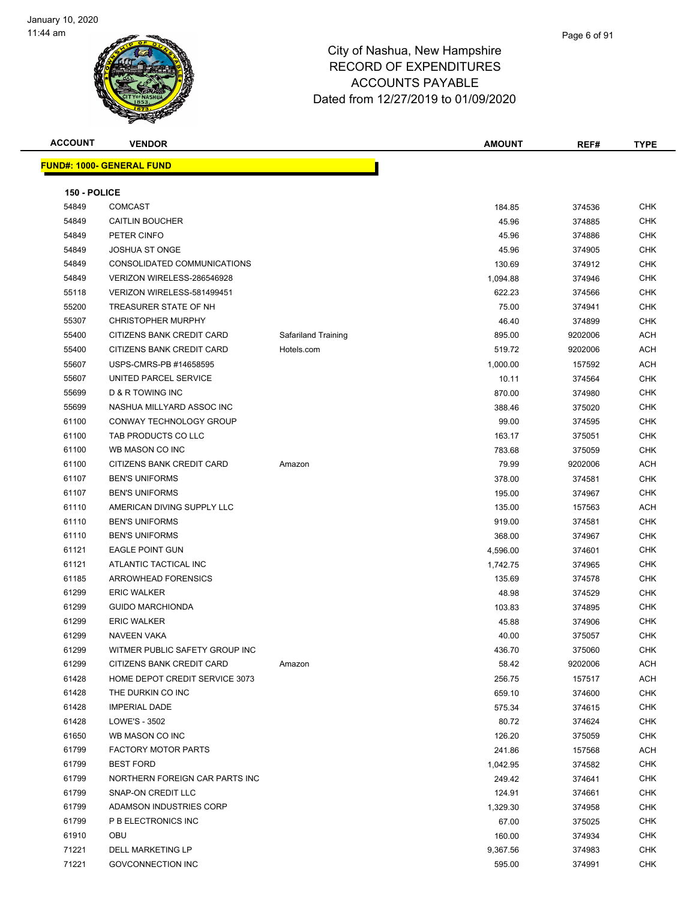# City of Nashua, New Hampshire
## RECORD OF EXPENDITURES
## ACCOUNTS PAYABLE
## Dated from 12/27/2019 to 01/09/2020

| ACCOUNT | VENDOR | | AMOUNT | REF# | TYPE |
|---|---|---|---|---|---|
| **FUND#: 1000- GENERAL FUND** | | | | | |
| **150 - POLICE** | | | | | |
| 54849 | COMCAST | | 184.85 | 374536 | CHK |
| 54849 | CAITLIN BOUCHER | | 45.96 | 374885 | CHK |
| 54849 | PETER CINFO | | 45.96 | 374886 | CHK |
| 54849 | JOSHUA ST ONGE | | 45.96 | 374905 | CHK |
| 54849 | CONSOLIDATED COMMUNICATIONS | | 130.69 | 374912 | CHK |
| 54849 | VERIZON WIRELESS-286546928 | | 1,094.88 | 374946 | CHK |
| 55118 | VERIZON WIRELESS-581499451 | | 622.23 | 374566 | CHK |
| 55200 | TREASURER STATE OF NH | | 75.00 | 374941 | CHK |
| 55307 | CHRISTOPHER MURPHY | | 46.40 | 374899 | CHK |
| 55400 | CITIZENS BANK CREDIT CARD | Safariland Training | 895.00 | 9202006 | ACH |
| 55400 | CITIZENS BANK CREDIT CARD | Hotels.com | 519.72 | 9202006 | ACH |
| 55607 | USPS-CMRS-PB #14658595 | | 1,000.00 | 157592 | ACH |
| 55607 | UNITED PARCEL SERVICE | | 10.11 | 374564 | CHK |
| 55699 | D & R TOWING INC | | 870.00 | 374980 | CHK |
| 55699 | NASHUA MILLYARD ASSOC INC | | 388.46 | 375020 | CHK |
| 61100 | CONWAY TECHNOLOGY GROUP | | 99.00 | 374595 | CHK |
| 61100 | TAB PRODUCTS CO LLC | | 163.17 | 375051 | CHK |
| 61100 | WB MASON CO INC | | 783.68 | 375059 | CHK |
| 61100 | CITIZENS BANK CREDIT CARD | Amazon | 79.99 | 9202006 | ACH |
| 61107 | BEN'S UNIFORMS | | 378.00 | 374581 | CHK |
| 61107 | BEN'S UNIFORMS | | 195.00 | 374967 | CHK |
| 61110 | AMERICAN DIVING SUPPLY LLC | | 135.00 | 157563 | ACH |
| 61110 | BEN'S UNIFORMS | | 919.00 | 374581 | CHK |
| 61110 | BEN'S UNIFORMS | | 368.00 | 374967 | CHK |
| 61121 | EAGLE POINT GUN | | 4,596.00 | 374601 | CHK |
| 61121 | ATLANTIC TACTICAL INC | | 1,742.75 | 374965 | CHK |
| 61185 | ARROWHEAD FORENSICS | | 135.69 | 374578 | CHK |
| 61299 | ERIC WALKER | | 48.98 | 374529 | CHK |
| 61299 | GUIDO MARCHIONDA | | 103.83 | 374895 | CHK |
| 61299 | ERIC WALKER | | 45.88 | 374906 | CHK |
| 61299 | NAVEEN VAKA | | 40.00 | 375057 | CHK |
| 61299 | WITMER PUBLIC SAFETY GROUP INC | | 436.70 | 375060 | CHK |
| 61299 | CITIZENS BANK CREDIT CARD | Amazon | 58.42 | 9202006 | ACH |
| 61428 | HOME DEPOT CREDIT SERVICE 3073 | | 256.75 | 157517 | ACH |
| 61428 | THE DURKIN CO INC | | 659.10 | 374600 | CHK |
| 61428 | IMPERIAL DADE | | 575.34 | 374615 | CHK |
| 61428 | LOWE'S - 3502 | | 80.72 | 374624 | CHK |
| 61650 | WB MASON CO INC | | 126.20 | 375059 | CHK |
| 61799 | FACTORY MOTOR PARTS | | 241.86 | 157568 | ACH |
| 61799 | BEST FORD | | 1,042.95 | 374582 | CHK |
| 61799 | NORTHERN FOREIGN CAR PARTS INC | | 249.42 | 374641 | CHK |
| 61799 | SNAP-ON CREDIT LLC | | 124.91 | 374661 | CHK |
| 61799 | ADAMSON INDUSTRIES CORP | | 1,329.30 | 374958 | CHK |
| 61799 | P B ELECTRONICS INC | | 67.00 | 375025 | CHK |
| 61910 | OBU | | 160.00 | 374934 | CHK |
| 71221 | DELL MARKETING LP | | 9,367.56 | 374983 | CHK |
| 71221 | GOVCONNECTION INC | | 595.00 | 374991 | CHK |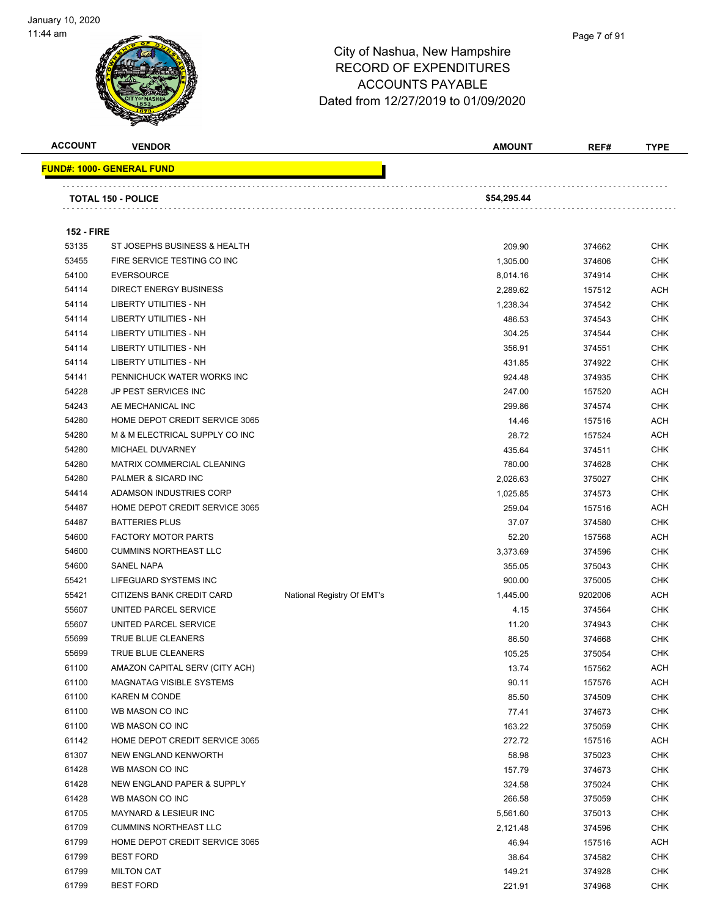# City of Nashua, New Hampshire
## RECORD OF EXPENDITURES
## ACCOUNTS PAYABLE
## Dated from 12/27/2019 to 01/09/2020

| ACCOUNT | VENDOR | | AMOUNT | REF# | TYPE |
|---|---|---|---|---|---|
| **FUND#: 1000- GENERAL FUND** | | | | | |
| **TOTAL 150 - POLICE** | | | **$54,295.44** | | |
| **152 - FIRE** | | | | | |
| 53135 | ST JOSEPHS BUSINESS & HEALTH | | 209.90 | 374662 | CHK |
| 53455 | FIRE SERVICE TESTING CO INC | | 1,305.00 | 374606 | CHK |
| 54100 | EVERSOURCE | | 8,014.16 | 374914 | CHK |
| 54114 | DIRECT ENERGY BUSINESS | | 2,289.62 | 157512 | ACH |
| 54114 | LIBERTY UTILITIES - NH | | 1,238.34 | 374542 | CHK |
| 54114 | LIBERTY UTILITIES - NH | | 486.53 | 374543 | CHK |
| 54114 | LIBERTY UTILITIES - NH | | 304.25 | 374544 | CHK |
| 54114 | LIBERTY UTILITIES - NH | | 356.91 | 374551 | CHK |
| 54114 | LIBERTY UTILITIES - NH | | 431.85 | 374922 | CHK |
| 54141 | PENNICHUCK WATER WORKS INC | | 924.48 | 374935 | CHK |
| 54228 | JP PEST SERVICES INC | | 247.00 | 157520 | ACH |
| 54243 | AE MECHANICAL INC | | 299.86 | 374574 | CHK |
| 54280 | HOME DEPOT CREDIT SERVICE 3065 | | 14.46 | 157516 | ACH |
| 54280 | M & M ELECTRICAL SUPPLY CO INC | | 28.72 | 157524 | ACH |
| 54280 | MICHAEL DUVARNEY | | 435.64 | 374511 | CHK |
| 54280 | MATRIX COMMERCIAL CLEANING | | 780.00 | 374628 | CHK |
| 54280 | PALMER & SICARD INC | | 2,026.63 | 375027 | CHK |
| 54414 | ADAMSON INDUSTRIES CORP | | 1,025.85 | 374573 | CHK |
| 54487 | HOME DEPOT CREDIT SERVICE 3065 | | 259.04 | 157516 | ACH |
| 54487 | BATTERIES PLUS | | 37.07 | 374580 | CHK |
| 54600 | FACTORY MOTOR PARTS | | 52.20 | 157568 | ACH |
| 54600 | CUMMINS NORTHEAST LLC | | 3,373.69 | 374596 | CHK |
| 54600 | SANEL NAPA | | 355.05 | 375043 | CHK |
| 55421 | LIFEGUARD SYSTEMS INC | | 900.00 | 375005 | CHK |
| 55421 | CITIZENS BANK CREDIT CARD | National Registry Of EMT's | 1,445.00 | 9202006 | ACH |
| 55607 | UNITED PARCEL SERVICE | | 4.15 | 374564 | CHK |
| 55607 | UNITED PARCEL SERVICE | | 11.20 | 374943 | CHK |
| 55699 | TRUE BLUE CLEANERS | | 86.50 | 374668 | CHK |
| 55699 | TRUE BLUE CLEANERS | | 105.25 | 375054 | CHK |
| 61100 | AMAZON CAPITAL SERV (CITY ACH) | | 13.74 | 157562 | ACH |
| 61100 | MAGNATAG VISIBLE SYSTEMS | | 90.11 | 157576 | ACH |
| 61100 | KAREN M CONDE | | 85.50 | 374509 | CHK |
| 61100 | WB MASON CO INC | | 77.41 | 374673 | CHK |
| 61100 | WB MASON CO INC | | 163.22 | 375059 | CHK |
| 61142 | HOME DEPOT CREDIT SERVICE 3065 | | 272.72 | 157516 | ACH |
| 61307 | NEW ENGLAND KENWORTH | | 58.98 | 375023 | CHK |
| 61428 | WB MASON CO INC | | 157.79 | 374673 | CHK |
| 61428 | NEW ENGLAND PAPER & SUPPLY | | 324.58 | 375024 | CHK |
| 61428 | WB MASON CO INC | | 266.58 | 375059 | CHK |
| 61705 | MAYNARD & LESIEUR INC | | 5,561.60 | 375013 | CHK |
| 61709 | CUMMINS NORTHEAST LLC | | 2,121.48 | 374596 | CHK |
| 61799 | HOME DEPOT CREDIT SERVICE 3065 | | 46.94 | 157516 | ACH |
| 61799 | BEST FORD | | 38.64 | 374582 | CHK |
| 61799 | MILTON CAT | | 149.21 | 374928 | CHK |
| 61799 | BEST FORD | | 221.91 | 374968 | CHK |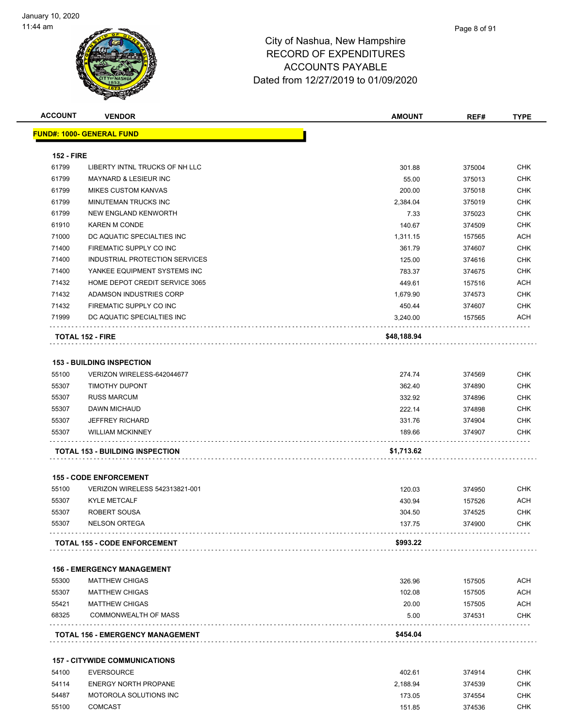# City of Nashua, New Hampshire
## RECORD OF EXPENDITURES
## ACCOUNTS PAYABLE
## Dated from 12/27/2019 to 01/09/2020

| ACCOUNT | VENDOR | AMOUNT | REF# | TYPE |
|---|---|---|---|---|
| **FUND#: 1000- GENERAL FUND** | | | | |
| **152 - FIRE** | | | | |
| 61799 | LIBERTY INTNL TRUCKS OF NH LLC | 301.88 | 375004 | CHK |
| 61799 | MAYNARD & LESIEUR INC | 55.00 | 375013 | CHK |
| 61799 | MIKES CUSTOM KANVAS | 200.00 | 375018 | CHK |
| 61799 | MINUTEMAN TRUCKS INC | 2,384.04 | 375019 | CHK |
| 61799 | NEW ENGLAND KENWORTH | 7.33 | 375023 | CHK |
| 61910 | KAREN M CONDE | 140.67 | 374509 | CHK |
| 71000 | DC AQUATIC SPECIALTIES INC | 1,311.15 | 157565 | ACH |
| 71400 | FIREMATIC SUPPLY CO INC | 361.79 | 374607 | CHK |
| 71400 | INDUSTRIAL PROTECTION SERVICES | 125.00 | 374616 | CHK |
| 71400 | YANKEE EQUIPMENT SYSTEMS INC | 783.37 | 374675 | CHK |
| 71432 | HOME DEPOT CREDIT SERVICE 3065 | 449.61 | 157516 | ACH |
| 71432 | ADAMSON INDUSTRIES CORP | 1,679.90 | 374573 | CHK |
| 71432 | FIREMATIC SUPPLY CO INC | 450.44 | 374607 | CHK |
| 71999 | DC AQUATIC SPECIALTIES INC | 3,240.00 | 157565 | ACH |
| **TOTAL 152 - FIRE** | | **$48,188.94** | | |
| **153 - BUILDING INSPECTION** | | | | |
| 55100 | VERIZON WIRELESS-642044677 | 274.74 | 374569 | CHK |
| 55307 | TIMOTHY DUPONT | 362.40 | 374890 | CHK |
| 55307 | RUSS MARCUM | 332.92 | 374896 | CHK |
| 55307 | DAWN MICHAUD | 222.14 | 374898 | CHK |
| 55307 | JEFFREY RICHARD | 331.76 | 374904 | CHK |
| 55307 | WILLIAM MCKINNEY | 189.66 | 374907 | CHK |
| **TOTAL 153 - BUILDING INSPECTION** | | **$1,713.62** | | |
| **155 - CODE ENFORCEMENT** | | | | |
| 55100 | VERIZON WIRELESS 542313821-001 | 120.03 | 374950 | CHK |
| 55307 | KYLE METCALF | 430.94 | 157526 | ACH |
| 55307 | ROBERT SOUSA | 304.50 | 374525 | CHK |
| 55307 | NELSON ORTEGA | 137.75 | 374900 | CHK |
| **TOTAL 155 - CODE ENFORCEMENT** | | **$993.22** | | |
| **156 - EMERGENCY MANAGEMENT** | | | | |
| 55300 | MATTHEW CHIGAS | 326.96 | 157505 | ACH |
| 55307 | MATTHEW CHIGAS | 102.08 | 157505 | ACH |
| 55421 | MATTHEW CHIGAS | 20.00 | 157505 | ACH |
| 68325 | COMMONWEALTH OF MASS | 5.00 | 374531 | CHK |
| **TOTAL 156 - EMERGENCY MANAGEMENT** | | **$454.04** | | |
| **157 - CITYWIDE COMMUNICATIONS** | | | | |
| 54100 | EVERSOURCE | 402.61 | 374914 | CHK |
| 54114 | ENERGY NORTH PROPANE | 2,188.94 | 374539 | CHK |
| 54487 | MOTOROLA SOLUTIONS INC | 173.05 | 374554 | CHK |
| 55100 | COMCAST | 151.85 | 374536 | CHK |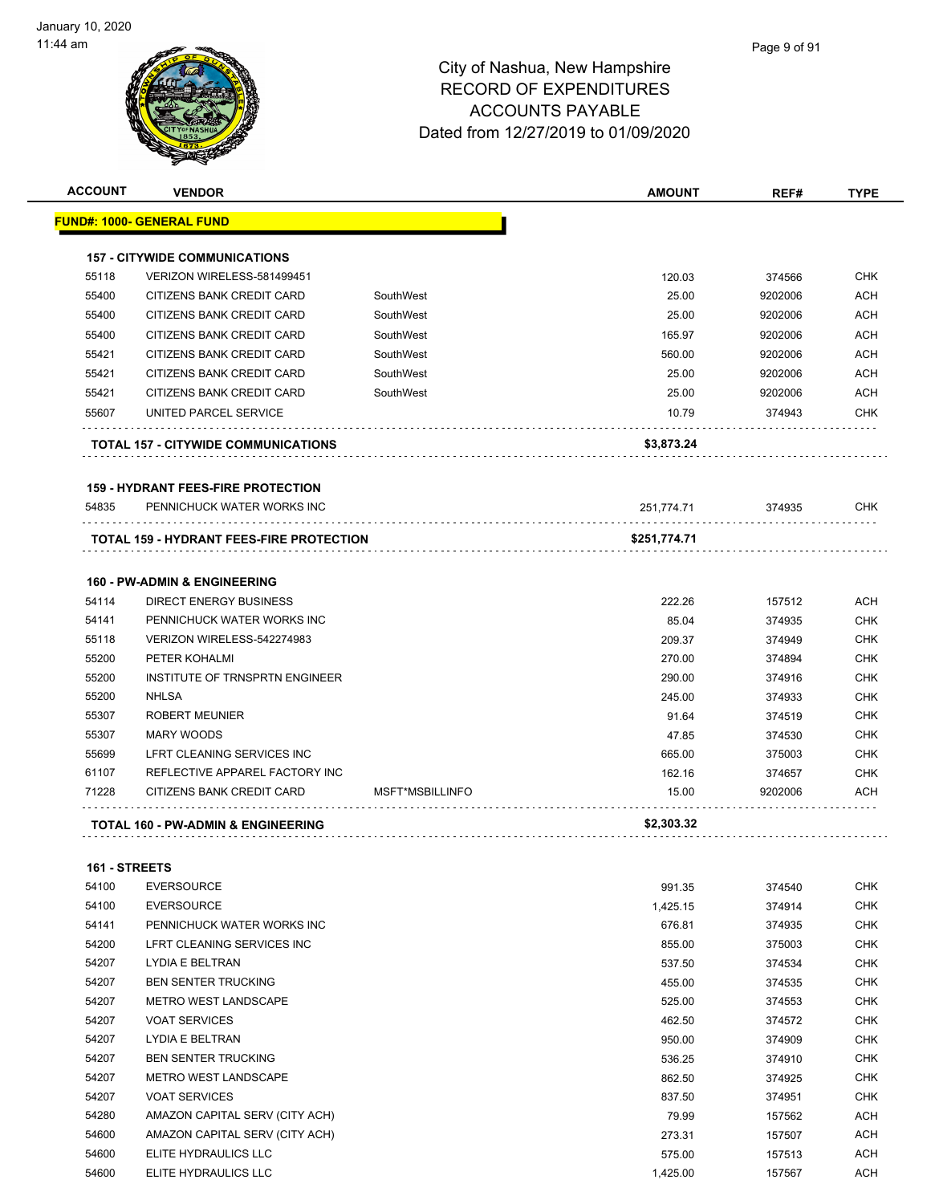City of Nashua, New Hampshire
RECORD OF EXPENDITURES
ACCOUNTS PAYABLE
Dated from 12/27/2019 to 01/09/2020

| ACCOUNT | VENDOR | | AMOUNT | REF# | TYPE |
|---|---|---|---|---|---|
| **FUND#: 1000- GENERAL FUND** | | | | | |
| **157 - CITYWIDE COMMUNICATIONS** | | | | | |
| 55118 | VERIZON WIRELESS-581499451 | | 120.03 | 374566 | CHK |
| 55400 | CITIZENS BANK CREDIT CARD | SouthWest | 25.00 | 9202006 | ACH |
| 55400 | CITIZENS BANK CREDIT CARD | SouthWest | 25.00 | 9202006 | ACH |
| 55400 | CITIZENS BANK CREDIT CARD | SouthWest | 165.97 | 9202006 | ACH |
| 55421 | CITIZENS BANK CREDIT CARD | SouthWest | 560.00 | 9202006 | ACH |
| 55421 | CITIZENS BANK CREDIT CARD | SouthWest | 25.00 | 9202006 | ACH |
| 55421 | CITIZENS BANK CREDIT CARD | SouthWest | 25.00 | 9202006 | ACH |
| 55607 | UNITED PARCEL SERVICE | | 10.79 | 374943 | CHK |
| **TOTAL 157 - CITYWIDE COMMUNICATIONS** | | | **$3,873.24** | | |
| **159 - HYDRANT FEES-FIRE PROTECTION** | | | | | |
| 54835 | PENNICHUCK WATER WORKS INC | | 251,774.71 | 374935 | CHK |
| **TOTAL 159 - HYDRANT FEES-FIRE PROTECTION** | | | **$251,774.71** | | |
| **160 - PW-ADMIN & ENGINEERING** | | | | | |
| 54114 | DIRECT ENERGY BUSINESS | | 222.26 | 157512 | ACH |
| 54141 | PENNICHUCK WATER WORKS INC | | 85.04 | 374935 | CHK |
| 55118 | VERIZON WIRELESS-542274983 | | 209.37 | 374949 | CHK |
| 55200 | PETER KOHALMI | | 270.00 | 374894 | CHK |
| 55200 | INSTITUTE OF TRNSPRTN ENGINEER | | 290.00 | 374916 | CHK |
| 55200 | NHLSA | | 245.00 | 374933 | CHK |
| 55307 | ROBERT MEUNIER | | 91.64 | 374519 | CHK |
| 55307 | MARY WOODS | | 47.85 | 374530 | CHK |
| 55699 | LFRT CLEANING SERVICES INC | | 665.00 | 375003 | CHK |
| 61107 | REFLECTIVE APPAREL FACTORY INC | | 162.16 | 374657 | CHK |
| 71228 | CITIZENS BANK CREDIT CARD | MSFT*MSBILLINFO | 15.00 | 9202006 | ACH |
| **TOTAL 160 - PW-ADMIN & ENGINEERING** | | | **$2,303.32** | | |
| **161 - STREETS** | | | | | |
| 54100 | EVERSOURCE | | 991.35 | 374540 | CHK |
| 54100 | EVERSOURCE | | 1,425.15 | 374914 | CHK |
| 54141 | PENNICHUCK WATER WORKS INC | | 676.81 | 374935 | CHK |
| 54200 | LFRT CLEANING SERVICES INC | | 855.00 | 375003 | CHK |
| 54207 | LYDIA E BELTRAN | | 537.50 | 374534 | CHK |
| 54207 | BEN SENTER TRUCKING | | 455.00 | 374535 | CHK |
| 54207 | METRO WEST LANDSCAPE | | 525.00 | 374553 | CHK |
| 54207 | VOAT SERVICES | | 462.50 | 374572 | CHK |
| 54207 | LYDIA E BELTRAN | | 950.00 | 374909 | CHK |
| 54207 | BEN SENTER TRUCKING | | 536.25 | 374910 | CHK |
| 54207 | METRO WEST LANDSCAPE | | 862.50 | 374925 | CHK |
| 54207 | VOAT SERVICES | | 837.50 | 374951 | CHK |
| 54280 | AMAZON CAPITAL SERV (CITY ACH) | | 79.99 | 157562 | ACH |
| 54600 | AMAZON CAPITAL SERV (CITY ACH) | | 273.31 | 157507 | ACH |
| 54600 | ELITE HYDRAULICS LLC | | 575.00 | 157513 | ACH |
| 54600 | ELITE HYDRAULICS LLC | | 1,425.00 | 157567 | ACH |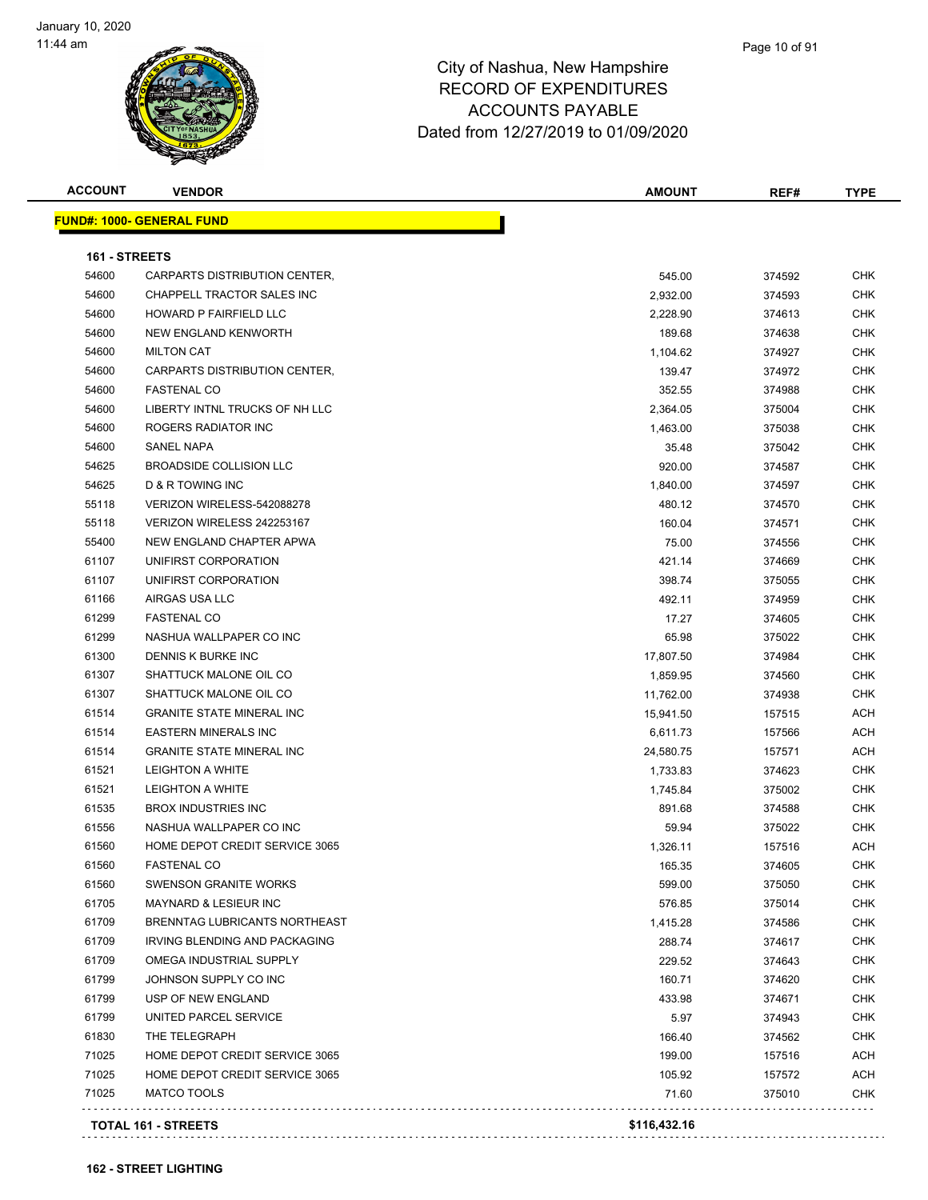# City of Nashua, New Hampshire
## RECORD OF EXPENDITURES
## ACCOUNTS PAYABLE
## Dated from 12/27/2019 to 01/09/2020

| ACCOUNT | VENDOR | AMOUNT | REF# | TYPE |
|---|---|---|---|---|
| **FUND#: 1000- GENERAL FUND** | | | | |
| **161 - STREETS** | | | | |
| 54600 | CARPARTS DISTRIBUTION CENTER, | 545.00 | 374592 | CHK |
| 54600 | CHAPPELL TRACTOR SALES INC | 2,932.00 | 374593 | CHK |
| 54600 | HOWARD P FAIRFIELD LLC | 2,228.90 | 374613 | CHK |
| 54600 | NEW ENGLAND KENWORTH | 189.68 | 374638 | CHK |
| 54600 | MILTON CAT | 1,104.62 | 374927 | CHK |
| 54600 | CARPARTS DISTRIBUTION CENTER, | 139.47 | 374972 | CHK |
| 54600 | FASTENAL CO | 352.55 | 374988 | CHK |
| 54600 | LIBERTY INTNL TRUCKS OF NH LLC | 2,364.05 | 375004 | CHK |
| 54600 | ROGERS RADIATOR INC | 1,463.00 | 375038 | CHK |
| 54600 | SANEL NAPA | 35.48 | 375042 | CHK |
| 54625 | BROADSIDE COLLISION LLC | 920.00 | 374587 | CHK |
| 54625 | D & R TOWING INC | 1,840.00 | 374597 | CHK |
| 55118 | VERIZON WIRELESS-542088278 | 480.12 | 374570 | CHK |
| 55118 | VERIZON WIRELESS 242253167 | 160.04 | 374571 | CHK |
| 55400 | NEW ENGLAND CHAPTER APWA | 75.00 | 374556 | CHK |
| 61107 | UNIFIRST CORPORATION | 421.14 | 374669 | CHK |
| 61107 | UNIFIRST CORPORATION | 398.74 | 375055 | CHK |
| 61166 | AIRGAS USA LLC | 492.11 | 374959 | CHK |
| 61299 | FASTENAL CO | 17.27 | 374605 | CHK |
| 61299 | NASHUA WALLPAPER CO INC | 65.98 | 375022 | CHK |
| 61300 | DENNIS K BURKE INC | 17,807.50 | 374984 | CHK |
| 61307 | SHATTUCK MALONE OIL CO | 1,859.95 | 374560 | CHK |
| 61307 | SHATTUCK MALONE OIL CO | 11,762.00 | 374938 | CHK |
| 61514 | GRANITE STATE MINERAL INC | 15,941.50 | 157515 | ACH |
| 61514 | EASTERN MINERALS INC | 6,611.73 | 157566 | ACH |
| 61514 | GRANITE STATE MINERAL INC | 24,580.75 | 157571 | ACH |
| 61521 | LEIGHTON A WHITE | 1,733.83 | 374623 | CHK |
| 61521 | LEIGHTON A WHITE | 1,745.84 | 375002 | CHK |
| 61535 | BROX INDUSTRIES INC | 891.68 | 374588 | CHK |
| 61556 | NASHUA WALLPAPER CO INC | 59.94 | 375022 | CHK |
| 61560 | HOME DEPOT CREDIT SERVICE 3065 | 1,326.11 | 157516 | ACH |
| 61560 | FASTENAL CO | 165.35 | 374605 | CHK |
| 61560 | SWENSON GRANITE WORKS | 599.00 | 375050 | CHK |
| 61705 | MAYNARD & LESIEUR INC | 576.85 | 375014 | CHK |
| 61709 | BRENNTAG LUBRICANTS NORTHEAST | 1,415.28 | 374586 | CHK |
| 61709 | IRVING BLENDING AND PACKAGING | 288.74 | 374617 | CHK |
| 61709 | OMEGA INDUSTRIAL SUPPLY | 229.52 | 374643 | CHK |
| 61799 | JOHNSON SUPPLY CO INC | 160.71 | 374620 | CHK |
| 61799 | USP OF NEW ENGLAND | 433.98 | 374671 | CHK |
| 61799 | UNITED PARCEL SERVICE | 5.97 | 374943 | CHK |
| 61830 | THE TELEGRAPH | 166.40 | 374562 | CHK |
| 71025 | HOME DEPOT CREDIT SERVICE 3065 | 199.00 | 157516 | ACH |
| 71025 | HOME DEPOT CREDIT SERVICE 3065 | 105.92 | 157572 | ACH |
| 71025 | MATCO TOOLS | 71.60 | 375010 | CHK |
| **TOTAL 161 - STREETS** | | **$116,432.16** | | |

**162 - STREET LIGHTING**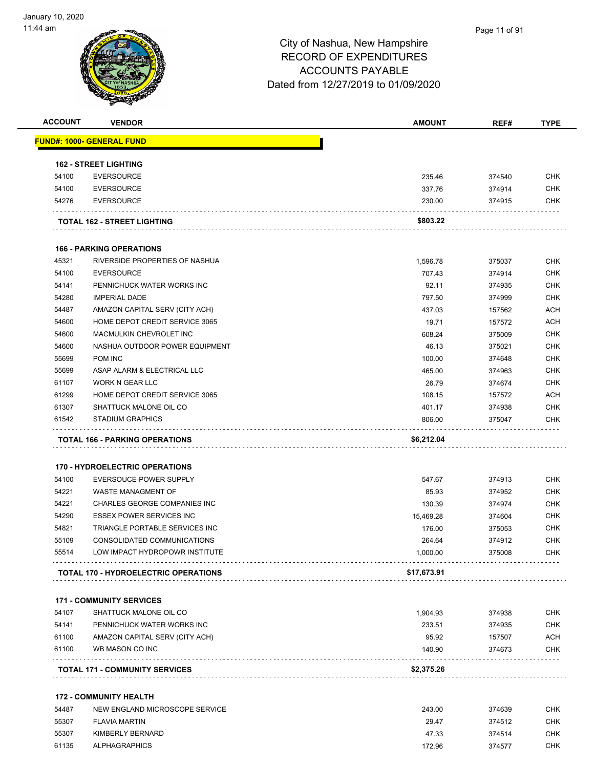# City of Nashua, New Hampshire
## RECORD OF EXPENDITURES
## ACCOUNTS PAYABLE
## Dated from 12/27/2019 to 01/09/2020

| ACCOUNT | VENDOR | AMOUNT | REF# | TYPE |
|---|---|---|---|---|
| **FUND#: 1000- GENERAL FUND** | | | | |
| **162 - STREET LIGHTING** | | | | |
| 54100 | EVERSOURCE | 235.46 | 374540 | CHK |
| 54100 | EVERSOURCE | 337.76 | 374914 | CHK |
| 54276 | EVERSOURCE | 230.00 | 374915 | CHK |
| **TOTAL 162 - STREET LIGHTING** | | **$803.22** | | |
| **166 - PARKING OPERATIONS** | | | | |
| 45321 | RIVERSIDE PROPERTIES OF NASHUA | 1,596.78 | 375037 | CHK |
| 54100 | EVERSOURCE | 707.43 | 374914 | CHK |
| 54141 | PENNICHUCK WATER WORKS INC | 92.11 | 374935 | CHK |
| 54280 | IMPERIAL DADE | 797.50 | 374999 | CHK |
| 54487 | AMAZON CAPITAL SERV (CITY ACH) | 437.03 | 157562 | ACH |
| 54600 | HOME DEPOT CREDIT SERVICE 3065 | 19.71 | 157572 | ACH |
| 54600 | MACMULKIN CHEVROLET INC | 608.24 | 375009 | CHK |
| 54600 | NASHUA OUTDOOR POWER EQUIPMENT | 46.13 | 375021 | CHK |
| 55699 | POM INC | 100.00 | 374648 | CHK |
| 55699 | ASAP ALARM & ELECTRICAL LLC | 465.00 | 374963 | CHK |
| 61107 | WORK N GEAR LLC | 26.79 | 374674 | CHK |
| 61299 | HOME DEPOT CREDIT SERVICE 3065 | 108.15 | 157572 | ACH |
| 61307 | SHATTUCK MALONE OIL CO | 401.17 | 374938 | CHK |
| 61542 | STADIUM GRAPHICS | 806.00 | 375047 | CHK |
| **TOTAL 166 - PARKING OPERATIONS** | | **$6,212.04** | | |
| **170 - HYDROELECTRIC OPERATIONS** | | | | |
| 54100 | EVERSOUCE-POWER SUPPLY | 547.67 | 374913 | CHK |
| 54221 | WASTE MANAGMENT OF | 85.93 | 374952 | CHK |
| 54221 | CHARLES GEORGE COMPANIES INC | 130.39 | 374974 | CHK |
| 54290 | ESSEX POWER SERVICES INC | 15,469.28 | 374604 | CHK |
| 54821 | TRIANGLE PORTABLE SERVICES INC | 176.00 | 375053 | CHK |
| 55109 | CONSOLIDATED COMMUNICATIONS | 264.64 | 374912 | CHK |
| 55514 | LOW IMPACT HYDROPOWR INSTITUTE | 1,000.00 | 375008 | CHK |
| **TOTAL 170 - HYDROELECTRIC OPERATIONS** | | **$17,673.91** | | |
| **171 - COMMUNITY SERVICES** | | | | |
| 54107 | SHATTUCK MALONE OIL CO | 1,904.93 | 374938 | CHK |
| 54141 | PENNICHUCK WATER WORKS INC | 233.51 | 374935 | CHK |
| 61100 | AMAZON CAPITAL SERV (CITY ACH) | 95.92 | 157507 | ACH |
| 61100 | WB MASON CO INC | 140.90 | 374673 | CHK |
| **TOTAL 171 - COMMUNITY SERVICES** | | **$2,375.26** | | |
| **172 - COMMUNITY HEALTH** | | | | |
| 54487 | NEW ENGLAND MICROSCOPE SERVICE | 243.00 | 374639 | CHK |
| 55307 | FLAVIA MARTIN | 29.47 | 374512 | CHK |
| 55307 | KIMBERLY BERNARD | 47.33 | 374514 | CHK |
| 61135 | ALPHAGRAPHICS | 172.96 | 374577 | CHK |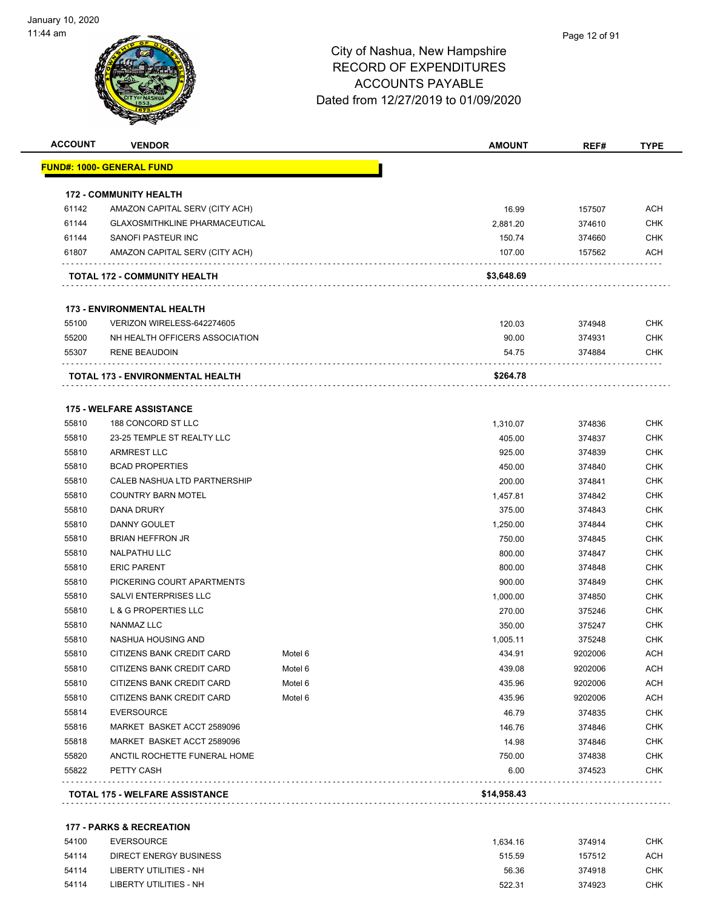January 10, 2020
11:44 am

# City of Nashua, New Hampshire
## RECORD OF EXPENDITURES
## ACCOUNTS PAYABLE
## Dated from 12/27/2019 to 01/09/2020

| ACCOUNT | VENDOR | | AMOUNT | REF# | TYPE |
|---|---|---|---|---|---|
| **FUND#: 1000- GENERAL FUND** | | | | | |
| **172 - COMMUNITY HEALTH** | | | | | |
| 61142 | AMAZON CAPITAL SERV (CITY ACH) | | 16.99 | 157507 | ACH |
| 61144 | GLAXOSMITHKLINE PHARMACEUTICAL | | 2,881.20 | 374610 | CHK |
| 61144 | SANOFI PASTEUR INC | | 150.74 | 374660 | CHK |
| 61807 | AMAZON CAPITAL SERV (CITY ACH) | | 107.00 | 157562 | ACH |
| **TOTAL 172 - COMMUNITY HEALTH** | | | **$3,648.69** | | |
| **173 - ENVIRONMENTAL HEALTH** | | | | | |
| 55100 | VERIZON WIRELESS-642274605 | | 120.03 | 374948 | CHK |
| 55200 | NH HEALTH OFFICERS ASSOCIATION | | 90.00 | 374931 | CHK |
| 55307 | RENE BEAUDOIN | | 54.75 | 374884 | CHK |
| **TOTAL 173 - ENVIRONMENTAL HEALTH** | | | **$264.78** | | |
| **175 - WELFARE ASSISTANCE** | | | | | |
| 55810 | 188 CONCORD ST LLC | | 1,310.07 | 374836 | CHK |
| 55810 | 23-25 TEMPLE ST REALTY LLC | | 405.00 | 374837 | CHK |
| 55810 | ARMREST LLC | | 925.00 | 374839 | CHK |
| 55810 | BCAD PROPERTIES | | 450.00 | 374840 | CHK |
| 55810 | CALEB NASHUA LTD PARTNERSHIP | | 200.00 | 374841 | CHK |
| 55810 | COUNTRY BARN MOTEL | | 1,457.81 | 374842 | CHK |
| 55810 | DANA DRURY | | 375.00 | 374843 | CHK |
| 55810 | DANNY GOULET | | 1,250.00 | 374844 | CHK |
| 55810 | BRIAN HEFFRON JR | | 750.00 | 374845 | CHK |
| 55810 | NALPATHU LLC | | 800.00 | 374847 | CHK |
| 55810 | ERIC PARENT | | 800.00 | 374848 | CHK |
| 55810 | PICKERING COURT APARTMENTS | | 900.00 | 374849 | CHK |
| 55810 | SALVI ENTERPRISES LLC | | 1,000.00 | 374850 | CHK |
| 55810 | L & G PROPERTIES LLC | | 270.00 | 375246 | CHK |
| 55810 | NANMAZ LLC | | 350.00 | 375247 | CHK |
| 55810 | NASHUA HOUSING AND | | 1,005.11 | 375248 | CHK |
| 55810 | CITIZENS BANK CREDIT CARD | Motel 6 | 434.91 | 9202006 | ACH |
| 55810 | CITIZENS BANK CREDIT CARD | Motel 6 | 439.08 | 9202006 | ACH |
| 55810 | CITIZENS BANK CREDIT CARD | Motel 6 | 435.96 | 9202006 | ACH |
| 55810 | CITIZENS BANK CREDIT CARD | Motel 6 | 435.96 | 9202006 | ACH |
| 55814 | EVERSOURCE | | 46.79 | 374835 | CHK |
| 55816 | MARKET BASKET ACCT 2589096 | | 146.76 | 374846 | CHK |
| 55818 | MARKET BASKET ACCT 2589096 | | 14.98 | 374846 | CHK |
| 55820 | ANCTIL ROCHETTE FUNERAL HOME | | 750.00 | 374838 | CHK |
| 55822 | PETTY CASH | | 6.00 | 374523 | CHK |
| **TOTAL 175 - WELFARE ASSISTANCE** | | | **$14,958.43** | | |
| **177 - PARKS & RECREATION** | | | | | |
| 54100 | EVERSOURCE | | 1,634.16 | 374914 | CHK |
| 54114 | DIRECT ENERGY BUSINESS | | 515.59 | 157512 | ACH |
| 54114 | LIBERTY UTILITIES - NH | | 56.36 | 374918 | CHK |
| 54114 | LIBERTY UTILITIES - NH | | 522.31 | 374923 | CHK |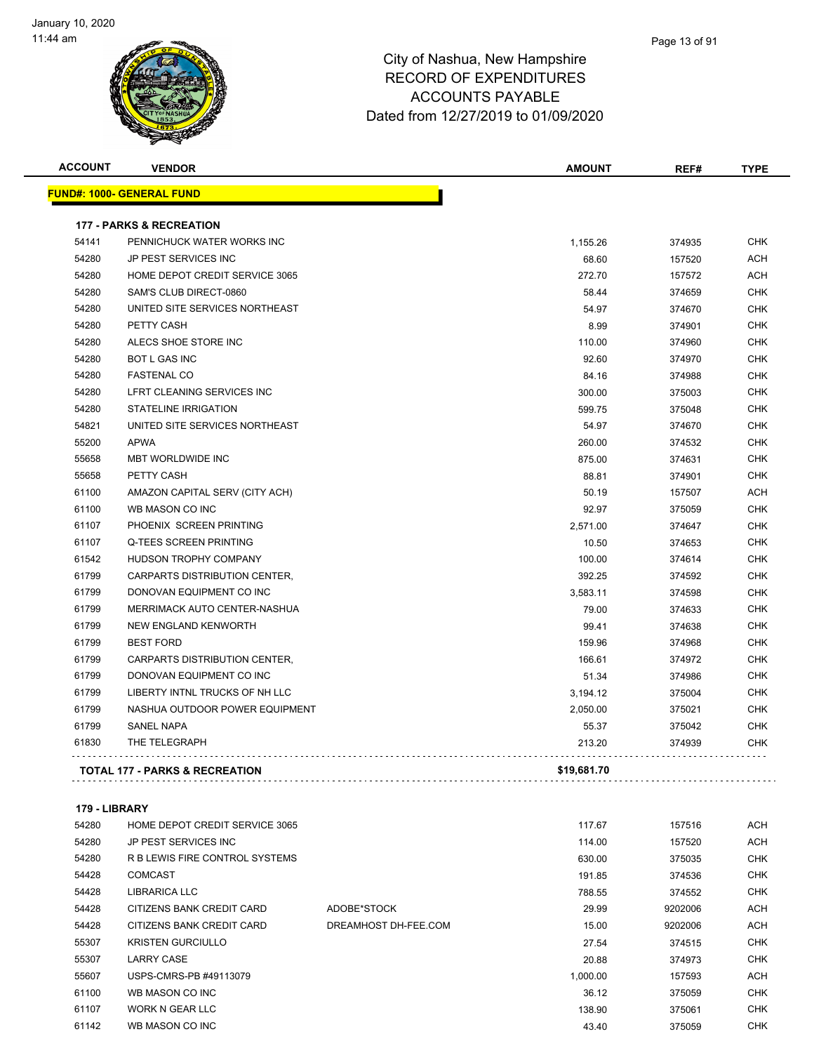# City of Nashua, New Hampshire
# RECORD OF EXPENDITURES
# ACCOUNTS PAYABLE
# Dated from 12/27/2019 to 01/09/2020

| ACCOUNT | VENDOR | | AMOUNT | REF# | TYPE |
|---|---|---|---|---|---|
| **FUND#: 1000- GENERAL FUND** | | | | | |
| **177 - PARKS & RECREATION** | | | | | |
| 54141 | PENNICHUCK WATER WORKS INC | | 1,155.26 | 374935 | CHK |
| 54280 | JP PEST SERVICES INC | | 68.60 | 157520 | ACH |
| 54280 | HOME DEPOT CREDIT SERVICE 3065 | | 272.70 | 157572 | ACH |
| 54280 | SAM'S CLUB DIRECT-0860 | | 58.44 | 374659 | CHK |
| 54280 | UNITED SITE SERVICES NORTHEAST | | 54.97 | 374670 | CHK |
| 54280 | PETTY CASH | | 8.99 | 374901 | CHK |
| 54280 | ALECS SHOE STORE INC | | 110.00 | 374960 | CHK |
| 54280 | BOT L GAS INC | | 92.60 | 374970 | CHK |
| 54280 | FASTENAL CO | | 84.16 | 374988 | CHK |
| 54280 | LFRT CLEANING SERVICES INC | | 300.00 | 375003 | CHK |
| 54280 | STATELINE IRRIGATION | | 599.75 | 375048 | CHK |
| 54821 | UNITED SITE SERVICES NORTHEAST | | 54.97 | 374670 | CHK |
| 55200 | APWA | | 260.00 | 374532 | CHK |
| 55658 | MBT WORLDWIDE INC | | 875.00 | 374631 | CHK |
| 55658 | PETTY CASH | | 88.81 | 374901 | CHK |
| 61100 | AMAZON CAPITAL SERV (CITY ACH) | | 50.19 | 157507 | ACH |
| 61100 | WB MASON CO INC | | 92.97 | 375059 | CHK |
| 61107 | PHOENIX SCREEN PRINTING | | 2,571.00 | 374647 | CHK |
| 61107 | Q-TEES SCREEN PRINTING | | 10.50 | 374653 | CHK |
| 61542 | HUDSON TROPHY COMPANY | | 100.00 | 374614 | CHK |
| 61799 | CARPARTS DISTRIBUTION CENTER, | | 392.25 | 374592 | CHK |
| 61799 | DONOVAN EQUIPMENT CO INC | | 3,583.11 | 374598 | CHK |
| 61799 | MERRIMACK AUTO CENTER-NASHUA | | 79.00 | 374633 | CHK |
| 61799 | NEW ENGLAND KENWORTH | | 99.41 | 374638 | CHK |
| 61799 | BEST FORD | | 159.96 | 374968 | CHK |
| 61799 | CARPARTS DISTRIBUTION CENTER, | | 166.61 | 374972 | CHK |
| 61799 | DONOVAN EQUIPMENT CO INC | | 51.34 | 374986 | CHK |
| 61799 | LIBERTY INTNL TRUCKS OF NH LLC | | 3,194.12 | 375004 | CHK |
| 61799 | NASHUA OUTDOOR POWER EQUIPMENT | | 2,050.00 | 375021 | CHK |
| 61799 | SANEL NAPA | | 55.37 | 375042 | CHK |
| 61830 | THE TELEGRAPH | | 213.20 | 374939 | CHK |
| **TOTAL 177 - PARKS & RECREATION** | | | **$19,681.70** | | |
| **179 - LIBRARY** | | | | | |
| 54280 | HOME DEPOT CREDIT SERVICE 3065 | | 117.67 | 157516 | ACH |
| 54280 | JP PEST SERVICES INC | | 114.00 | 157520 | ACH |
| 54280 | R B LEWIS FIRE CONTROL SYSTEMS | | 630.00 | 375035 | CHK |
| 54428 | COMCAST | | 191.85 | 374536 | CHK |
| 54428 | LIBRARICA LLC | | 788.55 | 374552 | CHK |
| 54428 | CITIZENS BANK CREDIT CARD | ADOBE*STOCK | 29.99 | 9202006 | ACH |
| 54428 | CITIZENS BANK CREDIT CARD | DREAMHOST DH-FEE.COM | 15.00 | 9202006 | ACH |
| 55307 | KRISTEN GURCIULLO | | 27.54 | 374515 | CHK |
| 55307 | LARRY CASE | | 20.88 | 374973 | CHK |
| 55607 | USPS-CMRS-PB #49113079 | | 1,000.00 | 157593 | ACH |
| 61100 | WB MASON CO INC | | 36.12 | 375059 | CHK |
| 61107 | WORK N GEAR LLC | | 138.90 | 375061 | CHK |
| 61142 | WB MASON CO INC | | 43.40 | 375059 | CHK |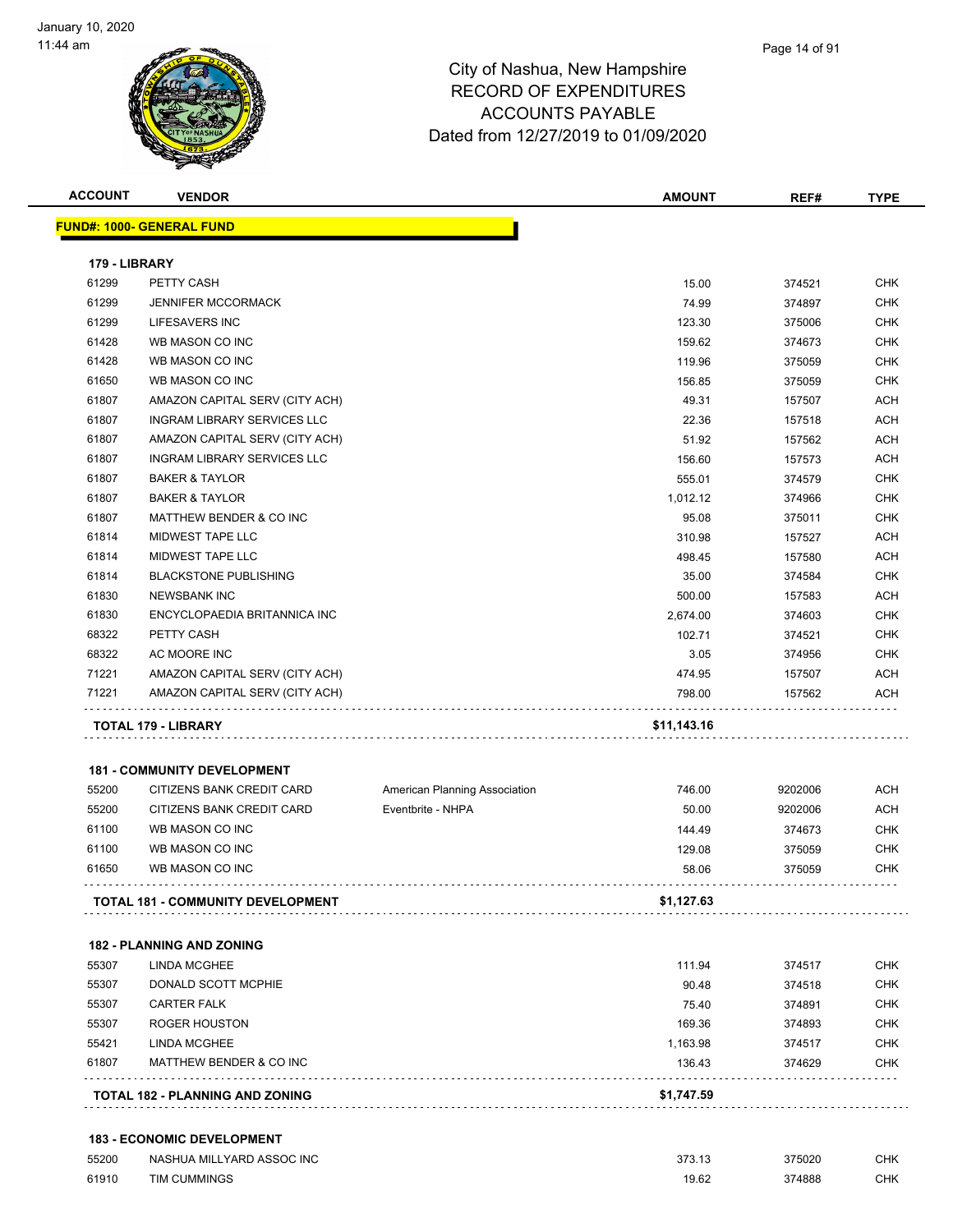# City of Nashua, New Hampshire
## RECORD OF EXPENDITURES
## ACCOUNTS PAYABLE
### Dated from 12/27/2019 to 01/09/2020

| ACCOUNT | VENDOR | | AMOUNT | REF# | TYPE |
|---|---|---|---|---|---|
| **FUND#: 1000- GENERAL FUND** | | | | | |
| **179 - LIBRARY** | | | | | |
| 61299 | PETTY CASH | | 15.00 | 374521 | CHK |
| 61299 | JENNIFER MCCORMACK | | 74.99 | 374897 | CHK |
| 61299 | LIFESAVERS INC | | 123.30 | 375006 | CHK |
| 61428 | WB MASON CO INC | | 159.62 | 374673 | CHK |
| 61428 | WB MASON CO INC | | 119.96 | 375059 | CHK |
| 61650 | WB MASON CO INC | | 156.85 | 375059 | CHK |
| 61807 | AMAZON CAPITAL SERV (CITY ACH) | | 49.31 | 157507 | ACH |
| 61807 | INGRAM LIBRARY SERVICES LLC | | 22.36 | 157518 | ACH |
| 61807 | AMAZON CAPITAL SERV (CITY ACH) | | 51.92 | 157562 | ACH |
| 61807 | INGRAM LIBRARY SERVICES LLC | | 156.60 | 157573 | ACH |
| 61807 | BAKER & TAYLOR | | 555.01 | 374579 | CHK |
| 61807 | BAKER & TAYLOR | | 1,012.12 | 374966 | CHK |
| 61807 | MATTHEW BENDER & CO INC | | 95.08 | 375011 | CHK |
| 61814 | MIDWEST TAPE LLC | | 310.98 | 157527 | ACH |
| 61814 | MIDWEST TAPE LLC | | 498.45 | 157580 | ACH |
| 61814 | BLACKSTONE PUBLISHING | | 35.00 | 374584 | CHK |
| 61830 | NEWSBANK INC | | 500.00 | 157583 | ACH |
| 61830 | ENCYCLOPAEDIA BRITANNICA INC | | 2,674.00 | 374603 | CHK |
| 68322 | PETTY CASH | | 102.71 | 374521 | CHK |
| 68322 | AC MOORE INC | | 3.05 | 374956 | CHK |
| 71221 | AMAZON CAPITAL SERV (CITY ACH) | | 474.95 | 157507 | ACH |
| 71221 | AMAZON CAPITAL SERV (CITY ACH) | | 798.00 | 157562 | ACH |
| **TOTAL 179 - LIBRARY** | | | **$11,143.16** | | |
| **181 - COMMUNITY DEVELOPMENT** | | | | | |
| 55200 | CITIZENS BANK CREDIT CARD | American Planning Association | 746.00 | 9202006 | ACH |
| 55200 | CITIZENS BANK CREDIT CARD | Eventbrite - NHPA | 50.00 | 9202006 | ACH |
| 61100 | WB MASON CO INC | | 144.49 | 374673 | CHK |
| 61100 | WB MASON CO INC | | 129.08 | 375059 | CHK |
| 61650 | WB MASON CO INC | | 58.06 | 375059 | CHK |
| **TOTAL 181 - COMMUNITY DEVELOPMENT** | | | **$1,127.63** | | |
| **182 - PLANNING AND ZONING** | | | | | |
| 55307 | LINDA MCGHEE | | 111.94 | 374517 | CHK |
| 55307 | DONALD SCOTT MCPHIE | | 90.48 | 374518 | CHK |
| 55307 | CARTER FALK | | 75.40 | 374891 | CHK |
| 55307 | ROGER HOUSTON | | 169.36 | 374893 | CHK |
| 55421 | LINDA MCGHEE | | 1,163.98 | 374517 | CHK |
| 61807 | MATTHEW BENDER & CO INC | | 136.43 | 374629 | CHK |
| **TOTAL 182 - PLANNING AND ZONING** | | | **$1,747.59** | | |
| **183 - ECONOMIC DEVELOPMENT** | | | | | |
| 55200 | NASHUA MILLYARD ASSOC INC | | 373.13 | 375020 | CHK |
| 61910 | TIM CUMMINGS | | 19.62 | 374888 | CHK |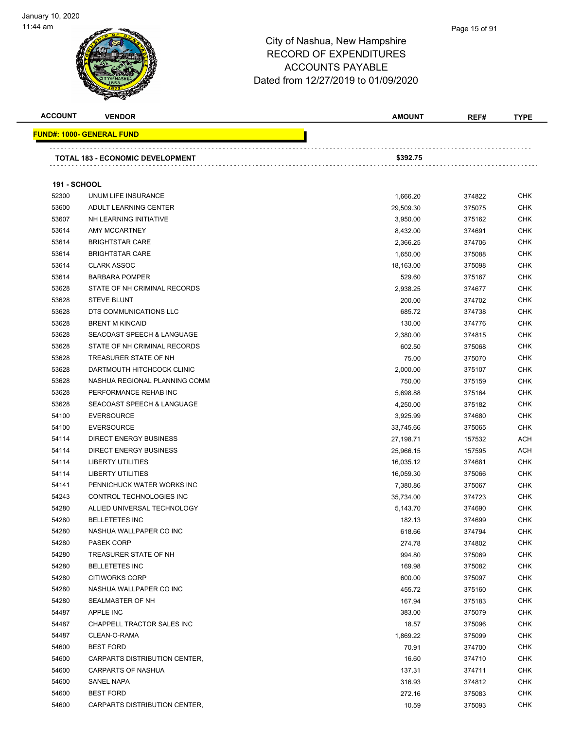# City of Nashua, New Hampshire
## RECORD OF EXPENDITURES
## ACCOUNTS PAYABLE
## Dated from 12/27/2019 to 01/09/2020

| ACCOUNT | VENDOR | AMOUNT | REF# | TYPE |
|---|---|---|---|---|
| **FUND#: 1000- GENERAL FUND** | | | | |
| | **TOTAL 183 - ECONOMIC DEVELOPMENT** | **$392.75** | | |
| **191 - SCHOOL** | | | | |
| 52300 | UNUM LIFE INSURANCE | 1,666.20 | 374822 | CHK |
| 53600 | ADULT LEARNING CENTER | 29,509.30 | 375075 | CHK |
| 53607 | NH LEARNING INITIATIVE | 3,950.00 | 375162 | CHK |
| 53614 | AMY MCCARTNEY | 8,432.00 | 374691 | CHK |
| 53614 | BRIGHTSTAR CARE | 2,366.25 | 374706 | CHK |
| 53614 | BRIGHTSTAR CARE | 1,650.00 | 375088 | CHK |
| 53614 | CLARK ASSOC | 18,163.00 | 375098 | CHK |
| 53614 | BARBARA POMPER | 529.60 | 375167 | CHK |
| 53628 | STATE OF NH CRIMINAL RECORDS | 2,938.25 | 374677 | CHK |
| 53628 | STEVE BLUNT | 200.00 | 374702 | CHK |
| 53628 | DTS COMMUNICATIONS LLC | 685.72 | 374738 | CHK |
| 53628 | BRENT M KINCAID | 130.00 | 374776 | CHK |
| 53628 | SEACOAST SPEECH & LANGUAGE | 2,380.00 | 374815 | CHK |
| 53628 | STATE OF NH CRIMINAL RECORDS | 602.50 | 375068 | CHK |
| 53628 | TREASURER STATE OF NH | 75.00 | 375070 | CHK |
| 53628 | DARTMOUTH HITCHCOCK CLINIC | 2,000.00 | 375107 | CHK |
| 53628 | NASHUA REGIONAL PLANNING COMM | 750.00 | 375159 | CHK |
| 53628 | PERFORMANCE REHAB INC | 5,698.88 | 375164 | CHK |
| 53628 | SEACOAST SPEECH & LANGUAGE | 4,250.00 | 375182 | CHK |
| 54100 | EVERSOURCE | 3,925.99 | 374680 | CHK |
| 54100 | EVERSOURCE | 33,745.66 | 375065 | CHK |
| 54114 | DIRECT ENERGY BUSINESS | 27,198.71 | 157532 | ACH |
| 54114 | DIRECT ENERGY BUSINESS | 25,966.15 | 157595 | ACH |
| 54114 | LIBERTY UTILITIES | 16,035.12 | 374681 | CHK |
| 54114 | LIBERTY UTILITIES | 16,059.30 | 375066 | CHK |
| 54141 | PENNICHUCK WATER WORKS INC | 7,380.86 | 375067 | CHK |
| 54243 | CONTROL TECHNOLOGIES INC | 35,734.00 | 374723 | CHK |
| 54280 | ALLIED UNIVERSAL TECHNOLOGY | 5,143.70 | 374690 | CHK |
| 54280 | BELLETETES INC | 182.13 | 374699 | CHK |
| 54280 | NASHUA WALLPAPER CO INC | 618.66 | 374794 | CHK |
| 54280 | PASEK CORP | 274.78 | 374802 | CHK |
| 54280 | TREASURER STATE OF NH | 994.80 | 375069 | CHK |
| 54280 | BELLETETES INC | 169.98 | 375082 | CHK |
| 54280 | CITIWORKS CORP | 600.00 | 375097 | CHK |
| 54280 | NASHUA WALLPAPER CO INC | 455.72 | 375160 | CHK |
| 54280 | SEALMASTER OF NH | 167.94 | 375183 | CHK |
| 54487 | APPLE INC | 383.00 | 375079 | CHK |
| 54487 | CHAPPELL TRACTOR SALES INC | 18.57 | 375096 | CHK |
| 54487 | CLEAN-O-RAMA | 1,869.22 | 375099 | CHK |
| 54600 | BEST FORD | 70.91 | 374700 | CHK |
| 54600 | CARPARTS DISTRIBUTION CENTER, | 16.60 | 374710 | CHK |
| 54600 | CARPARTS OF NASHUA | 137.31 | 374711 | CHK |
| 54600 | SANEL NAPA | 316.93 | 374812 | CHK |
| 54600 | BEST FORD | 272.16 | 375083 | CHK |
| 54600 | CARPARTS DISTRIBUTION CENTER, | 10.59 | 375093 | CHK |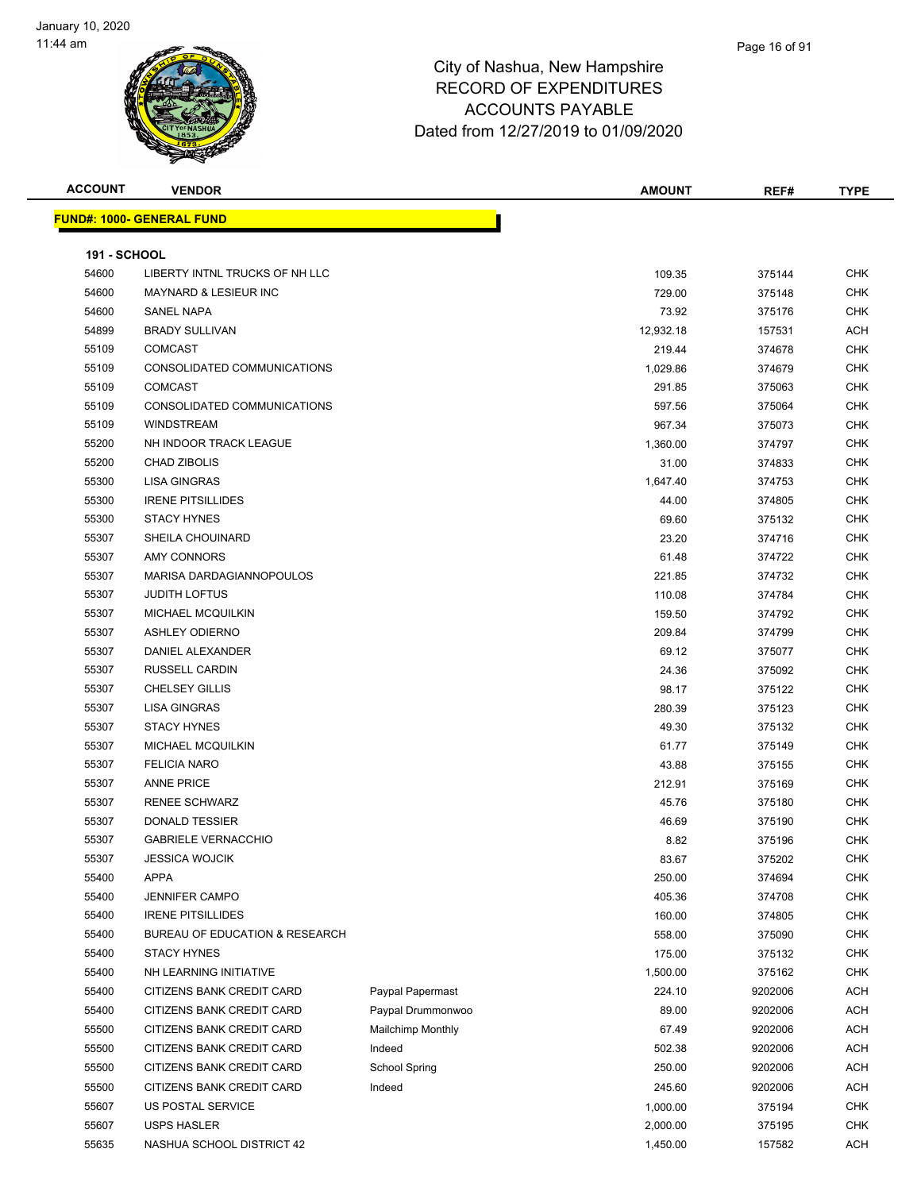# City of Nashua, New Hampshire
## RECORD OF EXPENDITURES
## ACCOUNTS PAYABLE
## Dated from 12/27/2019 to 01/09/2020

January 10, 2020
11:44 am

| ACCOUNT | VENDOR | | AMOUNT | REF# | TYPE |
|---|---|---|---|---|---|
| **FUND#: 1000- GENERAL FUND** | | | | | |
| **191 - SCHOOL** | | | | | |
| 54600 | LIBERTY INTNL TRUCKS OF NH LLC | | 109.35 | 375144 | CHK |
| 54600 | MAYNARD & LESIEUR INC | | 729.00 | 375148 | CHK |
| 54600 | SANEL NAPA | | 73.92 | 375176 | CHK |
| 54899 | BRADY SULLIVAN | | 12,932.18 | 157531 | ACH |
| 55109 | COMCAST | | 219.44 | 374678 | CHK |
| 55109 | CONSOLIDATED COMMUNICATIONS | | 1,029.86 | 374679 | CHK |
| 55109 | COMCAST | | 291.85 | 375063 | CHK |
| 55109 | CONSOLIDATED COMMUNICATIONS | | 597.56 | 375064 | CHK |
| 55109 | WINDSTREAM | | 967.34 | 375073 | CHK |
| 55200 | NH INDOOR TRACK LEAGUE | | 1,360.00 | 374797 | CHK |
| 55200 | CHAD ZIBOLIS | | 31.00 | 374833 | CHK |
| 55300 | LISA GINGRAS | | 1,647.40 | 374753 | CHK |
| 55300 | IRENE PITSILLIDES | | 44.00 | 374805 | CHK |
| 55300 | STACY HYNES | | 69.60 | 375132 | CHK |
| 55307 | SHEILA CHOUINARD | | 23.20 | 374716 | CHK |
| 55307 | AMY CONNORS | | 61.48 | 374722 | CHK |
| 55307 | MARISA DARDAGIANNOPOULOS | | 221.85 | 374732 | CHK |
| 55307 | JUDITH LOFTUS | | 110.08 | 374784 | CHK |
| 55307 | MICHAEL MCQUILKIN | | 159.50 | 374792 | CHK |
| 55307 | ASHLEY ODIERNO | | 209.84 | 374799 | CHK |
| 55307 | DANIEL ALEXANDER | | 69.12 | 375077 | CHK |
| 55307 | RUSSELL CARDIN | | 24.36 | 375092 | CHK |
| 55307 | CHELSEY GILLIS | | 98.17 | 375122 | CHK |
| 55307 | LISA GINGRAS | | 280.39 | 375123 | CHK |
| 55307 | STACY HYNES | | 49.30 | 375132 | CHK |
| 55307 | MICHAEL MCQUILKIN | | 61.77 | 375149 | CHK |
| 55307 | FELICIA NARO | | 43.88 | 375155 | CHK |
| 55307 | ANNE PRICE | | 212.91 | 375169 | CHK |
| 55307 | RENEE SCHWARZ | | 45.76 | 375180 | CHK |
| 55307 | DONALD TESSIER | | 46.69 | 375190 | CHK |
| 55307 | GABRIELE VERNACCHIO | | 8.82 | 375196 | CHK |
| 55307 | JESSICA WOJCIK | | 83.67 | 375202 | CHK |
| 55400 | APPA | | 250.00 | 374694 | CHK |
| 55400 | JENNIFER CAMPO | | 405.36 | 374708 | CHK |
| 55400 | IRENE PITSILLIDES | | 160.00 | 374805 | CHK |
| 55400 | BUREAU OF EDUCATION & RESEARCH | | 558.00 | 375090 | CHK |
| 55400 | STACY HYNES | | 175.00 | 375132 | CHK |
| 55400 | NH LEARNING INITIATIVE | | 1,500.00 | 375162 | CHK |
| 55400 | CITIZENS BANK CREDIT CARD | Paypal Papermast | 224.10 | 9202006 | ACH |
| 55400 | CITIZENS BANK CREDIT CARD | Paypal Drummonwoo | 89.00 | 9202006 | ACH |
| 55500 | CITIZENS BANK CREDIT CARD | Mailchimp Monthly | 67.49 | 9202006 | ACH |
| 55500 | CITIZENS BANK CREDIT CARD | Indeed | 502.38 | 9202006 | ACH |
| 55500 | CITIZENS BANK CREDIT CARD | School Spring | 250.00 | 9202006 | ACH |
| 55500 | CITIZENS BANK CREDIT CARD | Indeed | 245.60 | 9202006 | ACH |
| 55607 | US POSTAL SERVICE | | 1,000.00 | 375194 | CHK |
| 55607 | USPS HASLER | | 2,000.00 | 375195 | CHK |
| 55635 | NASHUA SCHOOL DISTRICT 42 | | 1,450.00 | 157582 | ACH |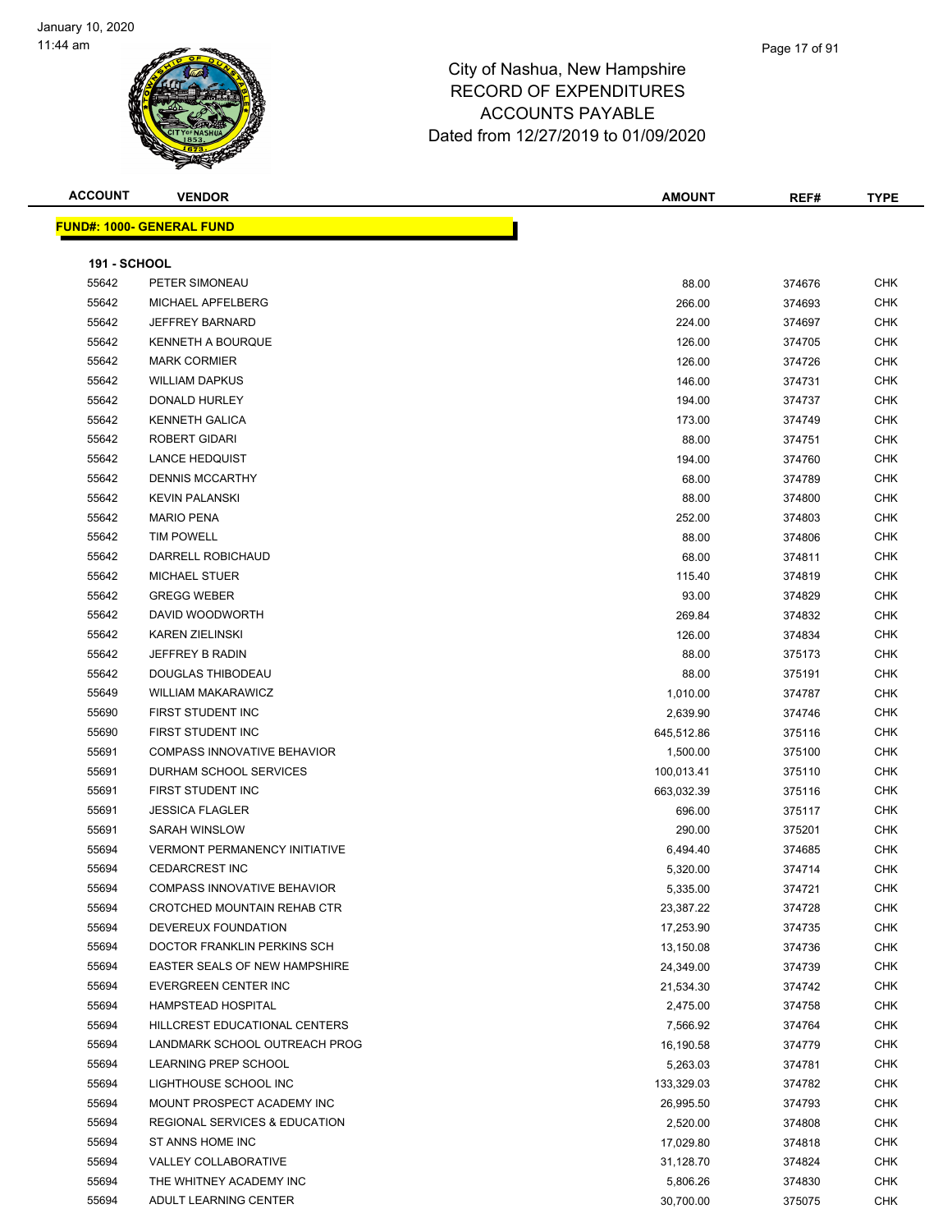# City of Nashua, New Hampshire
## RECORD OF EXPENDITURES
## ACCOUNTS PAYABLE
## Dated from 12/27/2019 to 01/09/2020

**FUND#: 1000- GENERAL FUND**

**191 - SCHOOL**

| ACCOUNT | VENDOR | AMOUNT | REF# | TYPE |
|---|---|---|---|---|
| 55642 | PETER SIMONEAU | 88.00 | 374676 | CHK |
| 55642 | MICHAEL APFELBERG | 266.00 | 374693 | CHK |
| 55642 | JEFFREY BARNARD | 224.00 | 374697 | CHK |
| 55642 | KENNETH A BOURQUE | 126.00 | 374705 | CHK |
| 55642 | MARK CORMIER | 126.00 | 374726 | CHK |
| 55642 | WILLIAM DAPKUS | 146.00 | 374731 | CHK |
| 55642 | DONALD HURLEY | 194.00 | 374737 | CHK |
| 55642 | KENNETH GALICA | 173.00 | 374749 | CHK |
| 55642 | ROBERT GIDARI | 88.00 | 374751 | CHK |
| 55642 | LANCE HEDQUIST | 194.00 | 374760 | CHK |
| 55642 | DENNIS MCCARTHY | 68.00 | 374789 | CHK |
| 55642 | KEVIN PALANSKI | 88.00 | 374800 | CHK |
| 55642 | MARIO PENA | 252.00 | 374803 | CHK |
| 55642 | TIM POWELL | 88.00 | 374806 | CHK |
| 55642 | DARRELL ROBICHAUD | 68.00 | 374811 | CHK |
| 55642 | MICHAEL STUER | 115.40 | 374819 | CHK |
| 55642 | GREGG WEBER | 93.00 | 374829 | CHK |
| 55642 | DAVID WOODWORTH | 269.84 | 374832 | CHK |
| 55642 | KAREN ZIELINSKI | 126.00 | 374834 | CHK |
| 55642 | JEFFREY B RADIN | 88.00 | 375173 | CHK |
| 55642 | DOUGLAS THIBODEAU | 88.00 | 375191 | CHK |
| 55649 | WILLIAM MAKARAWICZ | 1,010.00 | 374787 | CHK |
| 55690 | FIRST STUDENT INC | 2,639.90 | 374746 | CHK |
| 55690 | FIRST STUDENT INC | 645,512.86 | 375116 | CHK |
| 55691 | COMPASS INNOVATIVE BEHAVIOR | 1,500.00 | 375100 | CHK |
| 55691 | DURHAM SCHOOL SERVICES | 100,013.41 | 375110 | CHK |
| 55691 | FIRST STUDENT INC | 663,032.39 | 375116 | CHK |
| 55691 | JESSICA FLAGLER | 696.00 | 375117 | CHK |
| 55691 | SARAH WINSLOW | 290.00 | 375201 | CHK |
| 55694 | VERMONT PERMANENCY INITIATIVE | 6,494.40 | 374685 | CHK |
| 55694 | CEDARCREST INC | 5,320.00 | 374714 | CHK |
| 55694 | COMPASS INNOVATIVE BEHAVIOR | 5,335.00 | 374721 | CHK |
| 55694 | CROTCHED MOUNTAIN REHAB CTR | 23,387.22 | 374728 | CHK |
| 55694 | DEVEREUX FOUNDATION | 17,253.90 | 374735 | CHK |
| 55694 | DOCTOR FRANKLIN PERKINS SCH | 13,150.08 | 374736 | CHK |
| 55694 | EASTER SEALS OF NEW HAMPSHIRE | 24,349.00 | 374739 | CHK |
| 55694 | EVERGREEN CENTER INC | 21,534.30 | 374742 | CHK |
| 55694 | HAMPSTEAD HOSPITAL | 2,475.00 | 374758 | CHK |
| 55694 | HILLCREST EDUCATIONAL CENTERS | 7,566.92 | 374764 | CHK |
| 55694 | LANDMARK SCHOOL OUTREACH PROG | 16,190.58 | 374779 | CHK |
| 55694 | LEARNING PREP SCHOOL | 5,263.03 | 374781 | CHK |
| 55694 | LIGHTHOUSE SCHOOL INC | 133,329.03 | 374782 | CHK |
| 55694 | MOUNT PROSPECT ACADEMY INC | 26,995.50 | 374793 | CHK |
| 55694 | REGIONAL SERVICES & EDUCATION | 2,520.00 | 374808 | CHK |
| 55694 | ST ANNS HOME INC | 17,029.80 | 374818 | CHK |
| 55694 | VALLEY COLLABORATIVE | 31,128.70 | 374824 | CHK |
| 55694 | THE WHITNEY ACADEMY INC | 5,806.26 | 374830 | CHK |
| 55694 | ADULT LEARNING CENTER | 30,700.00 | 375075 | CHK |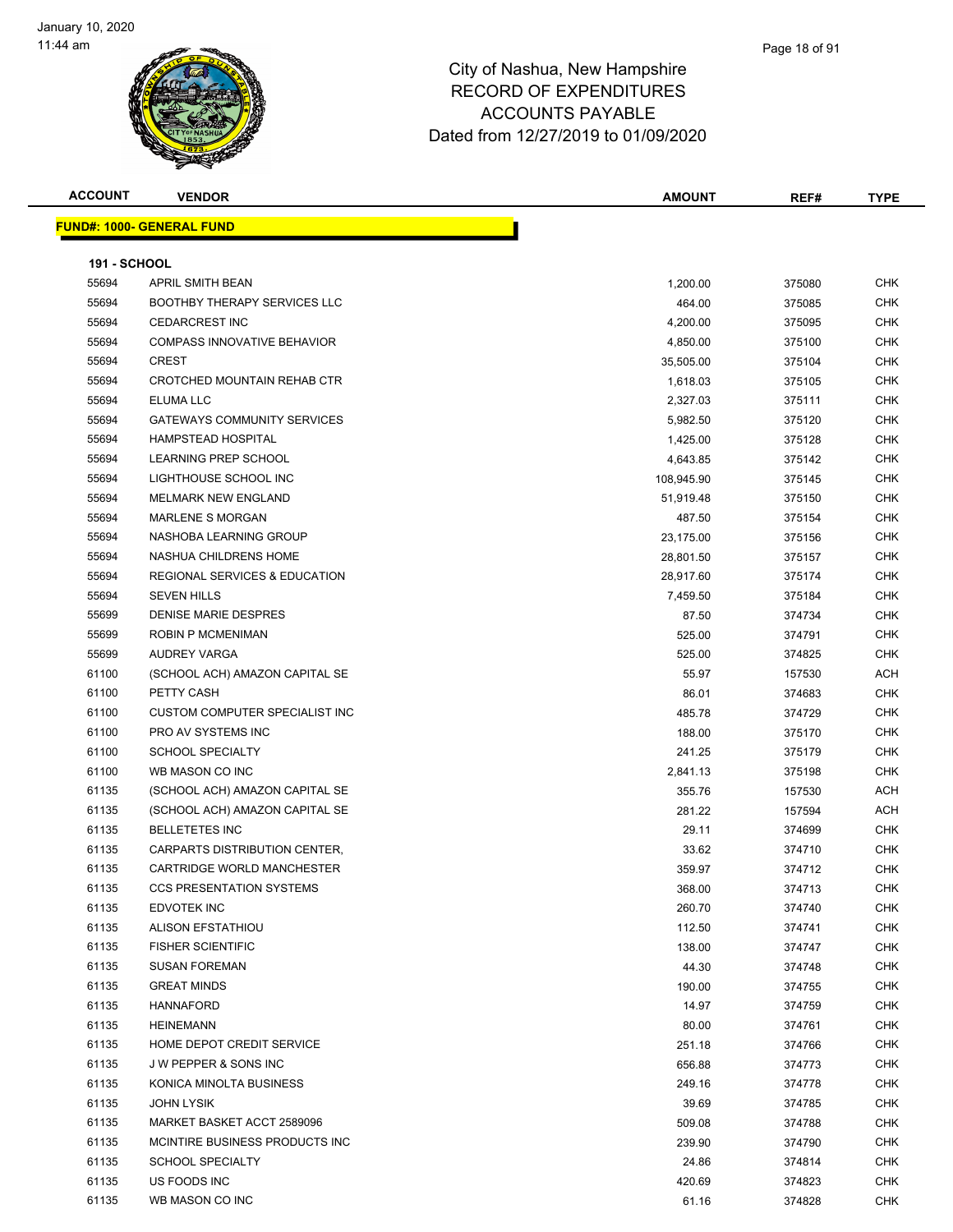# City of Nashua, New Hampshire
## RECORD OF EXPENDITURES
## ACCOUNTS PAYABLE
## Dated from 12/27/2019 to 01/09/2020

| ACCOUNT | VENDOR | AMOUNT | REF# | TYPE |
|---|---|---|---|---|
| **FUND#: 1000- GENERAL FUND** | | | | |
| **191 - SCHOOL** | | | | |
| 55694 | APRIL SMITH BEAN | 1,200.00 | 375080 | CHK |
| 55694 | BOOTHBY THERAPY SERVICES LLC | 464.00 | 375085 | CHK |
| 55694 | CEDARCREST INC | 4,200.00 | 375095 | CHK |
| 55694 | COMPASS INNOVATIVE BEHAVIOR | 4,850.00 | 375100 | CHK |
| 55694 | CREST | 35,505.00 | 375104 | CHK |
| 55694 | CROTCHED MOUNTAIN REHAB CTR | 1,618.03 | 375105 | CHK |
| 55694 | ELUMA LLC | 2,327.03 | 375111 | CHK |
| 55694 | GATEWAYS COMMUNITY SERVICES | 5,982.50 | 375120 | CHK |
| 55694 | HAMPSTEAD HOSPITAL | 1,425.00 | 375128 | CHK |
| 55694 | LEARNING PREP SCHOOL | 4,643.85 | 375142 | CHK |
| 55694 | LIGHTHOUSE SCHOOL INC | 108,945.90 | 375145 | CHK |
| 55694 | MELMARK NEW ENGLAND | 51,919.48 | 375150 | CHK |
| 55694 | MARLENE S MORGAN | 487.50 | 375154 | CHK |
| 55694 | NASHOBA LEARNING GROUP | 23,175.00 | 375156 | CHK |
| 55694 | NASHUA CHILDRENS HOME | 28,801.50 | 375157 | CHK |
| 55694 | REGIONAL SERVICES & EDUCATION | 28,917.60 | 375174 | CHK |
| 55694 | SEVEN HILLS | 7,459.50 | 375184 | CHK |
| 55699 | DENISE MARIE DESPRES | 87.50 | 374734 | CHK |
| 55699 | ROBIN P MCMENIMAN | 525.00 | 374791 | CHK |
| 55699 | AUDREY VARGA | 525.00 | 374825 | CHK |
| 61100 | (SCHOOL ACH) AMAZON CAPITAL SE | 55.97 | 157530 | ACH |
| 61100 | PETTY CASH | 86.01 | 374683 | CHK |
| 61100 | CUSTOM COMPUTER SPECIALIST INC | 485.78 | 374729 | CHK |
| 61100 | PRO AV SYSTEMS INC | 188.00 | 375170 | CHK |
| 61100 | SCHOOL SPECIALTY | 241.25 | 375179 | CHK |
| 61100 | WB MASON CO INC | 2,841.13 | 375198 | CHK |
| 61135 | (SCHOOL ACH) AMAZON CAPITAL SE | 355.76 | 157530 | ACH |
| 61135 | (SCHOOL ACH) AMAZON CAPITAL SE | 281.22 | 157594 | ACH |
| 61135 | BELLETETES INC | 29.11 | 374699 | CHK |
| 61135 | CARPARTS DISTRIBUTION CENTER, | 33.62 | 374710 | CHK |
| 61135 | CARTRIDGE WORLD MANCHESTER | 359.97 | 374712 | CHK |
| 61135 | CCS PRESENTATION SYSTEMS | 368.00 | 374713 | CHK |
| 61135 | EDVOTEK INC | 260.70 | 374740 | CHK |
| 61135 | ALISON EFSTATHIOU | 112.50 | 374741 | CHK |
| 61135 | FISHER SCIENTIFIC | 138.00 | 374747 | CHK |
| 61135 | SUSAN FOREMAN | 44.30 | 374748 | CHK |
| 61135 | GREAT MINDS | 190.00 | 374755 | CHK |
| 61135 | HANNAFORD | 14.97 | 374759 | CHK |
| 61135 | HEINEMANN | 80.00 | 374761 | CHK |
| 61135 | HOME DEPOT CREDIT SERVICE | 251.18 | 374766 | CHK |
| 61135 | J W PEPPER & SONS INC | 656.88 | 374773 | CHK |
| 61135 | KONICA MINOLTA BUSINESS | 249.16 | 374778 | CHK |
| 61135 | JOHN LYSIK | 39.69 | 374785 | CHK |
| 61135 | MARKET BASKET ACCT 2589096 | 509.08 | 374788 | CHK |
| 61135 | MCINTIRE BUSINESS PRODUCTS INC | 239.90 | 374790 | CHK |
| 61135 | SCHOOL SPECIALTY | 24.86 | 374814 | CHK |
| 61135 | US FOODS INC | 420.69 | 374823 | CHK |
| 61135 | WB MASON CO INC | 61.16 | 374828 | CHK |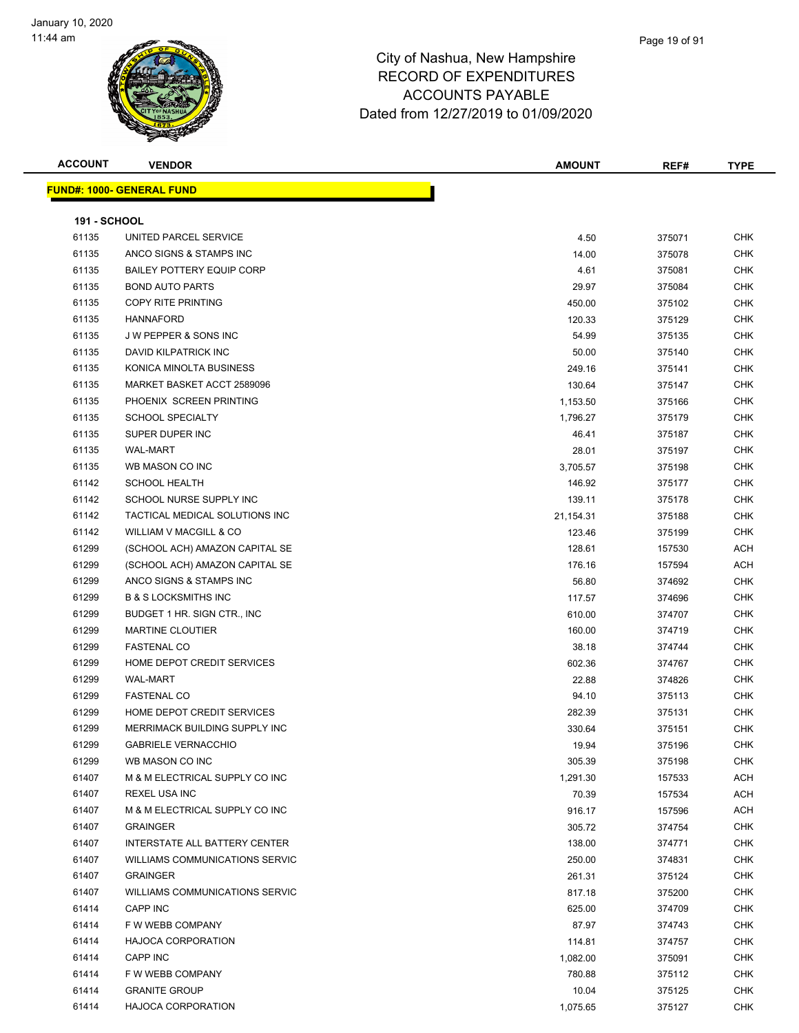# City of Nashua, New Hampshire
## RECORD OF EXPENDITURES
## ACCOUNTS PAYABLE
## Dated from 12/27/2019 to 01/09/2020

| ACCOUNT | VENDOR | AMOUNT | REF# | TYPE |
|---|---|---|---|---|
| **FUND#: 1000- GENERAL FUND** | | | | |
| **191 - SCHOOL** | | | | |
| 61135 | UNITED PARCEL SERVICE | 4.50 | 375071 | CHK |
| 61135 | ANCO SIGNS & STAMPS INC | 14.00 | 375078 | CHK |
| 61135 | BAILEY POTTERY EQUIP CORP | 4.61 | 375081 | CHK |
| 61135 | BOND AUTO PARTS | 29.97 | 375084 | CHK |
| 61135 | COPY RITE PRINTING | 450.00 | 375102 | CHK |
| 61135 | HANNAFORD | 120.33 | 375129 | CHK |
| 61135 | J W PEPPER & SONS INC | 54.99 | 375135 | CHK |
| 61135 | DAVID KILPATRICK INC | 50.00 | 375140 | CHK |
| 61135 | KONICA MINOLTA BUSINESS | 249.16 | 375141 | CHK |
| 61135 | MARKET BASKET ACCT 2589096 | 130.64 | 375147 | CHK |
| 61135 | PHOENIX SCREEN PRINTING | 1,153.50 | 375166 | CHK |
| 61135 | SCHOOL SPECIALTY | 1,796.27 | 375179 | CHK |
| 61135 | SUPER DUPER INC | 46.41 | 375187 | CHK |
| 61135 | WAL-MART | 28.01 | 375197 | CHK |
| 61135 | WB MASON CO INC | 3,705.57 | 375198 | CHK |
| 61142 | SCHOOL HEALTH | 146.92 | 375177 | CHK |
| 61142 | SCHOOL NURSE SUPPLY INC | 139.11 | 375178 | CHK |
| 61142 | TACTICAL MEDICAL SOLUTIONS INC | 21,154.31 | 375188 | CHK |
| 61142 | WILLIAM V MACGILL & CO | 123.46 | 375199 | CHK |
| 61299 | (SCHOOL ACH) AMAZON CAPITAL SE | 128.61 | 157530 | ACH |
| 61299 | (SCHOOL ACH) AMAZON CAPITAL SE | 176.16 | 157594 | ACH |
| 61299 | ANCO SIGNS & STAMPS INC | 56.80 | 374692 | CHK |
| 61299 | B & S LOCKSMITHS INC | 117.57 | 374696 | CHK |
| 61299 | BUDGET 1 HR. SIGN CTR., INC | 610.00 | 374707 | CHK |
| 61299 | MARTINE CLOUTIER | 160.00 | 374719 | CHK |
| 61299 | FASTENAL CO | 38.18 | 374744 | CHK |
| 61299 | HOME DEPOT CREDIT SERVICES | 602.36 | 374767 | CHK |
| 61299 | WAL-MART | 22.88 | 374826 | CHK |
| 61299 | FASTENAL CO | 94.10 | 375113 | CHK |
| 61299 | HOME DEPOT CREDIT SERVICES | 282.39 | 375131 | CHK |
| 61299 | MERRIMACK BUILDING SUPPLY INC | 330.64 | 375151 | CHK |
| 61299 | GABRIELE VERNACCHIO | 19.94 | 375196 | CHK |
| 61299 | WB MASON CO INC | 305.39 | 375198 | CHK |
| 61407 | M & M ELECTRICAL SUPPLY CO INC | 1,291.30 | 157533 | ACH |
| 61407 | REXEL USA INC | 70.39 | 157534 | ACH |
| 61407 | M & M ELECTRICAL SUPPLY CO INC | 916.17 | 157596 | ACH |
| 61407 | GRAINGER | 305.72 | 374754 | CHK |
| 61407 | INTERSTATE ALL BATTERY CENTER | 138.00 | 374771 | CHK |
| 61407 | WILLIAMS COMMUNICATIONS SERVIC | 250.00 | 374831 | CHK |
| 61407 | GRAINGER | 261.31 | 375124 | CHK |
| 61407 | WILLIAMS COMMUNICATIONS SERVIC | 817.18 | 375200 | CHK |
| 61414 | CAPP INC | 625.00 | 374709 | CHK |
| 61414 | F W WEBB COMPANY | 87.97 | 374743 | CHK |
| 61414 | HAJOCA CORPORATION | 114.81 | 374757 | CHK |
| 61414 | CAPP INC | 1,082.00 | 375091 | CHK |
| 61414 | F W WEBB COMPANY | 780.88 | 375112 | CHK |
| 61414 | GRANITE GROUP | 10.04 | 375125 | CHK |
| 61414 | HAJOCA CORPORATION | 1,075.65 | 375127 | CHK |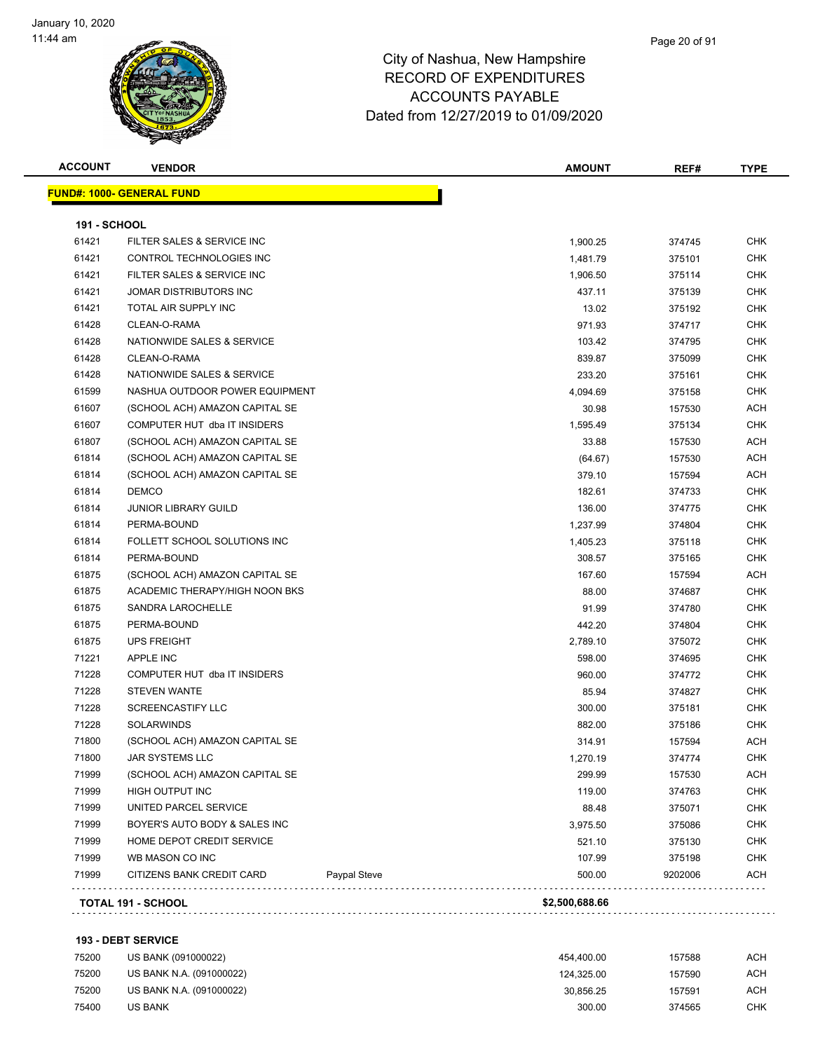# City of Nashua, New Hampshire
## RECORD OF EXPENDITURES
## ACCOUNTS PAYABLE
## Dated from 12/27/2019 to 01/09/2020

| ACCOUNT | VENDOR | | AMOUNT | REF# | TYPE |
|---|---|---|---|---|---|
| **FUND#: 1000- GENERAL FUND** | | | | | |
| **191 - SCHOOL** | | | | | |
| 61421 | FILTER SALES & SERVICE INC | | 1,900.25 | 374745 | CHK |
| 61421 | CONTROL TECHNOLOGIES INC | | 1,481.79 | 375101 | CHK |
| 61421 | FILTER SALES & SERVICE INC | | 1,906.50 | 375114 | CHK |
| 61421 | JOMAR DISTRIBUTORS INC | | 437.11 | 375139 | CHK |
| 61421 | TOTAL AIR SUPPLY INC | | 13.02 | 375192 | CHK |
| 61428 | CLEAN-O-RAMA | | 971.93 | 374717 | CHK |
| 61428 | NATIONWIDE SALES & SERVICE | | 103.42 | 374795 | CHK |
| 61428 | CLEAN-O-RAMA | | 839.87 | 375099 | CHK |
| 61428 | NATIONWIDE SALES & SERVICE | | 233.20 | 375161 | CHK |
| 61599 | NASHUA OUTDOOR POWER EQUIPMENT | | 4,094.69 | 375158 | CHK |
| 61607 | (SCHOOL ACH) AMAZON CAPITAL SE | | 30.98 | 157530 | ACH |
| 61607 | COMPUTER HUT dba IT INSIDERS | | 1,595.49 | 375134 | CHK |
| 61807 | (SCHOOL ACH) AMAZON CAPITAL SE | | 33.88 | 157530 | ACH |
| 61814 | (SCHOOL ACH) AMAZON CAPITAL SE | | (64.67) | 157530 | ACH |
| 61814 | (SCHOOL ACH) AMAZON CAPITAL SE | | 379.10 | 157594 | ACH |
| 61814 | DEMCO | | 182.61 | 374733 | CHK |
| 61814 | JUNIOR LIBRARY GUILD | | 136.00 | 374775 | CHK |
| 61814 | PERMA-BOUND | | 1,237.99 | 374804 | CHK |
| 61814 | FOLLETT SCHOOL SOLUTIONS INC | | 1,405.23 | 375118 | CHK |
| 61814 | PERMA-BOUND | | 308.57 | 375165 | CHK |
| 61875 | (SCHOOL ACH) AMAZON CAPITAL SE | | 167.60 | 157594 | ACH |
| 61875 | ACADEMIC THERAPY/HIGH NOON BKS | | 88.00 | 374687 | CHK |
| 61875 | SANDRA LAROCHELLE | | 91.99 | 374780 | CHK |
| 61875 | PERMA-BOUND | | 442.20 | 374804 | CHK |
| 61875 | UPS FREIGHT | | 2,789.10 | 375072 | CHK |
| 71221 | APPLE INC | | 598.00 | 374695 | CHK |
| 71228 | COMPUTER HUT dba IT INSIDERS | | 960.00 | 374772 | CHK |
| 71228 | STEVEN WANTE | | 85.94 | 374827 | CHK |
| 71228 | SCREENCASTIFY LLC | | 300.00 | 375181 | CHK |
| 71228 | SOLARWINDS | | 882.00 | 375186 | CHK |
| 71800 | (SCHOOL ACH) AMAZON CAPITAL SE | | 314.91 | 157594 | ACH |
| 71800 | JAR SYSTEMS LLC | | 1,270.19 | 374774 | CHK |
| 71999 | (SCHOOL ACH) AMAZON CAPITAL SE | | 299.99 | 157530 | ACH |
| 71999 | HIGH OUTPUT INC | | 119.00 | 374763 | CHK |
| 71999 | UNITED PARCEL SERVICE | | 88.48 | 375071 | CHK |
| 71999 | BOYER'S AUTO BODY & SALES INC | | 3,975.50 | 375086 | CHK |
| 71999 | HOME DEPOT CREDIT SERVICE | | 521.10 | 375130 | CHK |
| 71999 | WB MASON CO INC | | 107.99 | 375198 | CHK |
| 71999 | CITIZENS BANK CREDIT CARD | Paypal Steve | 500.00 | 9202006 | ACH |
| **TOTAL 191 - SCHOOL** | | | **$2,500,688.66** | | |
| **193 - DEBT SERVICE** | | | | | |
| 75200 | US BANK (091000022) | | 454,400.00 | 157588 | ACH |
| 75200 | US BANK N.A. (091000022) | | 124,325.00 | 157590 | ACH |
| 75200 | US BANK N.A. (091000022) | | 30,856.25 | 157591 | ACH |
| 75400 | US BANK | | 300.00 | 374565 | CHK |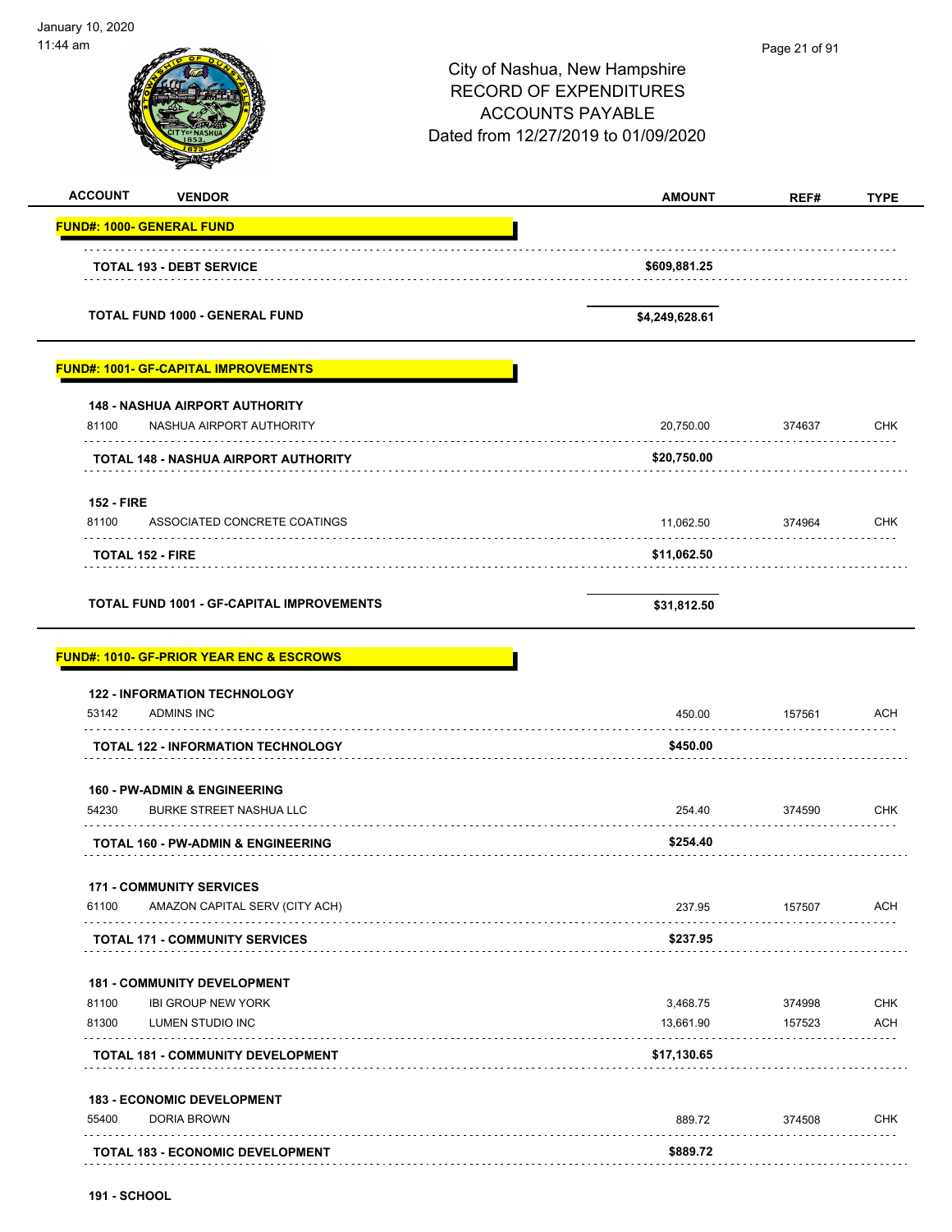City of Nashua, New Hampshire
RECORD OF EXPENDITURES
ACCOUNTS PAYABLE
Dated from 12/27/2019 to 01/09/2020

| ACCOUNT | VENDOR | AMOUNT | REF# | TYPE |
|---|---|---|---|---|
| **FUND#: 1000- GENERAL FUND** | | | | |
| | **TOTAL 193 - DEBT SERVICE** | **$609,881.25** | | |
| | **TOTAL FUND 1000 - GENERAL FUND** | **$4,249,628.61** | | |
| **FUND#: 1001- GF-CAPITAL IMPROVEMENTS** | | | | |
| **148 - NASHUA AIRPORT AUTHORITY** | | | | |
| 81100 | NASHUA AIRPORT AUTHORITY | 20,750.00 | 374637 | CHK |
| | **TOTAL 148 - NASHUA AIRPORT AUTHORITY** | **$20,750.00** | | |
| **152 - FIRE** | | | | |
| 81100 | ASSOCIATED CONCRETE COATINGS | 11,062.50 | 374964 | CHK |
| | **TOTAL 152 - FIRE** | **$11,062.50** | | |
| | **TOTAL FUND 1001 - GF-CAPITAL IMPROVEMENTS** | **$31,812.50** | | |
| **FUND#: 1010- GF-PRIOR YEAR ENC & ESCROWS** | | | | |
| **122 - INFORMATION TECHNOLOGY** | | | | |
| 53142 | ADMINS INC | 450.00 | 157561 | ACH |
| | **TOTAL 122 - INFORMATION TECHNOLOGY** | **$450.00** | | |
| **160 - PW-ADMIN & ENGINEERING** | | | | |
| 54230 | BURKE STREET NASHUA LLC | 254.40 | 374590 | CHK |
| | **TOTAL 160 - PW-ADMIN & ENGINEERING** | **$254.40** | | |
| **171 - COMMUNITY SERVICES** | | | | |
| 61100 | AMAZON CAPITAL SERV (CITY ACH) | 237.95 | 157507 | ACH |
| | **TOTAL 171 - COMMUNITY SERVICES** | **$237.95** | | |
| **181 - COMMUNITY DEVELOPMENT** | | | | |
| 81100 | IBI GROUP NEW YORK | 3,468.75 | 374998 | CHK |
| 81300 | LUMEN STUDIO INC | 13,661.90 | 157523 | ACH |
| | **TOTAL 181 - COMMUNITY DEVELOPMENT** | **$17,130.65** | | |
| **183 - ECONOMIC DEVELOPMENT** | | | | |
| 55400 | DORIA BROWN | 889.72 | 374508 | CHK |
| | **TOTAL 183 - ECONOMIC DEVELOPMENT** | **$889.72** | | |
| **191 - SCHOOL** | | | | |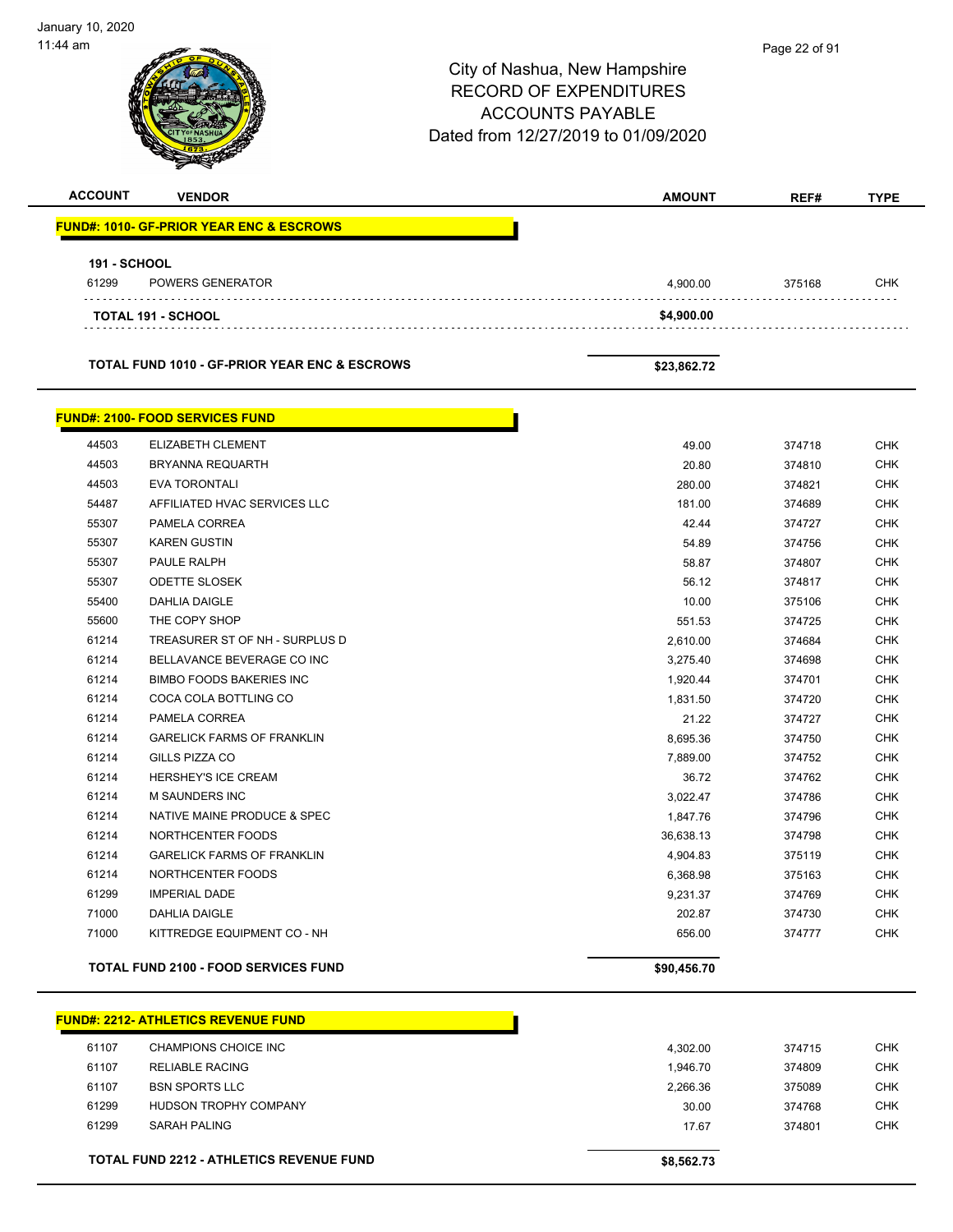# City of Nashua, New Hampshire
# RECORD OF EXPENDITURES
# ACCOUNTS PAYABLE
# Dated from 12/27/2019 to 01/09/2020

| ACCOUNT | VENDOR | AMOUNT | REF# | TYPE |
|---|---|---|---|---|
| **FUND#: 1010- GF-PRIOR YEAR ENC & ESCROWS** | | | | |
| **191 - SCHOOL** | | | | |
| 61299 | POWERS GENERATOR | 4,900.00 | 375168 | CHK |
| | **TOTAL 191 - SCHOOL** | **$4,900.00** | | |
| | **TOTAL FUND 1010 - GF-PRIOR YEAR ENC & ESCROWS** | **$23,862.72** | | |

| ACCOUNT | VENDOR | AMOUNT | REF# | TYPE |
|---|---|---|---|---|
| **FUND#: 2100- FOOD SERVICES FUND** | | | | |
| 44503 | ELIZABETH CLEMENT | 49.00 | 374718 | CHK |
| 44503 | BRYANNA REQUARTH | 20.80 | 374810 | CHK |
| 44503 | EVA TORONTALI | 280.00 | 374821 | CHK |
| 54487 | AFFILIATED HVAC SERVICES LLC | 181.00 | 374689 | CHK |
| 55307 | PAMELA CORREA | 42.44 | 374727 | CHK |
| 55307 | KAREN GUSTIN | 54.89 | 374756 | CHK |
| 55307 | PAULE RALPH | 58.87 | 374807 | CHK |
| 55307 | ODETTE SLOSEK | 56.12 | 374817 | CHK |
| 55400 | DAHLIA DAIGLE | 10.00 | 375106 | CHK |
| 55600 | THE COPY SHOP | 551.53 | 374725 | CHK |
| 61214 | TREASURER ST OF NH - SURPLUS D | 2,610.00 | 374684 | CHK |
| 61214 | BELLAVANCE BEVERAGE CO INC | 3,275.40 | 374698 | CHK |
| 61214 | BIMBO FOODS BAKERIES INC | 1,920.44 | 374701 | CHK |
| 61214 | COCA COLA BOTTLING CO | 1,831.50 | 374720 | CHK |
| 61214 | PAMELA CORREA | 21.22 | 374727 | CHK |
| 61214 | GARELICK FARMS OF FRANKLIN | 8,695.36 | 374750 | CHK |
| 61214 | GILLS PIZZA CO | 7,889.00 | 374752 | CHK |
| 61214 | HERSHEY'S ICE CREAM | 36.72 | 374762 | CHK |
| 61214 | M SAUNDERS INC | 3,022.47 | 374786 | CHK |
| 61214 | NATIVE MAINE PRODUCE & SPEC | 1,847.76 | 374796 | CHK |
| 61214 | NORTHCENTER FOODS | 36,638.13 | 374798 | CHK |
| 61214 | GARELICK FARMS OF FRANKLIN | 4,904.83 | 375119 | CHK |
| 61214 | NORTHCENTER FOODS | 6,368.98 | 375163 | CHK |
| 61299 | IMPERIAL DADE | 9,231.37 | 374769 | CHK |
| 71000 | DAHLIA DAIGLE | 202.87 | 374730 | CHK |
| 71000 | KITTREDGE EQUIPMENT CO - NH | 656.00 | 374777 | CHK |
| | **TOTAL FUND 2100 - FOOD SERVICES FUND** | **$90,456.70** | | |

| ACCOUNT | VENDOR | AMOUNT | REF# | TYPE |
|---|---|---|---|---|
| **FUND#: 2212- ATHLETICS REVENUE FUND** | | | | |
| 61107 | CHAMPIONS CHOICE INC | 4,302.00 | 374715 | CHK |
| 61107 | RELIABLE RACING | 1,946.70 | 374809 | CHK |
| 61107 | BSN SPORTS LLC | 2,266.36 | 375089 | CHK |
| 61299 | HUDSON TROPHY COMPANY | 30.00 | 374768 | CHK |
| 61299 | SARAH PALING | 17.67 | 374801 | CHK |
| | **TOTAL FUND 2212 - ATHLETICS REVENUE FUND** | **$8,562.73** | | |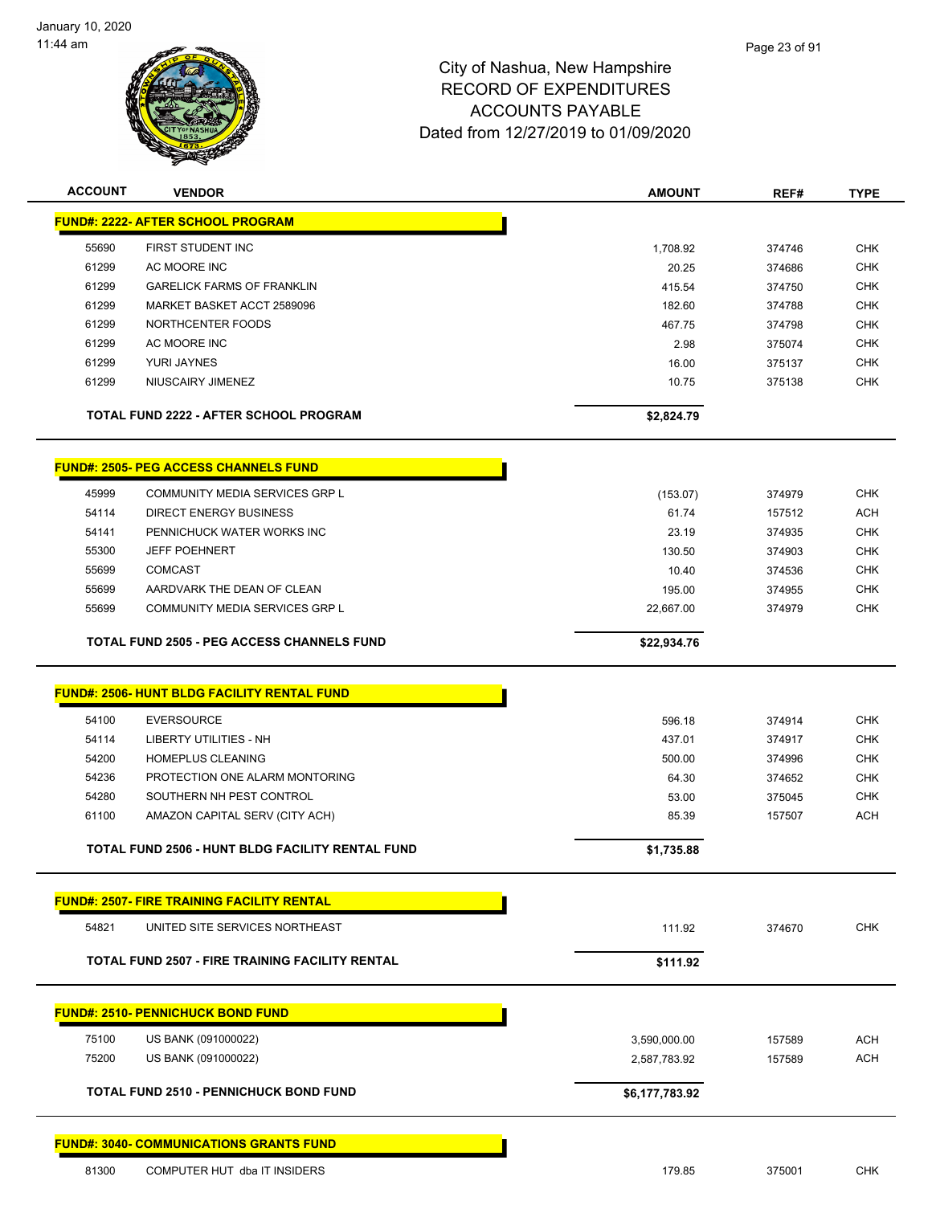# City of Nashua, New Hampshire
## RECORD OF EXPENDITURES
## ACCOUNTS PAYABLE
### Dated from 12/27/2019 to 01/09/2020

| ACCOUNT | VENDOR | AMOUNT | REF# | TYPE |
|---|---|---|---|---|
| **FUND#: 2222- AFTER SCHOOL PROGRAM** | | | | |
| 55690 | FIRST STUDENT INC | 1,708.92 | 374746 | CHK |
| 61299 | AC MOORE INC | 20.25 | 374686 | CHK |
| 61299 | GARELICK FARMS OF FRANKLIN | 415.54 | 374750 | CHK |
| 61299 | MARKET BASKET ACCT 2589096 | 182.60 | 374788 | CHK |
| 61299 | NORTHCENTER FOODS | 467.75 | 374798 | CHK |
| 61299 | AC MOORE INC | 2.98 | 375074 | CHK |
| 61299 | YURI JAYNES | 16.00 | 375137 | CHK |
| 61299 | NIUSCAIRY JIMENEZ | 10.75 | 375138 | CHK |
| | **TOTAL FUND 2222 - AFTER SCHOOL PROGRAM** | **$2,824.79** | | |
| **FUND#: 2505- PEG ACCESS CHANNELS FUND** | | | | |
| 45999 | COMMUNITY MEDIA SERVICES GRP L | (153.07) | 374979 | CHK |
| 54114 | DIRECT ENERGY BUSINESS | 61.74 | 157512 | ACH |
| 54141 | PENNICHUCK WATER WORKS INC | 23.19 | 374935 | CHK |
| 55300 | JEFF POEHNERT | 130.50 | 374903 | CHK |
| 55699 | COMCAST | 10.40 | 374536 | CHK |
| 55699 | AARDVARK THE DEAN OF CLEAN | 195.00 | 374955 | CHK |
| 55699 | COMMUNITY MEDIA SERVICES GRP L | 22,667.00 | 374979 | CHK |
| | **TOTAL FUND 2505 - PEG ACCESS CHANNELS FUND** | **$22,934.76** | | |
| **FUND#: 2506- HUNT BLDG FACILITY RENTAL FUND** | | | | |
| 54100 | EVERSOURCE | 596.18 | 374914 | CHK |
| 54114 | LIBERTY UTILITIES - NH | 437.01 | 374917 | CHK |
| 54200 | HOMEPLUS CLEANING | 500.00 | 374996 | CHK |
| 54236 | PROTECTION ONE ALARM MONTORING | 64.30 | 374652 | CHK |
| 54280 | SOUTHERN NH PEST CONTROL | 53.00 | 375045 | CHK |
| 61100 | AMAZON CAPITAL SERV (CITY ACH) | 85.39 | 157507 | ACH |
| | **TOTAL FUND 2506 - HUNT BLDG FACILITY RENTAL FUND** | **$1,735.88** | | |
| **FUND#: 2507- FIRE TRAINING FACILITY RENTAL** | | | | |
| 54821 | UNITED SITE SERVICES NORTHEAST | 111.92 | 374670 | CHK |
| | **TOTAL FUND 2507 - FIRE TRAINING FACILITY RENTAL** | **$111.92** | | |
| **FUND#: 2510- PENNICHUCK BOND FUND** | | | | |
| 75100 | US BANK (091000022) | 3,590,000.00 | 157589 | ACH |
| 75200 | US BANK (091000022) | 2,587,783.92 | 157589 | ACH |
| | **TOTAL FUND 2510 - PENNICHUCK BOND FUND** | **$6,177,783.92** | | |
| **FUND#: 3040- COMMUNICATIONS GRANTS FUND** | | | | |
| 81300 | COMPUTER HUT dba IT INSIDERS | 179.85 | 375001 | CHK |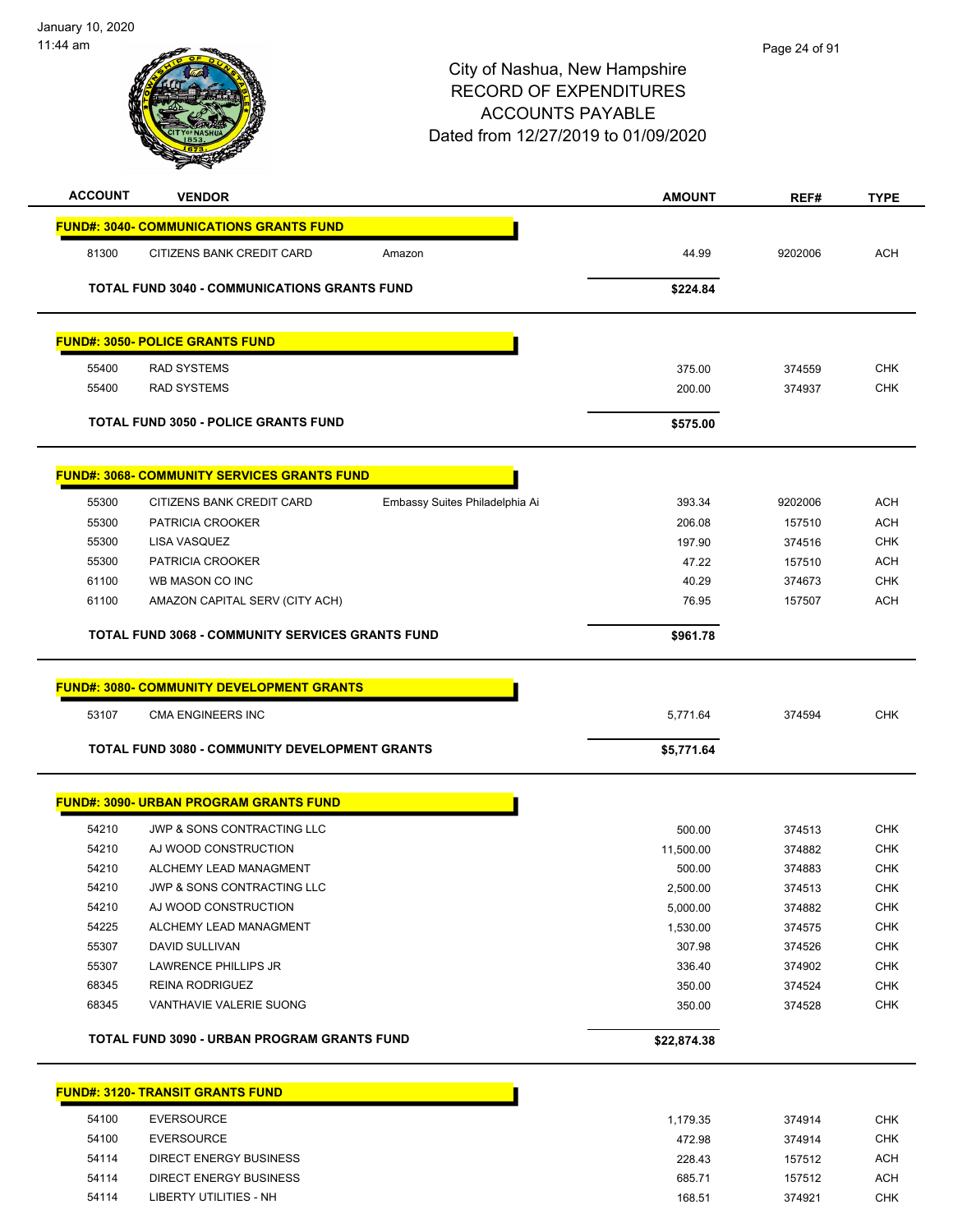January 10, 2020
11:44 am

City of Nashua, New Hampshire
RECORD OF EXPENDITURES
ACCOUNTS PAYABLE
Dated from 12/27/2019 to 01/09/2020

| ACCOUNT | VENDOR | | AMOUNT | REF# | TYPE |
|---|---|---|---|---|---|
| **FUND#: 3040- COMMUNICATIONS GRANTS FUND** | | | | | |
| 81300 | CITIZENS BANK CREDIT CARD | Amazon | 44.99 | 9202006 | ACH |
| **TOTAL FUND 3040 - COMMUNICATIONS GRANTS FUND** | | | **$224.84** | | |
| **FUND#: 3050- POLICE GRANTS FUND** | | | | | |
| 55400 | RAD SYSTEMS | | 375.00 | 374559 | CHK |
| 55400 | RAD SYSTEMS | | 200.00 | 374937 | CHK |
| **TOTAL FUND 3050 - POLICE GRANTS FUND** | | | **$575.00** | | |
| **FUND#: 3068- COMMUNITY SERVICES GRANTS FUND** | | | | | |
| 55300 | CITIZENS BANK CREDIT CARD | Embassy Suites Philadelphia Ai | 393.34 | 9202006 | ACH |
| 55300 | PATRICIA CROOKER | | 206.08 | 157510 | ACH |
| 55300 | LISA VASQUEZ | | 197.90 | 374516 | CHK |
| 55300 | PATRICIA CROOKER | | 47.22 | 157510 | ACH |
| 61100 | WB MASON CO INC | | 40.29 | 374673 | CHK |
| 61100 | AMAZON CAPITAL SERV (CITY ACH) | | 76.95 | 157507 | ACH |
| **TOTAL FUND 3068 - COMMUNITY SERVICES GRANTS FUND** | | | **$961.78** | | |
| **FUND#: 3080- COMMUNITY DEVELOPMENT GRANTS** | | | | | |
| 53107 | CMA ENGINEERS INC | | 5,771.64 | 374594 | CHK |
| **TOTAL FUND 3080 - COMMUNITY DEVELOPMENT GRANTS** | | | **$5,771.64** | | |
| **FUND#: 3090- URBAN PROGRAM GRANTS FUND** | | | | | |
| 54210 | JWP & SONS CONTRACTING LLC | | 500.00 | 374513 | CHK |
| 54210 | AJ WOOD CONSTRUCTION | | 11,500.00 | 374882 | CHK |
| 54210 | ALCHEMY LEAD MANAGMENT | | 500.00 | 374883 | CHK |
| 54210 | JWP & SONS CONTRACTING LLC | | 2,500.00 | 374513 | CHK |
| 54210 | AJ WOOD CONSTRUCTION | | 5,000.00 | 374882 | CHK |
| 54225 | ALCHEMY LEAD MANAGMENT | | 1,530.00 | 374575 | CHK |
| 55307 | DAVID SULLIVAN | | 307.98 | 374526 | CHK |
| 55307 | LAWRENCE PHILLIPS JR | | 336.40 | 374902 | CHK |
| 68345 | REINA RODRIGUEZ | | 350.00 | 374524 | CHK |
| 68345 | VANTHAVIE VALERIE SUONG | | 350.00 | 374528 | CHK |
| **TOTAL FUND 3090 - URBAN PROGRAM GRANTS FUND** | | | **$22,874.38** | | |
| **FUND#: 3120- TRANSIT GRANTS FUND** | | | | | |
| 54100 | EVERSOURCE | | 1,179.35 | 374914 | CHK |
| 54100 | EVERSOURCE | | 472.98 | 374914 | CHK |
| 54114 | DIRECT ENERGY BUSINESS | | 228.43 | 157512 | ACH |
| 54114 | DIRECT ENERGY BUSINESS | | 685.71 | 157512 | ACH |
| 54114 | LIBERTY UTILITIES - NH | | 168.51 | 374921 | CHK |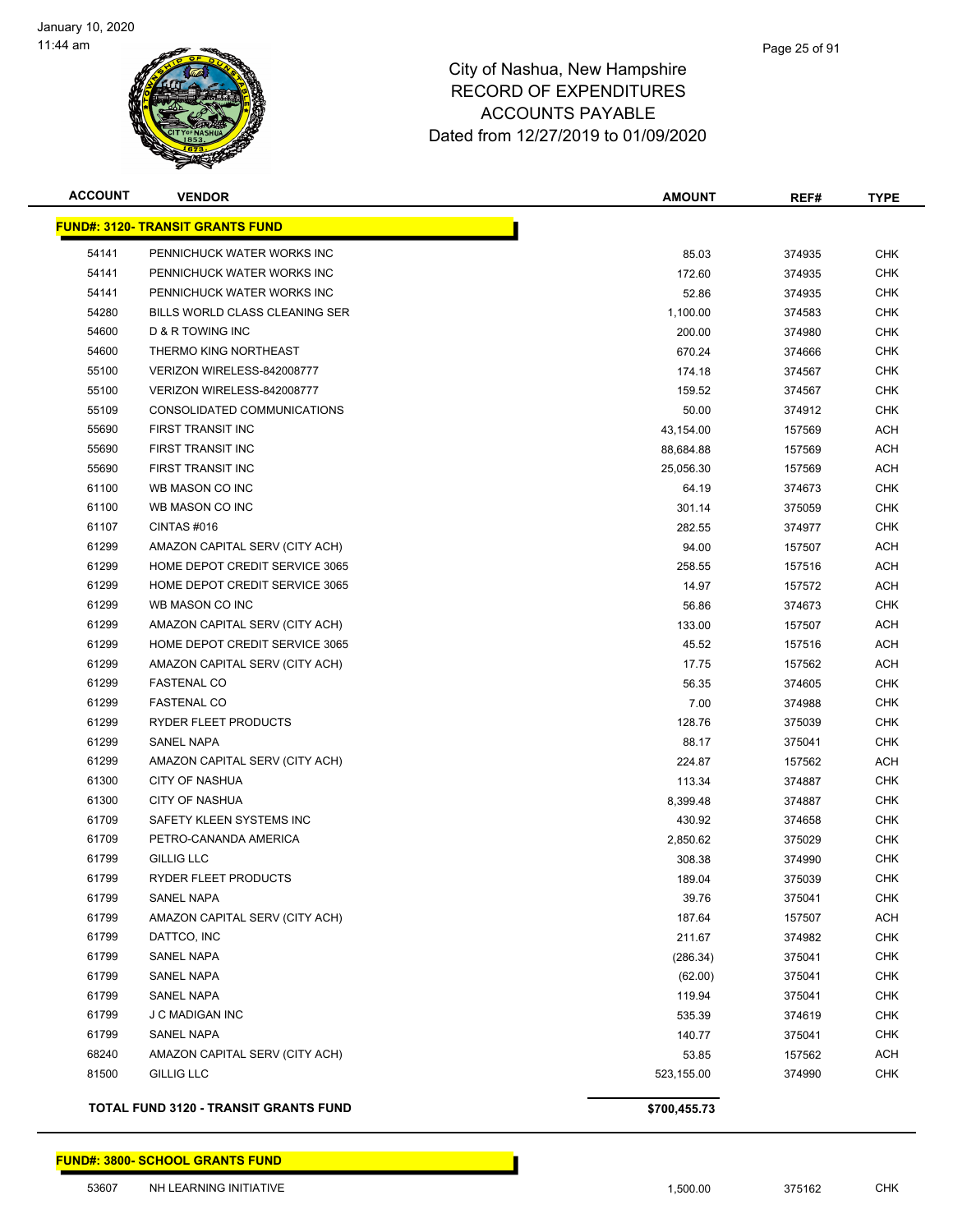# City of Nashua, New Hampshire
## RECORD OF EXPENDITURES
## ACCOUNTS PAYABLE
## Dated from 12/27/2019 to 01/09/2020

| ACCOUNT | VENDOR | AMOUNT | REF# | TYPE |
|---|---|---|---|---|
| **FUND#: 3120- TRANSIT GRANTS FUND** | | | | |
| 54141 | PENNICHUCK WATER WORKS INC | 85.03 | 374935 | CHK |
| 54141 | PENNICHUCK WATER WORKS INC | 172.60 | 374935 | CHK |
| 54141 | PENNICHUCK WATER WORKS INC | 52.86 | 374935 | CHK |
| 54280 | BILLS WORLD CLASS CLEANING SER | 1,100.00 | 374583 | CHK |
| 54600 | D & R TOWING INC | 200.00 | 374980 | CHK |
| 54600 | THERMO KING NORTHEAST | 670.24 | 374666 | CHK |
| 55100 | VERIZON WIRELESS-842008777 | 174.18 | 374567 | CHK |
| 55100 | VERIZON WIRELESS-842008777 | 159.52 | 374567 | CHK |
| 55109 | CONSOLIDATED COMMUNICATIONS | 50.00 | 374912 | CHK |
| 55690 | FIRST TRANSIT INC | 43,154.00 | 157569 | ACH |
| 55690 | FIRST TRANSIT INC | 88,684.88 | 157569 | ACH |
| 55690 | FIRST TRANSIT INC | 25,056.30 | 157569 | ACH |
| 61100 | WB MASON CO INC | 64.19 | 374673 | CHK |
| 61100 | WB MASON CO INC | 301.14 | 375059 | CHK |
| 61107 | CINTAS #016 | 282.55 | 374977 | CHK |
| 61299 | AMAZON CAPITAL SERV (CITY ACH) | 94.00 | 157507 | ACH |
| 61299 | HOME DEPOT CREDIT SERVICE 3065 | 258.55 | 157516 | ACH |
| 61299 | HOME DEPOT CREDIT SERVICE 3065 | 14.97 | 157572 | ACH |
| 61299 | WB MASON CO INC | 56.86 | 374673 | CHK |
| 61299 | AMAZON CAPITAL SERV (CITY ACH) | 133.00 | 157507 | ACH |
| 61299 | HOME DEPOT CREDIT SERVICE 3065 | 45.52 | 157516 | ACH |
| 61299 | AMAZON CAPITAL SERV (CITY ACH) | 17.75 | 157562 | ACH |
| 61299 | FASTENAL CO | 56.35 | 374605 | CHK |
| 61299 | FASTENAL CO | 7.00 | 374988 | CHK |
| 61299 | RYDER FLEET PRODUCTS | 128.76 | 375039 | CHK |
| 61299 | SANEL NAPA | 88.17 | 375041 | CHK |
| 61299 | AMAZON CAPITAL SERV (CITY ACH) | 224.87 | 157562 | ACH |
| 61300 | CITY OF NASHUA | 113.34 | 374887 | CHK |
| 61300 | CITY OF NASHUA | 8,399.48 | 374887 | CHK |
| 61709 | SAFETY KLEEN SYSTEMS INC | 430.92 | 374658 | CHK |
| 61709 | PETRO-CANANDA AMERICA | 2,850.62 | 375029 | CHK |
| 61799 | GILLIG LLC | 308.38 | 374990 | CHK |
| 61799 | RYDER FLEET PRODUCTS | 189.04 | 375039 | CHK |
| 61799 | SANEL NAPA | 39.76 | 375041 | CHK |
| 61799 | AMAZON CAPITAL SERV (CITY ACH) | 187.64 | 157507 | ACH |
| 61799 | DATTCO, INC | 211.67 | 374982 | CHK |
| 61799 | SANEL NAPA | (286.34) | 375041 | CHK |
| 61799 | SANEL NAPA | (62.00) | 375041 | CHK |
| 61799 | SANEL NAPA | 119.94 | 375041 | CHK |
| 61799 | J C MADIGAN INC | 535.39 | 374619 | CHK |
| 61799 | SANEL NAPA | 140.77 | 375041 | CHK |
| 68240 | AMAZON CAPITAL SERV (CITY ACH) | 53.85 | 157562 | ACH |
| 81500 | GILLIG LLC | 523,155.00 | 374990 | CHK |
| | **TOTAL FUND 3120 - TRANSIT GRANTS FUND** | **$700,455.73** | | |
| **FUND#: 3800- SCHOOL GRANTS FUND** | | | | |
| 53607 | NH LEARNING INITIATIVE | 1,500.00 | 375162 | CHK |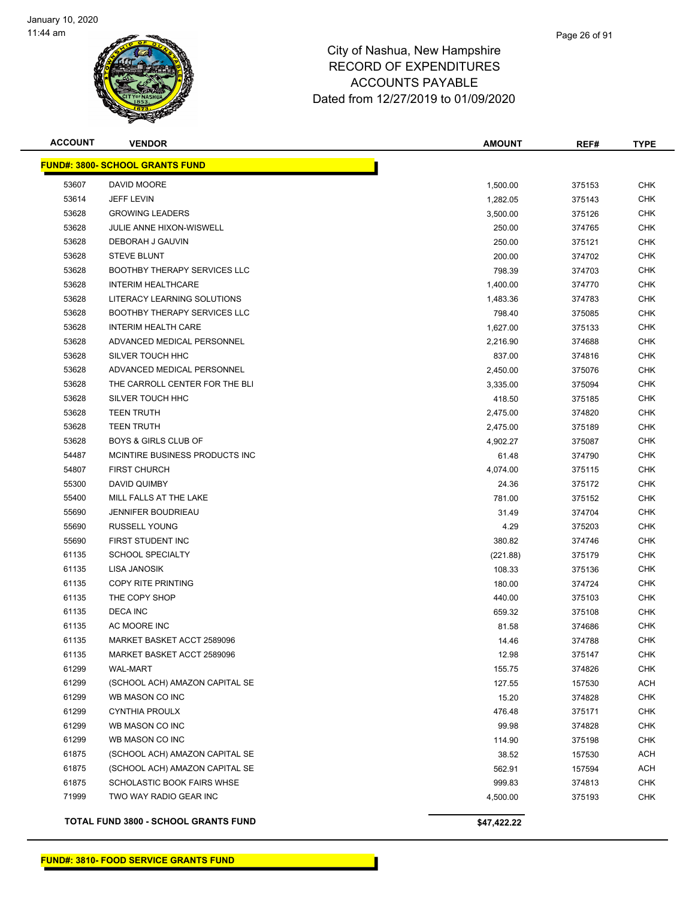# City of Nashua, New Hampshire
## RECORD OF EXPENDITURES
## ACCOUNTS PAYABLE
## Dated from 12/27/2019 to 01/09/2020

| ACCOUNT | VENDOR | AMOUNT | REF# | TYPE |
|---|---|---|---|---|
| **FUND#: 3800- SCHOOL GRANTS FUND** | | | | |
| 53607 | DAVID MOORE | 1,500.00 | 375153 | CHK |
| 53614 | JEFF LEVIN | 1,282.05 | 375143 | CHK |
| 53628 | GROWING LEADERS | 3,500.00 | 375126 | CHK |
| 53628 | JULIE ANNE HIXON-WISWELL | 250.00 | 374765 | CHK |
| 53628 | DEBORAH J GAUVIN | 250.00 | 375121 | CHK |
| 53628 | STEVE BLUNT | 200.00 | 374702 | CHK |
| 53628 | BOOTHBY THERAPY SERVICES LLC | 798.39 | 374703 | CHK |
| 53628 | INTERIM HEALTHCARE | 1,400.00 | 374770 | CHK |
| 53628 | LITERACY LEARNING SOLUTIONS | 1,483.36 | 374783 | CHK |
| 53628 | BOOTHBY THERAPY SERVICES LLC | 798.40 | 375085 | CHK |
| 53628 | INTERIM HEALTH CARE | 1,627.00 | 375133 | CHK |
| 53628 | ADVANCED MEDICAL PERSONNEL | 2,216.90 | 374688 | CHK |
| 53628 | SILVER TOUCH HHC | 837.00 | 374816 | CHK |
| 53628 | ADVANCED MEDICAL PERSONNEL | 2,450.00 | 375076 | CHK |
| 53628 | THE CARROLL CENTER FOR THE BLI | 3,335.00 | 375094 | CHK |
| 53628 | SILVER TOUCH HHC | 418.50 | 375185 | CHK |
| 53628 | TEEN TRUTH | 2,475.00 | 374820 | CHK |
| 53628 | TEEN TRUTH | 2,475.00 | 375189 | CHK |
| 53628 | BOYS & GIRLS CLUB OF | 4,902.27 | 375087 | CHK |
| 54487 | MCINTIRE BUSINESS PRODUCTS INC | 61.48 | 374790 | CHK |
| 54807 | FIRST CHURCH | 4,074.00 | 375115 | CHK |
| 55300 | DAVID QUIMBY | 24.36 | 375172 | CHK |
| 55400 | MILL FALLS AT THE LAKE | 781.00 | 375152 | CHK |
| 55690 | JENNIFER BOUDRIEAU | 31.49 | 374704 | CHK |
| 55690 | RUSSELL YOUNG | 4.29 | 375203 | CHK |
| 55690 | FIRST STUDENT INC | 380.82 | 374746 | CHK |
| 61135 | SCHOOL SPECIALTY | (221.88) | 375179 | CHK |
| 61135 | LISA JANOSIK | 108.33 | 375136 | CHK |
| 61135 | COPY RITE PRINTING | 180.00 | 374724 | CHK |
| 61135 | THE COPY SHOP | 440.00 | 375103 | CHK |
| 61135 | DECA INC | 659.32 | 375108 | CHK |
| 61135 | AC MOORE INC | 81.58 | 374686 | CHK |
| 61135 | MARKET BASKET ACCT 2589096 | 14.46 | 374788 | CHK |
| 61135 | MARKET BASKET ACCT 2589096 | 12.98 | 375147 | CHK |
| 61299 | WAL-MART | 155.75 | 374826 | CHK |
| 61299 | (SCHOOL ACH) AMAZON CAPITAL SE | 127.55 | 157530 | ACH |
| 61299 | WB MASON CO INC | 15.20 | 374828 | CHK |
| 61299 | CYNTHIA PROULX | 476.48 | 375171 | CHK |
| 61299 | WB MASON CO INC | 99.98 | 374828 | CHK |
| 61299 | WB MASON CO INC | 114.90 | 375198 | CHK |
| 61875 | (SCHOOL ACH) AMAZON CAPITAL SE | 38.52 | 157530 | ACH |
| 61875 | (SCHOOL ACH) AMAZON CAPITAL SE | 562.91 | 157594 | ACH |
| 61875 | SCHOLASTIC BOOK FAIRS WHSE | 999.83 | 374813 | CHK |
| 71999 | TWO WAY RADIO GEAR INC | 4,500.00 | 375193 | CHK |
| **TOTAL FUND 3800 - SCHOOL GRANTS FUND** | | **$47,422.22** | | |

**FUND#: 3810- FOOD SERVICE GRANTS FUND**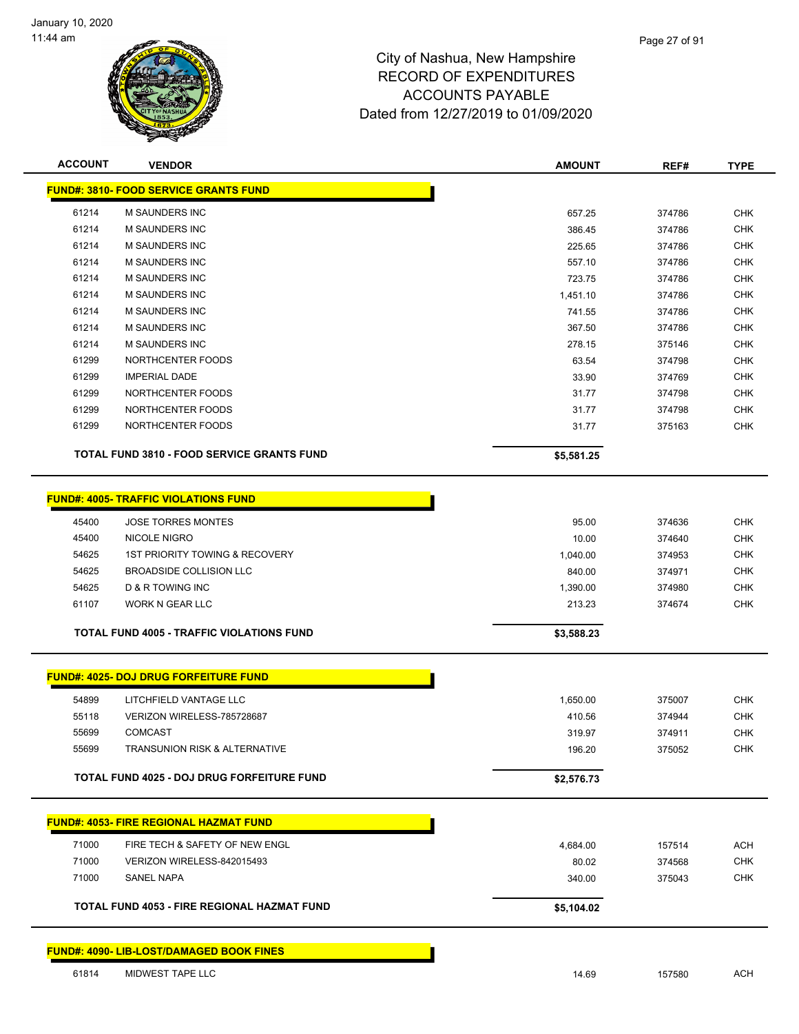# City of Nashua, New Hampshire
# RECORD OF EXPENDITURES
# ACCOUNTS PAYABLE
# Dated from 12/27/2019 to 01/09/2020

| ACCOUNT | VENDOR | AMOUNT | REF# | TYPE |
|---|---|---|---|---|
| **FUND#: 3810- FOOD SERVICE GRANTS FUND** | | | | |
| 61214 | M SAUNDERS INC | 657.25 | 374786 | CHK |
| 61214 | M SAUNDERS INC | 386.45 | 374786 | CHK |
| 61214 | M SAUNDERS INC | 225.65 | 374786 | CHK |
| 61214 | M SAUNDERS INC | 557.10 | 374786 | CHK |
| 61214 | M SAUNDERS INC | 723.75 | 374786 | CHK |
| 61214 | M SAUNDERS INC | 1,451.10 | 374786 | CHK |
| 61214 | M SAUNDERS INC | 741.55 | 374786 | CHK |
| 61214 | M SAUNDERS INC | 367.50 | 374786 | CHK |
| 61214 | M SAUNDERS INC | 278.15 | 375146 | CHK |
| 61299 | NORTHCENTER FOODS | 63.54 | 374798 | CHK |
| 61299 | IMPERIAL DADE | 33.90 | 374769 | CHK |
| 61299 | NORTHCENTER FOODS | 31.77 | 374798 | CHK |
| 61299 | NORTHCENTER FOODS | 31.77 | 374798 | CHK |
| 61299 | NORTHCENTER FOODS | 31.77 | 375163 | CHK |
| | **TOTAL FUND 3810 - FOOD SERVICE GRANTS FUND** | **$5,581.25** | | |
| **FUND#: 4005- TRAFFIC VIOLATIONS FUND** | | | | |
| 45400 | JOSE TORRES MONTES | 95.00 | 374636 | CHK |
| 45400 | NICOLE NIGRO | 10.00 | 374640 | CHK |
| 54625 | 1ST PRIORITY TOWING & RECOVERY | 1,040.00 | 374953 | CHK |
| 54625 | BROADSIDE COLLISION LLC | 840.00 | 374971 | CHK |
| 54625 | D & R TOWING INC | 1,390.00 | 374980 | CHK |
| 61107 | WORK N GEAR LLC | 213.23 | 374674 | CHK |
| | **TOTAL FUND 4005 - TRAFFIC VIOLATIONS FUND** | **$3,588.23** | | |
| **FUND#: 4025- DOJ DRUG FORFEITURE FUND** | | | | |
| 54899 | LITCHFIELD VANTAGE LLC | 1,650.00 | 375007 | CHK |
| 55118 | VERIZON WIRELESS-785728687 | 410.56 | 374944 | CHK |
| 55699 | COMCAST | 319.97 | 374911 | CHK |
| 55699 | TRANSUNION RISK & ALTERNATIVE | 196.20 | 375052 | CHK |
| | **TOTAL FUND 4025 - DOJ DRUG FORFEITURE FUND** | **$2,576.73** | | |
| **FUND#: 4053- FIRE REGIONAL HAZMAT FUND** | | | | |
| 71000 | FIRE TECH & SAFETY OF NEW ENGL | 4,684.00 | 157514 | ACH |
| 71000 | VERIZON WIRELESS-842015493 | 80.02 | 374568 | CHK |
| 71000 | SANEL NAPA | 340.00 | 375043 | CHK |
| | **TOTAL FUND 4053 - FIRE REGIONAL HAZMAT FUND** | **$5,104.02** | | |
| **FUND#: 4090- LIB-LOST/DAMAGED BOOK FINES** | | | | |
| 61814 | MIDWEST TAPE LLC | 14.69 | 157580 | ACH |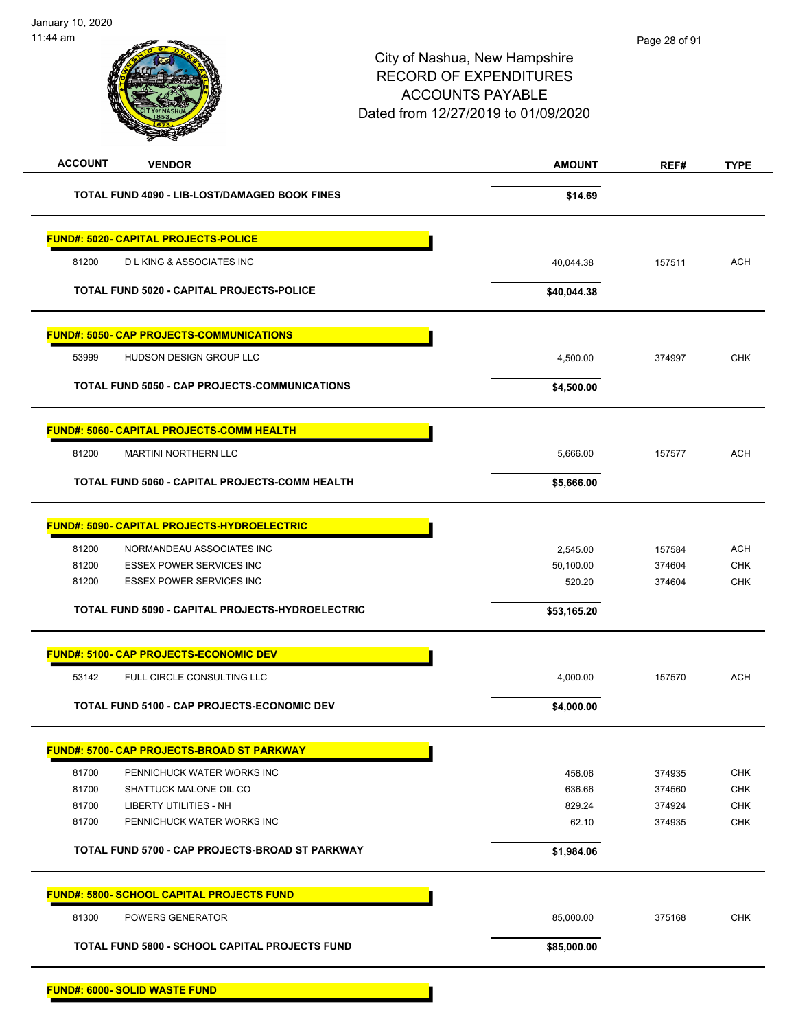City of Nashua, New Hampshire
RECORD OF EXPENDITURES
ACCOUNTS PAYABLE
Dated from 12/27/2019 to 01/09/2020

| ACCOUNT | VENDOR | AMOUNT | REF# | TYPE |
|---|---|---|---|---|
| | **TOTAL FUND 4090 - LIB-LOST/DAMAGED BOOK FINES** | **$14.69** | | |
| | **FUND#: 5020- CAPITAL PROJECTS-POLICE** | | | |
| 81200 | D L KING & ASSOCIATES INC | 40,044.38 | 157511 | ACH |
| | **TOTAL FUND 5020 - CAPITAL PROJECTS-POLICE** | **$40,044.38** | | |
| | **FUND#: 5050- CAP PROJECTS-COMMUNICATIONS** | | | |
| 53999 | HUDSON DESIGN GROUP LLC | 4,500.00 | 374997 | CHK |
| | **TOTAL FUND 5050 - CAP PROJECTS-COMMUNICATIONS** | **$4,500.00** | | |
| | **FUND#: 5060- CAPITAL PROJECTS-COMM HEALTH** | | | |
| 81200 | MARTINI NORTHERN LLC | 5,666.00 | 157577 | ACH |
| | **TOTAL FUND 5060 - CAPITAL PROJECTS-COMM HEALTH** | **$5,666.00** | | |
| | **FUND#: 5090- CAPITAL PROJECTS-HYDROELECTRIC** | | | |
| 81200 | NORMANDEAU ASSOCIATES INC | 2,545.00 | 157584 | ACH |
| 81200 | ESSEX POWER SERVICES INC | 50,100.00 | 374604 | CHK |
| 81200 | ESSEX POWER SERVICES INC | 520.20 | 374604 | CHK |
| | **TOTAL FUND 5090 - CAPITAL PROJECTS-HYDROELECTRIC** | **$53,165.20** | | |
| | **FUND#: 5100- CAP PROJECTS-ECONOMIC DEV** | | | |
| 53142 | FULL CIRCLE CONSULTING LLC | 4,000.00 | 157570 | ACH |
| | **TOTAL FUND 5100 - CAP PROJECTS-ECONOMIC DEV** | **$4,000.00** | | |
| | **FUND#: 5700- CAP PROJECTS-BROAD ST PARKWAY** | | | |
| 81700 | PENNICHUCK WATER WORKS INC | 456.06 | 374935 | CHK |
| 81700 | SHATTUCK MALONE OIL CO | 636.66 | 374560 | CHK |
| 81700 | LIBERTY UTILITIES - NH | 829.24 | 374924 | CHK |
| 81700 | PENNICHUCK WATER WORKS INC | 62.10 | 374935 | CHK |
| | **TOTAL FUND 5700 - CAP PROJECTS-BROAD ST PARKWAY** | **$1,984.06** | | |
| | **FUND#: 5800- SCHOOL CAPITAL PROJECTS FUND** | | | |
| 81300 | POWERS GENERATOR | 85,000.00 | 375168 | CHK |
| | **TOTAL FUND 5800 - SCHOOL CAPITAL PROJECTS FUND** | **$85,000.00** | | |
| | **FUND#: 6000- SOLID WASTE FUND** | | | |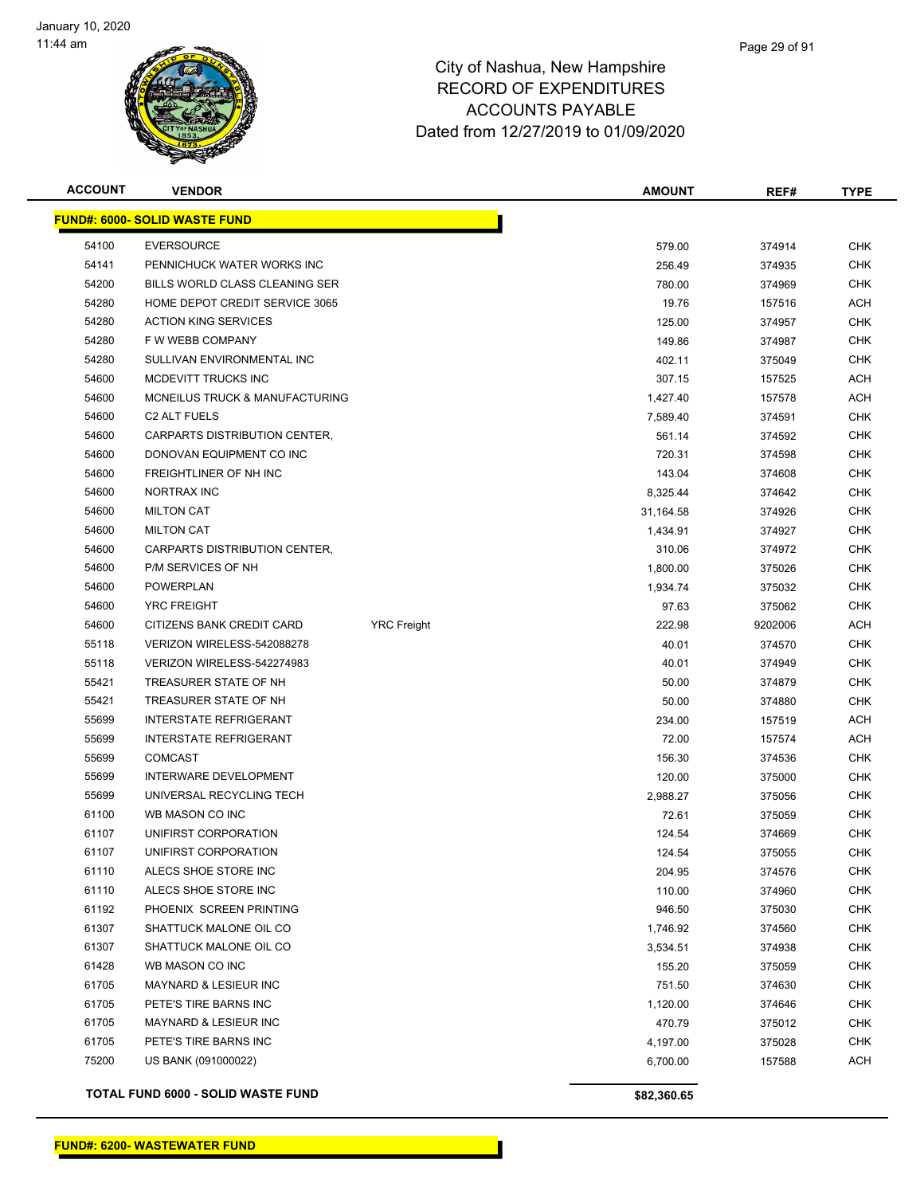# City of Nashua, New Hampshire
## RECORD OF EXPENDITURES
## ACCOUNTS PAYABLE
## Dated from 12/27/2019 to 01/09/2020

| ACCOUNT | VENDOR | | AMOUNT | REF# | TYPE |
|---|---|---|---|---|---|
| **FUND#: 6000- SOLID WASTE FUND** | | | | | |
| 54100 | EVERSOURCE | | 579.00 | 374914 | CHK |
| 54141 | PENNICHUCK WATER WORKS INC | | 256.49 | 374935 | CHK |
| 54200 | BILLS WORLD CLASS CLEANING SER | | 780.00 | 374969 | CHK |
| 54280 | HOME DEPOT CREDIT SERVICE 3065 | | 19.76 | 157516 | ACH |
| 54280 | ACTION KING SERVICES | | 125.00 | 374957 | CHK |
| 54280 | F W WEBB COMPANY | | 149.86 | 374987 | CHK |
| 54280 | SULLIVAN ENVIRONMENTAL INC | | 402.11 | 375049 | CHK |
| 54600 | MCDEVITT TRUCKS INC | | 307.15 | 157525 | ACH |
| 54600 | MCNEILUS TRUCK & MANUFACTURING | | 1,427.40 | 157578 | ACH |
| 54600 | C2 ALT FUELS | | 7,589.40 | 374591 | CHK |
| 54600 | CARPARTS DISTRIBUTION CENTER, | | 561.14 | 374592 | CHK |
| 54600 | DONOVAN EQUIPMENT CO INC | | 720.31 | 374598 | CHK |
| 54600 | FREIGHTLINER OF NH INC | | 143.04 | 374608 | CHK |
| 54600 | NORTRAX INC | | 8,325.44 | 374642 | CHK |
| 54600 | MILTON CAT | | 31,164.58 | 374926 | CHK |
| 54600 | MILTON CAT | | 1,434.91 | 374927 | CHK |
| 54600 | CARPARTS DISTRIBUTION CENTER, | | 310.06 | 374972 | CHK |
| 54600 | P/M SERVICES OF NH | | 1,800.00 | 375026 | CHK |
| 54600 | POWERPLAN | | 1,934.74 | 375032 | CHK |
| 54600 | YRC FREIGHT | | 97.63 | 375062 | CHK |
| 54600 | CITIZENS BANK CREDIT CARD | YRC Freight | 222.98 | 9202006 | ACH |
| 55118 | VERIZON WIRELESS-542088278 | | 40.01 | 374570 | CHK |
| 55118 | VERIZON WIRELESS-542274983 | | 40.01 | 374949 | CHK |
| 55421 | TREASURER STATE OF NH | | 50.00 | 374879 | CHK |
| 55421 | TREASURER STATE OF NH | | 50.00 | 374880 | CHK |
| 55699 | INTERSTATE REFRIGERANT | | 234.00 | 157519 | ACH |
| 55699 | INTERSTATE REFRIGERANT | | 72.00 | 157574 | ACH |
| 55699 | COMCAST | | 156.30 | 374536 | CHK |
| 55699 | INTERWARE DEVELOPMENT | | 120.00 | 375000 | CHK |
| 55699 | UNIVERSAL RECYCLING TECH | | 2,988.27 | 375056 | CHK |
| 61100 | WB MASON CO INC | | 72.61 | 375059 | CHK |
| 61107 | UNIFIRST CORPORATION | | 124.54 | 374669 | CHK |
| 61107 | UNIFIRST CORPORATION | | 124.54 | 375055 | CHK |
| 61110 | ALECS SHOE STORE INC | | 204.95 | 374576 | CHK |
| 61110 | ALECS SHOE STORE INC | | 110.00 | 374960 | CHK |
| 61192 | PHOENIX SCREEN PRINTING | | 946.50 | 375030 | CHK |
| 61307 | SHATTUCK MALONE OIL CO | | 1,746.92 | 374560 | CHK |
| 61307 | SHATTUCK MALONE OIL CO | | 3,534.51 | 374938 | CHK |
| 61428 | WB MASON CO INC | | 155.20 | 375059 | CHK |
| 61705 | MAYNARD & LESIEUR INC | | 751.50 | 374630 | CHK |
| 61705 | PETE'S TIRE BARNS INC | | 1,120.00 | 374646 | CHK |
| 61705 | MAYNARD & LESIEUR INC | | 470.79 | 375012 | CHK |
| 61705 | PETE'S TIRE BARNS INC | | 4,197.00 | 375028 | CHK |
| 75200 | US BANK (091000022) | | 6,700.00 | 157588 | ACH |
| **TOTAL FUND 6000 - SOLID WASTE FUND** | | | **$82,360.65** | | |

**FUND#: 6200- WASTEWATER FUND**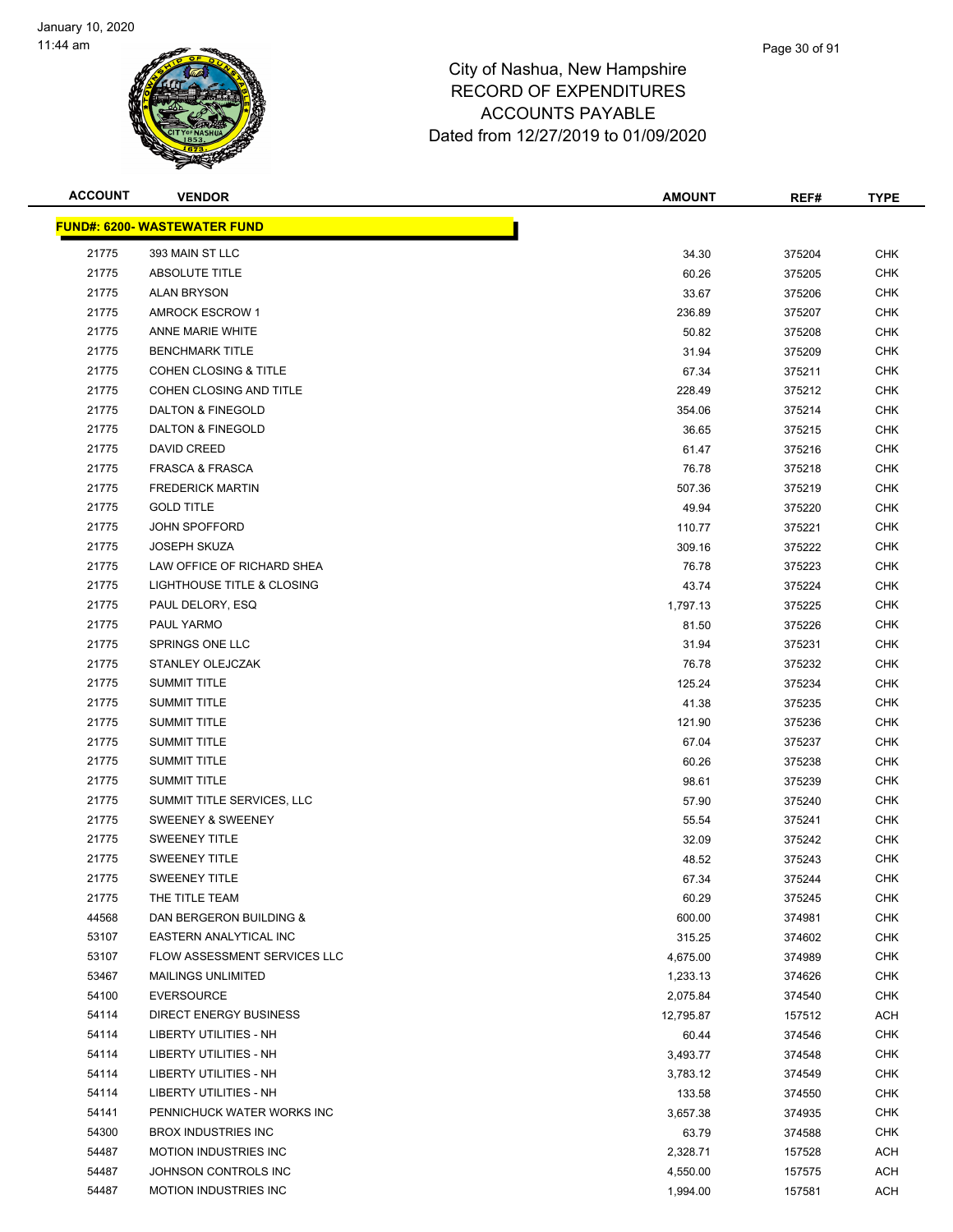# City of Nashua, New Hampshire
## RECORD OF EXPENDITURES
## ACCOUNTS PAYABLE
## Dated from 12/27/2019 to 01/09/2020

| ACCOUNT | VENDOR | AMOUNT | REF# | TYPE |
|---|---|---|---|---|
| **FUND#: 6200- WASTEWATER FUND** | | | | |
| 21775 | 393 MAIN ST LLC | 34.30 | 375204 | CHK |
| 21775 | ABSOLUTE TITLE | 60.26 | 375205 | CHK |
| 21775 | ALAN BRYSON | 33.67 | 375206 | CHK |
| 21775 | AMROCK ESCROW 1 | 236.89 | 375207 | CHK |
| 21775 | ANNE MARIE WHITE | 50.82 | 375208 | CHK |
| 21775 | BENCHMARK TITLE | 31.94 | 375209 | CHK |
| 21775 | COHEN CLOSING & TITLE | 67.34 | 375211 | CHK |
| 21775 | COHEN CLOSING AND TITLE | 228.49 | 375212 | CHK |
| 21775 | DALTON & FINEGOLD | 354.06 | 375214 | CHK |
| 21775 | DALTON & FINEGOLD | 36.65 | 375215 | CHK |
| 21775 | DAVID CREED | 61.47 | 375216 | CHK |
| 21775 | FRASCA & FRASCA | 76.78 | 375218 | CHK |
| 21775 | FREDERICK MARTIN | 507.36 | 375219 | CHK |
| 21775 | GOLD TITLE | 49.94 | 375220 | CHK |
| 21775 | JOHN SPOFFORD | 110.77 | 375221 | CHK |
| 21775 | JOSEPH SKUZA | 309.16 | 375222 | CHK |
| 21775 | LAW OFFICE OF RICHARD SHEA | 76.78 | 375223 | CHK |
| 21775 | LIGHTHOUSE TITLE & CLOSING | 43.74 | 375224 | CHK |
| 21775 | PAUL DELORY, ESQ | 1,797.13 | 375225 | CHK |
| 21775 | PAUL YARMO | 81.50 | 375226 | CHK |
| 21775 | SPRINGS ONE LLC | 31.94 | 375231 | CHK |
| 21775 | STANLEY OLEJCZAK | 76.78 | 375232 | CHK |
| 21775 | SUMMIT TITLE | 125.24 | 375234 | CHK |
| 21775 | SUMMIT TITLE | 41.38 | 375235 | CHK |
| 21775 | SUMMIT TITLE | 121.90 | 375236 | CHK |
| 21775 | SUMMIT TITLE | 67.04 | 375237 | CHK |
| 21775 | SUMMIT TITLE | 60.26 | 375238 | CHK |
| 21775 | SUMMIT TITLE | 98.61 | 375239 | CHK |
| 21775 | SUMMIT TITLE SERVICES, LLC | 57.90 | 375240 | CHK |
| 21775 | SWEENEY & SWEENEY | 55.54 | 375241 | CHK |
| 21775 | SWEENEY TITLE | 32.09 | 375242 | CHK |
| 21775 | SWEENEY TITLE | 48.52 | 375243 | CHK |
| 21775 | SWEENEY TITLE | 67.34 | 375244 | CHK |
| 21775 | THE TITLE TEAM | 60.29 | 375245 | CHK |
| 44568 | DAN BERGERON BUILDING & | 600.00 | 374981 | CHK |
| 53107 | EASTERN ANALYTICAL INC | 315.25 | 374602 | CHK |
| 53107 | FLOW ASSESSMENT SERVICES LLC | 4,675.00 | 374989 | CHK |
| 53467 | MAILINGS UNLIMITED | 1,233.13 | 374626 | CHK |
| 54100 | EVERSOURCE | 2,075.84 | 374540 | CHK |
| 54114 | DIRECT ENERGY BUSINESS | 12,795.87 | 157512 | ACH |
| 54114 | LIBERTY UTILITIES - NH | 60.44 | 374546 | CHK |
| 54114 | LIBERTY UTILITIES - NH | 3,493.77 | 374548 | CHK |
| 54114 | LIBERTY UTILITIES - NH | 3,783.12 | 374549 | CHK |
| 54114 | LIBERTY UTILITIES - NH | 133.58 | 374550 | CHK |
| 54141 | PENNICHUCK WATER WORKS INC | 3,657.38 | 374935 | CHK |
| 54300 | BROX INDUSTRIES INC | 63.79 | 374588 | CHK |
| 54487 | MOTION INDUSTRIES INC | 2,328.71 | 157528 | ACH |
| 54487 | JOHNSON CONTROLS INC | 4,550.00 | 157575 | ACH |
| 54487 | MOTION INDUSTRIES INC | 1,994.00 | 157581 | ACH |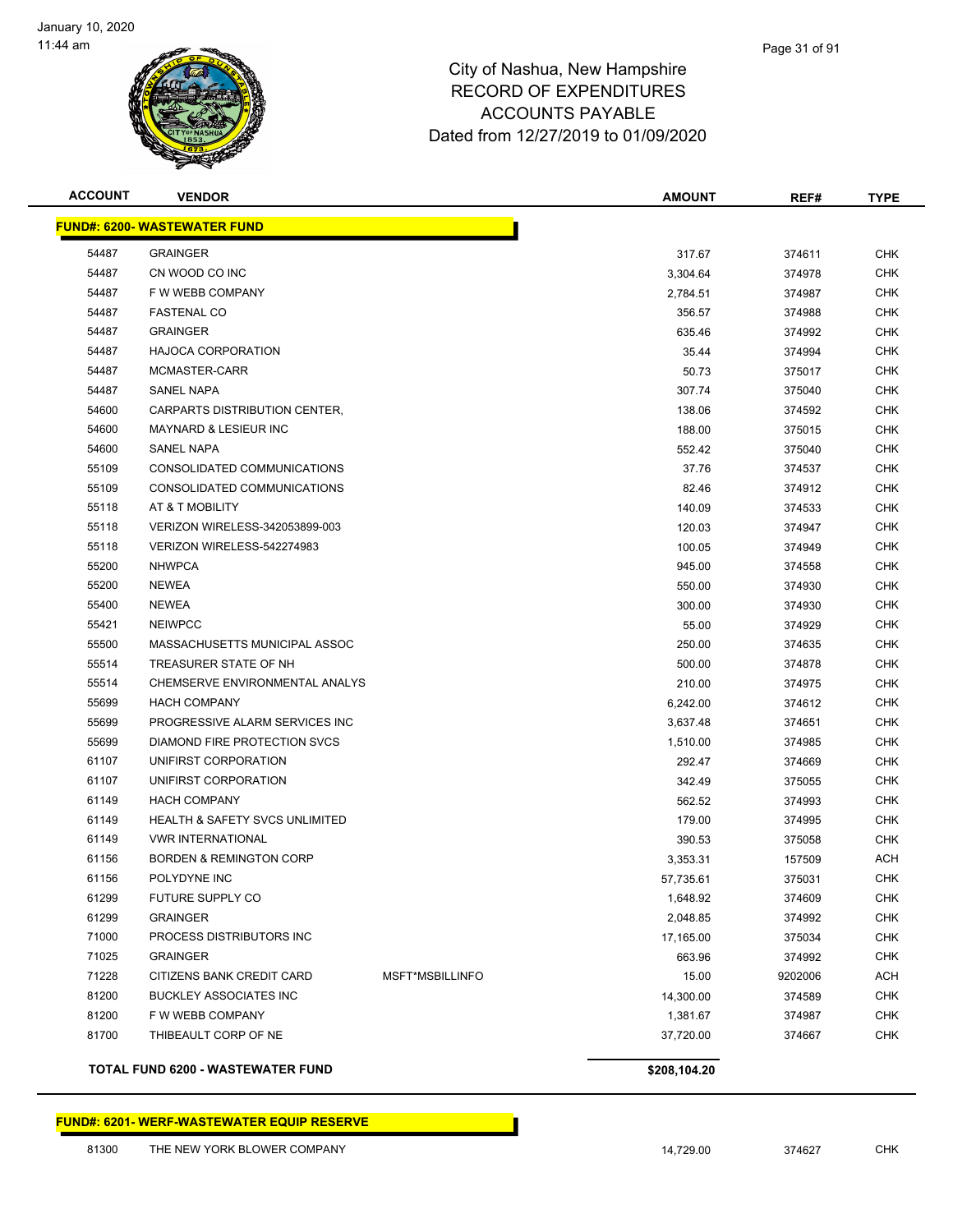# City of Nashua, New Hampshire
# RECORD OF EXPENDITURES
# ACCOUNTS PAYABLE
# Dated from 12/27/2019 to 01/09/2020

| ACCOUNT | VENDOR | | AMOUNT | REF# | TYPE |
|---|---|---|---|---|---|
| **FUND#: 6200- WASTEWATER FUND** | | | | | |
| 54487 | GRAINGER | | 317.67 | 374611 | CHK |
| 54487 | CN WOOD CO INC | | 3,304.64 | 374978 | CHK |
| 54487 | F W WEBB COMPANY | | 2,784.51 | 374987 | CHK |
| 54487 | FASTENAL CO | | 356.57 | 374988 | CHK |
| 54487 | GRAINGER | | 635.46 | 374992 | CHK |
| 54487 | HAJOCA CORPORATION | | 35.44 | 374994 | CHK |
| 54487 | MCMASTER-CARR | | 50.73 | 375017 | CHK |
| 54487 | SANEL NAPA | | 307.74 | 375040 | CHK |
| 54600 | CARPARTS DISTRIBUTION CENTER, | | 138.06 | 374592 | CHK |
| 54600 | MAYNARD & LESIEUR INC | | 188.00 | 375015 | CHK |
| 54600 | SANEL NAPA | | 552.42 | 375040 | CHK |
| 55109 | CONSOLIDATED COMMUNICATIONS | | 37.76 | 374537 | CHK |
| 55109 | CONSOLIDATED COMMUNICATIONS | | 82.46 | 374912 | CHK |
| 55118 | AT & T MOBILITY | | 140.09 | 374533 | CHK |
| 55118 | VERIZON WIRELESS-342053899-003 | | 120.03 | 374947 | CHK |
| 55118 | VERIZON WIRELESS-542274983 | | 100.05 | 374949 | CHK |
| 55200 | NHWPCA | | 945.00 | 374558 | CHK |
| 55200 | NEWEA | | 550.00 | 374930 | CHK |
| 55400 | NEWEA | | 300.00 | 374930 | CHK |
| 55421 | NEIWPCC | | 55.00 | 374929 | CHK |
| 55500 | MASSACHUSETTS MUNICIPAL ASSOC | | 250.00 | 374635 | CHK |
| 55514 | TREASURER STATE OF NH | | 500.00 | 374878 | CHK |
| 55514 | CHEMSERVE ENVIRONMENTAL ANALYS | | 210.00 | 374975 | CHK |
| 55699 | HACH COMPANY | | 6,242.00 | 374612 | CHK |
| 55699 | PROGRESSIVE ALARM SERVICES INC | | 3,637.48 | 374651 | CHK |
| 55699 | DIAMOND FIRE PROTECTION SVCS | | 1,510.00 | 374985 | CHK |
| 61107 | UNIFIRST CORPORATION | | 292.47 | 374669 | CHK |
| 61107 | UNIFIRST CORPORATION | | 342.49 | 375055 | CHK |
| 61149 | HACH COMPANY | | 562.52 | 374993 | CHK |
| 61149 | HEALTH & SAFETY SVCS UNLIMITED | | 179.00 | 374995 | CHK |
| 61149 | VWR INTERNATIONAL | | 390.53 | 375058 | CHK |
| 61156 | BORDEN & REMINGTON CORP | | 3,353.31 | 157509 | ACH |
| 61156 | POLYDYNE INC | | 57,735.61 | 375031 | CHK |
| 61299 | FUTURE SUPPLY CO | | 1,648.92 | 374609 | CHK |
| 61299 | GRAINGER | | 2,048.85 | 374992 | CHK |
| 71000 | PROCESS DISTRIBUTORS INC | | 17,165.00 | 375034 | CHK |
| 71025 | GRAINGER | | 663.96 | 374992 | CHK |
| 71228 | CITIZENS BANK CREDIT CARD | MSFT*MSBILLINFO | 15.00 | 9202006 | ACH |
| 81200 | BUCKLEY ASSOCIATES INC | | 14,300.00 | 374589 | CHK |
| 81200 | F W WEBB COMPANY | | 1,381.67 | 374987 | CHK |
| 81700 | THIBEAULT CORP OF NE | | 37,720.00 | 374667 | CHK |
| **TOTAL FUND 6200 - WASTEWATER FUND** | | | **$208,104.20** | | |
| **FUND#: 6201- WERF-WASTEWATER EQUIP RESERVE** | | | | | |
| 81300 | THE NEW YORK BLOWER COMPANY | | 14,729.00 | 374627 | CHK |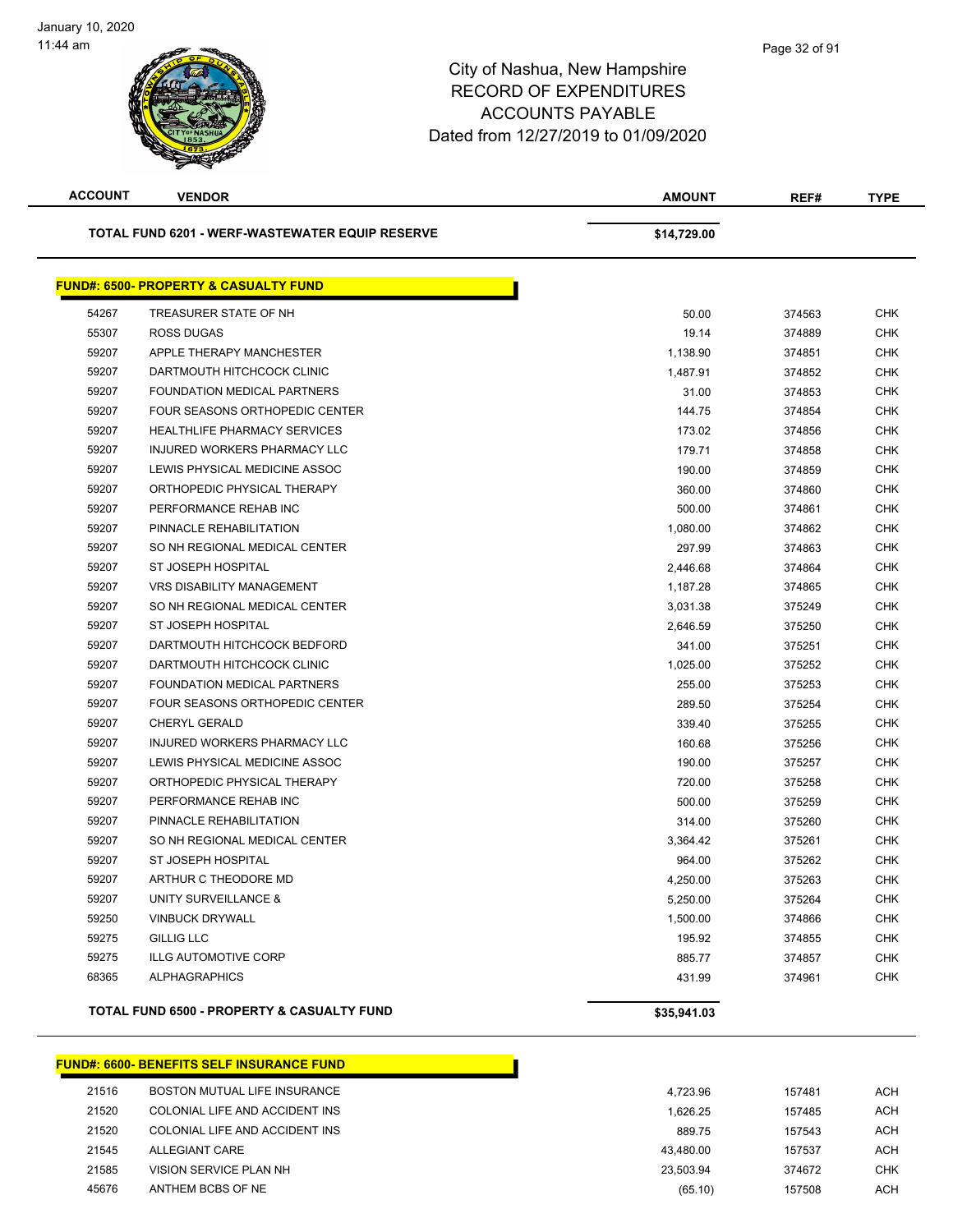# City of Nashua, New Hampshire
## RECORD OF EXPENDITURES
## ACCOUNTS PAYABLE
## Dated from 12/27/2019 to 01/09/2020

| ACCOUNT | VENDOR | AMOUNT | REF# | TYPE |
|---|---|---|---|---|
| | **TOTAL FUND 6201 - WERF-WASTEWATER EQUIP RESERVE** | **$14,729.00** | | |

**FUND#: 6500- PROPERTY & CASUALTY FUND**

| ACCOUNT | VENDOR | AMOUNT | REF# | TYPE |
|---|---|---|---|---|
| 54267 | TREASURER STATE OF NH | 50.00 | 374563 | CHK |
| 55307 | ROSS DUGAS | 19.14 | 374889 | CHK |
| 59207 | APPLE THERAPY MANCHESTER | 1,138.90 | 374851 | CHK |
| 59207 | DARTMOUTH HITCHCOCK CLINIC | 1,487.91 | 374852 | CHK |
| 59207 | FOUNDATION MEDICAL PARTNERS | 31.00 | 374853 | CHK |
| 59207 | FOUR SEASONS ORTHOPEDIC CENTER | 144.75 | 374854 | CHK |
| 59207 | HEALTHLIFE PHARMACY SERVICES | 173.02 | 374856 | CHK |
| 59207 | INJURED WORKERS PHARMACY LLC | 179.71 | 374858 | CHK |
| 59207 | LEWIS PHYSICAL MEDICINE ASSOC | 190.00 | 374859 | CHK |
| 59207 | ORTHOPEDIC PHYSICAL THERAPY | 360.00 | 374860 | CHK |
| 59207 | PERFORMANCE REHAB INC | 500.00 | 374861 | CHK |
| 59207 | PINNACLE REHABILITATION | 1,080.00 | 374862 | CHK |
| 59207 | SO NH REGIONAL MEDICAL CENTER | 297.99 | 374863 | CHK |
| 59207 | ST JOSEPH HOSPITAL | 2,446.68 | 374864 | CHK |
| 59207 | VRS DISABILITY MANAGEMENT | 1,187.28 | 374865 | CHK |
| 59207 | SO NH REGIONAL MEDICAL CENTER | 3,031.38 | 375249 | CHK |
| 59207 | ST JOSEPH HOSPITAL | 2,646.59 | 375250 | CHK |
| 59207 | DARTMOUTH HITCHCOCK BEDFORD | 341.00 | 375251 | CHK |
| 59207 | DARTMOUTH HITCHCOCK CLINIC | 1,025.00 | 375252 | CHK |
| 59207 | FOUNDATION MEDICAL PARTNERS | 255.00 | 375253 | CHK |
| 59207 | FOUR SEASONS ORTHOPEDIC CENTER | 289.50 | 375254 | CHK |
| 59207 | CHERYL GERALD | 339.40 | 375255 | CHK |
| 59207 | INJURED WORKERS PHARMACY LLC | 160.68 | 375256 | CHK |
| 59207 | LEWIS PHYSICAL MEDICINE ASSOC | 190.00 | 375257 | CHK |
| 59207 | ORTHOPEDIC PHYSICAL THERAPY | 720.00 | 375258 | CHK |
| 59207 | PERFORMANCE REHAB INC | 500.00 | 375259 | CHK |
| 59207 | PINNACLE REHABILITATION | 314.00 | 375260 | CHK |
| 59207 | SO NH REGIONAL MEDICAL CENTER | 3,364.42 | 375261 | CHK |
| 59207 | ST JOSEPH HOSPITAL | 964.00 | 375262 | CHK |
| 59207 | ARTHUR C THEODORE MD | 4,250.00 | 375263 | CHK |
| 59207 | UNITY SURVEILLANCE & | 5,250.00 | 375264 | CHK |
| 59250 | VINBUCK DRYWALL | 1,500.00 | 374866 | CHK |
| 59275 | GILLIG LLC | 195.92 | 374855 | CHK |
| 59275 | ILLG AUTOMOTIVE CORP | 885.77 | 374857 | CHK |
| 68365 | ALPHAGRAPHICS | 431.99 | 374961 | CHK |
| | **TOTAL FUND 6500 - PROPERTY & CASUALTY FUND** | **$35,941.03** | | |

**FUND#: 6600- BENEFITS SELF INSURANCE FUND**

| ACCOUNT | VENDOR | AMOUNT | REF# | TYPE |
|---|---|---|---|---|
| 21516 | BOSTON MUTUAL LIFE INSURANCE | 4,723.96 | 157481 | ACH |
| 21520 | COLONIAL LIFE AND ACCIDENT INS | 1,626.25 | 157485 | ACH |
| 21520 | COLONIAL LIFE AND ACCIDENT INS | 889.75 | 157543 | ACH |
| 21545 | ALLEGIANT CARE | 43,480.00 | 157537 | ACH |
| 21585 | VISION SERVICE PLAN NH | 23,503.94 | 374672 | CHK |
| 45676 | ANTHEM BCBS OF NE | (65.10) | 157508 | ACH |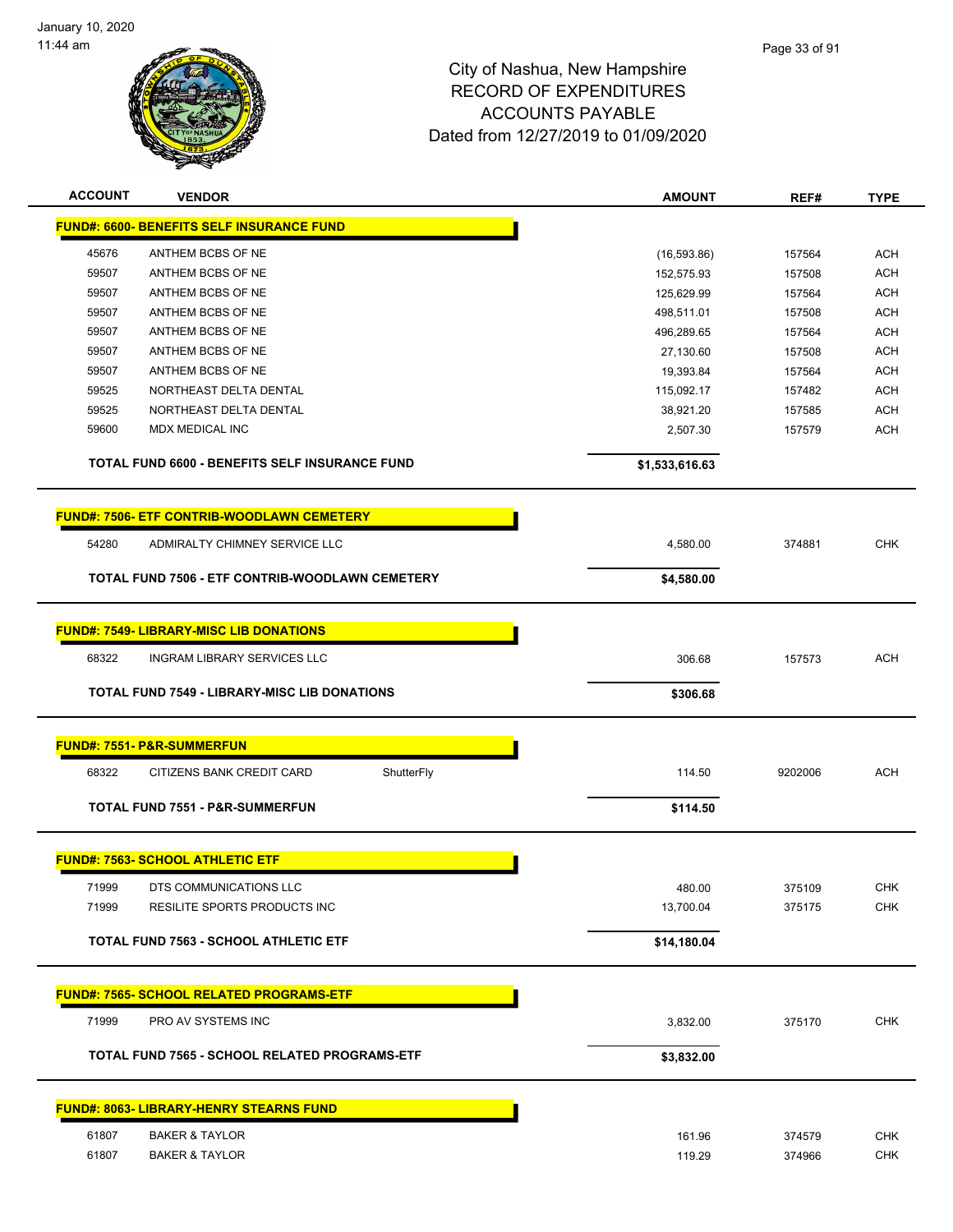City of Nashua, New Hampshire
RECORD OF EXPENDITURES
ACCOUNTS PAYABLE
Dated from 12/27/2019 to 01/09/2020

| ACCOUNT | VENDOR | | AMOUNT | REF# | TYPE |
|---|---|---|---|---|---|
| **FUND#: 6600- BENEFITS SELF INSURANCE FUND** | | | | | |
| 45676 | ANTHEM BCBS OF NE | | (16,593.86) | 157564 | ACH |
| 59507 | ANTHEM BCBS OF NE | | 152,575.93 | 157508 | ACH |
| 59507 | ANTHEM BCBS OF NE | | 125,629.99 | 157564 | ACH |
| 59507 | ANTHEM BCBS OF NE | | 498,511.01 | 157508 | ACH |
| 59507 | ANTHEM BCBS OF NE | | 496,289.65 | 157564 | ACH |
| 59507 | ANTHEM BCBS OF NE | | 27,130.60 | 157508 | ACH |
| 59507 | ANTHEM BCBS OF NE | | 19,393.84 | 157564 | ACH |
| 59525 | NORTHEAST DELTA DENTAL | | 115,092.17 | 157482 | ACH |
| 59525 | NORTHEAST DELTA DENTAL | | 38,921.20 | 157585 | ACH |
| 59600 | MDX MEDICAL INC | | 2,507.30 | 157579 | ACH |
| **TOTAL FUND 6600 - BENEFITS SELF INSURANCE FUND** | | | **$1,533,616.63** | | |
| **FUND#: 7506- ETF CONTRIB-WOODLAWN CEMETERY** | | | | | |
| 54280 | ADMIRALTY CHIMNEY SERVICE LLC | | 4,580.00 | 374881 | CHK |
| **TOTAL FUND 7506 - ETF CONTRIB-WOODLAWN CEMETERY** | | | **$4,580.00** | | |
| **FUND#: 7549- LIBRARY-MISC LIB DONATIONS** | | | | | |
| 68322 | INGRAM LIBRARY SERVICES LLC | | 306.68 | 157573 | ACH |
| **TOTAL FUND 7549 - LIBRARY-MISC LIB DONATIONS** | | | **$306.68** | | |
| **FUND#: 7551- P&R-SUMMERFUN** | | | | | |
| 68322 | CITIZENS BANK CREDIT CARD | ShutterFly | 114.50 | 9202006 | ACH |
| **TOTAL FUND 7551 - P&R-SUMMERFUN** | | | **$114.50** | | |
| **FUND#: 7563- SCHOOL ATHLETIC ETF** | | | | | |
| 71999 | DTS COMMUNICATIONS LLC | | 480.00 | 375109 | CHK |
| 71999 | RESILITE SPORTS PRODUCTS INC | | 13,700.04 | 375175 | CHK |
| **TOTAL FUND 7563 - SCHOOL ATHLETIC ETF** | | | **$14,180.04** | | |
| **FUND#: 7565- SCHOOL RELATED PROGRAMS-ETF** | | | | | |
| 71999 | PRO AV SYSTEMS INC | | 3,832.00 | 375170 | CHK |
| **TOTAL FUND 7565 - SCHOOL RELATED PROGRAMS-ETF** | | | **$3,832.00** | | |
| **FUND#: 8063- LIBRARY-HENRY STEARNS FUND** | | | | | |
| 61807 | BAKER & TAYLOR | | 161.96 | 374579 | CHK |
| 61807 | BAKER & TAYLOR | | 119.29 | 374966 | CHK |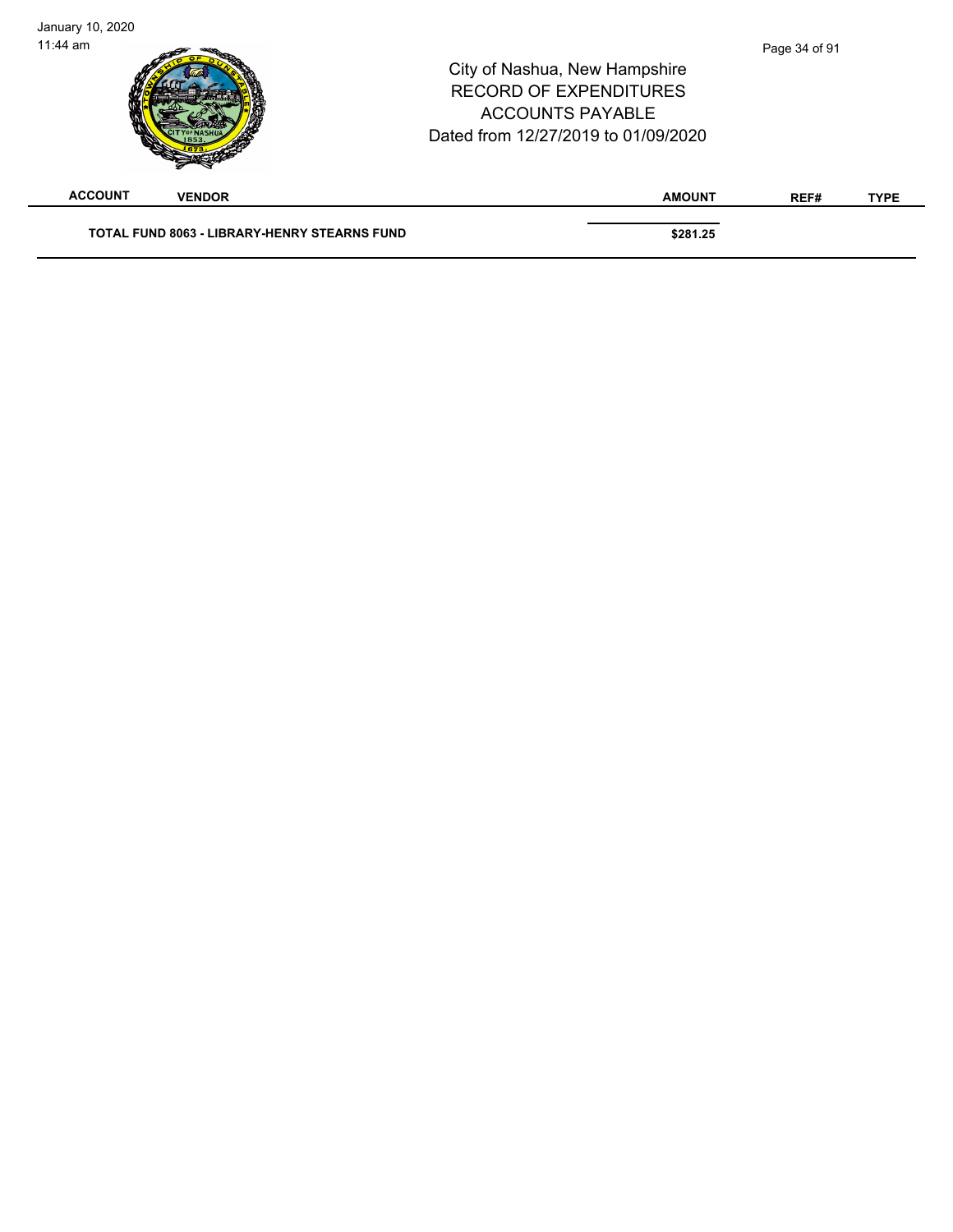| ACCOUNT | VENDOR | AMOUNT | REF# | TYPE |
|---|---|---|---|---|
| **TOTAL FUND 8063 - LIBRARY-HENRY STEARNS FUND** | | **$281.25** | | |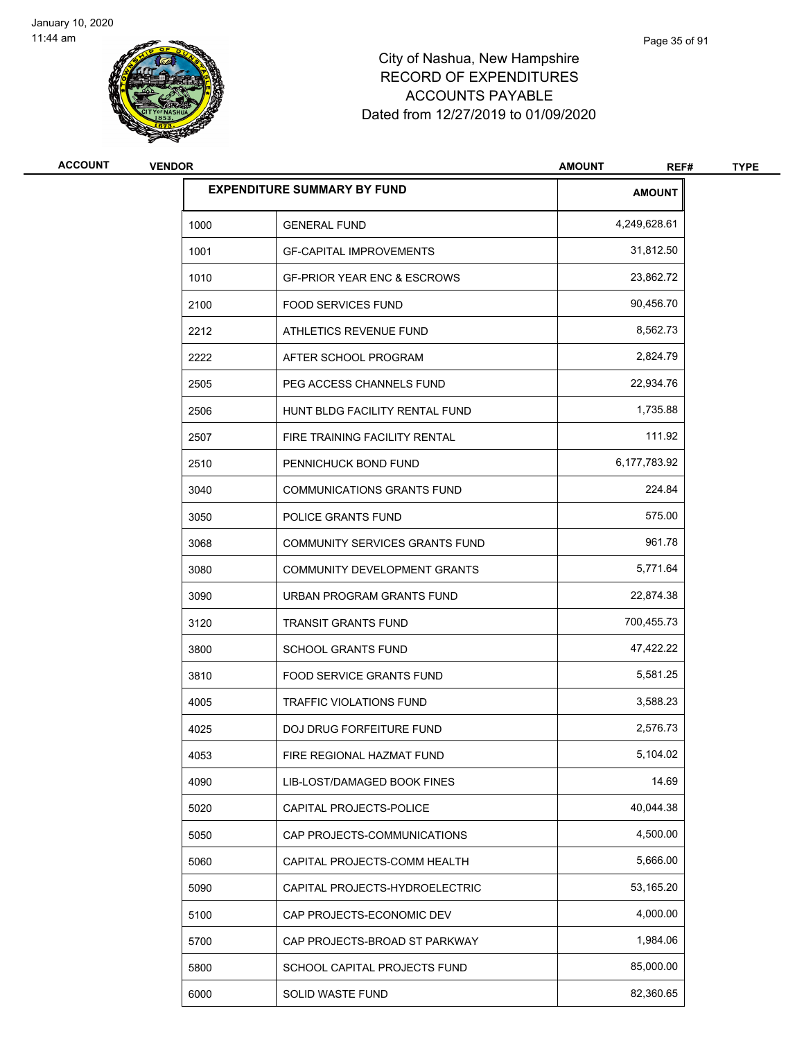# City of Nashua, New Hampshire
## RECORD OF EXPENDITURES
## ACCOUNTS PAYABLE
### Dated from 12/27/2019 to 01/09/2020

| ACCOUNT | VENDOR | AMOUNT | REF# | TYPE |
|---|---|---|---|---|

| EXPENDITURE SUMMARY BY FUND | | AMOUNT |
|---|---|---|
| 1000 | GENERAL FUND | 4,249,628.61 |
| 1001 | GF-CAPITAL IMPROVEMENTS | 31,812.50 |
| 1010 | GF-PRIOR YEAR ENC & ESCROWS | 23,862.72 |
| 2100 | FOOD SERVICES FUND | 90,456.70 |
| 2212 | ATHLETICS REVENUE FUND | 8,562.73 |
| 2222 | AFTER SCHOOL PROGRAM | 2,824.79 |
| 2505 | PEG ACCESS CHANNELS FUND | 22,934.76 |
| 2506 | HUNT BLDG FACILITY RENTAL FUND | 1,735.88 |
| 2507 | FIRE TRAINING FACILITY RENTAL | 111.92 |
| 2510 | PENNICHUCK BOND FUND | 6,177,783.92 |
| 3040 | COMMUNICATIONS GRANTS FUND | 224.84 |
| 3050 | POLICE GRANTS FUND | 575.00 |
| 3068 | COMMUNITY SERVICES GRANTS FUND | 961.78 |
| 3080 | COMMUNITY DEVELOPMENT GRANTS | 5,771.64 |
| 3090 | URBAN PROGRAM GRANTS FUND | 22,874.38 |
| 3120 | TRANSIT GRANTS FUND | 700,455.73 |
| 3800 | SCHOOL GRANTS FUND | 47,422.22 |
| 3810 | FOOD SERVICE GRANTS FUND | 5,581.25 |
| 4005 | TRAFFIC VIOLATIONS FUND | 3,588.23 |
| 4025 | DOJ DRUG FORFEITURE FUND | 2,576.73 |
| 4053 | FIRE REGIONAL HAZMAT FUND | 5,104.02 |
| 4090 | LIB-LOST/DAMAGED BOOK FINES | 14.69 |
| 5020 | CAPITAL PROJECTS-POLICE | 40,044.38 |
| 5050 | CAP PROJECTS-COMMUNICATIONS | 4,500.00 |
| 5060 | CAPITAL PROJECTS-COMM HEALTH | 5,666.00 |
| 5090 | CAPITAL PROJECTS-HYDROELECTRIC | 53,165.20 |
| 5100 | CAP PROJECTS-ECONOMIC DEV | 4,000.00 |
| 5700 | CAP PROJECTS-BROAD ST PARKWAY | 1,984.06 |
| 5800 | SCHOOL CAPITAL PROJECTS FUND | 85,000.00 |
| 6000 | SOLID WASTE FUND | 82,360.65 |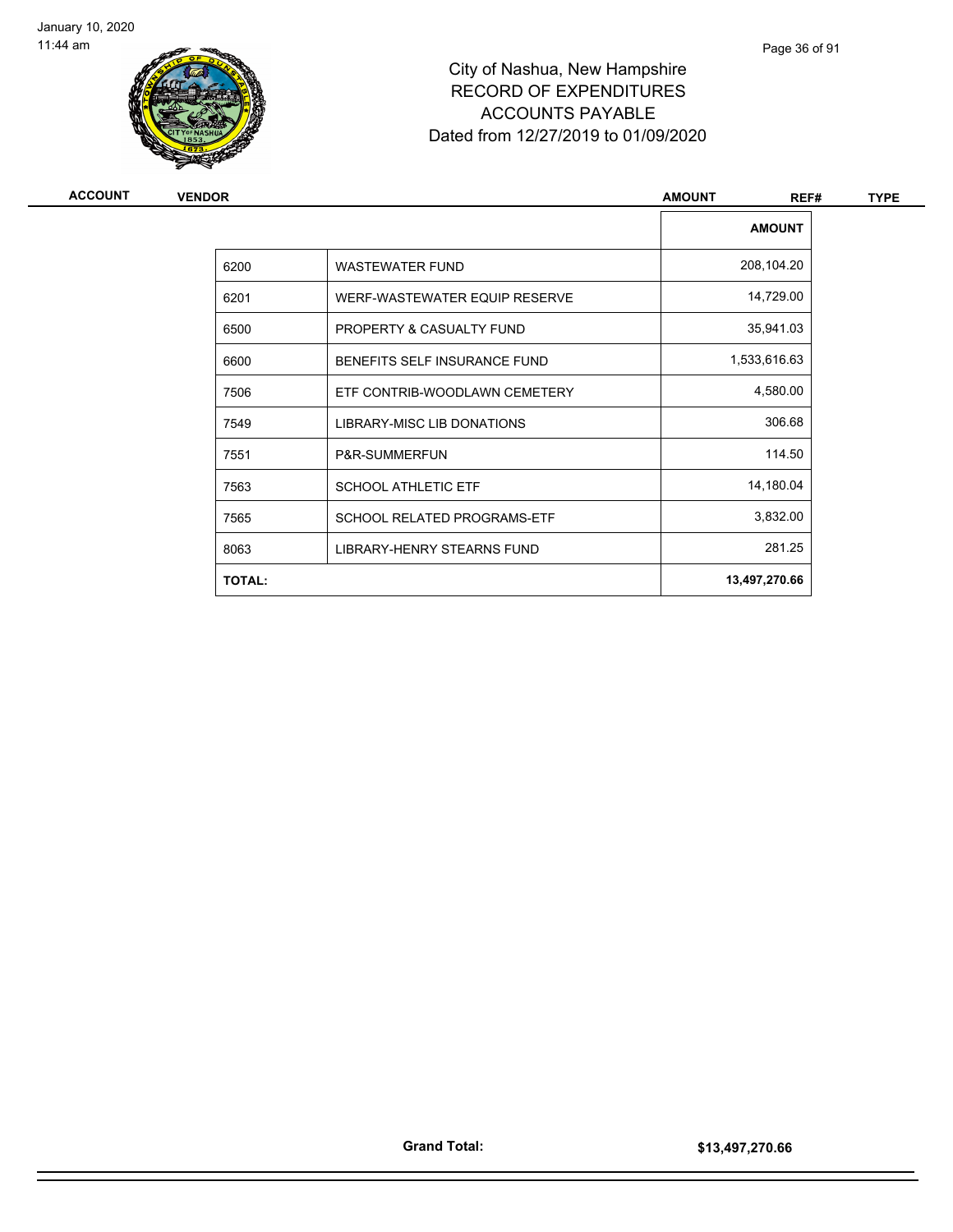City of Nashua, New Hampshire
RECORD OF EXPENDITURES
ACCOUNTS PAYABLE
Dated from 12/27/2019 to 01/09/2020

| ACCOUNT | VENDOR | AMOUNT | REF# | TYPE |
|---|---|---|---|---|

| | | AMOUNT |
|---|---|---|
| 6200 | WASTEWATER FUND | 208,104.20 |
| 6201 | WERF-WASTEWATER EQUIP RESERVE | 14,729.00 |
| 6500 | PROPERTY & CASUALTY FUND | 35,941.03 |
| 6600 | BENEFITS SELF INSURANCE FUND | 1,533,616.63 |
| 7506 | ETF CONTRIB-WOODLAWN CEMETERY | 4,580.00 |
| 7549 | LIBRARY-MISC LIB DONATIONS | 306.68 |
| 7551 | P&R-SUMMERFUN | 114.50 |
| 7563 | SCHOOL ATHLETIC ETF | 14,180.04 |
| 7565 | SCHOOL RELATED PROGRAMS-ETF | 3,832.00 |
| 8063 | LIBRARY-HENRY STEARNS FUND | 281.25 |
| **TOTAL:** | | **13,497,270.66** |

**Grand Total:** **$13,497,270.66**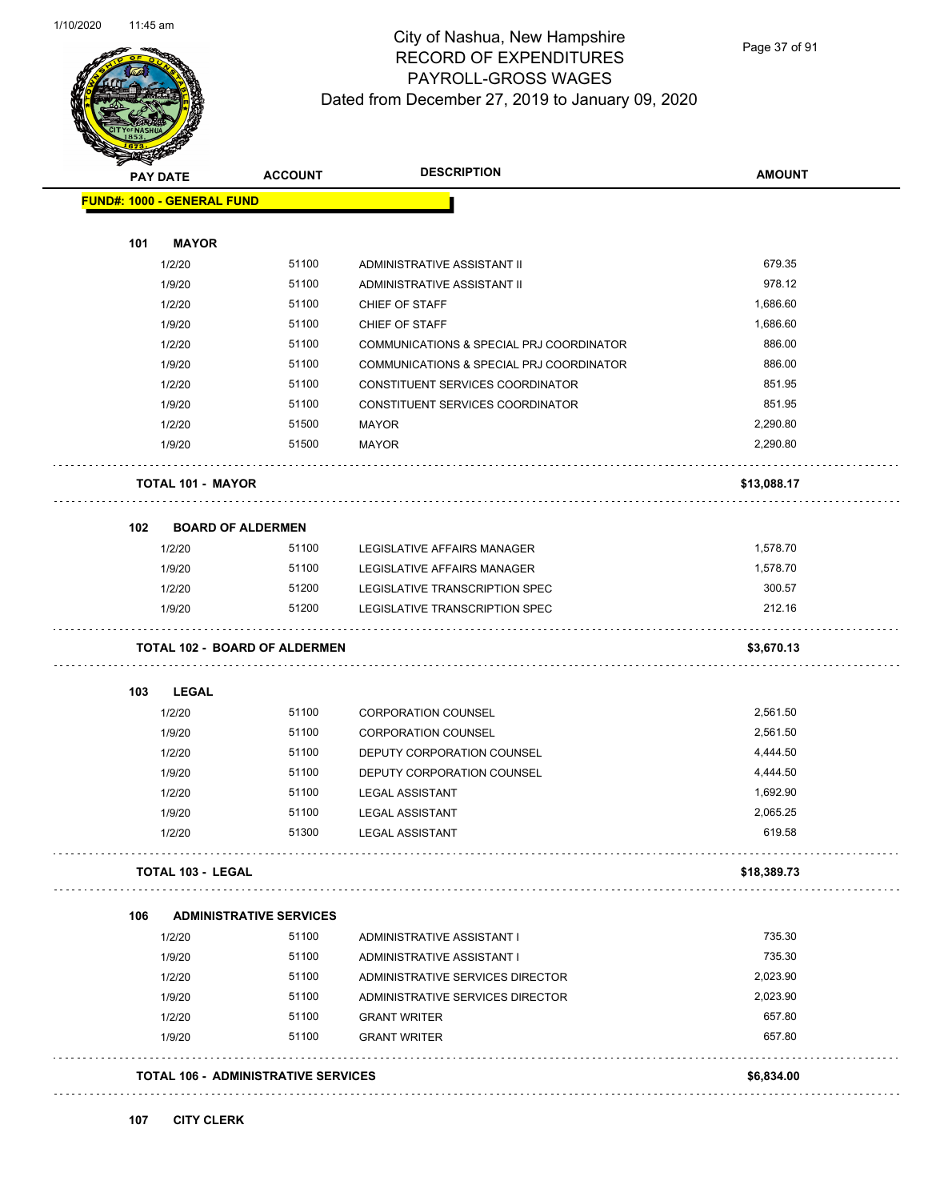# City of Nashua, New Hampshire
## RECORD OF EXPENDITURES
## PAYROLL-GROSS WAGES
### Dated from December 27, 2019 to January 09, 2020

| PAY DATE | ACCOUNT | DESCRIPTION | AMOUNT |
|---|---|---|---|
| **FUND#: 1000 - GENERAL FUND** | | | |
| **101 MAYOR** | | | |
| 1/2/20 | 51100 | ADMINISTRATIVE ASSISTANT II | 679.35 |
| 1/9/20 | 51100 | ADMINISTRATIVE ASSISTANT II | 978.12 |
| 1/2/20 | 51100 | CHIEF OF STAFF | 1,686.60 |
| 1/9/20 | 51100 | CHIEF OF STAFF | 1,686.60 |
| 1/2/20 | 51100 | COMMUNICATIONS & SPECIAL PRJ COORDINATOR | 886.00 |
| 1/9/20 | 51100 | COMMUNICATIONS & SPECIAL PRJ COORDINATOR | 886.00 |
| 1/2/20 | 51100 | CONSTITUENT SERVICES COORDINATOR | 851.95 |
| 1/9/20 | 51100 | CONSTITUENT SERVICES COORDINATOR | 851.95 |
| 1/2/20 | 51500 | MAYOR | 2,290.80 |
| 1/9/20 | 51500 | MAYOR | 2,290.80 |
| **TOTAL 101 - MAYOR** | | | **$13,088.17** |
| **102 BOARD OF ALDERMEN** | | | |
| 1/2/20 | 51100 | LEGISLATIVE AFFAIRS MANAGER | 1,578.70 |
| 1/9/20 | 51100 | LEGISLATIVE AFFAIRS MANAGER | 1,578.70 |
| 1/2/20 | 51200 | LEGISLATIVE TRANSCRIPTION SPEC | 300.57 |
| 1/9/20 | 51200 | LEGISLATIVE TRANSCRIPTION SPEC | 212.16 |
| **TOTAL 102 - BOARD OF ALDERMEN** | | | **$3,670.13** |
| **103 LEGAL** | | | |
| 1/2/20 | 51100 | CORPORATION COUNSEL | 2,561.50 |
| 1/9/20 | 51100 | CORPORATION COUNSEL | 2,561.50 |
| 1/2/20 | 51100 | DEPUTY CORPORATION COUNSEL | 4,444.50 |
| 1/9/20 | 51100 | DEPUTY CORPORATION COUNSEL | 4,444.50 |
| 1/2/20 | 51100 | LEGAL ASSISTANT | 1,692.90 |
| 1/9/20 | 51100 | LEGAL ASSISTANT | 2,065.25 |
| 1/2/20 | 51300 | LEGAL ASSISTANT | 619.58 |
| **TOTAL 103 - LEGAL** | | | **$18,389.73** |
| **106 ADMINISTRATIVE SERVICES** | | | |
| 1/2/20 | 51100 | ADMINISTRATIVE ASSISTANT I | 735.30 |
| 1/9/20 | 51100 | ADMINISTRATIVE ASSISTANT I | 735.30 |
| 1/2/20 | 51100 | ADMINISTRATIVE SERVICES DIRECTOR | 2,023.90 |
| 1/9/20 | 51100 | ADMINISTRATIVE SERVICES DIRECTOR | 2,023.90 |
| 1/2/20 | 51100 | GRANT WRITER | 657.80 |
| 1/9/20 | 51100 | GRANT WRITER | 657.80 |
| **TOTAL 106 - ADMINISTRATIVE SERVICES** | | | **$6,834.00** |
| **107 CITY CLERK** | | | |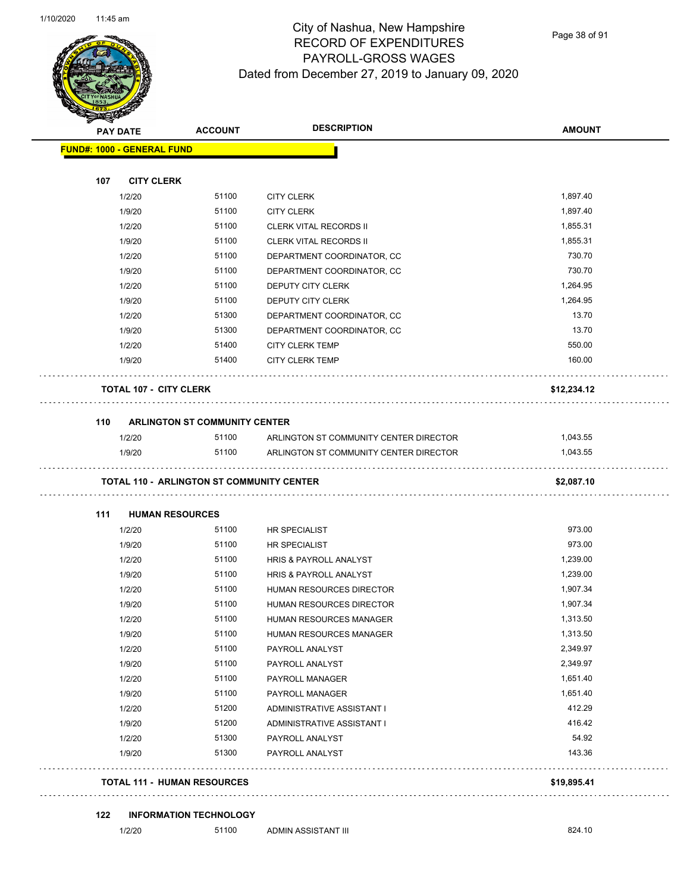# City of Nashua, New Hampshire
## RECORD OF EXPENDITURES
## PAYROLL-GROSS WAGES
## Dated from December 27, 2019 to January 09, 2020

| PAY DATE | ACCOUNT | DESCRIPTION | AMOUNT |
|---|---|---|---|
| **FUND#: 1000 - GENERAL FUND** | | | |
| **107 CITY CLERK** | | | |
| 1/2/20 | 51100 | CITY CLERK | 1,897.40 |
| 1/9/20 | 51100 | CITY CLERK | 1,897.40 |
| 1/2/20 | 51100 | CLERK VITAL RECORDS II | 1,855.31 |
| 1/9/20 | 51100 | CLERK VITAL RECORDS II | 1,855.31 |
| 1/2/20 | 51100 | DEPARTMENT COORDINATOR, CC | 730.70 |
| 1/9/20 | 51100 | DEPARTMENT COORDINATOR, CC | 730.70 |
| 1/2/20 | 51100 | DEPUTY CITY CLERK | 1,264.95 |
| 1/9/20 | 51100 | DEPUTY CITY CLERK | 1,264.95 |
| 1/2/20 | 51300 | DEPARTMENT COORDINATOR, CC | 13.70 |
| 1/9/20 | 51300 | DEPARTMENT COORDINATOR, CC | 13.70 |
| 1/2/20 | 51400 | CITY CLERK TEMP | 550.00 |
| 1/9/20 | 51400 | CITY CLERK TEMP | 160.00 |
| **TOTAL 107 - CITY CLERK** | | | **$12,234.12** |
| **110 ARLINGTON ST COMMUNITY CENTER** | | | |
| 1/2/20 | 51100 | ARLINGTON ST COMMUNITY CENTER DIRECTOR | 1,043.55 |
| 1/9/20 | 51100 | ARLINGTON ST COMMUNITY CENTER DIRECTOR | 1,043.55 |
| **TOTAL 110 - ARLINGTON ST COMMUNITY CENTER** | | | **$2,087.10** |
| **111 HUMAN RESOURCES** | | | |
| 1/2/20 | 51100 | HR SPECIALIST | 973.00 |
| 1/9/20 | 51100 | HR SPECIALIST | 973.00 |
| 1/2/20 | 51100 | HRIS & PAYROLL ANALYST | 1,239.00 |
| 1/9/20 | 51100 | HRIS & PAYROLL ANALYST | 1,239.00 |
| 1/2/20 | 51100 | HUMAN RESOURCES DIRECTOR | 1,907.34 |
| 1/9/20 | 51100 | HUMAN RESOURCES DIRECTOR | 1,907.34 |
| 1/2/20 | 51100 | HUMAN RESOURCES MANAGER | 1,313.50 |
| 1/9/20 | 51100 | HUMAN RESOURCES MANAGER | 1,313.50 |
| 1/2/20 | 51100 | PAYROLL ANALYST | 2,349.97 |
| 1/9/20 | 51100 | PAYROLL ANALYST | 2,349.97 |
| 1/2/20 | 51100 | PAYROLL MANAGER | 1,651.40 |
| 1/9/20 | 51100 | PAYROLL MANAGER | 1,651.40 |
| 1/2/20 | 51200 | ADMINISTRATIVE ASSISTANT I | 412.29 |
| 1/9/20 | 51200 | ADMINISTRATIVE ASSISTANT I | 416.42 |
| 1/2/20 | 51300 | PAYROLL ANALYST | 54.92 |
| 1/9/20 | 51300 | PAYROLL ANALYST | 143.36 |
| **TOTAL 111 - HUMAN RESOURCES** | | | **$19,895.41** |
| **122 INFORMATION TECHNOLOGY** | | | |
| 1/2/20 | 51100 | ADMIN ASSISTANT III | 824.10 |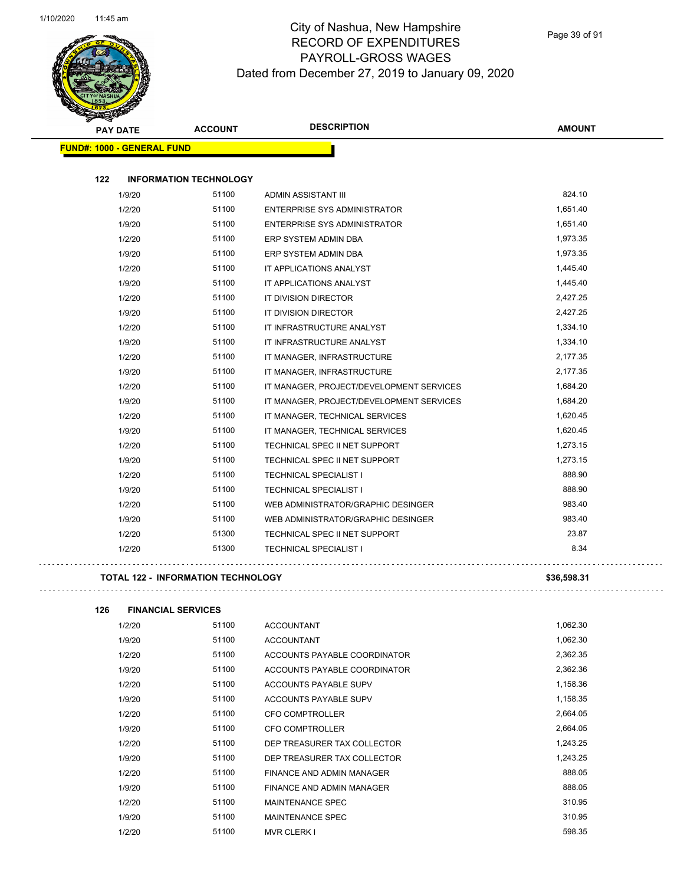# City of Nashua, New Hampshire
## RECORD OF EXPENDITURES
## PAYROLL-GROSS WAGES
## Dated from December 27, 2019 to January 09, 2020

| PAY DATE | ACCOUNT | DESCRIPTION | AMOUNT |
|---|---|---|---|

**FUND#: 1000 - GENERAL FUND**

**122 INFORMATION TECHNOLOGY**

| PAY DATE | ACCOUNT | DESCRIPTION | AMOUNT |
|---|---|---|---|
| 1/9/20 | 51100 | ADMIN ASSISTANT III | 824.10 |
| 1/2/20 | 51100 | ENTERPRISE SYS ADMINISTRATOR | 1,651.40 |
| 1/9/20 | 51100 | ENTERPRISE SYS ADMINISTRATOR | 1,651.40 |
| 1/2/20 | 51100 | ERP SYSTEM ADMIN DBA | 1,973.35 |
| 1/9/20 | 51100 | ERP SYSTEM ADMIN DBA | 1,973.35 |
| 1/2/20 | 51100 | IT APPLICATIONS ANALYST | 1,445.40 |
| 1/9/20 | 51100 | IT APPLICATIONS ANALYST | 1,445.40 |
| 1/2/20 | 51100 | IT DIVISION DIRECTOR | 2,427.25 |
| 1/9/20 | 51100 | IT DIVISION DIRECTOR | 2,427.25 |
| 1/2/20 | 51100 | IT INFRASTRUCTURE ANALYST | 1,334.10 |
| 1/9/20 | 51100 | IT INFRASTRUCTURE ANALYST | 1,334.10 |
| 1/2/20 | 51100 | IT MANAGER, INFRASTRUCTURE | 2,177.35 |
| 1/9/20 | 51100 | IT MANAGER, INFRASTRUCTURE | 2,177.35 |
| 1/2/20 | 51100 | IT MANAGER, PROJECT/DEVELOPMENT SERVICES | 1,684.20 |
| 1/9/20 | 51100 | IT MANAGER, PROJECT/DEVELOPMENT SERVICES | 1,684.20 |
| 1/2/20 | 51100 | IT MANAGER, TECHNICAL SERVICES | 1,620.45 |
| 1/9/20 | 51100 | IT MANAGER, TECHNICAL SERVICES | 1,620.45 |
| 1/2/20 | 51100 | TECHNICAL SPEC II NET SUPPORT | 1,273.15 |
| 1/9/20 | 51100 | TECHNICAL SPEC II NET SUPPORT | 1,273.15 |
| 1/2/20 | 51100 | TECHNICAL SPECIALIST I | 888.90 |
| 1/9/20 | 51100 | TECHNICAL SPECIALIST I | 888.90 |
| 1/2/20 | 51100 | WEB ADMINISTRATOR/GRAPHIC DESINGER | 983.40 |
| 1/9/20 | 51100 | WEB ADMINISTRATOR/GRAPHIC DESINGER | 983.40 |
| 1/2/20 | 51300 | TECHNICAL SPEC II NET SUPPORT | 23.87 |
| 1/2/20 | 51300 | TECHNICAL SPECIALIST I | 8.34 |

**TOTAL 122 - INFORMATION TECHNOLOGY** **$36,598.31**

**126 FINANCIAL SERVICES**

| PAY DATE | ACCOUNT | DESCRIPTION | AMOUNT |
|---|---|---|---|
| 1/2/20 | 51100 | ACCOUNTANT | 1,062.30 |
| 1/9/20 | 51100 | ACCOUNTANT | 1,062.30 |
| 1/2/20 | 51100 | ACCOUNTS PAYABLE COORDINATOR | 2,362.35 |
| 1/9/20 | 51100 | ACCOUNTS PAYABLE COORDINATOR | 2,362.36 |
| 1/2/20 | 51100 | ACCOUNTS PAYABLE SUPV | 1,158.36 |
| 1/9/20 | 51100 | ACCOUNTS PAYABLE SUPV | 1,158.35 |
| 1/2/20 | 51100 | CFO COMPTROLLER | 2,664.05 |
| 1/9/20 | 51100 | CFO COMPTROLLER | 2,664.05 |
| 1/2/20 | 51100 | DEP TREASURER TAX COLLECTOR | 1,243.25 |
| 1/9/20 | 51100 | DEP TREASURER TAX COLLECTOR | 1,243.25 |
| 1/2/20 | 51100 | FINANCE AND ADMIN MANAGER | 888.05 |
| 1/9/20 | 51100 | FINANCE AND ADMIN MANAGER | 888.05 |
| 1/2/20 | 51100 | MAINTENANCE SPEC | 310.95 |
| 1/9/20 | 51100 | MAINTENANCE SPEC | 310.95 |
| 1/2/20 | 51100 | MVR CLERK I | 598.35 |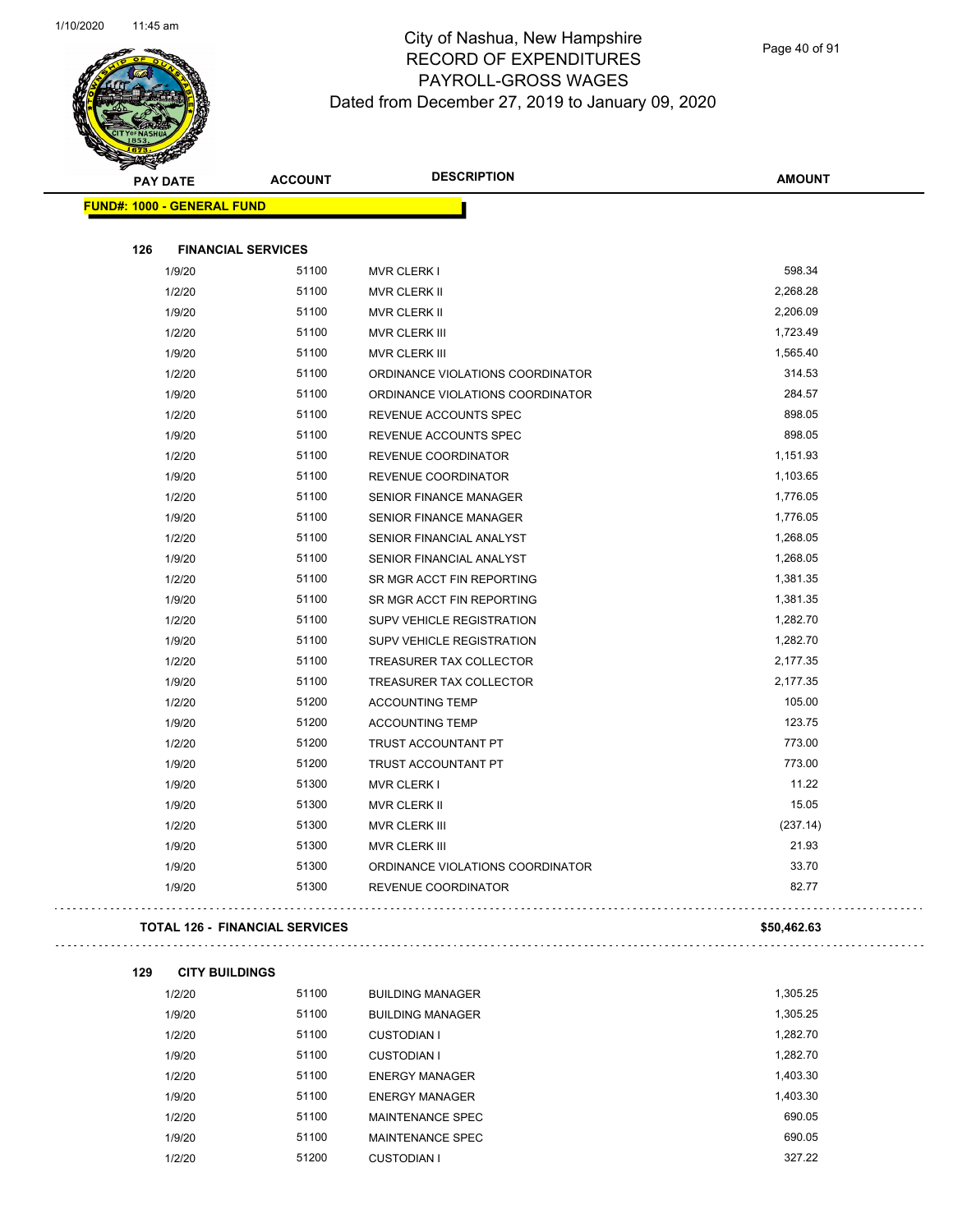# City of Nashua, New Hampshire
## RECORD OF EXPENDITURES
## PAYROLL-GROSS WAGES
### Dated from December 27, 2019 to January 09, 2020

| PAY DATE | ACCOUNT | DESCRIPTION | AMOUNT |
|---|---|---|---|
| **FUND#: 1000 - GENERAL FUND** | | | |
| **126 FINANCIAL SERVICES** | | | |
| 1/9/20 | 51100 | MVR CLERK I | 598.34 |
| 1/2/20 | 51100 | MVR CLERK II | 2,268.28 |
| 1/9/20 | 51100 | MVR CLERK II | 2,206.09 |
| 1/2/20 | 51100 | MVR CLERK III | 1,723.49 |
| 1/9/20 | 51100 | MVR CLERK III | 1,565.40 |
| 1/2/20 | 51100 | ORDINANCE VIOLATIONS COORDINATOR | 314.53 |
| 1/9/20 | 51100 | ORDINANCE VIOLATIONS COORDINATOR | 284.57 |
| 1/2/20 | 51100 | REVENUE ACCOUNTS SPEC | 898.05 |
| 1/9/20 | 51100 | REVENUE ACCOUNTS SPEC | 898.05 |
| 1/2/20 | 51100 | REVENUE COORDINATOR | 1,151.93 |
| 1/9/20 | 51100 | REVENUE COORDINATOR | 1,103.65 |
| 1/2/20 | 51100 | SENIOR FINANCE MANAGER | 1,776.05 |
| 1/9/20 | 51100 | SENIOR FINANCE MANAGER | 1,776.05 |
| 1/2/20 | 51100 | SENIOR FINANCIAL ANALYST | 1,268.05 |
| 1/9/20 | 51100 | SENIOR FINANCIAL ANALYST | 1,268.05 |
| 1/2/20 | 51100 | SR MGR ACCT FIN REPORTING | 1,381.35 |
| 1/9/20 | 51100 | SR MGR ACCT FIN REPORTING | 1,381.35 |
| 1/2/20 | 51100 | SUPV VEHICLE REGISTRATION | 1,282.70 |
| 1/9/20 | 51100 | SUPV VEHICLE REGISTRATION | 1,282.70 |
| 1/2/20 | 51100 | TREASURER TAX COLLECTOR | 2,177.35 |
| 1/9/20 | 51100 | TREASURER TAX COLLECTOR | 2,177.35 |
| 1/2/20 | 51200 | ACCOUNTING TEMP | 105.00 |
| 1/9/20 | 51200 | ACCOUNTING TEMP | 123.75 |
| 1/2/20 | 51200 | TRUST ACCOUNTANT PT | 773.00 |
| 1/9/20 | 51200 | TRUST ACCOUNTANT PT | 773.00 |
| 1/9/20 | 51300 | MVR CLERK I | 11.22 |
| 1/9/20 | 51300 | MVR CLERK II | 15.05 |
| 1/2/20 | 51300 | MVR CLERK III | (237.14) |
| 1/9/20 | 51300 | MVR CLERK III | 21.93 |
| 1/9/20 | 51300 | ORDINANCE VIOLATIONS COORDINATOR | 33.70 |
| 1/9/20 | 51300 | REVENUE COORDINATOR | 82.77 |
| **TOTAL 126 - FINANCIAL SERVICES** | | | **$50,462.63** |
| **129 CITY BUILDINGS** | | | |
| 1/2/20 | 51100 | BUILDING MANAGER | 1,305.25 |
| 1/9/20 | 51100 | BUILDING MANAGER | 1,305.25 |
| 1/2/20 | 51100 | CUSTODIAN I | 1,282.70 |
| 1/9/20 | 51100 | CUSTODIAN I | 1,282.70 |
| 1/2/20 | 51100 | ENERGY MANAGER | 1,403.30 |
| 1/9/20 | 51100 | ENERGY MANAGER | 1,403.30 |
| 1/2/20 | 51100 | MAINTENANCE SPEC | 690.05 |
| 1/9/20 | 51100 | MAINTENANCE SPEC | 690.05 |
| 1/2/20 | 51200 | CUSTODIAN I | 327.22 |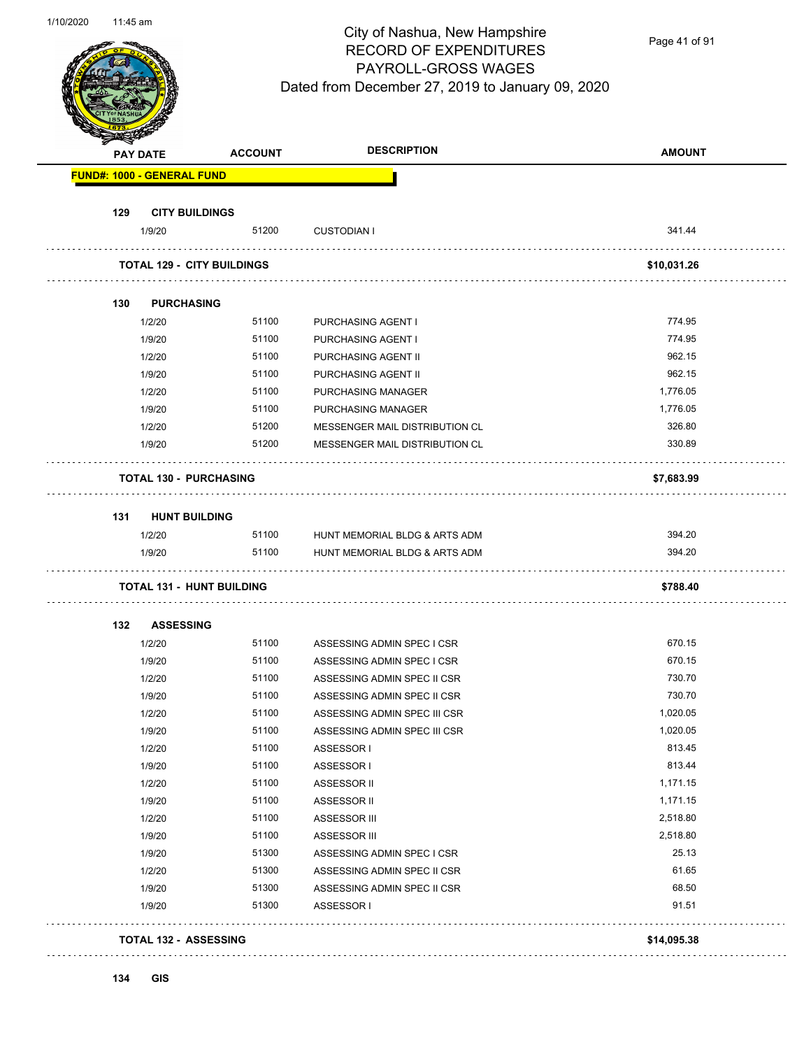# City of Nashua, New Hampshire
## RECORD OF EXPENDITURES
## PAYROLL-GROSS WAGES
### Dated from December 27, 2019 to January 09, 2020

| PAY DATE | ACCOUNT | DESCRIPTION | AMOUNT |
|---|---|---|---|
| **FUND#: 1000 - GENERAL FUND** | | | |
| **129 CITY BUILDINGS** | | | |
| 1/9/20 | 51200 | CUSTODIAN I | 341.44 |
| **TOTAL 129 - CITY BUILDINGS** | | | **$10,031.26** |
| **130 PURCHASING** | | | |
| 1/2/20 | 51100 | PURCHASING AGENT I | 774.95 |
| 1/9/20 | 51100 | PURCHASING AGENT I | 774.95 |
| 1/2/20 | 51100 | PURCHASING AGENT II | 962.15 |
| 1/9/20 | 51100 | PURCHASING AGENT II | 962.15 |
| 1/2/20 | 51100 | PURCHASING MANAGER | 1,776.05 |
| 1/9/20 | 51100 | PURCHASING MANAGER | 1,776.05 |
| 1/2/20 | 51200 | MESSENGER MAIL DISTRIBUTION CL | 326.80 |
| 1/9/20 | 51200 | MESSENGER MAIL DISTRIBUTION CL | 330.89 |
| **TOTAL 130 - PURCHASING** | | | **$7,683.99** |
| **131 HUNT BUILDING** | | | |
| 1/2/20 | 51100 | HUNT MEMORIAL BLDG & ARTS ADM | 394.20 |
| 1/9/20 | 51100 | HUNT MEMORIAL BLDG & ARTS ADM | 394.20 |
| **TOTAL 131 - HUNT BUILDING** | | | **$788.40** |
| **132 ASSESSING** | | | |
| 1/2/20 | 51100 | ASSESSING ADMIN SPEC I CSR | 670.15 |
| 1/9/20 | 51100 | ASSESSING ADMIN SPEC I CSR | 670.15 |
| 1/2/20 | 51100 | ASSESSING ADMIN SPEC II CSR | 730.70 |
| 1/9/20 | 51100 | ASSESSING ADMIN SPEC II CSR | 730.70 |
| 1/2/20 | 51100 | ASSESSING ADMIN SPEC III CSR | 1,020.05 |
| 1/9/20 | 51100 | ASSESSING ADMIN SPEC III CSR | 1,020.05 |
| 1/2/20 | 51100 | ASSESSOR I | 813.45 |
| 1/9/20 | 51100 | ASSESSOR I | 813.44 |
| 1/2/20 | 51100 | ASSESSOR II | 1,171.15 |
| 1/9/20 | 51100 | ASSESSOR II | 1,171.15 |
| 1/2/20 | 51100 | ASSESSOR III | 2,518.80 |
| 1/9/20 | 51100 | ASSESSOR III | 2,518.80 |
| 1/9/20 | 51300 | ASSESSING ADMIN SPEC I CSR | 25.13 |
| 1/2/20 | 51300 | ASSESSING ADMIN SPEC II CSR | 61.65 |
| 1/9/20 | 51300 | ASSESSING ADMIN SPEC II CSR | 68.50 |
| 1/9/20 | 51300 | ASSESSOR I | 91.51 |
| **TOTAL 132 - ASSESSING** | | | **$14,095.38** |
| **134 GIS** | | | |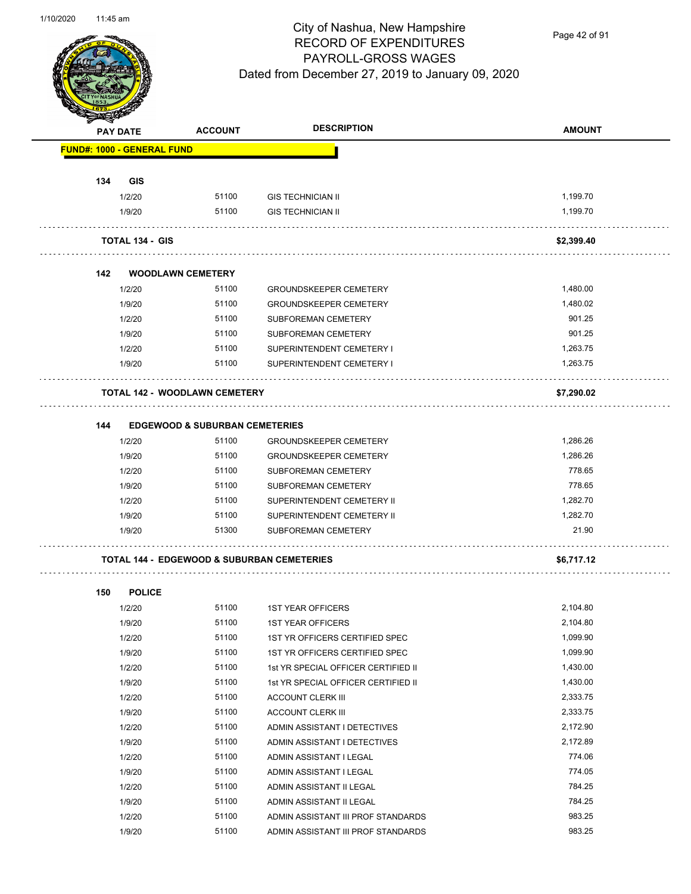# City of Nashua, New Hampshire
## RECORD OF EXPENDITURES
## PAYROLL-GROSS WAGES
### Dated from December 27, 2019 to January 09, 2020

| PAY DATE | ACCOUNT | DESCRIPTION | AMOUNT |
|---|---|---|---|
| **FUND#: 1000 - GENERAL FUND** | | | |
| **134 GIS** | | | |
| 1/2/20 | 51100 | GIS TECHNICIAN II | 1,199.70 |
| 1/9/20 | 51100 | GIS TECHNICIAN II | 1,199.70 |
| **TOTAL 134 - GIS** | | | **$2,399.40** |
| **142 WOODLAWN CEMETERY** | | | |
| 1/2/20 | 51100 | GROUNDSKEEPER CEMETERY | 1,480.00 |
| 1/9/20 | 51100 | GROUNDSKEEPER CEMETERY | 1,480.02 |
| 1/2/20 | 51100 | SUBFOREMAN CEMETERY | 901.25 |
| 1/9/20 | 51100 | SUBFOREMAN CEMETERY | 901.25 |
| 1/2/20 | 51100 | SUPERINTENDENT CEMETERY I | 1,263.75 |
| 1/9/20 | 51100 | SUPERINTENDENT CEMETERY I | 1,263.75 |
| **TOTAL 142 - WOODLAWN CEMETERY** | | | **$7,290.02** |
| **144 EDGEWOOD & SUBURBAN CEMETERIES** | | | |
| 1/2/20 | 51100 | GROUNDSKEEPER CEMETERY | 1,286.26 |
| 1/9/20 | 51100 | GROUNDSKEEPER CEMETERY | 1,286.26 |
| 1/2/20 | 51100 | SUBFOREMAN CEMETERY | 778.65 |
| 1/9/20 | 51100 | SUBFOREMAN CEMETERY | 778.65 |
| 1/2/20 | 51100 | SUPERINTENDENT CEMETERY II | 1,282.70 |
| 1/9/20 | 51100 | SUPERINTENDENT CEMETERY II | 1,282.70 |
| 1/9/20 | 51300 | SUBFOREMAN CEMETERY | 21.90 |
| **TOTAL 144 - EDGEWOOD & SUBURBAN CEMETERIES** | | | **$6,717.12** |
| **150 POLICE** | | | |
| 1/2/20 | 51100 | 1ST YEAR OFFICERS | 2,104.80 |
| 1/9/20 | 51100 | 1ST YEAR OFFICERS | 2,104.80 |
| 1/2/20 | 51100 | 1ST YR OFFICERS CERTIFIED SPEC | 1,099.90 |
| 1/9/20 | 51100 | 1ST YR OFFICERS CERTIFIED SPEC | 1,099.90 |
| 1/2/20 | 51100 | 1st YR SPECIAL OFFICER CERTIFIED II | 1,430.00 |
| 1/9/20 | 51100 | 1st YR SPECIAL OFFICER CERTIFIED II | 1,430.00 |
| 1/2/20 | 51100 | ACCOUNT CLERK III | 2,333.75 |
| 1/9/20 | 51100 | ACCOUNT CLERK III | 2,333.75 |
| 1/2/20 | 51100 | ADMIN ASSISTANT I DETECTIVES | 2,172.90 |
| 1/9/20 | 51100 | ADMIN ASSISTANT I DETECTIVES | 2,172.89 |
| 1/2/20 | 51100 | ADMIN ASSISTANT I LEGAL | 774.06 |
| 1/9/20 | 51100 | ADMIN ASSISTANT I LEGAL | 774.05 |
| 1/2/20 | 51100 | ADMIN ASSISTANT II LEGAL | 784.25 |
| 1/9/20 | 51100 | ADMIN ASSISTANT II LEGAL | 784.25 |
| 1/2/20 | 51100 | ADMIN ASSISTANT III PROF STANDARDS | 983.25 |
| 1/9/20 | 51100 | ADMIN ASSISTANT III PROF STANDARDS | 983.25 |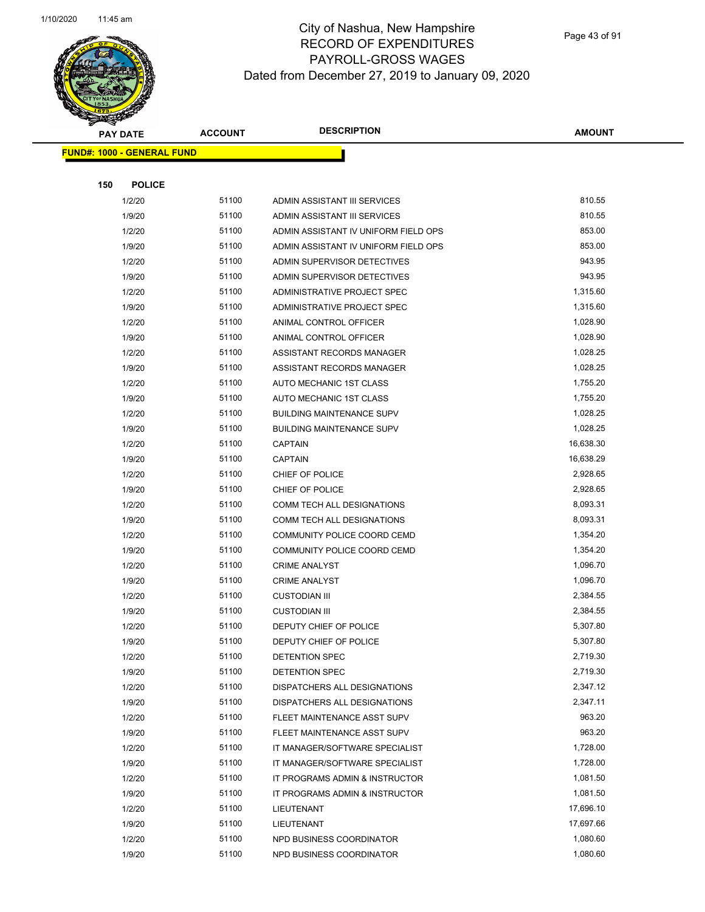# City of Nashua, New Hampshire
## RECORD OF EXPENDITURES
## PAYROLL-GROSS WAGES
## Dated from December 27, 2019 to January 09, 2020

| PAY DATE | ACCOUNT | DESCRIPTION | AMOUNT |
|---|---|---|---|

**FUND#: 1000 - GENERAL FUND**

**150 POLICE**

| PAY DATE | ACCOUNT | DESCRIPTION | AMOUNT |
|---|---|---|---|
| 1/2/20 | 51100 | ADMIN ASSISTANT III SERVICES | 810.55 |
| 1/9/20 | 51100 | ADMIN ASSISTANT III SERVICES | 810.55 |
| 1/2/20 | 51100 | ADMIN ASSISTANT IV UNIFORM FIELD OPS | 853.00 |
| 1/9/20 | 51100 | ADMIN ASSISTANT IV UNIFORM FIELD OPS | 853.00 |
| 1/2/20 | 51100 | ADMIN SUPERVISOR DETECTIVES | 943.95 |
| 1/9/20 | 51100 | ADMIN SUPERVISOR DETECTIVES | 943.95 |
| 1/2/20 | 51100 | ADMINISTRATIVE PROJECT SPEC | 1,315.60 |
| 1/9/20 | 51100 | ADMINISTRATIVE PROJECT SPEC | 1,315.60 |
| 1/2/20 | 51100 | ANIMAL CONTROL OFFICER | 1,028.90 |
| 1/9/20 | 51100 | ANIMAL CONTROL OFFICER | 1,028.90 |
| 1/2/20 | 51100 | ASSISTANT RECORDS MANAGER | 1,028.25 |
| 1/9/20 | 51100 | ASSISTANT RECORDS MANAGER | 1,028.25 |
| 1/2/20 | 51100 | AUTO MECHANIC 1ST CLASS | 1,755.20 |
| 1/9/20 | 51100 | AUTO MECHANIC 1ST CLASS | 1,755.20 |
| 1/2/20 | 51100 | BUILDING MAINTENANCE SUPV | 1,028.25 |
| 1/9/20 | 51100 | BUILDING MAINTENANCE SUPV | 1,028.25 |
| 1/2/20 | 51100 | CAPTAIN | 16,638.30 |
| 1/9/20 | 51100 | CAPTAIN | 16,638.29 |
| 1/2/20 | 51100 | CHIEF OF POLICE | 2,928.65 |
| 1/9/20 | 51100 | CHIEF OF POLICE | 2,928.65 |
| 1/2/20 | 51100 | COMM TECH ALL DESIGNATIONS | 8,093.31 |
| 1/9/20 | 51100 | COMM TECH ALL DESIGNATIONS | 8,093.31 |
| 1/2/20 | 51100 | COMMUNITY POLICE COORD CEMD | 1,354.20 |
| 1/9/20 | 51100 | COMMUNITY POLICE COORD CEMD | 1,354.20 |
| 1/2/20 | 51100 | CRIME ANALYST | 1,096.70 |
| 1/9/20 | 51100 | CRIME ANALYST | 1,096.70 |
| 1/2/20 | 51100 | CUSTODIAN III | 2,384.55 |
| 1/9/20 | 51100 | CUSTODIAN III | 2,384.55 |
| 1/2/20 | 51100 | DEPUTY CHIEF OF POLICE | 5,307.80 |
| 1/9/20 | 51100 | DEPUTY CHIEF OF POLICE | 5,307.80 |
| 1/2/20 | 51100 | DETENTION SPEC | 2,719.30 |
| 1/9/20 | 51100 | DETENTION SPEC | 2,719.30 |
| 1/2/20 | 51100 | DISPATCHERS ALL DESIGNATIONS | 2,347.12 |
| 1/9/20 | 51100 | DISPATCHERS ALL DESIGNATIONS | 2,347.11 |
| 1/2/20 | 51100 | FLEET MAINTENANCE ASST SUPV | 963.20 |
| 1/9/20 | 51100 | FLEET MAINTENANCE ASST SUPV | 963.20 |
| 1/2/20 | 51100 | IT MANAGER/SOFTWARE SPECIALIST | 1,728.00 |
| 1/9/20 | 51100 | IT MANAGER/SOFTWARE SPECIALIST | 1,728.00 |
| 1/2/20 | 51100 | IT PROGRAMS ADMIN & INSTRUCTOR | 1,081.50 |
| 1/9/20 | 51100 | IT PROGRAMS ADMIN & INSTRUCTOR | 1,081.50 |
| 1/2/20 | 51100 | LIEUTENANT | 17,696.10 |
| 1/9/20 | 51100 | LIEUTENANT | 17,697.66 |
| 1/2/20 | 51100 | NPD BUSINESS COORDINATOR | 1,080.60 |
| 1/9/20 | 51100 | NPD BUSINESS COORDINATOR | 1,080.60 |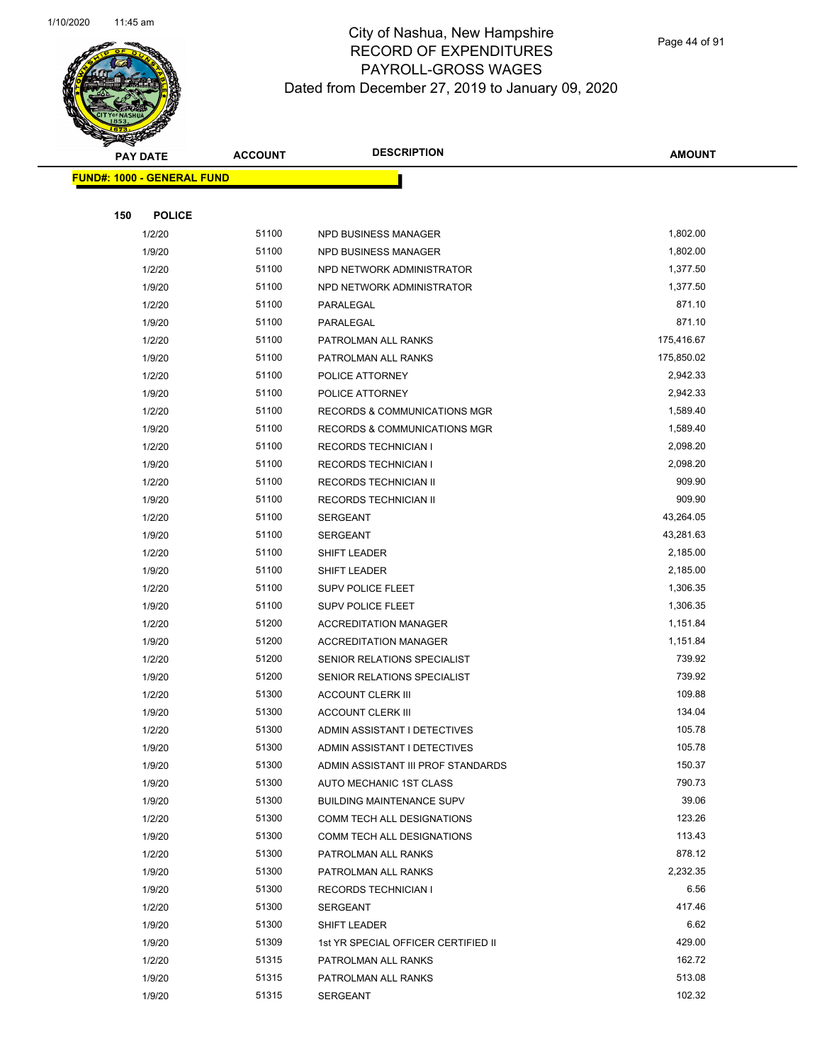# City of Nashua, New Hampshire
## RECORD OF EXPENDITURES
## PAYROLL-GROSS WAGES
## Dated from December 27, 2019 to January 09, 2020

| PAY DATE | ACCOUNT | DESCRIPTION | AMOUNT |
|---|---|---|---|
| **FUND#: 1000 - GENERAL FUND** | | | |
| **150 POLICE** | | | |
| 1/2/20 | 51100 | NPD BUSINESS MANAGER | 1,802.00 |
| 1/9/20 | 51100 | NPD BUSINESS MANAGER | 1,802.00 |
| 1/2/20 | 51100 | NPD NETWORK ADMINISTRATOR | 1,377.50 |
| 1/9/20 | 51100 | NPD NETWORK ADMINISTRATOR | 1,377.50 |
| 1/2/20 | 51100 | PARALEGAL | 871.10 |
| 1/9/20 | 51100 | PARALEGAL | 871.10 |
| 1/2/20 | 51100 | PATROLMAN ALL RANKS | 175,416.67 |
| 1/9/20 | 51100 | PATROLMAN ALL RANKS | 175,850.02 |
| 1/2/20 | 51100 | POLICE ATTORNEY | 2,942.33 |
| 1/9/20 | 51100 | POLICE ATTORNEY | 2,942.33 |
| 1/2/20 | 51100 | RECORDS & COMMUNICATIONS MGR | 1,589.40 |
| 1/9/20 | 51100 | RECORDS & COMMUNICATIONS MGR | 1,589.40 |
| 1/2/20 | 51100 | RECORDS TECHNICIAN I | 2,098.20 |
| 1/9/20 | 51100 | RECORDS TECHNICIAN I | 2,098.20 |
| 1/2/20 | 51100 | RECORDS TECHNICIAN II | 909.90 |
| 1/9/20 | 51100 | RECORDS TECHNICIAN II | 909.90 |
| 1/2/20 | 51100 | SERGEANT | 43,264.05 |
| 1/9/20 | 51100 | SERGEANT | 43,281.63 |
| 1/2/20 | 51100 | SHIFT LEADER | 2,185.00 |
| 1/9/20 | 51100 | SHIFT LEADER | 2,185.00 |
| 1/2/20 | 51100 | SUPV POLICE FLEET | 1,306.35 |
| 1/9/20 | 51100 | SUPV POLICE FLEET | 1,306.35 |
| 1/2/20 | 51200 | ACCREDITATION MANAGER | 1,151.84 |
| 1/9/20 | 51200 | ACCREDITATION MANAGER | 1,151.84 |
| 1/2/20 | 51200 | SENIOR RELATIONS SPECIALIST | 739.92 |
| 1/9/20 | 51200 | SENIOR RELATIONS SPECIALIST | 739.92 |
| 1/2/20 | 51300 | ACCOUNT CLERK III | 109.88 |
| 1/9/20 | 51300 | ACCOUNT CLERK III | 134.04 |
| 1/2/20 | 51300 | ADMIN ASSISTANT I DETECTIVES | 105.78 |
| 1/9/20 | 51300 | ADMIN ASSISTANT I DETECTIVES | 105.78 |
| 1/9/20 | 51300 | ADMIN ASSISTANT III PROF STANDARDS | 150.37 |
| 1/9/20 | 51300 | AUTO MECHANIC 1ST CLASS | 790.73 |
| 1/9/20 | 51300 | BUILDING MAINTENANCE SUPV | 39.06 |
| 1/2/20 | 51300 | COMM TECH ALL DESIGNATIONS | 123.26 |
| 1/9/20 | 51300 | COMM TECH ALL DESIGNATIONS | 113.43 |
| 1/2/20 | 51300 | PATROLMAN ALL RANKS | 878.12 |
| 1/9/20 | 51300 | PATROLMAN ALL RANKS | 2,232.35 |
| 1/9/20 | 51300 | RECORDS TECHNICIAN I | 6.56 |
| 1/2/20 | 51300 | SERGEANT | 417.46 |
| 1/9/20 | 51300 | SHIFT LEADER | 6.62 |
| 1/9/20 | 51309 | 1st YR SPECIAL OFFICER CERTIFIED II | 429.00 |
| 1/2/20 | 51315 | PATROLMAN ALL RANKS | 162.72 |
| 1/9/20 | 51315 | PATROLMAN ALL RANKS | 513.08 |
| 1/9/20 | 51315 | SERGEANT | 102.32 |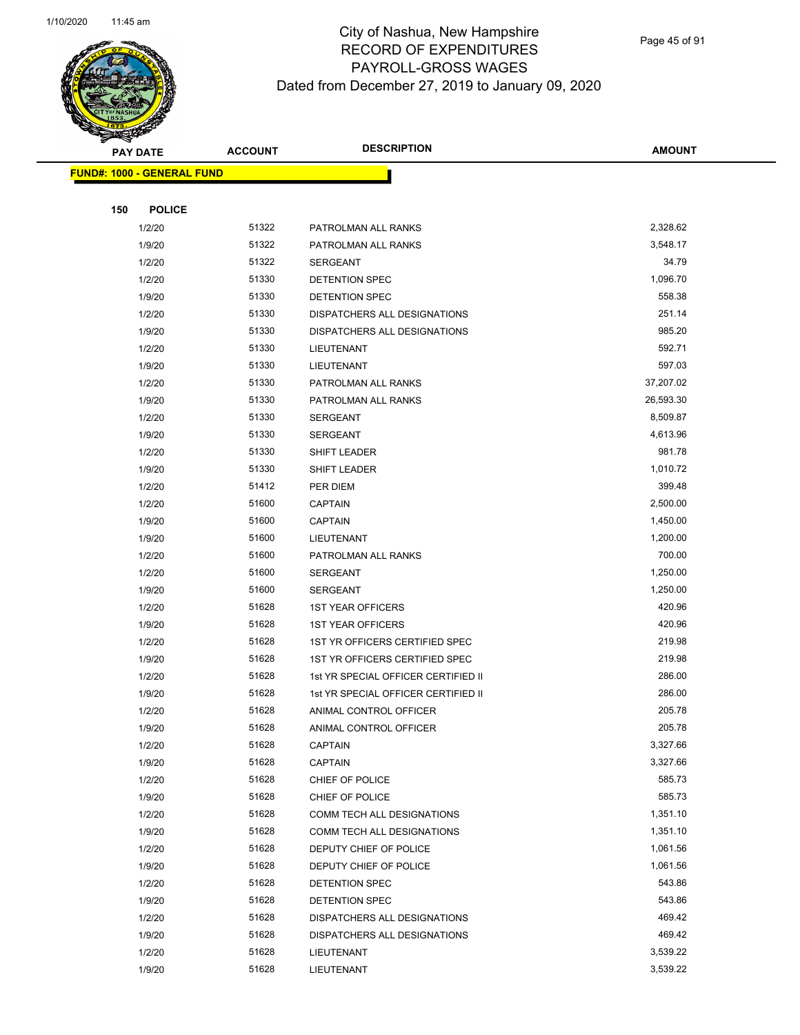# City of Nashua, New Hampshire
## RECORD OF EXPENDITURES
## PAYROLL-GROSS WAGES
## Dated from December 27, 2019 to January 09, 2020

| PAY DATE | ACCOUNT | DESCRIPTION | AMOUNT |
|---|---|---|---|

**FUND#: 1000 - GENERAL FUND**

**150 POLICE**

| PAY DATE | ACCOUNT | DESCRIPTION | AMOUNT |
|---|---|---|---|
| 1/2/20 | 51322 | PATROLMAN ALL RANKS | 2,328.62 |
| 1/9/20 | 51322 | PATROLMAN ALL RANKS | 3,548.17 |
| 1/2/20 | 51322 | SERGEANT | 34.79 |
| 1/2/20 | 51330 | DETENTION SPEC | 1,096.70 |
| 1/9/20 | 51330 | DETENTION SPEC | 558.38 |
| 1/2/20 | 51330 | DISPATCHERS ALL DESIGNATIONS | 251.14 |
| 1/9/20 | 51330 | DISPATCHERS ALL DESIGNATIONS | 985.20 |
| 1/2/20 | 51330 | LIEUTENANT | 592.71 |
| 1/9/20 | 51330 | LIEUTENANT | 597.03 |
| 1/2/20 | 51330 | PATROLMAN ALL RANKS | 37,207.02 |
| 1/9/20 | 51330 | PATROLMAN ALL RANKS | 26,593.30 |
| 1/2/20 | 51330 | SERGEANT | 8,509.87 |
| 1/9/20 | 51330 | SERGEANT | 4,613.96 |
| 1/2/20 | 51330 | SHIFT LEADER | 981.78 |
| 1/9/20 | 51330 | SHIFT LEADER | 1,010.72 |
| 1/2/20 | 51412 | PER DIEM | 399.48 |
| 1/2/20 | 51600 | CAPTAIN | 2,500.00 |
| 1/9/20 | 51600 | CAPTAIN | 1,450.00 |
| 1/9/20 | 51600 | LIEUTENANT | 1,200.00 |
| 1/2/20 | 51600 | PATROLMAN ALL RANKS | 700.00 |
| 1/2/20 | 51600 | SERGEANT | 1,250.00 |
| 1/9/20 | 51600 | SERGEANT | 1,250.00 |
| 1/2/20 | 51628 | 1ST YEAR OFFICERS | 420.96 |
| 1/9/20 | 51628 | 1ST YEAR OFFICERS | 420.96 |
| 1/2/20 | 51628 | 1ST YR OFFICERS CERTIFIED SPEC | 219.98 |
| 1/9/20 | 51628 | 1ST YR OFFICERS CERTIFIED SPEC | 219.98 |
| 1/2/20 | 51628 | 1st YR SPECIAL OFFICER CERTIFIED II | 286.00 |
| 1/9/20 | 51628 | 1st YR SPECIAL OFFICER CERTIFIED II | 286.00 |
| 1/2/20 | 51628 | ANIMAL CONTROL OFFICER | 205.78 |
| 1/9/20 | 51628 | ANIMAL CONTROL OFFICER | 205.78 |
| 1/2/20 | 51628 | CAPTAIN | 3,327.66 |
| 1/9/20 | 51628 | CAPTAIN | 3,327.66 |
| 1/2/20 | 51628 | CHIEF OF POLICE | 585.73 |
| 1/9/20 | 51628 | CHIEF OF POLICE | 585.73 |
| 1/2/20 | 51628 | COMM TECH ALL DESIGNATIONS | 1,351.10 |
| 1/9/20 | 51628 | COMM TECH ALL DESIGNATIONS | 1,351.10 |
| 1/2/20 | 51628 | DEPUTY CHIEF OF POLICE | 1,061.56 |
| 1/9/20 | 51628 | DEPUTY CHIEF OF POLICE | 1,061.56 |
| 1/2/20 | 51628 | DETENTION SPEC | 543.86 |
| 1/9/20 | 51628 | DETENTION SPEC | 543.86 |
| 1/2/20 | 51628 | DISPATCHERS ALL DESIGNATIONS | 469.42 |
| 1/9/20 | 51628 | DISPATCHERS ALL DESIGNATIONS | 469.42 |
| 1/2/20 | 51628 | LIEUTENANT | 3,539.22 |
| 1/9/20 | 51628 | LIEUTENANT | 3,539.22 |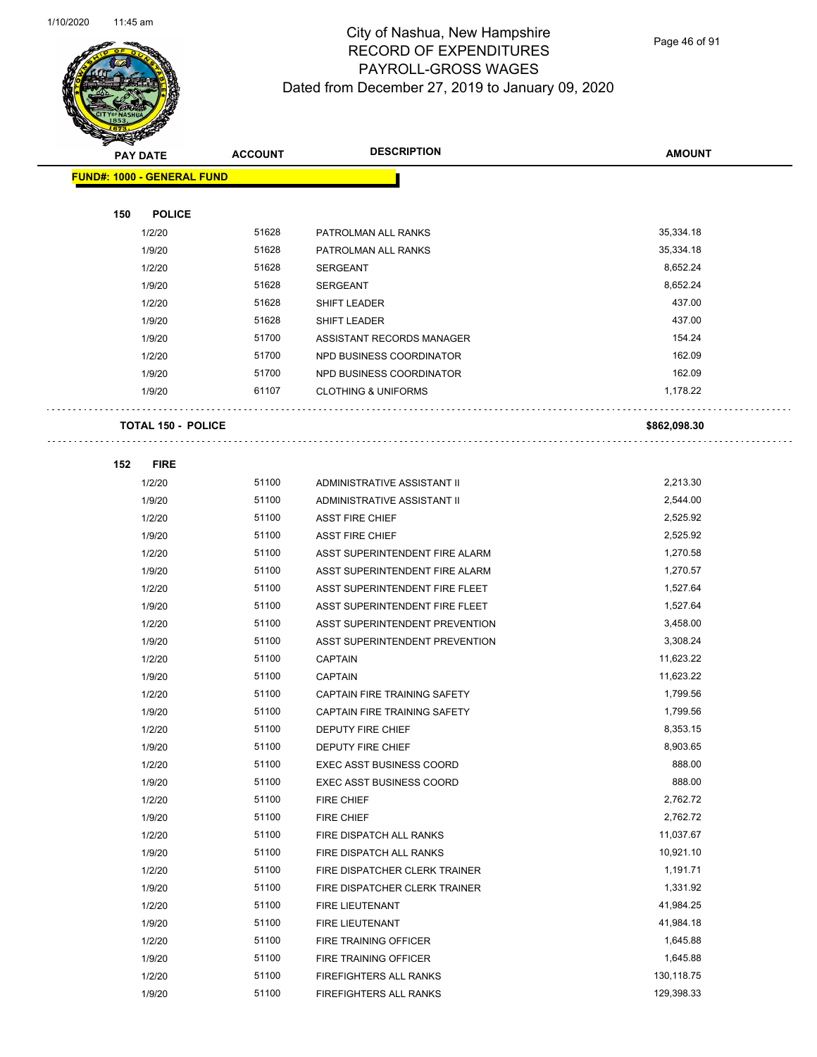# City of Nashua, New Hampshire
## RECORD OF EXPENDITURES
## PAYROLL-GROSS WAGES
## Dated from December 27, 2019 to January 09, 2020

| PAY DATE | ACCOUNT | DESCRIPTION | AMOUNT |
|---|---|---|---|
| **FUND#: 1000 - GENERAL FUND** | | | |
| **150 POLICE** | | | |
| 1/2/20 | 51628 | PATROLMAN ALL RANKS | 35,334.18 |
| 1/9/20 | 51628 | PATROLMAN ALL RANKS | 35,334.18 |
| 1/2/20 | 51628 | SERGEANT | 8,652.24 |
| 1/9/20 | 51628 | SERGEANT | 8,652.24 |
| 1/2/20 | 51628 | SHIFT LEADER | 437.00 |
| 1/9/20 | 51628 | SHIFT LEADER | 437.00 |
| 1/9/20 | 51700 | ASSISTANT RECORDS MANAGER | 154.24 |
| 1/2/20 | 51700 | NPD BUSINESS COORDINATOR | 162.09 |
| 1/9/20 | 51700 | NPD BUSINESS COORDINATOR | 162.09 |
| 1/9/20 | 61107 | CLOTHING & UNIFORMS | 1,178.22 |
| **TOTAL 150 - POLICE** | | | **$862,098.30** |
| **152 FIRE** | | | |
| 1/2/20 | 51100 | ADMINISTRATIVE ASSISTANT II | 2,213.30 |
| 1/9/20 | 51100 | ADMINISTRATIVE ASSISTANT II | 2,544.00 |
| 1/2/20 | 51100 | ASST FIRE CHIEF | 2,525.92 |
| 1/9/20 | 51100 | ASST FIRE CHIEF | 2,525.92 |
| 1/2/20 | 51100 | ASST SUPERINTENDENT FIRE ALARM | 1,270.58 |
| 1/9/20 | 51100 | ASST SUPERINTENDENT FIRE ALARM | 1,270.57 |
| 1/2/20 | 51100 | ASST SUPERINTENDENT FIRE FLEET | 1,527.64 |
| 1/9/20 | 51100 | ASST SUPERINTENDENT FIRE FLEET | 1,527.64 |
| 1/2/20 | 51100 | ASST SUPERINTENDENT PREVENTION | 3,458.00 |
| 1/9/20 | 51100 | ASST SUPERINTENDENT PREVENTION | 3,308.24 |
| 1/2/20 | 51100 | CAPTAIN | 11,623.22 |
| 1/9/20 | 51100 | CAPTAIN | 11,623.22 |
| 1/2/20 | 51100 | CAPTAIN FIRE TRAINING SAFETY | 1,799.56 |
| 1/9/20 | 51100 | CAPTAIN FIRE TRAINING SAFETY | 1,799.56 |
| 1/2/20 | 51100 | DEPUTY FIRE CHIEF | 8,353.15 |
| 1/9/20 | 51100 | DEPUTY FIRE CHIEF | 8,903.65 |
| 1/2/20 | 51100 | EXEC ASST BUSINESS COORD | 888.00 |
| 1/9/20 | 51100 | EXEC ASST BUSINESS COORD | 888.00 |
| 1/2/20 | 51100 | FIRE CHIEF | 2,762.72 |
| 1/9/20 | 51100 | FIRE CHIEF | 2,762.72 |
| 1/2/20 | 51100 | FIRE DISPATCH ALL RANKS | 11,037.67 |
| 1/9/20 | 51100 | FIRE DISPATCH ALL RANKS | 10,921.10 |
| 1/2/20 | 51100 | FIRE DISPATCHER CLERK TRAINER | 1,191.71 |
| 1/9/20 | 51100 | FIRE DISPATCHER CLERK TRAINER | 1,331.92 |
| 1/2/20 | 51100 | FIRE LIEUTENANT | 41,984.25 |
| 1/9/20 | 51100 | FIRE LIEUTENANT | 41,984.18 |
| 1/2/20 | 51100 | FIRE TRAINING OFFICER | 1,645.88 |
| 1/9/20 | 51100 | FIRE TRAINING OFFICER | 1,645.88 |
| 1/2/20 | 51100 | FIREFIGHTERS ALL RANKS | 130,118.75 |
| 1/9/20 | 51100 | FIREFIGHTERS ALL RANKS | 129,398.33 |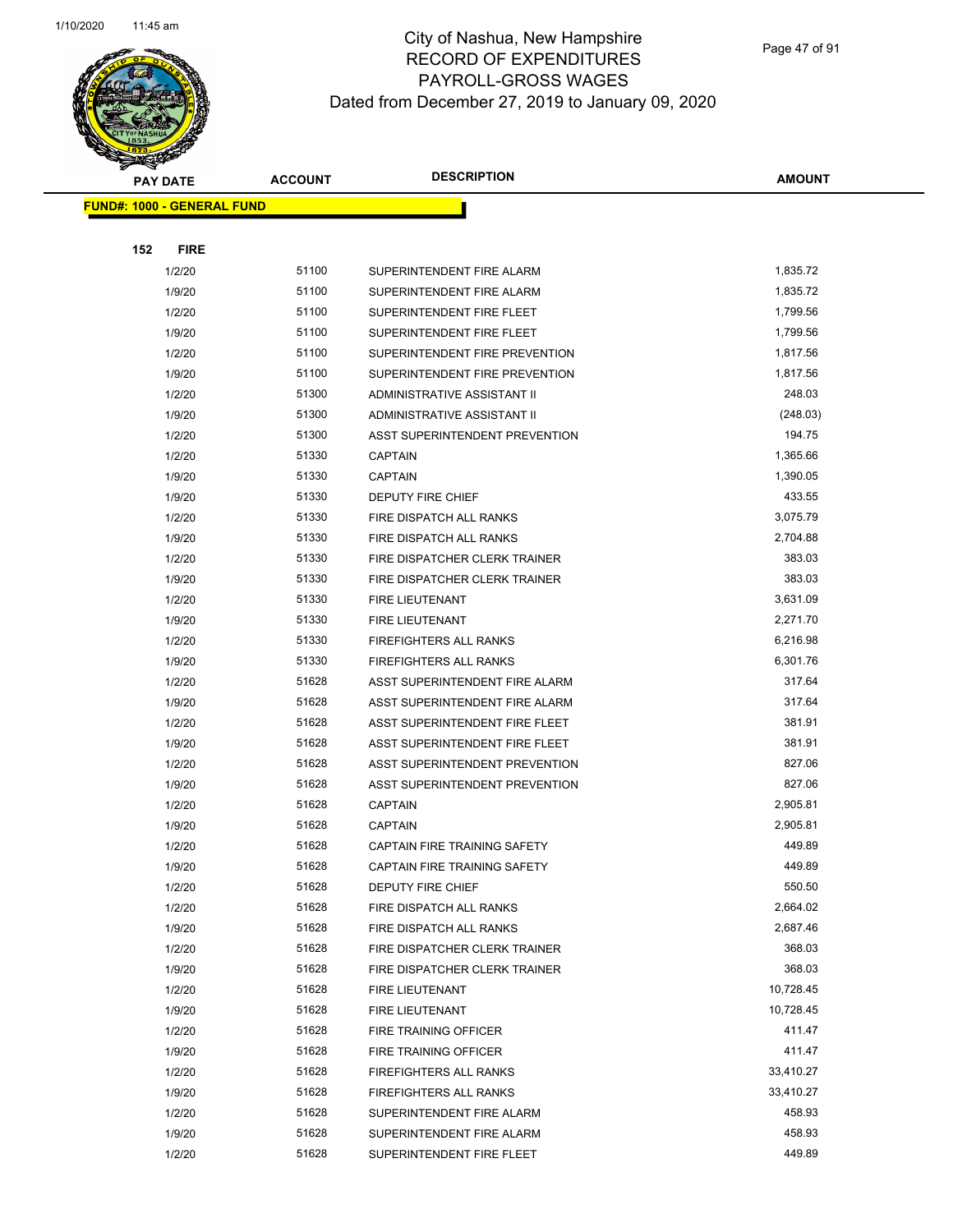# City of Nashua, New Hampshire
# RECORD OF EXPENDITURES
# PAYROLL-GROSS WAGES
# Dated from December 27, 2019 to January 09, 2020

| PAY DATE | ACCOUNT | DESCRIPTION | AMOUNT |
|---|---|---|---|

**FUND#: 1000 - GENERAL FUND**

**152 FIRE**

| PAY DATE | ACCOUNT | DESCRIPTION | AMOUNT |
|---|---|---|---|
| 1/2/20 | 51100 | SUPERINTENDENT FIRE ALARM | 1,835.72 |
| 1/9/20 | 51100 | SUPERINTENDENT FIRE ALARM | 1,835.72 |
| 1/2/20 | 51100 | SUPERINTENDENT FIRE FLEET | 1,799.56 |
| 1/9/20 | 51100 | SUPERINTENDENT FIRE FLEET | 1,799.56 |
| 1/2/20 | 51100 | SUPERINTENDENT FIRE PREVENTION | 1,817.56 |
| 1/9/20 | 51100 | SUPERINTENDENT FIRE PREVENTION | 1,817.56 |
| 1/2/20 | 51300 | ADMINISTRATIVE ASSISTANT II | 248.03 |
| 1/9/20 | 51300 | ADMINISTRATIVE ASSISTANT II | (248.03) |
| 1/2/20 | 51300 | ASST SUPERINTENDENT PREVENTION | 194.75 |
| 1/2/20 | 51330 | CAPTAIN | 1,365.66 |
| 1/9/20 | 51330 | CAPTAIN | 1,390.05 |
| 1/9/20 | 51330 | DEPUTY FIRE CHIEF | 433.55 |
| 1/2/20 | 51330 | FIRE DISPATCH ALL RANKS | 3,075.79 |
| 1/9/20 | 51330 | FIRE DISPATCH ALL RANKS | 2,704.88 |
| 1/2/20 | 51330 | FIRE DISPATCHER CLERK TRAINER | 383.03 |
| 1/9/20 | 51330 | FIRE DISPATCHER CLERK TRAINER | 383.03 |
| 1/2/20 | 51330 | FIRE LIEUTENANT | 3,631.09 |
| 1/9/20 | 51330 | FIRE LIEUTENANT | 2,271.70 |
| 1/2/20 | 51330 | FIREFIGHTERS ALL RANKS | 6,216.98 |
| 1/9/20 | 51330 | FIREFIGHTERS ALL RANKS | 6,301.76 |
| 1/2/20 | 51628 | ASST SUPERINTENDENT FIRE ALARM | 317.64 |
| 1/9/20 | 51628 | ASST SUPERINTENDENT FIRE ALARM | 317.64 |
| 1/2/20 | 51628 | ASST SUPERINTENDENT FIRE FLEET | 381.91 |
| 1/9/20 | 51628 | ASST SUPERINTENDENT FIRE FLEET | 381.91 |
| 1/2/20 | 51628 | ASST SUPERINTENDENT PREVENTION | 827.06 |
| 1/9/20 | 51628 | ASST SUPERINTENDENT PREVENTION | 827.06 |
| 1/2/20 | 51628 | CAPTAIN | 2,905.81 |
| 1/9/20 | 51628 | CAPTAIN | 2,905.81 |
| 1/2/20 | 51628 | CAPTAIN FIRE TRAINING SAFETY | 449.89 |
| 1/9/20 | 51628 | CAPTAIN FIRE TRAINING SAFETY | 449.89 |
| 1/2/20 | 51628 | DEPUTY FIRE CHIEF | 550.50 |
| 1/2/20 | 51628 | FIRE DISPATCH ALL RANKS | 2,664.02 |
| 1/9/20 | 51628 | FIRE DISPATCH ALL RANKS | 2,687.46 |
| 1/2/20 | 51628 | FIRE DISPATCHER CLERK TRAINER | 368.03 |
| 1/9/20 | 51628 | FIRE DISPATCHER CLERK TRAINER | 368.03 |
| 1/2/20 | 51628 | FIRE LIEUTENANT | 10,728.45 |
| 1/9/20 | 51628 | FIRE LIEUTENANT | 10,728.45 |
| 1/2/20 | 51628 | FIRE TRAINING OFFICER | 411.47 |
| 1/9/20 | 51628 | FIRE TRAINING OFFICER | 411.47 |
| 1/2/20 | 51628 | FIREFIGHTERS ALL RANKS | 33,410.27 |
| 1/9/20 | 51628 | FIREFIGHTERS ALL RANKS | 33,410.27 |
| 1/2/20 | 51628 | SUPERINTENDENT FIRE ALARM | 458.93 |
| 1/9/20 | 51628 | SUPERINTENDENT FIRE ALARM | 458.93 |
| 1/2/20 | 51628 | SUPERINTENDENT FIRE FLEET | 449.89 |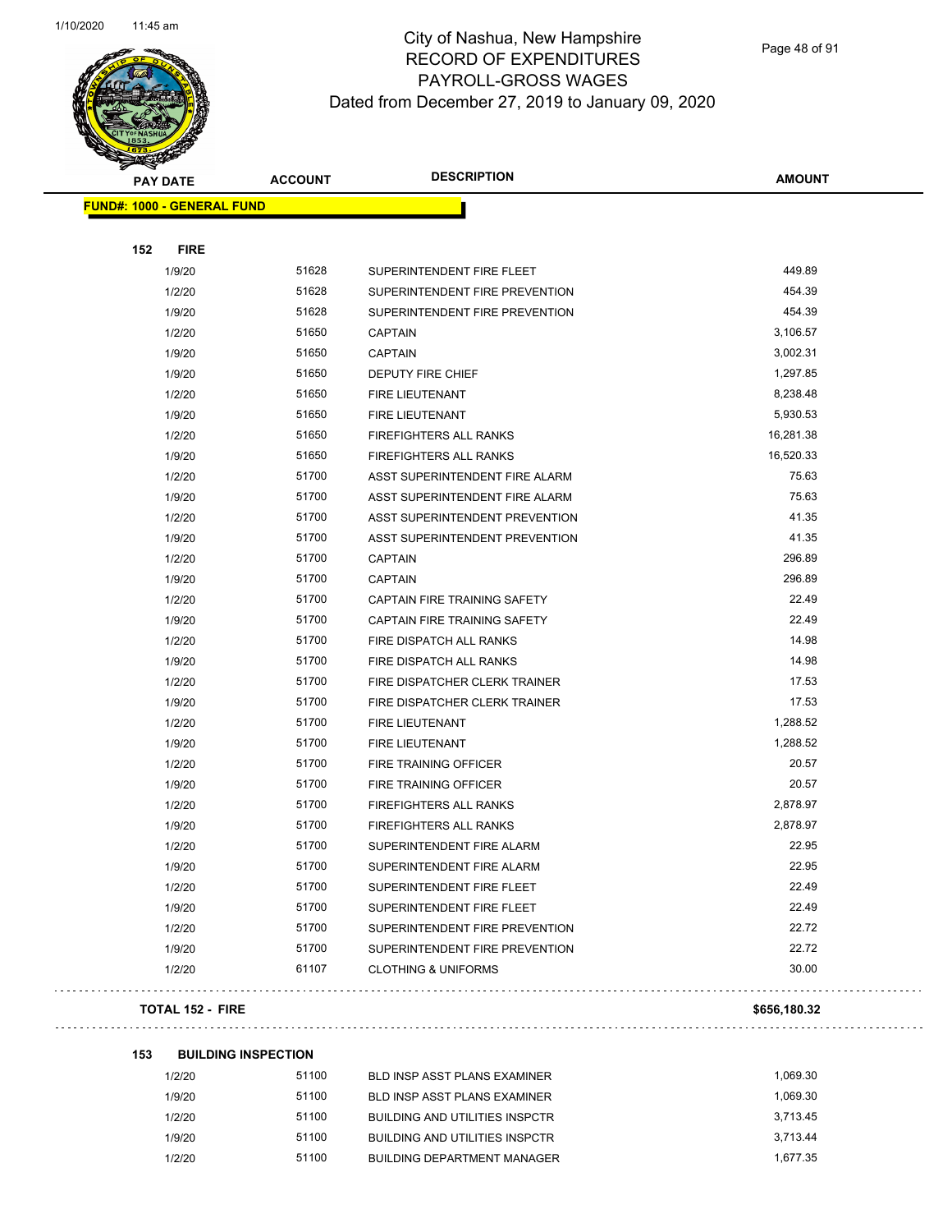# City of Nashua, New Hampshire
## RECORD OF EXPENDITURES
## PAYROLL-GROSS WAGES
## Dated from December 27, 2019 to January 09, 2020

| PAY DATE | ACCOUNT | DESCRIPTION | AMOUNT |
|---|---|---|---|
| **FUND#: 1000 - GENERAL FUND** | | | |
| **152 FIRE** | | | |
| 1/9/20 | 51628 | SUPERINTENDENT FIRE FLEET | 449.89 |
| 1/2/20 | 51628 | SUPERINTENDENT FIRE PREVENTION | 454.39 |
| 1/9/20 | 51628 | SUPERINTENDENT FIRE PREVENTION | 454.39 |
| 1/2/20 | 51650 | CAPTAIN | 3,106.57 |
| 1/9/20 | 51650 | CAPTAIN | 3,002.31 |
| 1/9/20 | 51650 | DEPUTY FIRE CHIEF | 1,297.85 |
| 1/2/20 | 51650 | FIRE LIEUTENANT | 8,238.48 |
| 1/9/20 | 51650 | FIRE LIEUTENANT | 5,930.53 |
| 1/2/20 | 51650 | FIREFIGHTERS ALL RANKS | 16,281.38 |
| 1/9/20 | 51650 | FIREFIGHTERS ALL RANKS | 16,520.33 |
| 1/2/20 | 51700 | ASST SUPERINTENDENT FIRE ALARM | 75.63 |
| 1/9/20 | 51700 | ASST SUPERINTENDENT FIRE ALARM | 75.63 |
| 1/2/20 | 51700 | ASST SUPERINTENDENT PREVENTION | 41.35 |
| 1/9/20 | 51700 | ASST SUPERINTENDENT PREVENTION | 41.35 |
| 1/2/20 | 51700 | CAPTAIN | 296.89 |
| 1/9/20 | 51700 | CAPTAIN | 296.89 |
| 1/2/20 | 51700 | CAPTAIN FIRE TRAINING SAFETY | 22.49 |
| 1/9/20 | 51700 | CAPTAIN FIRE TRAINING SAFETY | 22.49 |
| 1/2/20 | 51700 | FIRE DISPATCH ALL RANKS | 14.98 |
| 1/9/20 | 51700 | FIRE DISPATCH ALL RANKS | 14.98 |
| 1/2/20 | 51700 | FIRE DISPATCHER CLERK TRAINER | 17.53 |
| 1/9/20 | 51700 | FIRE DISPATCHER CLERK TRAINER | 17.53 |
| 1/2/20 | 51700 | FIRE LIEUTENANT | 1,288.52 |
| 1/9/20 | 51700 | FIRE LIEUTENANT | 1,288.52 |
| 1/2/20 | 51700 | FIRE TRAINING OFFICER | 20.57 |
| 1/9/20 | 51700 | FIRE TRAINING OFFICER | 20.57 |
| 1/2/20 | 51700 | FIREFIGHTERS ALL RANKS | 2,878.97 |
| 1/9/20 | 51700 | FIREFIGHTERS ALL RANKS | 2,878.97 |
| 1/2/20 | 51700 | SUPERINTENDENT FIRE ALARM | 22.95 |
| 1/9/20 | 51700 | SUPERINTENDENT FIRE ALARM | 22.95 |
| 1/2/20 | 51700 | SUPERINTENDENT FIRE FLEET | 22.49 |
| 1/9/20 | 51700 | SUPERINTENDENT FIRE FLEET | 22.49 |
| 1/2/20 | 51700 | SUPERINTENDENT FIRE PREVENTION | 22.72 |
| 1/9/20 | 51700 | SUPERINTENDENT FIRE PREVENTION | 22.72 |
| 1/2/20 | 61107 | CLOTHING & UNIFORMS | 30.00 |
| **TOTAL 152 - FIRE** | | | **$656,180.32** |
| **153 BUILDING INSPECTION** | | | |
| 1/2/20 | 51100 | BLD INSP ASST PLANS EXAMINER | 1,069.30 |
| 1/9/20 | 51100 | BLD INSP ASST PLANS EXAMINER | 1,069.30 |
| 1/2/20 | 51100 | BUILDING AND UTILITIES INSPCTR | 3,713.45 |
| 1/9/20 | 51100 | BUILDING AND UTILITIES INSPCTR | 3,713.44 |
| 1/2/20 | 51100 | BUILDING DEPARTMENT MANAGER | 1,677.35 |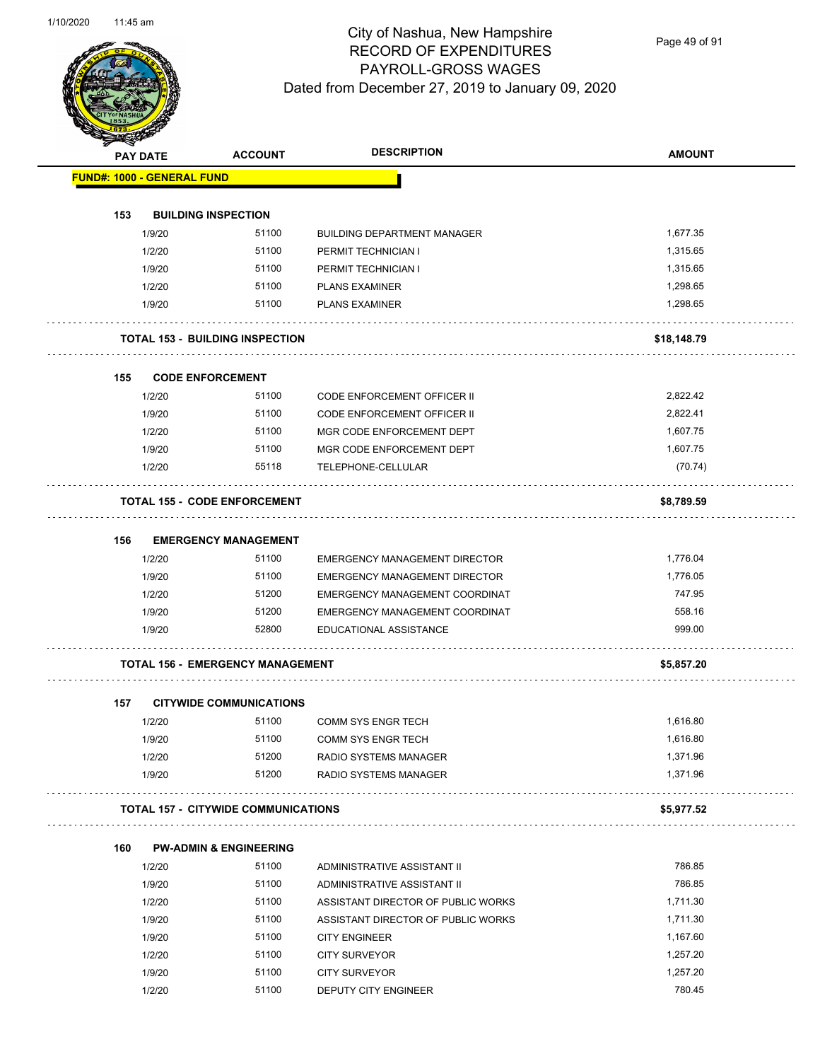# City of Nashua, New Hampshire
## RECORD OF EXPENDITURES
## PAYROLL-GROSS WAGES
### Dated from December 27, 2019 to January 09, 2020

| PAY DATE | ACCOUNT | DESCRIPTION | AMOUNT |
|---|---|---|---|
| **FUND#: 1000 - GENERAL FUND** | | | |
| **153 BUILDING INSPECTION** | | | |
| 1/9/20 | 51100 | BUILDING DEPARTMENT MANAGER | 1,677.35 |
| 1/2/20 | 51100 | PERMIT TECHNICIAN I | 1,315.65 |
| 1/9/20 | 51100 | PERMIT TECHNICIAN I | 1,315.65 |
| 1/2/20 | 51100 | PLANS EXAMINER | 1,298.65 |
| 1/9/20 | 51100 | PLANS EXAMINER | 1,298.65 |
| **TOTAL 153 - BUILDING INSPECTION** | | | **$18,148.79** |
| **155 CODE ENFORCEMENT** | | | |
| 1/2/20 | 51100 | CODE ENFORCEMENT OFFICER II | 2,822.42 |
| 1/9/20 | 51100 | CODE ENFORCEMENT OFFICER II | 2,822.41 |
| 1/2/20 | 51100 | MGR CODE ENFORCEMENT DEPT | 1,607.75 |
| 1/9/20 | 51100 | MGR CODE ENFORCEMENT DEPT | 1,607.75 |
| 1/2/20 | 55118 | TELEPHONE-CELLULAR | (70.74) |
| **TOTAL 155 - CODE ENFORCEMENT** | | | **$8,789.59** |
| **156 EMERGENCY MANAGEMENT** | | | |
| 1/2/20 | 51100 | EMERGENCY MANAGEMENT DIRECTOR | 1,776.04 |
| 1/9/20 | 51100 | EMERGENCY MANAGEMENT DIRECTOR | 1,776.05 |
| 1/2/20 | 51200 | EMERGENCY MANAGEMENT COORDINAT | 747.95 |
| 1/9/20 | 51200 | EMERGENCY MANAGEMENT COORDINAT | 558.16 |
| 1/9/20 | 52800 | EDUCATIONAL ASSISTANCE | 999.00 |
| **TOTAL 156 - EMERGENCY MANAGEMENT** | | | **$5,857.20** |
| **157 CITYWIDE COMMUNICATIONS** | | | |
| 1/2/20 | 51100 | COMM SYS ENGR TECH | 1,616.80 |
| 1/9/20 | 51100 | COMM SYS ENGR TECH | 1,616.80 |
| 1/2/20 | 51200 | RADIO SYSTEMS MANAGER | 1,371.96 |
| 1/9/20 | 51200 | RADIO SYSTEMS MANAGER | 1,371.96 |
| **TOTAL 157 - CITYWIDE COMMUNICATIONS** | | | **$5,977.52** |
| **160 PW-ADMIN & ENGINEERING** | | | |
| 1/2/20 | 51100 | ADMINISTRATIVE ASSISTANT II | 786.85 |
| 1/9/20 | 51100 | ADMINISTRATIVE ASSISTANT II | 786.85 |
| 1/2/20 | 51100 | ASSISTANT DIRECTOR OF PUBLIC WORKS | 1,711.30 |
| 1/9/20 | 51100 | ASSISTANT DIRECTOR OF PUBLIC WORKS | 1,711.30 |
| 1/9/20 | 51100 | CITY ENGINEER | 1,167.60 |
| 1/2/20 | 51100 | CITY SURVEYOR | 1,257.20 |
| 1/9/20 | 51100 | CITY SURVEYOR | 1,257.20 |
| 1/2/20 | 51100 | DEPUTY CITY ENGINEER | 780.45 |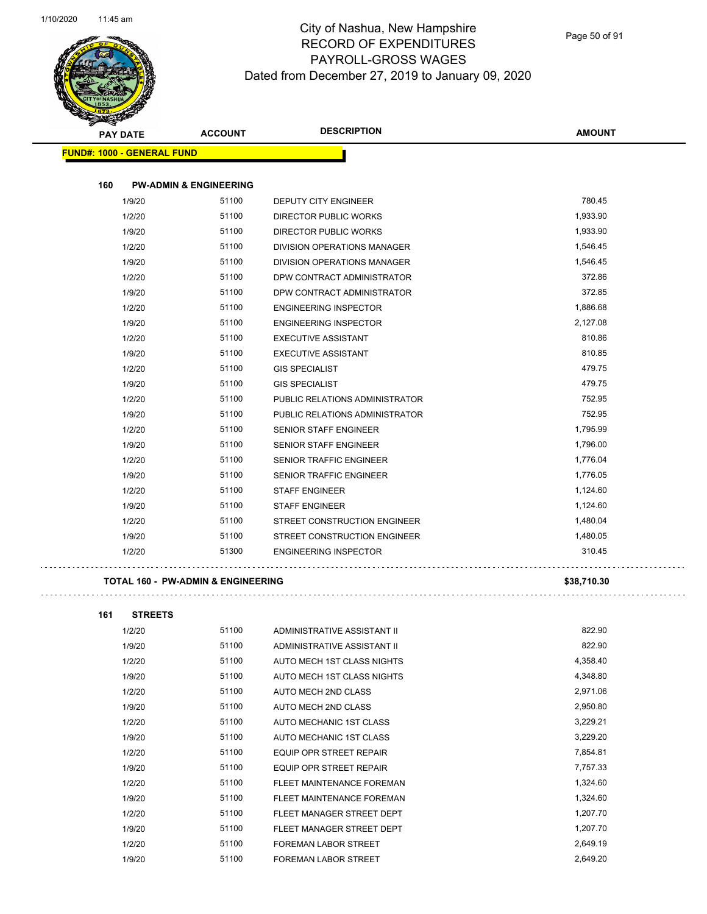# City of Nashua, New Hampshire
## RECORD OF EXPENDITURES
## PAYROLL-GROSS WAGES
### Dated from December 27, 2019 to January 09, 2020

**FUND#: 1000 - GENERAL FUND**

**160 PW-ADMIN & ENGINEERING**

| PAY DATE | ACCOUNT | DESCRIPTION | AMOUNT |
|---|---|---|---|
| 1/9/20 | 51100 | DEPUTY CITY ENGINEER | 780.45 |
| 1/2/20 | 51100 | DIRECTOR PUBLIC WORKS | 1,933.90 |
| 1/9/20 | 51100 | DIRECTOR PUBLIC WORKS | 1,933.90 |
| 1/2/20 | 51100 | DIVISION OPERATIONS MANAGER | 1,546.45 |
| 1/9/20 | 51100 | DIVISION OPERATIONS MANAGER | 1,546.45 |
| 1/2/20 | 51100 | DPW CONTRACT ADMINISTRATOR | 372.86 |
| 1/9/20 | 51100 | DPW CONTRACT ADMINISTRATOR | 372.85 |
| 1/2/20 | 51100 | ENGINEERING INSPECTOR | 1,886.68 |
| 1/9/20 | 51100 | ENGINEERING INSPECTOR | 2,127.08 |
| 1/2/20 | 51100 | EXECUTIVE ASSISTANT | 810.86 |
| 1/9/20 | 51100 | EXECUTIVE ASSISTANT | 810.85 |
| 1/2/20 | 51100 | GIS SPECIALIST | 479.75 |
| 1/9/20 | 51100 | GIS SPECIALIST | 479.75 |
| 1/2/20 | 51100 | PUBLIC RELATIONS ADMINISTRATOR | 752.95 |
| 1/9/20 | 51100 | PUBLIC RELATIONS ADMINISTRATOR | 752.95 |
| 1/2/20 | 51100 | SENIOR STAFF ENGINEER | 1,795.99 |
| 1/9/20 | 51100 | SENIOR STAFF ENGINEER | 1,796.00 |
| 1/2/20 | 51100 | SENIOR TRAFFIC ENGINEER | 1,776.04 |
| 1/9/20 | 51100 | SENIOR TRAFFIC ENGINEER | 1,776.05 |
| 1/2/20 | 51100 | STAFF ENGINEER | 1,124.60 |
| 1/9/20 | 51100 | STAFF ENGINEER | 1,124.60 |
| 1/2/20 | 51100 | STREET CONSTRUCTION ENGINEER | 1,480.04 |
| 1/9/20 | 51100 | STREET CONSTRUCTION ENGINEER | 1,480.05 |
| 1/2/20 | 51300 | ENGINEERING INSPECTOR | 310.45 |

**TOTAL 160 - PW-ADMIN & ENGINEERING** **$38,710.30**

**161 STREETS**

| PAY DATE | ACCOUNT | DESCRIPTION | AMOUNT |
|---|---|---|---|
| 1/2/20 | 51100 | ADMINISTRATIVE ASSISTANT II | 822.90 |
| 1/9/20 | 51100 | ADMINISTRATIVE ASSISTANT II | 822.90 |
| 1/2/20 | 51100 | AUTO MECH 1ST CLASS NIGHTS | 4,358.40 |
| 1/9/20 | 51100 | AUTO MECH 1ST CLASS NIGHTS | 4,348.80 |
| 1/2/20 | 51100 | AUTO MECH 2ND CLASS | 2,971.06 |
| 1/9/20 | 51100 | AUTO MECH 2ND CLASS | 2,950.80 |
| 1/2/20 | 51100 | AUTO MECHANIC 1ST CLASS | 3,229.21 |
| 1/9/20 | 51100 | AUTO MECHANIC 1ST CLASS | 3,229.20 |
| 1/2/20 | 51100 | EQUIP OPR STREET REPAIR | 7,854.81 |
| 1/9/20 | 51100 | EQUIP OPR STREET REPAIR | 7,757.33 |
| 1/2/20 | 51100 | FLEET MAINTENANCE FOREMAN | 1,324.60 |
| 1/9/20 | 51100 | FLEET MAINTENANCE FOREMAN | 1,324.60 |
| 1/2/20 | 51100 | FLEET MANAGER STREET DEPT | 1,207.70 |
| 1/9/20 | 51100 | FLEET MANAGER STREET DEPT | 1,207.70 |
| 1/2/20 | 51100 | FOREMAN LABOR STREET | 2,649.19 |
| 1/9/20 | 51100 | FOREMAN LABOR STREET | 2,649.20 |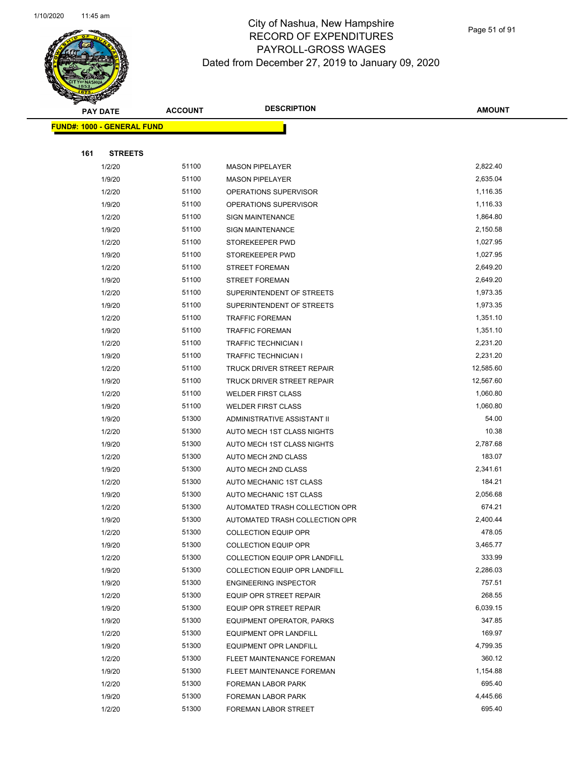# City of Nashua, New Hampshire
## RECORD OF EXPENDITURES
## PAYROLL-GROSS WAGES
## Dated from December 27, 2019 to January 09, 2020

**FUND#: 1000 - GENERAL FUND**

**161 STREETS**

| PAY DATE | ACCOUNT | DESCRIPTION | AMOUNT |
|---|---|---|---|
| 1/2/20 | 51100 | MASON PIPELAYER | 2,822.40 |
| 1/9/20 | 51100 | MASON PIPELAYER | 2,635.04 |
| 1/2/20 | 51100 | OPERATIONS SUPERVISOR | 1,116.35 |
| 1/9/20 | 51100 | OPERATIONS SUPERVISOR | 1,116.33 |
| 1/2/20 | 51100 | SIGN MAINTENANCE | 1,864.80 |
| 1/9/20 | 51100 | SIGN MAINTENANCE | 2,150.58 |
| 1/2/20 | 51100 | STOREKEEPER PWD | 1,027.95 |
| 1/9/20 | 51100 | STOREKEEPER PWD | 1,027.95 |
| 1/2/20 | 51100 | STREET FOREMAN | 2,649.20 |
| 1/9/20 | 51100 | STREET FOREMAN | 2,649.20 |
| 1/2/20 | 51100 | SUPERINTENDENT OF STREETS | 1,973.35 |
| 1/9/20 | 51100 | SUPERINTENDENT OF STREETS | 1,973.35 |
| 1/2/20 | 51100 | TRAFFIC FOREMAN | 1,351.10 |
| 1/9/20 | 51100 | TRAFFIC FOREMAN | 1,351.10 |
| 1/2/20 | 51100 | TRAFFIC TECHNICIAN I | 2,231.20 |
| 1/9/20 | 51100 | TRAFFIC TECHNICIAN I | 2,231.20 |
| 1/2/20 | 51100 | TRUCK DRIVER STREET REPAIR | 12,585.60 |
| 1/9/20 | 51100 | TRUCK DRIVER STREET REPAIR | 12,567.60 |
| 1/2/20 | 51100 | WELDER FIRST CLASS | 1,060.80 |
| 1/9/20 | 51100 | WELDER FIRST CLASS | 1,060.80 |
| 1/9/20 | 51300 | ADMINISTRATIVE ASSISTANT II | 54.00 |
| 1/2/20 | 51300 | AUTO MECH 1ST CLASS NIGHTS | 10.38 |
| 1/9/20 | 51300 | AUTO MECH 1ST CLASS NIGHTS | 2,787.68 |
| 1/2/20 | 51300 | AUTO MECH 2ND CLASS | 183.07 |
| 1/9/20 | 51300 | AUTO MECH 2ND CLASS | 2,341.61 |
| 1/2/20 | 51300 | AUTO MECHANIC 1ST CLASS | 184.21 |
| 1/9/20 | 51300 | AUTO MECHANIC 1ST CLASS | 2,056.68 |
| 1/2/20 | 51300 | AUTOMATED TRASH COLLECTION OPR | 674.21 |
| 1/9/20 | 51300 | AUTOMATED TRASH COLLECTION OPR | 2,400.44 |
| 1/2/20 | 51300 | COLLECTION EQUIP OPR | 478.05 |
| 1/9/20 | 51300 | COLLECTION EQUIP OPR | 3,465.77 |
| 1/2/20 | 51300 | COLLECTION EQUIP OPR LANDFILL | 333.99 |
| 1/9/20 | 51300 | COLLECTION EQUIP OPR LANDFILL | 2,286.03 |
| 1/9/20 | 51300 | ENGINEERING INSPECTOR | 757.51 |
| 1/2/20 | 51300 | EQUIP OPR STREET REPAIR | 268.55 |
| 1/9/20 | 51300 | EQUIP OPR STREET REPAIR | 6,039.15 |
| 1/9/20 | 51300 | EQUIPMENT OPERATOR, PARKS | 347.85 |
| 1/2/20 | 51300 | EQUIPMENT OPR LANDFILL | 169.97 |
| 1/9/20 | 51300 | EQUIPMENT OPR LANDFILL | 4,799.35 |
| 1/2/20 | 51300 | FLEET MAINTENANCE FOREMAN | 360.12 |
| 1/9/20 | 51300 | FLEET MAINTENANCE FOREMAN | 1,154.88 |
| 1/2/20 | 51300 | FOREMAN LABOR PARK | 695.40 |
| 1/9/20 | 51300 | FOREMAN LABOR PARK | 4,445.66 |
| 1/2/20 | 51300 | FOREMAN LABOR STREET | 695.40 |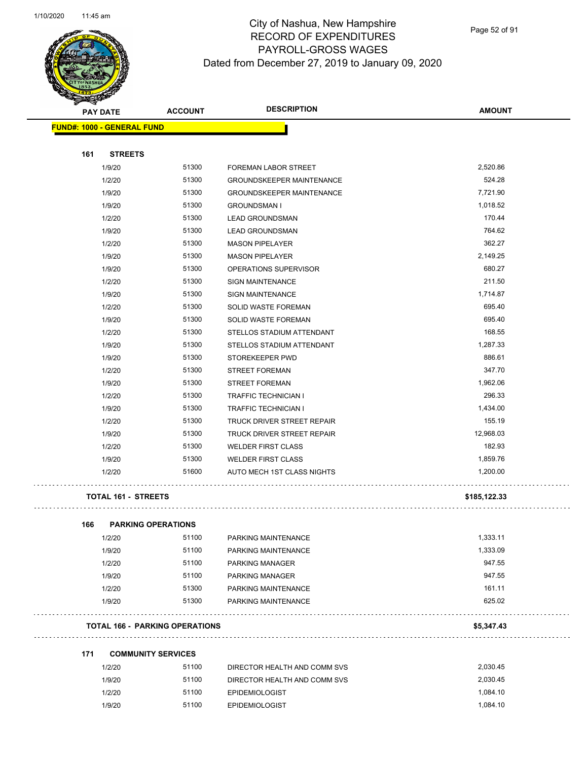# City of Nashua, New Hampshire
# RECORD OF EXPENDITURES
# PAYROLL-GROSS WAGES
# Dated from December 27, 2019 to January 09, 2020

| PAY DATE | ACCOUNT | DESCRIPTION | AMOUNT |
|---|---|---|---|
| **FUND#: 1000 - GENERAL FUND** | | | |
| **161 STREETS** | | | |
| 1/9/20 | 51300 | FOREMAN LABOR STREET | 2,520.86 |
| 1/2/20 | 51300 | GROUNDSKEEPER MAINTENANCE | 524.28 |
| 1/9/20 | 51300 | GROUNDSKEEPER MAINTENANCE | 7,721.90 |
| 1/9/20 | 51300 | GROUNDSMAN I | 1,018.52 |
| 1/2/20 | 51300 | LEAD GROUNDSMAN | 170.44 |
| 1/9/20 | 51300 | LEAD GROUNDSMAN | 764.62 |
| 1/2/20 | 51300 | MASON PIPELAYER | 362.27 |
| 1/9/20 | 51300 | MASON PIPELAYER | 2,149.25 |
| 1/9/20 | 51300 | OPERATIONS SUPERVISOR | 680.27 |
| 1/2/20 | 51300 | SIGN MAINTENANCE | 211.50 |
| 1/9/20 | 51300 | SIGN MAINTENANCE | 1,714.87 |
| 1/2/20 | 51300 | SOLID WASTE FOREMAN | 695.40 |
| 1/9/20 | 51300 | SOLID WASTE FOREMAN | 695.40 |
| 1/2/20 | 51300 | STELLOS STADIUM ATTENDANT | 168.55 |
| 1/9/20 | 51300 | STELLOS STADIUM ATTENDANT | 1,287.33 |
| 1/9/20 | 51300 | STOREKEEPER PWD | 886.61 |
| 1/2/20 | 51300 | STREET FOREMAN | 347.70 |
| 1/9/20 | 51300 | STREET FOREMAN | 1,962.06 |
| 1/2/20 | 51300 | TRAFFIC TECHNICIAN I | 296.33 |
| 1/9/20 | 51300 | TRAFFIC TECHNICIAN I | 1,434.00 |
| 1/2/20 | 51300 | TRUCK DRIVER STREET REPAIR | 155.19 |
| 1/9/20 | 51300 | TRUCK DRIVER STREET REPAIR | 12,968.03 |
| 1/2/20 | 51300 | WELDER FIRST CLASS | 182.93 |
| 1/9/20 | 51300 | WELDER FIRST CLASS | 1,859.76 |
| 1/2/20 | 51600 | AUTO MECH 1ST CLASS NIGHTS | 1,200.00 |
| **TOTAL 161 - STREETS** | | | **$185,122.33** |
| **166 PARKING OPERATIONS** | | | |
| 1/2/20 | 51100 | PARKING MAINTENANCE | 1,333.11 |
| 1/9/20 | 51100 | PARKING MAINTENANCE | 1,333.09 |
| 1/2/20 | 51100 | PARKING MANAGER | 947.55 |
| 1/9/20 | 51100 | PARKING MANAGER | 947.55 |
| 1/2/20 | 51300 | PARKING MAINTENANCE | 161.11 |
| 1/9/20 | 51300 | PARKING MAINTENANCE | 625.02 |
| **TOTAL 166 - PARKING OPERATIONS** | | | **$5,347.43** |
| **171 COMMUNITY SERVICES** | | | |
| 1/2/20 | 51100 | DIRECTOR HEALTH AND COMM SVS | 2,030.45 |
| 1/9/20 | 51100 | DIRECTOR HEALTH AND COMM SVS | 2,030.45 |
| 1/2/20 | 51100 | EPIDEMIOLOGIST | 1,084.10 |
| 1/9/20 | 51100 | EPIDEMIOLOGIST | 1,084.10 |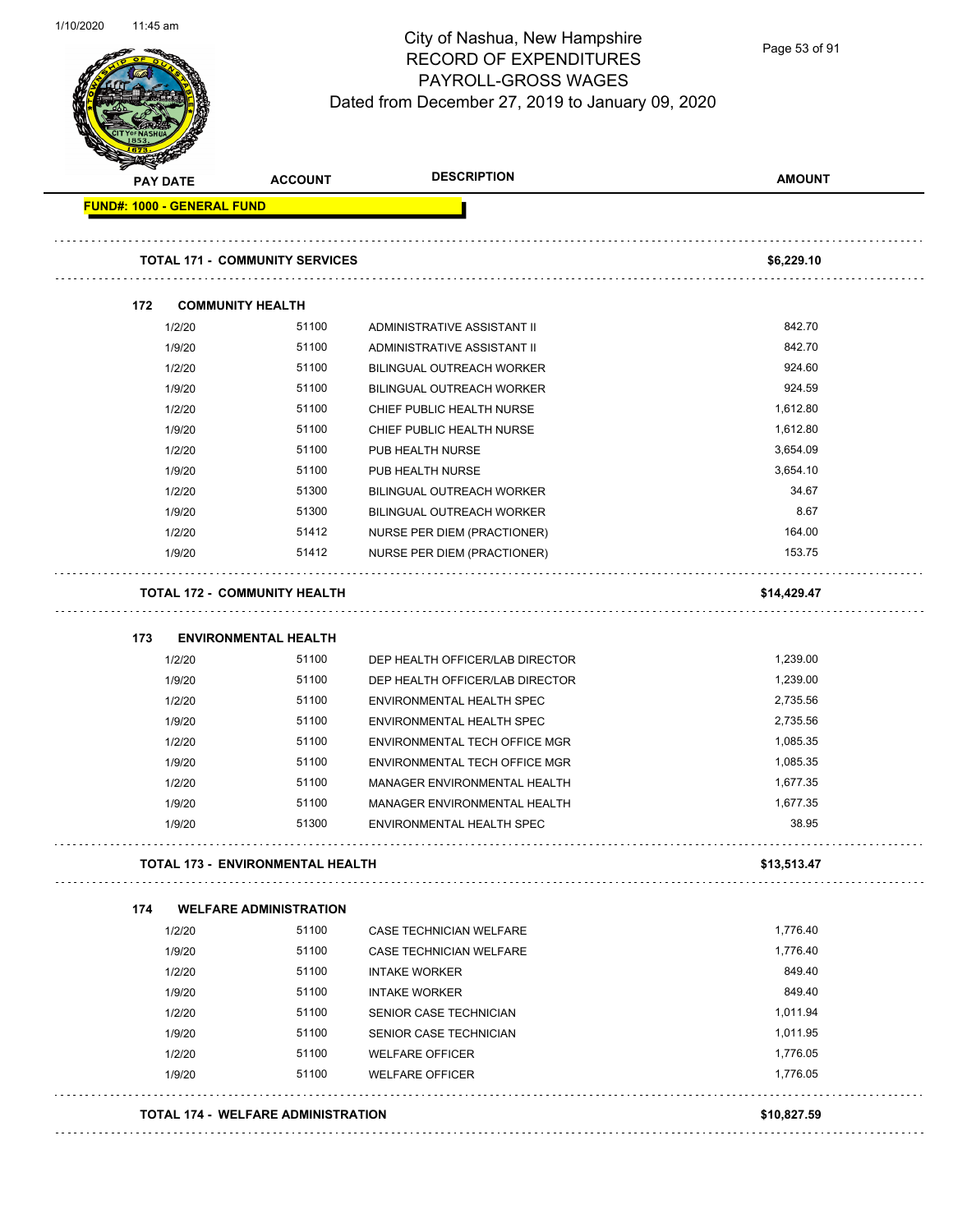# City of Nashua, New Hampshire
## RECORD OF EXPENDITURES
## PAYROLL-GROSS WAGES
## Dated from December 27, 2019 to January 09, 2020

| PAY DATE | ACCOUNT | DESCRIPTION | AMOUNT |
|---|---|---|---|
| **FUND#: 1000 - GENERAL FUND** | | | |
| **TOTAL 171 - COMMUNITY SERVICES** | | | **$6,229.10** |
| **172 COMMUNITY HEALTH** | | | |
| 1/2/20 | 51100 | ADMINISTRATIVE ASSISTANT II | 842.70 |
| 1/9/20 | 51100 | ADMINISTRATIVE ASSISTANT II | 842.70 |
| 1/2/20 | 51100 | BILINGUAL OUTREACH WORKER | 924.60 |
| 1/9/20 | 51100 | BILINGUAL OUTREACH WORKER | 924.59 |
| 1/2/20 | 51100 | CHIEF PUBLIC HEALTH NURSE | 1,612.80 |
| 1/9/20 | 51100 | CHIEF PUBLIC HEALTH NURSE | 1,612.80 |
| 1/2/20 | 51100 | PUB HEALTH NURSE | 3,654.09 |
| 1/9/20 | 51100 | PUB HEALTH NURSE | 3,654.10 |
| 1/2/20 | 51300 | BILINGUAL OUTREACH WORKER | 34.67 |
| 1/9/20 | 51300 | BILINGUAL OUTREACH WORKER | 8.67 |
| 1/2/20 | 51412 | NURSE PER DIEM (PRACTIONER) | 164.00 |
| 1/9/20 | 51412 | NURSE PER DIEM (PRACTIONER) | 153.75 |
| **TOTAL 172 - COMMUNITY HEALTH** | | | **$14,429.47** |
| **173 ENVIRONMENTAL HEALTH** | | | |
| 1/2/20 | 51100 | DEP HEALTH OFFICER/LAB DIRECTOR | 1,239.00 |
| 1/9/20 | 51100 | DEP HEALTH OFFICER/LAB DIRECTOR | 1,239.00 |
| 1/2/20 | 51100 | ENVIRONMENTAL HEALTH SPEC | 2,735.56 |
| 1/9/20 | 51100 | ENVIRONMENTAL HEALTH SPEC | 2,735.56 |
| 1/2/20 | 51100 | ENVIRONMENTAL TECH OFFICE MGR | 1,085.35 |
| 1/9/20 | 51100 | ENVIRONMENTAL TECH OFFICE MGR | 1,085.35 |
| 1/2/20 | 51100 | MANAGER ENVIRONMENTAL HEALTH | 1,677.35 |
| 1/9/20 | 51100 | MANAGER ENVIRONMENTAL HEALTH | 1,677.35 |
| 1/9/20 | 51300 | ENVIRONMENTAL HEALTH SPEC | 38.95 |
| **TOTAL 173 - ENVIRONMENTAL HEALTH** | | | **$13,513.47** |
| **174 WELFARE ADMINISTRATION** | | | |
| 1/2/20 | 51100 | CASE TECHNICIAN WELFARE | 1,776.40 |
| 1/9/20 | 51100 | CASE TECHNICIAN WELFARE | 1,776.40 |
| 1/2/20 | 51100 | INTAKE WORKER | 849.40 |
| 1/9/20 | 51100 | INTAKE WORKER | 849.40 |
| 1/2/20 | 51100 | SENIOR CASE TECHNICIAN | 1,011.94 |
| 1/9/20 | 51100 | SENIOR CASE TECHNICIAN | 1,011.95 |
| 1/2/20 | 51100 | WELFARE OFFICER | 1,776.05 |
| 1/9/20 | 51100 | WELFARE OFFICER | 1,776.05 |
| **TOTAL 174 - WELFARE ADMINISTRATION** | | | **$10,827.59** |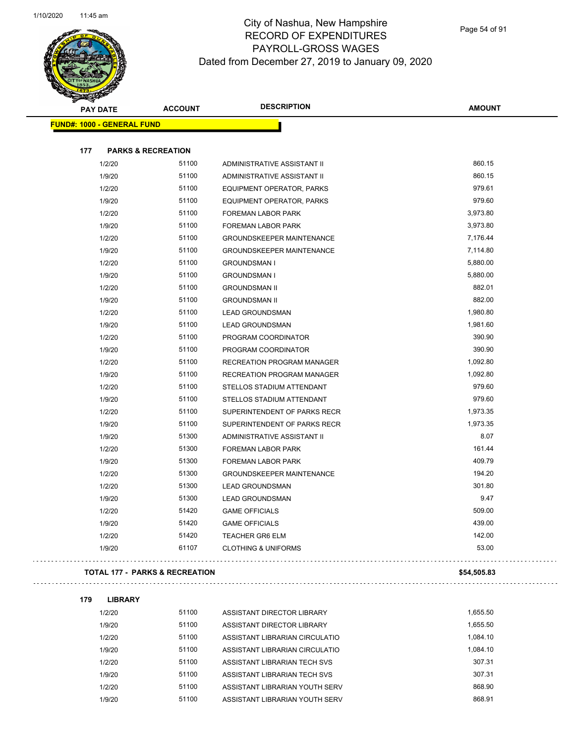# City of Nashua, New Hampshire
## RECORD OF EXPENDITURES
## PAYROLL-GROSS WAGES
## Dated from December 27, 2019 to January 09, 2020

| PAY DATE | ACCOUNT | DESCRIPTION | AMOUNT |
|---|---|---|---|
| **FUND#: 1000 - GENERAL FUND** | | | |
| **177 PARKS & RECREATION** | | | |
| 1/2/20 | 51100 | ADMINISTRATIVE ASSISTANT II | 860.15 |
| 1/9/20 | 51100 | ADMINISTRATIVE ASSISTANT II | 860.15 |
| 1/2/20 | 51100 | EQUIPMENT OPERATOR, PARKS | 979.61 |
| 1/9/20 | 51100 | EQUIPMENT OPERATOR, PARKS | 979.60 |
| 1/2/20 | 51100 | FOREMAN LABOR PARK | 3,973.80 |
| 1/9/20 | 51100 | FOREMAN LABOR PARK | 3,973.80 |
| 1/2/20 | 51100 | GROUNDSKEEPER MAINTENANCE | 7,176.44 |
| 1/9/20 | 51100 | GROUNDSKEEPER MAINTENANCE | 7,114.80 |
| 1/2/20 | 51100 | GROUNDSMAN I | 5,880.00 |
| 1/9/20 | 51100 | GROUNDSMAN I | 5,880.00 |
| 1/2/20 | 51100 | GROUNDSMAN II | 882.01 |
| 1/9/20 | 51100 | GROUNDSMAN II | 882.00 |
| 1/2/20 | 51100 | LEAD GROUNDSMAN | 1,980.80 |
| 1/9/20 | 51100 | LEAD GROUNDSMAN | 1,981.60 |
| 1/2/20 | 51100 | PROGRAM COORDINATOR | 390.90 |
| 1/9/20 | 51100 | PROGRAM COORDINATOR | 390.90 |
| 1/2/20 | 51100 | RECREATION PROGRAM MANAGER | 1,092.80 |
| 1/9/20 | 51100 | RECREATION PROGRAM MANAGER | 1,092.80 |
| 1/2/20 | 51100 | STELLOS STADIUM ATTENDANT | 979.60 |
| 1/9/20 | 51100 | STELLOS STADIUM ATTENDANT | 979.60 |
| 1/2/20 | 51100 | SUPERINTENDENT OF PARKS RECR | 1,973.35 |
| 1/9/20 | 51100 | SUPERINTENDENT OF PARKS RECR | 1,973.35 |
| 1/9/20 | 51300 | ADMINISTRATIVE ASSISTANT II | 8.07 |
| 1/2/20 | 51300 | FOREMAN LABOR PARK | 161.44 |
| 1/9/20 | 51300 | FOREMAN LABOR PARK | 409.79 |
| 1/2/20 | 51300 | GROUNDSKEEPER MAINTENANCE | 194.20 |
| 1/2/20 | 51300 | LEAD GROUNDSMAN | 301.80 |
| 1/9/20 | 51300 | LEAD GROUNDSMAN | 9.47 |
| 1/2/20 | 51420 | GAME OFFICIALS | 509.00 |
| 1/9/20 | 51420 | GAME OFFICIALS | 439.00 |
| 1/2/20 | 51420 | TEACHER GR6 ELM | 142.00 |
| 1/9/20 | 61107 | CLOTHING & UNIFORMS | 53.00 |
| **TOTAL 177 - PARKS & RECREATION** | | | **$54,505.83** |
| **179 LIBRARY** | | | |
| 1/2/20 | 51100 | ASSISTANT DIRECTOR LIBRARY | 1,655.50 |
| 1/9/20 | 51100 | ASSISTANT DIRECTOR LIBRARY | 1,655.50 |
| 1/2/20 | 51100 | ASSISTANT LIBRARIAN CIRCULATIO | 1,084.10 |
| 1/9/20 | 51100 | ASSISTANT LIBRARIAN CIRCULATIO | 1,084.10 |
| 1/2/20 | 51100 | ASSISTANT LIBRARIAN TECH SVS | 307.31 |
| 1/9/20 | 51100 | ASSISTANT LIBRARIAN TECH SVS | 307.31 |
| 1/2/20 | 51100 | ASSISTANT LIBRARIAN YOUTH SERV | 868.90 |
| 1/9/20 | 51100 | ASSISTANT LIBRARIAN YOUTH SERV | 868.91 |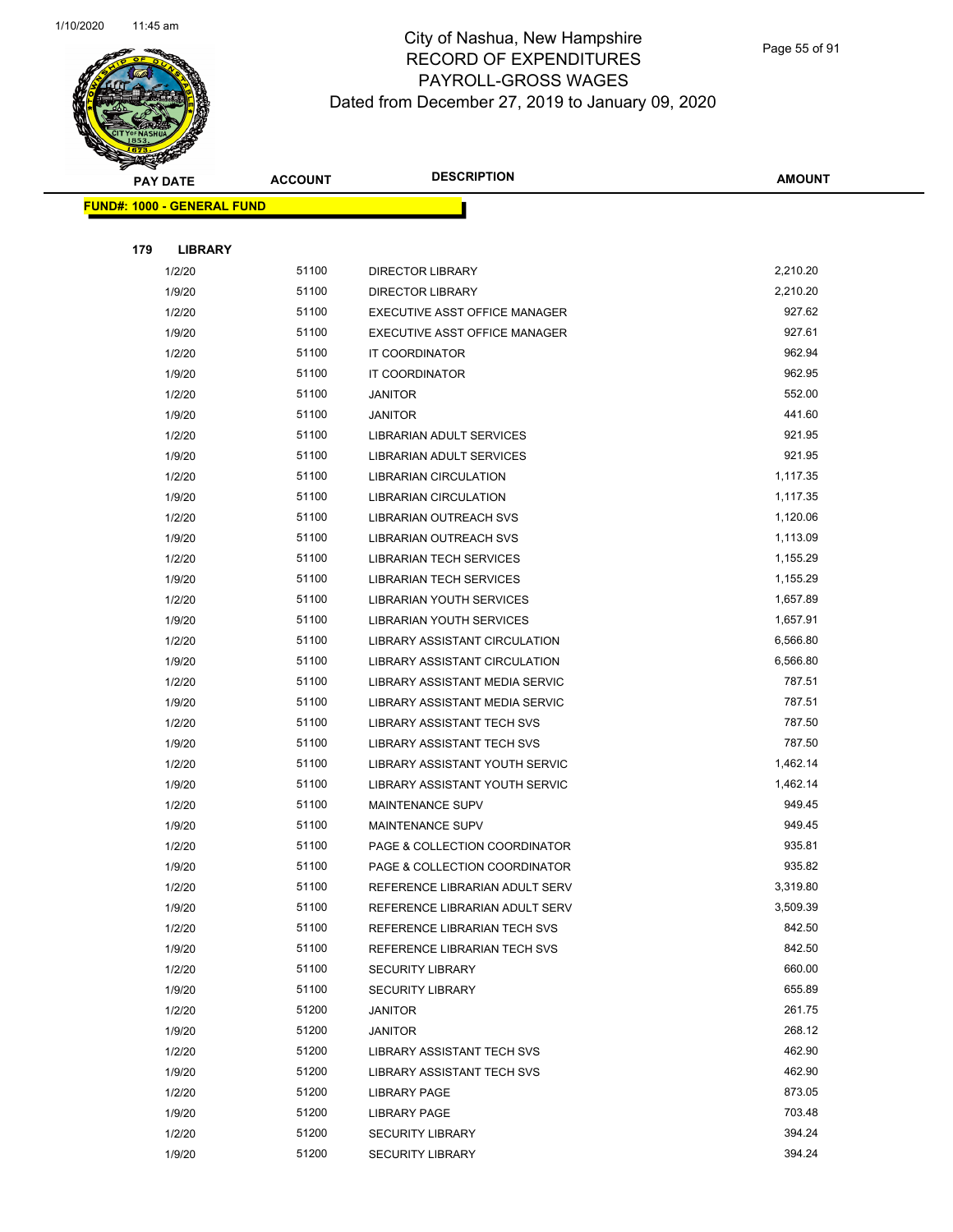# City of Nashua, New Hampshire
## RECORD OF EXPENDITURES
## PAYROLL-GROSS WAGES
## Dated from December 27, 2019 to January 09, 2020

| PAY DATE | ACCOUNT | DESCRIPTION | AMOUNT |
|---|---|---|---|

**FUND#: 1000 - GENERAL FUND**

**179 LIBRARY**

| PAY DATE | ACCOUNT | DESCRIPTION | AMOUNT |
|---|---|---|---|
| 1/2/20 | 51100 | DIRECTOR LIBRARY | 2,210.20 |
| 1/9/20 | 51100 | DIRECTOR LIBRARY | 2,210.20 |
| 1/2/20 | 51100 | EXECUTIVE ASST OFFICE MANAGER | 927.62 |
| 1/9/20 | 51100 | EXECUTIVE ASST OFFICE MANAGER | 927.61 |
| 1/2/20 | 51100 | IT COORDINATOR | 962.94 |
| 1/9/20 | 51100 | IT COORDINATOR | 962.95 |
| 1/2/20 | 51100 | JANITOR | 552.00 |
| 1/9/20 | 51100 | JANITOR | 441.60 |
| 1/2/20 | 51100 | LIBRARIAN ADULT SERVICES | 921.95 |
| 1/9/20 | 51100 | LIBRARIAN ADULT SERVICES | 921.95 |
| 1/2/20 | 51100 | LIBRARIAN CIRCULATION | 1,117.35 |
| 1/9/20 | 51100 | LIBRARIAN CIRCULATION | 1,117.35 |
| 1/2/20 | 51100 | LIBRARIAN OUTREACH SVS | 1,120.06 |
| 1/9/20 | 51100 | LIBRARIAN OUTREACH SVS | 1,113.09 |
| 1/2/20 | 51100 | LIBRARIAN TECH SERVICES | 1,155.29 |
| 1/9/20 | 51100 | LIBRARIAN TECH SERVICES | 1,155.29 |
| 1/2/20 | 51100 | LIBRARIAN YOUTH SERVICES | 1,657.89 |
| 1/9/20 | 51100 | LIBRARIAN YOUTH SERVICES | 1,657.91 |
| 1/2/20 | 51100 | LIBRARY ASSISTANT CIRCULATION | 6,566.80 |
| 1/9/20 | 51100 | LIBRARY ASSISTANT CIRCULATION | 6,566.80 |
| 1/2/20 | 51100 | LIBRARY ASSISTANT MEDIA SERVIC | 787.51 |
| 1/9/20 | 51100 | LIBRARY ASSISTANT MEDIA SERVIC | 787.51 |
| 1/2/20 | 51100 | LIBRARY ASSISTANT TECH SVS | 787.50 |
| 1/9/20 | 51100 | LIBRARY ASSISTANT TECH SVS | 787.50 |
| 1/2/20 | 51100 | LIBRARY ASSISTANT YOUTH SERVIC | 1,462.14 |
| 1/9/20 | 51100 | LIBRARY ASSISTANT YOUTH SERVIC | 1,462.14 |
| 1/2/20 | 51100 | MAINTENANCE SUPV | 949.45 |
| 1/9/20 | 51100 | MAINTENANCE SUPV | 949.45 |
| 1/2/20 | 51100 | PAGE & COLLECTION COORDINATOR | 935.81 |
| 1/9/20 | 51100 | PAGE & COLLECTION COORDINATOR | 935.82 |
| 1/2/20 | 51100 | REFERENCE LIBRARIAN ADULT SERV | 3,319.80 |
| 1/9/20 | 51100 | REFERENCE LIBRARIAN ADULT SERV | 3,509.39 |
| 1/2/20 | 51100 | REFERENCE LIBRARIAN TECH SVS | 842.50 |
| 1/9/20 | 51100 | REFERENCE LIBRARIAN TECH SVS | 842.50 |
| 1/2/20 | 51100 | SECURITY LIBRARY | 660.00 |
| 1/9/20 | 51100 | SECURITY LIBRARY | 655.89 |
| 1/2/20 | 51200 | JANITOR | 261.75 |
| 1/9/20 | 51200 | JANITOR | 268.12 |
| 1/2/20 | 51200 | LIBRARY ASSISTANT TECH SVS | 462.90 |
| 1/9/20 | 51200 | LIBRARY ASSISTANT TECH SVS | 462.90 |
| 1/2/20 | 51200 | LIBRARY PAGE | 873.05 |
| 1/9/20 | 51200 | LIBRARY PAGE | 703.48 |
| 1/2/20 | 51200 | SECURITY LIBRARY | 394.24 |
| 1/9/20 | 51200 | SECURITY LIBRARY | 394.24 |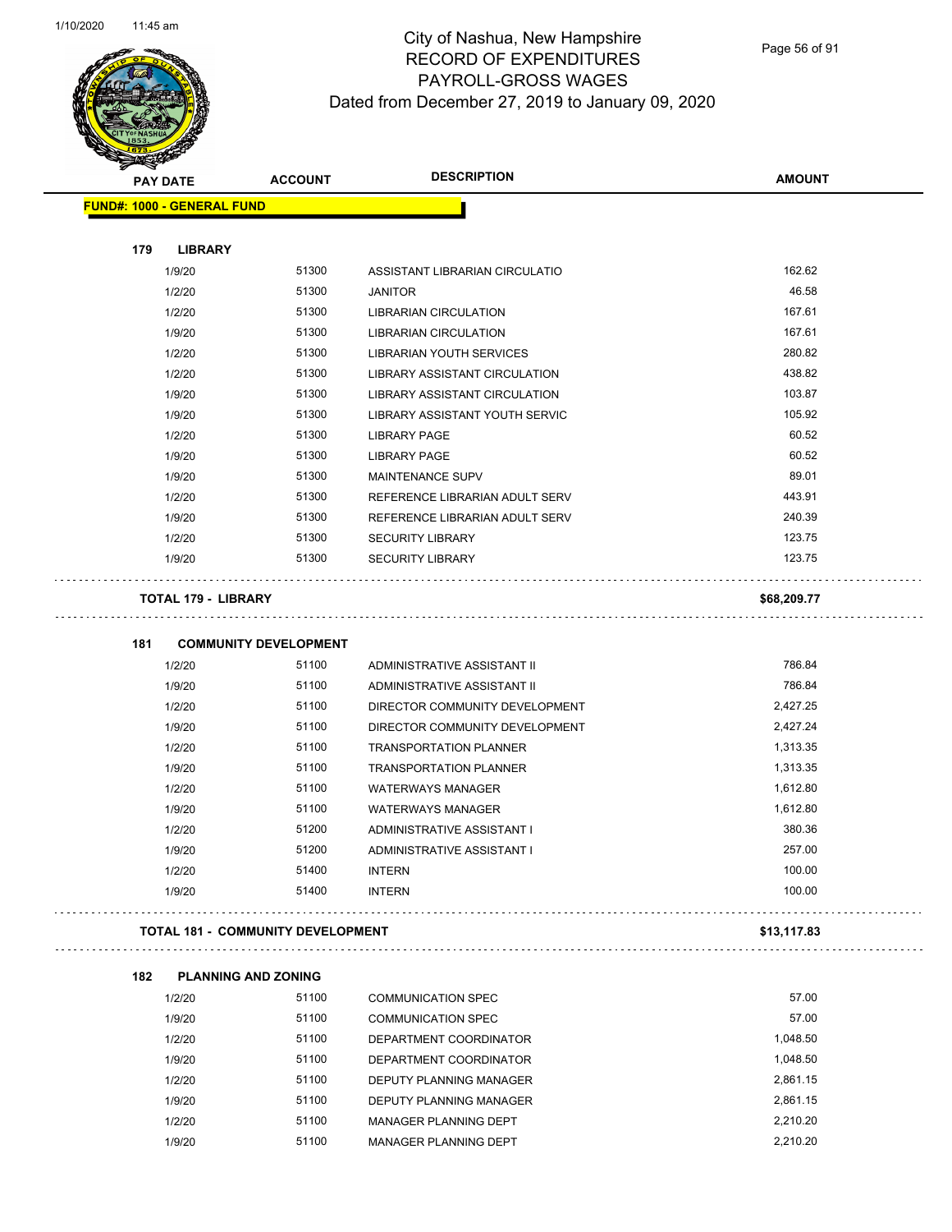City of Nashua, New Hampshire
RECORD OF EXPENDITURES
PAYROLL-GROSS WAGES
Dated from December 27, 2019 to January 09, 2020

| PAY DATE | ACCOUNT | DESCRIPTION | AMOUNT |
|---|---|---|---|
| **FUND#: 1000 - GENERAL FUND** | | | |
| **179 LIBRARY** | | | |
| 1/9/20 | 51300 | ASSISTANT LIBRARIAN CIRCULATIO | 162.62 |
| 1/2/20 | 51300 | JANITOR | 46.58 |
| 1/2/20 | 51300 | LIBRARIAN CIRCULATION | 167.61 |
| 1/9/20 | 51300 | LIBRARIAN CIRCULATION | 167.61 |
| 1/2/20 | 51300 | LIBRARIAN YOUTH SERVICES | 280.82 |
| 1/2/20 | 51300 | LIBRARY ASSISTANT CIRCULATION | 438.82 |
| 1/9/20 | 51300 | LIBRARY ASSISTANT CIRCULATION | 103.87 |
| 1/9/20 | 51300 | LIBRARY ASSISTANT YOUTH SERVIC | 105.92 |
| 1/2/20 | 51300 | LIBRARY PAGE | 60.52 |
| 1/9/20 | 51300 | LIBRARY PAGE | 60.52 |
| 1/9/20 | 51300 | MAINTENANCE SUPV | 89.01 |
| 1/2/20 | 51300 | REFERENCE LIBRARIAN ADULT SERV | 443.91 |
| 1/9/20 | 51300 | REFERENCE LIBRARIAN ADULT SERV | 240.39 |
| 1/2/20 | 51300 | SECURITY LIBRARY | 123.75 |
| 1/9/20 | 51300 | SECURITY LIBRARY | 123.75 |
| **TOTAL 179 - LIBRARY** | | | **$68,209.77** |
| **181 COMMUNITY DEVELOPMENT** | | | |
| 1/2/20 | 51100 | ADMINISTRATIVE ASSISTANT II | 786.84 |
| 1/9/20 | 51100 | ADMINISTRATIVE ASSISTANT II | 786.84 |
| 1/2/20 | 51100 | DIRECTOR COMMUNITY DEVELOPMENT | 2,427.25 |
| 1/9/20 | 51100 | DIRECTOR COMMUNITY DEVELOPMENT | 2,427.24 |
| 1/2/20 | 51100 | TRANSPORTATION PLANNER | 1,313.35 |
| 1/9/20 | 51100 | TRANSPORTATION PLANNER | 1,313.35 |
| 1/2/20 | 51100 | WATERWAYS MANAGER | 1,612.80 |
| 1/9/20 | 51100 | WATERWAYS MANAGER | 1,612.80 |
| 1/2/20 | 51200 | ADMINISTRATIVE ASSISTANT I | 380.36 |
| 1/9/20 | 51200 | ADMINISTRATIVE ASSISTANT I | 257.00 |
| 1/2/20 | 51400 | INTERN | 100.00 |
| 1/9/20 | 51400 | INTERN | 100.00 |
| **TOTAL 181 - COMMUNITY DEVELOPMENT** | | | **$13,117.83** |
| **182 PLANNING AND ZONING** | | | |
| 1/2/20 | 51100 | COMMUNICATION SPEC | 57.00 |
| 1/9/20 | 51100 | COMMUNICATION SPEC | 57.00 |
| 1/2/20 | 51100 | DEPARTMENT COORDINATOR | 1,048.50 |
| 1/9/20 | 51100 | DEPARTMENT COORDINATOR | 1,048.50 |
| 1/2/20 | 51100 | DEPUTY PLANNING MANAGER | 2,861.15 |
| 1/9/20 | 51100 | DEPUTY PLANNING MANAGER | 2,861.15 |
| 1/2/20 | 51100 | MANAGER PLANNING DEPT | 2,210.20 |
| 1/9/20 | 51100 | MANAGER PLANNING DEPT | 2,210.20 |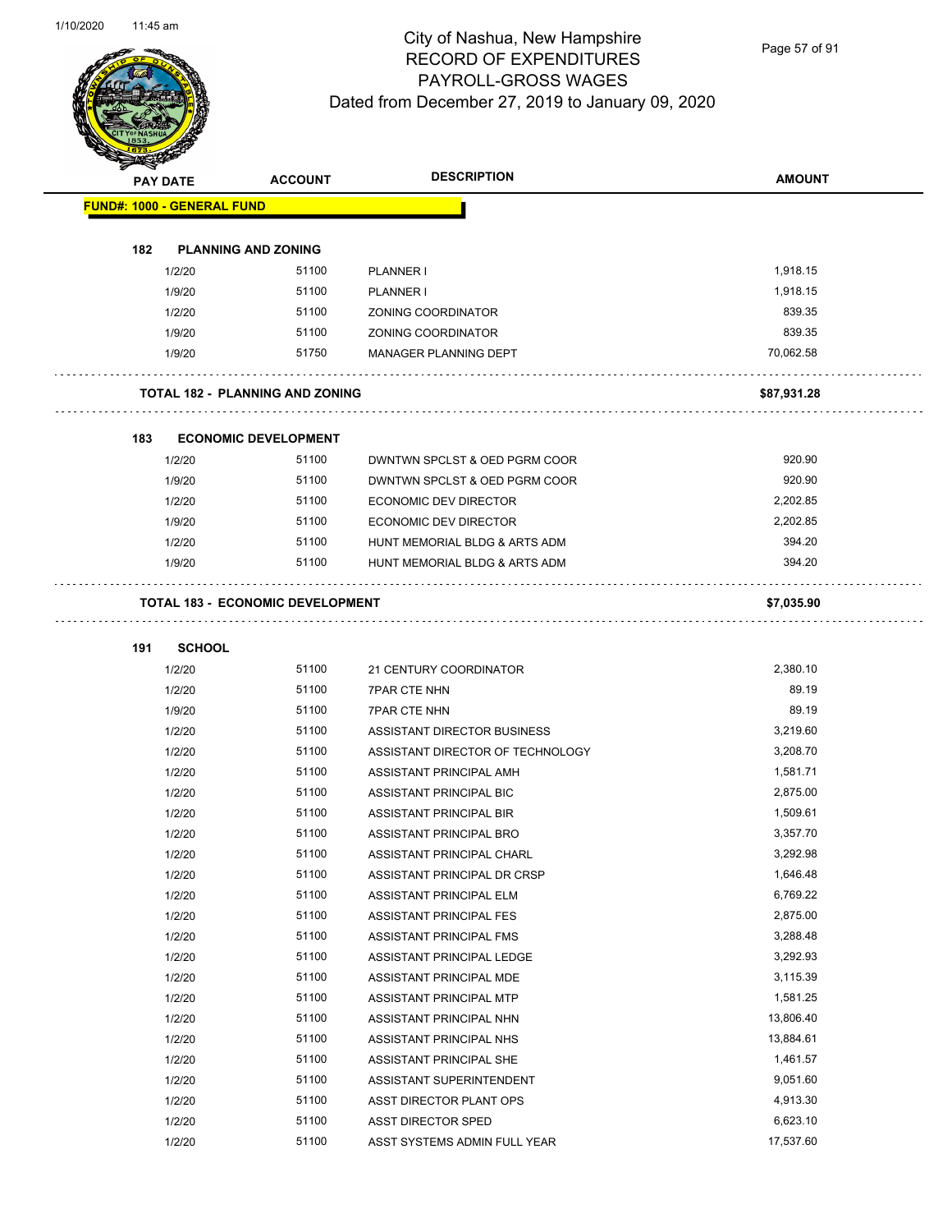# City of Nashua, New Hampshire
## RECORD OF EXPENDITURES
## PAYROLL-GROSS WAGES
## Dated from December 27, 2019 to January 09, 2020

| PAY DATE | ACCOUNT | DESCRIPTION | AMOUNT |
|---|---|---|---|
| **FUND#: 1000 - GENERAL FUND** | | | |
| **182 PLANNING AND ZONING** | | | |
| 1/2/20 | 51100 | PLANNER I | 1,918.15 |
| 1/9/20 | 51100 | PLANNER I | 1,918.15 |
| 1/2/20 | 51100 | ZONING COORDINATOR | 839.35 |
| 1/9/20 | 51100 | ZONING COORDINATOR | 839.35 |
| 1/9/20 | 51750 | MANAGER PLANNING DEPT | 70,062.58 |
| **TOTAL 182 - PLANNING AND ZONING** | | | **$87,931.28** |
| **183 ECONOMIC DEVELOPMENT** | | | |
| 1/2/20 | 51100 | DWNTWN SPCLST & OED PGRM COOR | 920.90 |
| 1/9/20 | 51100 | DWNTWN SPCLST & OED PGRM COOR | 920.90 |
| 1/2/20 | 51100 | ECONOMIC DEV DIRECTOR | 2,202.85 |
| 1/9/20 | 51100 | ECONOMIC DEV DIRECTOR | 2,202.85 |
| 1/2/20 | 51100 | HUNT MEMORIAL BLDG & ARTS ADM | 394.20 |
| 1/9/20 | 51100 | HUNT MEMORIAL BLDG & ARTS ADM | 394.20 |
| **TOTAL 183 - ECONOMIC DEVELOPMENT** | | | **$7,035.90** |
| **191 SCHOOL** | | | |
| 1/2/20 | 51100 | 21 CENTURY COORDINATOR | 2,380.10 |
| 1/2/20 | 51100 | 7PAR CTE NHN | 89.19 |
| 1/9/20 | 51100 | 7PAR CTE NHN | 89.19 |
| 1/2/20 | 51100 | ASSISTANT DIRECTOR BUSINESS | 3,219.60 |
| 1/2/20 | 51100 | ASSISTANT DIRECTOR OF TECHNOLOGY | 3,208.70 |
| 1/2/20 | 51100 | ASSISTANT PRINCIPAL AMH | 1,581.71 |
| 1/2/20 | 51100 | ASSISTANT PRINCIPAL BIC | 2,875.00 |
| 1/2/20 | 51100 | ASSISTANT PRINCIPAL BIR | 1,509.61 |
| 1/2/20 | 51100 | ASSISTANT PRINCIPAL BRO | 3,357.70 |
| 1/2/20 | 51100 | ASSISTANT PRINCIPAL CHARL | 3,292.98 |
| 1/2/20 | 51100 | ASSISTANT PRINCIPAL DR CRSP | 1,646.48 |
| 1/2/20 | 51100 | ASSISTANT PRINCIPAL ELM | 6,769.22 |
| 1/2/20 | 51100 | ASSISTANT PRINCIPAL FES | 2,875.00 |
| 1/2/20 | 51100 | ASSISTANT PRINCIPAL FMS | 3,288.48 |
| 1/2/20 | 51100 | ASSISTANT PRINCIPAL LEDGE | 3,292.93 |
| 1/2/20 | 51100 | ASSISTANT PRINCIPAL MDE | 3,115.39 |
| 1/2/20 | 51100 | ASSISTANT PRINCIPAL MTP | 1,581.25 |
| 1/2/20 | 51100 | ASSISTANT PRINCIPAL NHN | 13,806.40 |
| 1/2/20 | 51100 | ASSISTANT PRINCIPAL NHS | 13,884.61 |
| 1/2/20 | 51100 | ASSISTANT PRINCIPAL SHE | 1,461.57 |
| 1/2/20 | 51100 | ASSISTANT SUPERINTENDENT | 9,051.60 |
| 1/2/20 | 51100 | ASST DIRECTOR PLANT OPS | 4,913.30 |
| 1/2/20 | 51100 | ASST DIRECTOR SPED | 6,623.10 |
| 1/2/20 | 51100 | ASST SYSTEMS ADMIN FULL YEAR | 17,537.60 |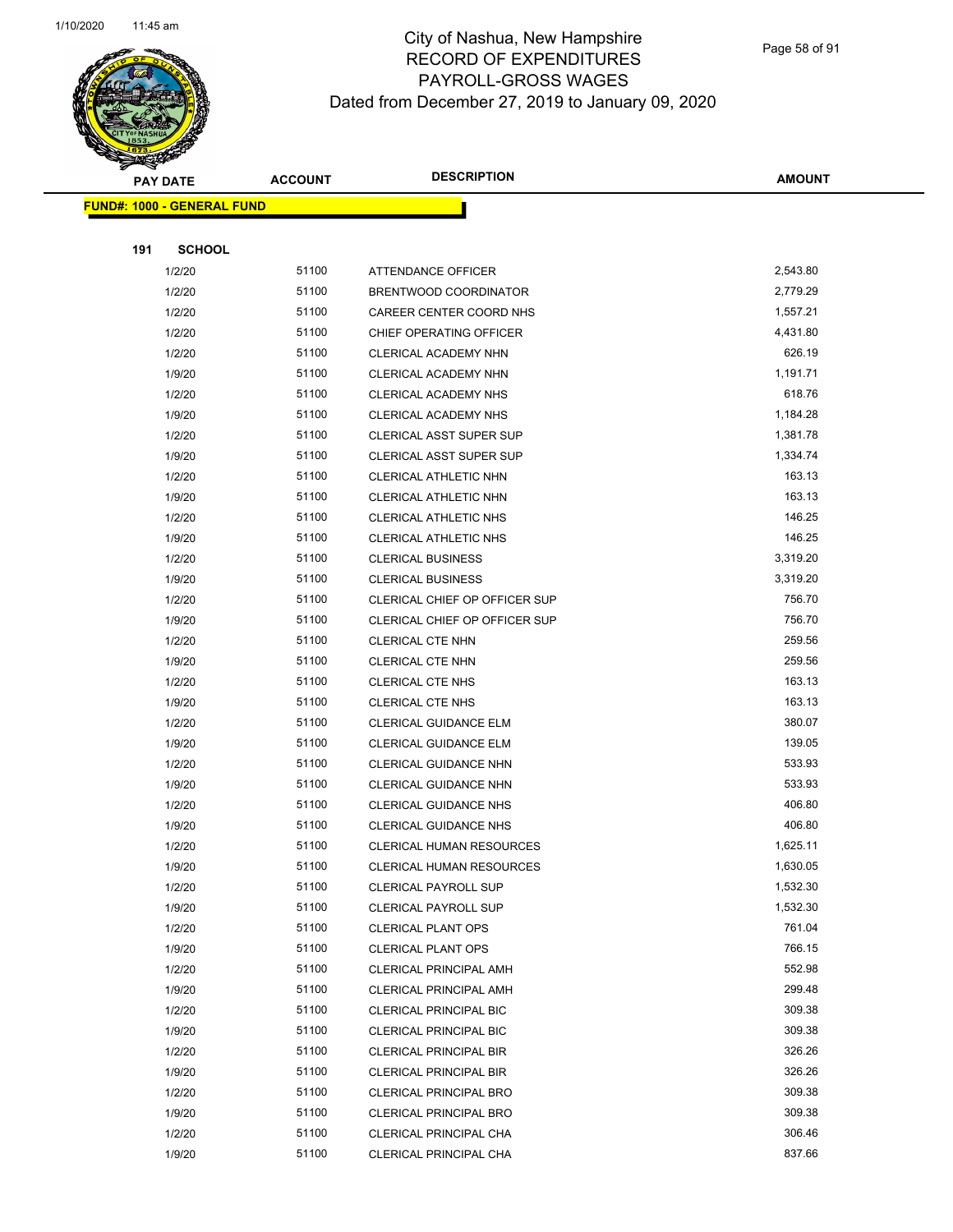# City of Nashua, New Hampshire
## RECORD OF EXPENDITURES
## PAYROLL-GROSS WAGES
## Dated from December 27, 2019 to January 09, 2020

| PAY DATE | ACCOUNT | DESCRIPTION | AMOUNT |
|---|---|---|---|

**FUND#: 1000 - GENERAL FUND**

**191 SCHOOL**

| PAY DATE | ACCOUNT | DESCRIPTION | AMOUNT |
|---|---|---|---|
| 1/2/20 | 51100 | ATTENDANCE OFFICER | 2,543.80 |
| 1/2/20 | 51100 | BRENTWOOD COORDINATOR | 2,779.29 |
| 1/2/20 | 51100 | CAREER CENTER COORD NHS | 1,557.21 |
| 1/2/20 | 51100 | CHIEF OPERATING OFFICER | 4,431.80 |
| 1/2/20 | 51100 | CLERICAL ACADEMY NHN | 626.19 |
| 1/9/20 | 51100 | CLERICAL ACADEMY NHN | 1,191.71 |
| 1/2/20 | 51100 | CLERICAL ACADEMY NHS | 618.76 |
| 1/9/20 | 51100 | CLERICAL ACADEMY NHS | 1,184.28 |
| 1/2/20 | 51100 | CLERICAL ASST SUPER SUP | 1,381.78 |
| 1/9/20 | 51100 | CLERICAL ASST SUPER SUP | 1,334.74 |
| 1/2/20 | 51100 | CLERICAL ATHLETIC NHN | 163.13 |
| 1/9/20 | 51100 | CLERICAL ATHLETIC NHN | 163.13 |
| 1/2/20 | 51100 | CLERICAL ATHLETIC NHS | 146.25 |
| 1/9/20 | 51100 | CLERICAL ATHLETIC NHS | 146.25 |
| 1/2/20 | 51100 | CLERICAL BUSINESS | 3,319.20 |
| 1/9/20 | 51100 | CLERICAL BUSINESS | 3,319.20 |
| 1/2/20 | 51100 | CLERICAL CHIEF OP OFFICER SUP | 756.70 |
| 1/9/20 | 51100 | CLERICAL CHIEF OP OFFICER SUP | 756.70 |
| 1/2/20 | 51100 | CLERICAL CTE NHN | 259.56 |
| 1/9/20 | 51100 | CLERICAL CTE NHN | 259.56 |
| 1/2/20 | 51100 | CLERICAL CTE NHS | 163.13 |
| 1/9/20 | 51100 | CLERICAL CTE NHS | 163.13 |
| 1/2/20 | 51100 | CLERICAL GUIDANCE ELM | 380.07 |
| 1/9/20 | 51100 | CLERICAL GUIDANCE ELM | 139.05 |
| 1/2/20 | 51100 | CLERICAL GUIDANCE NHN | 533.93 |
| 1/9/20 | 51100 | CLERICAL GUIDANCE NHN | 533.93 |
| 1/2/20 | 51100 | CLERICAL GUIDANCE NHS | 406.80 |
| 1/9/20 | 51100 | CLERICAL GUIDANCE NHS | 406.80 |
| 1/2/20 | 51100 | CLERICAL HUMAN RESOURCES | 1,625.11 |
| 1/9/20 | 51100 | CLERICAL HUMAN RESOURCES | 1,630.05 |
| 1/2/20 | 51100 | CLERICAL PAYROLL SUP | 1,532.30 |
| 1/9/20 | 51100 | CLERICAL PAYROLL SUP | 1,532.30 |
| 1/2/20 | 51100 | CLERICAL PLANT OPS | 761.04 |
| 1/9/20 | 51100 | CLERICAL PLANT OPS | 766.15 |
| 1/2/20 | 51100 | CLERICAL PRINCIPAL AMH | 552.98 |
| 1/9/20 | 51100 | CLERICAL PRINCIPAL AMH | 299.48 |
| 1/2/20 | 51100 | CLERICAL PRINCIPAL BIC | 309.38 |
| 1/9/20 | 51100 | CLERICAL PRINCIPAL BIC | 309.38 |
| 1/2/20 | 51100 | CLERICAL PRINCIPAL BIR | 326.26 |
| 1/9/20 | 51100 | CLERICAL PRINCIPAL BIR | 326.26 |
| 1/2/20 | 51100 | CLERICAL PRINCIPAL BRO | 309.38 |
| 1/9/20 | 51100 | CLERICAL PRINCIPAL BRO | 309.38 |
| 1/2/20 | 51100 | CLERICAL PRINCIPAL CHA | 306.46 |
| 1/9/20 | 51100 | CLERICAL PRINCIPAL CHA | 837.66 |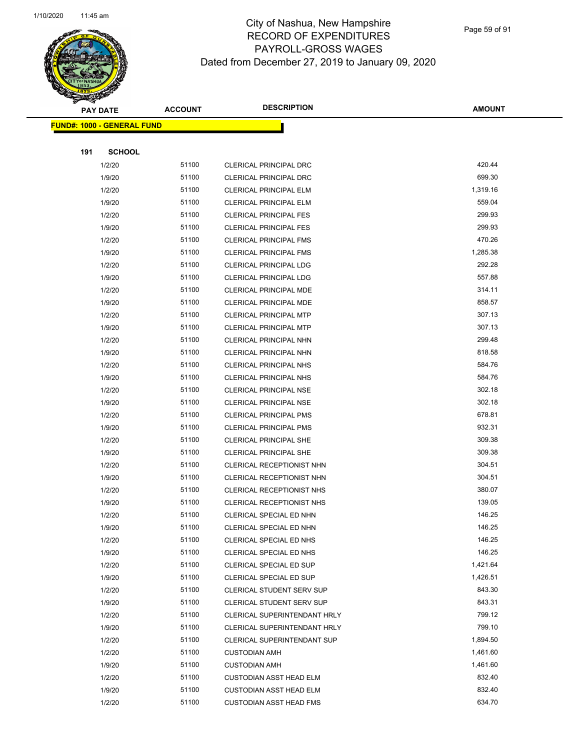# City of Nashua, New Hampshire
## RECORD OF EXPENDITURES
## PAYROLL-GROSS WAGES
## Dated from December 27, 2019 to January 09, 2020

| PAY DATE | ACCOUNT | DESCRIPTION | AMOUNT |
|---|---|---|---|

**FUND#: 1000 - GENERAL FUND**

**191 SCHOOL**

| PAY DATE | ACCOUNT | DESCRIPTION | AMOUNT |
|---|---|---|---|
| 1/2/20 | 51100 | CLERICAL PRINCIPAL DRC | 420.44 |
| 1/9/20 | 51100 | CLERICAL PRINCIPAL DRC | 699.30 |
| 1/2/20 | 51100 | CLERICAL PRINCIPAL ELM | 1,319.16 |
| 1/9/20 | 51100 | CLERICAL PRINCIPAL ELM | 559.04 |
| 1/2/20 | 51100 | CLERICAL PRINCIPAL FES | 299.93 |
| 1/9/20 | 51100 | CLERICAL PRINCIPAL FES | 299.93 |
| 1/2/20 | 51100 | CLERICAL PRINCIPAL FMS | 470.26 |
| 1/9/20 | 51100 | CLERICAL PRINCIPAL FMS | 1,285.38 |
| 1/2/20 | 51100 | CLERICAL PRINCIPAL LDG | 292.28 |
| 1/9/20 | 51100 | CLERICAL PRINCIPAL LDG | 557.88 |
| 1/2/20 | 51100 | CLERICAL PRINCIPAL MDE | 314.11 |
| 1/9/20 | 51100 | CLERICAL PRINCIPAL MDE | 858.57 |
| 1/2/20 | 51100 | CLERICAL PRINCIPAL MTP | 307.13 |
| 1/9/20 | 51100 | CLERICAL PRINCIPAL MTP | 307.13 |
| 1/2/20 | 51100 | CLERICAL PRINCIPAL NHN | 299.48 |
| 1/9/20 | 51100 | CLERICAL PRINCIPAL NHN | 818.58 |
| 1/2/20 | 51100 | CLERICAL PRINCIPAL NHS | 584.76 |
| 1/9/20 | 51100 | CLERICAL PRINCIPAL NHS | 584.76 |
| 1/2/20 | 51100 | CLERICAL PRINCIPAL NSE | 302.18 |
| 1/9/20 | 51100 | CLERICAL PRINCIPAL NSE | 302.18 |
| 1/2/20 | 51100 | CLERICAL PRINCIPAL PMS | 678.81 |
| 1/9/20 | 51100 | CLERICAL PRINCIPAL PMS | 932.31 |
| 1/2/20 | 51100 | CLERICAL PRINCIPAL SHE | 309.38 |
| 1/9/20 | 51100 | CLERICAL PRINCIPAL SHE | 309.38 |
| 1/2/20 | 51100 | CLERICAL RECEPTIONIST NHN | 304.51 |
| 1/9/20 | 51100 | CLERICAL RECEPTIONIST NHN | 304.51 |
| 1/2/20 | 51100 | CLERICAL RECEPTIONIST NHS | 380.07 |
| 1/9/20 | 51100 | CLERICAL RECEPTIONIST NHS | 139.05 |
| 1/2/20 | 51100 | CLERICAL SPECIAL ED NHN | 146.25 |
| 1/9/20 | 51100 | CLERICAL SPECIAL ED NHN | 146.25 |
| 1/2/20 | 51100 | CLERICAL SPECIAL ED NHS | 146.25 |
| 1/9/20 | 51100 | CLERICAL SPECIAL ED NHS | 146.25 |
| 1/2/20 | 51100 | CLERICAL SPECIAL ED SUP | 1,421.64 |
| 1/9/20 | 51100 | CLERICAL SPECIAL ED SUP | 1,426.51 |
| 1/2/20 | 51100 | CLERICAL STUDENT SERV SUP | 843.30 |
| 1/9/20 | 51100 | CLERICAL STUDENT SERV SUP | 843.31 |
| 1/2/20 | 51100 | CLERICAL SUPERINTENDANT HRLY | 799.12 |
| 1/9/20 | 51100 | CLERICAL SUPERINTENDANT HRLY | 799.10 |
| 1/2/20 | 51100 | CLERICAL SUPERINTENDANT SUP | 1,894.50 |
| 1/2/20 | 51100 | CUSTODIAN AMH | 1,461.60 |
| 1/9/20 | 51100 | CUSTODIAN AMH | 1,461.60 |
| 1/2/20 | 51100 | CUSTODIAN ASST HEAD ELM | 832.40 |
| 1/9/20 | 51100 | CUSTODIAN ASST HEAD ELM | 832.40 |
| 1/2/20 | 51100 | CUSTODIAN ASST HEAD FMS | 634.70 |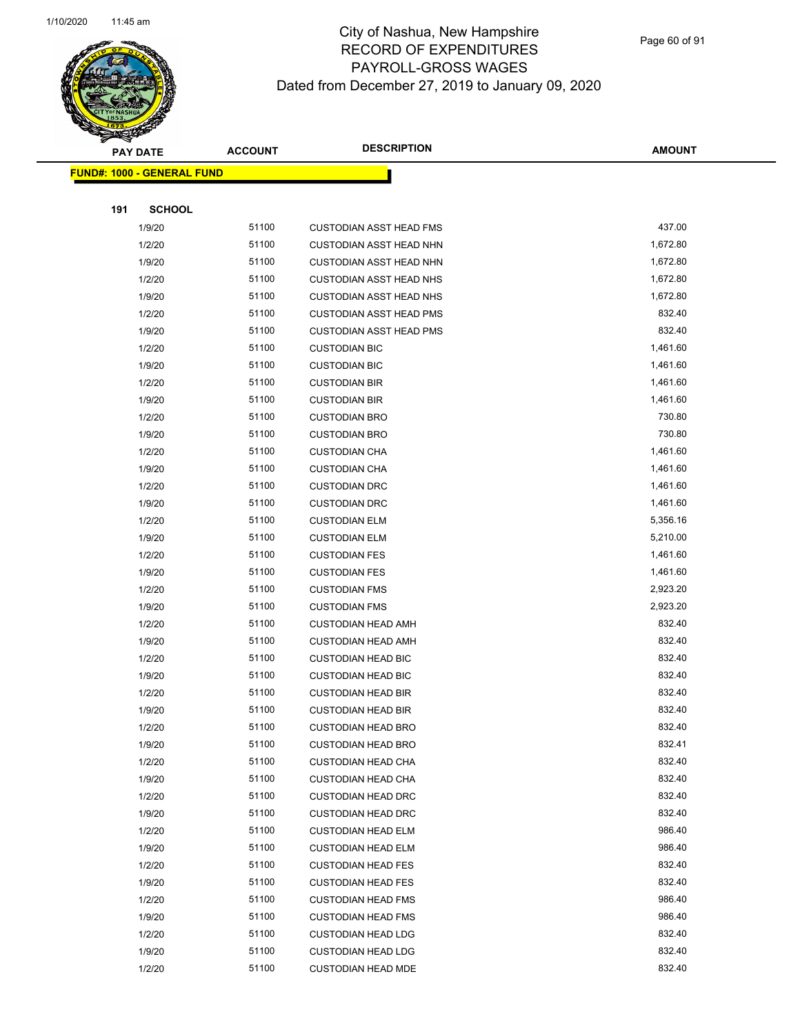City of Nashua, New Hampshire
RECORD OF EXPENDITURES
PAYROLL-GROSS WAGES
Dated from December 27, 2019 to January 09, 2020

| PAY DATE | ACCOUNT | DESCRIPTION | AMOUNT |
|---|---|---|---|

**FUND#: 1000 - GENERAL FUND**

**191 SCHOOL**

| PAY DATE | ACCOUNT | DESCRIPTION | AMOUNT |
|---|---|---|---|
| 1/9/20 | 51100 | CUSTODIAN ASST HEAD FMS | 437.00 |
| 1/2/20 | 51100 | CUSTODIAN ASST HEAD NHN | 1,672.80 |
| 1/9/20 | 51100 | CUSTODIAN ASST HEAD NHN | 1,672.80 |
| 1/2/20 | 51100 | CUSTODIAN ASST HEAD NHS | 1,672.80 |
| 1/9/20 | 51100 | CUSTODIAN ASST HEAD NHS | 1,672.80 |
| 1/2/20 | 51100 | CUSTODIAN ASST HEAD PMS | 832.40 |
| 1/9/20 | 51100 | CUSTODIAN ASST HEAD PMS | 832.40 |
| 1/2/20 | 51100 | CUSTODIAN BIC | 1,461.60 |
| 1/9/20 | 51100 | CUSTODIAN BIC | 1,461.60 |
| 1/2/20 | 51100 | CUSTODIAN BIR | 1,461.60 |
| 1/9/20 | 51100 | CUSTODIAN BIR | 1,461.60 |
| 1/2/20 | 51100 | CUSTODIAN BRO | 730.80 |
| 1/9/20 | 51100 | CUSTODIAN BRO | 730.80 |
| 1/2/20 | 51100 | CUSTODIAN CHA | 1,461.60 |
| 1/9/20 | 51100 | CUSTODIAN CHA | 1,461.60 |
| 1/2/20 | 51100 | CUSTODIAN DRC | 1,461.60 |
| 1/9/20 | 51100 | CUSTODIAN DRC | 1,461.60 |
| 1/2/20 | 51100 | CUSTODIAN ELM | 5,356.16 |
| 1/9/20 | 51100 | CUSTODIAN ELM | 5,210.00 |
| 1/2/20 | 51100 | CUSTODIAN FES | 1,461.60 |
| 1/9/20 | 51100 | CUSTODIAN FES | 1,461.60 |
| 1/2/20 | 51100 | CUSTODIAN FMS | 2,923.20 |
| 1/9/20 | 51100 | CUSTODIAN FMS | 2,923.20 |
| 1/2/20 | 51100 | CUSTODIAN HEAD AMH | 832.40 |
| 1/9/20 | 51100 | CUSTODIAN HEAD AMH | 832.40 |
| 1/2/20 | 51100 | CUSTODIAN HEAD BIC | 832.40 |
| 1/9/20 | 51100 | CUSTODIAN HEAD BIC | 832.40 |
| 1/2/20 | 51100 | CUSTODIAN HEAD BIR | 832.40 |
| 1/9/20 | 51100 | CUSTODIAN HEAD BIR | 832.40 |
| 1/2/20 | 51100 | CUSTODIAN HEAD BRO | 832.40 |
| 1/9/20 | 51100 | CUSTODIAN HEAD BRO | 832.41 |
| 1/2/20 | 51100 | CUSTODIAN HEAD CHA | 832.40 |
| 1/9/20 | 51100 | CUSTODIAN HEAD CHA | 832.40 |
| 1/2/20 | 51100 | CUSTODIAN HEAD DRC | 832.40 |
| 1/9/20 | 51100 | CUSTODIAN HEAD DRC | 832.40 |
| 1/2/20 | 51100 | CUSTODIAN HEAD ELM | 986.40 |
| 1/9/20 | 51100 | CUSTODIAN HEAD ELM | 986.40 |
| 1/2/20 | 51100 | CUSTODIAN HEAD FES | 832.40 |
| 1/9/20 | 51100 | CUSTODIAN HEAD FES | 832.40 |
| 1/2/20 | 51100 | CUSTODIAN HEAD FMS | 986.40 |
| 1/9/20 | 51100 | CUSTODIAN HEAD FMS | 986.40 |
| 1/2/20 | 51100 | CUSTODIAN HEAD LDG | 832.40 |
| 1/9/20 | 51100 | CUSTODIAN HEAD LDG | 832.40 |
| 1/2/20 | 51100 | CUSTODIAN HEAD MDE | 832.40 |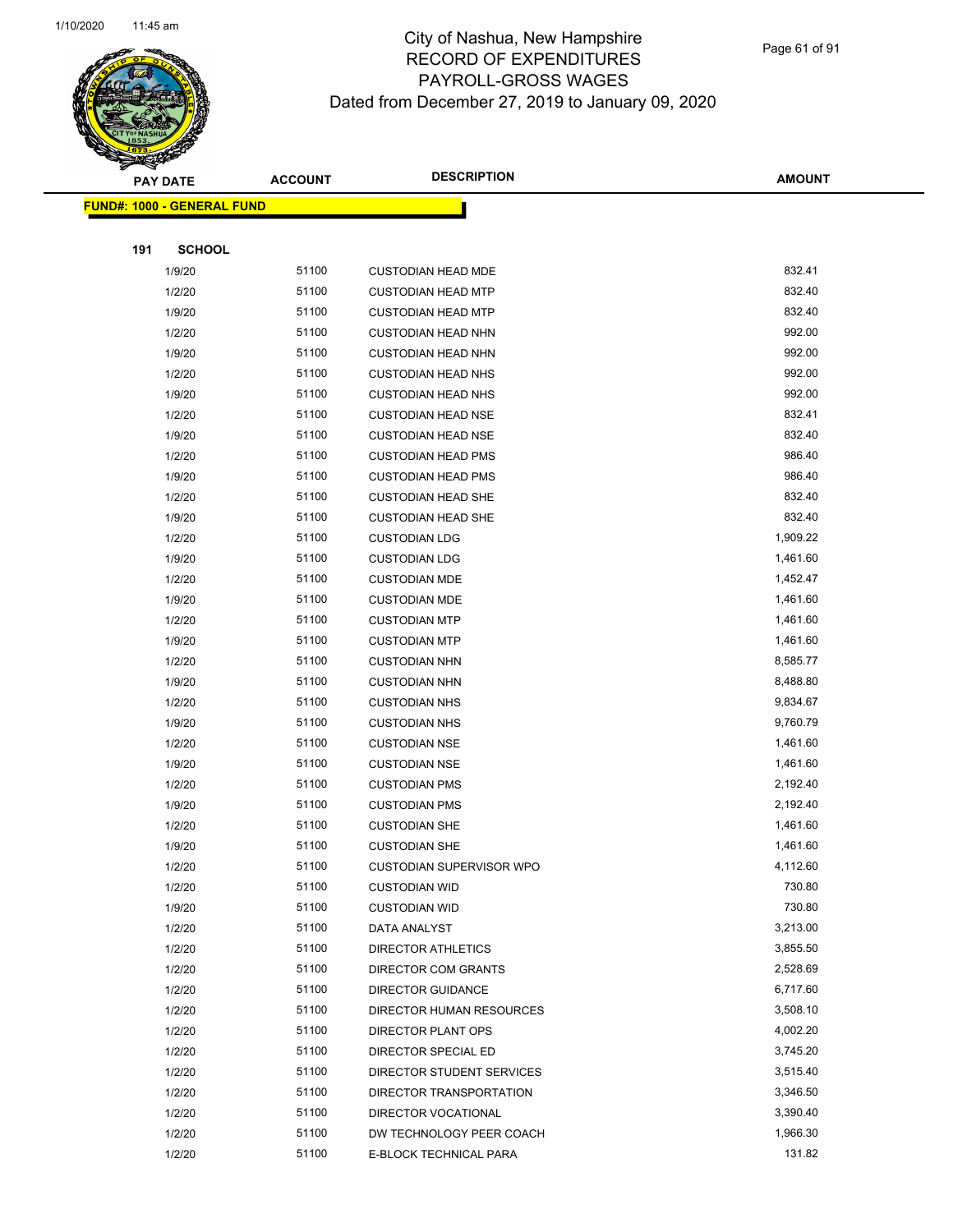# City of Nashua, New Hampshire
## RECORD OF EXPENDITURES
## PAYROLL-GROSS WAGES
### Dated from December 27, 2019 to January 09, 2020

| PAY DATE | ACCOUNT | DESCRIPTION | AMOUNT |
|---|---|---|---|
| **FUND#: 1000 - GENERAL FUND** | | | |
| **191 SCHOOL** | | | |
| 1/9/20 | 51100 | CUSTODIAN HEAD MDE | 832.41 |
| 1/2/20 | 51100 | CUSTODIAN HEAD MTP | 832.40 |
| 1/9/20 | 51100 | CUSTODIAN HEAD MTP | 832.40 |
| 1/2/20 | 51100 | CUSTODIAN HEAD NHN | 992.00 |
| 1/9/20 | 51100 | CUSTODIAN HEAD NHN | 992.00 |
| 1/2/20 | 51100 | CUSTODIAN HEAD NHS | 992.00 |
| 1/9/20 | 51100 | CUSTODIAN HEAD NHS | 992.00 |
| 1/2/20 | 51100 | CUSTODIAN HEAD NSE | 832.41 |
| 1/9/20 | 51100 | CUSTODIAN HEAD NSE | 832.40 |
| 1/2/20 | 51100 | CUSTODIAN HEAD PMS | 986.40 |
| 1/9/20 | 51100 | CUSTODIAN HEAD PMS | 986.40 |
| 1/2/20 | 51100 | CUSTODIAN HEAD SHE | 832.40 |
| 1/9/20 | 51100 | CUSTODIAN HEAD SHE | 832.40 |
| 1/2/20 | 51100 | CUSTODIAN LDG | 1,909.22 |
| 1/9/20 | 51100 | CUSTODIAN LDG | 1,461.60 |
| 1/2/20 | 51100 | CUSTODIAN MDE | 1,452.47 |
| 1/9/20 | 51100 | CUSTODIAN MDE | 1,461.60 |
| 1/2/20 | 51100 | CUSTODIAN MTP | 1,461.60 |
| 1/9/20 | 51100 | CUSTODIAN MTP | 1,461.60 |
| 1/2/20 | 51100 | CUSTODIAN NHN | 8,585.77 |
| 1/9/20 | 51100 | CUSTODIAN NHN | 8,488.80 |
| 1/2/20 | 51100 | CUSTODIAN NHS | 9,834.67 |
| 1/9/20 | 51100 | CUSTODIAN NHS | 9,760.79 |
| 1/2/20 | 51100 | CUSTODIAN NSE | 1,461.60 |
| 1/9/20 | 51100 | CUSTODIAN NSE | 1,461.60 |
| 1/2/20 | 51100 | CUSTODIAN PMS | 2,192.40 |
| 1/9/20 | 51100 | CUSTODIAN PMS | 2,192.40 |
| 1/2/20 | 51100 | CUSTODIAN SHE | 1,461.60 |
| 1/9/20 | 51100 | CUSTODIAN SHE | 1,461.60 |
| 1/2/20 | 51100 | CUSTODIAN SUPERVISOR WPO | 4,112.60 |
| 1/2/20 | 51100 | CUSTODIAN WID | 730.80 |
| 1/9/20 | 51100 | CUSTODIAN WID | 730.80 |
| 1/2/20 | 51100 | DATA ANALYST | 3,213.00 |
| 1/2/20 | 51100 | DIRECTOR ATHLETICS | 3,855.50 |
| 1/2/20 | 51100 | DIRECTOR COM GRANTS | 2,528.69 |
| 1/2/20 | 51100 | DIRECTOR GUIDANCE | 6,717.60 |
| 1/2/20 | 51100 | DIRECTOR HUMAN RESOURCES | 3,508.10 |
| 1/2/20 | 51100 | DIRECTOR PLANT OPS | 4,002.20 |
| 1/2/20 | 51100 | DIRECTOR SPECIAL ED | 3,745.20 |
| 1/2/20 | 51100 | DIRECTOR STUDENT SERVICES | 3,515.40 |
| 1/2/20 | 51100 | DIRECTOR TRANSPORTATION | 3,346.50 |
| 1/2/20 | 51100 | DIRECTOR VOCATIONAL | 3,390.40 |
| 1/2/20 | 51100 | DW TECHNOLOGY PEER COACH | 1,966.30 |
| 1/2/20 | 51100 | E-BLOCK TECHNICAL PARA | 131.82 |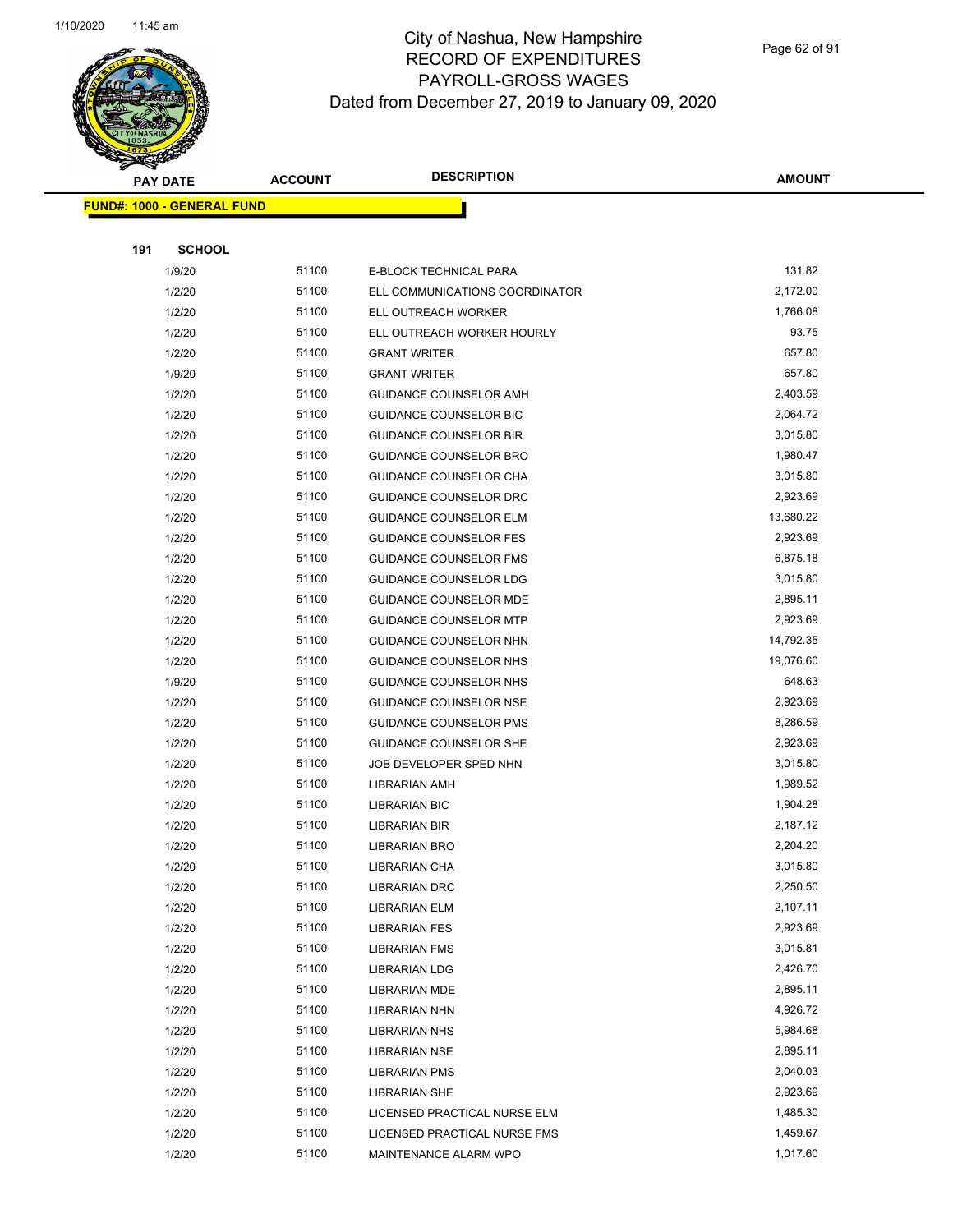# City of Nashua, New Hampshire
# RECORD OF EXPENDITURES
# PAYROLL-GROSS WAGES
# Dated from December 27, 2019 to January 09, 2020

| PAY DATE | ACCOUNT | DESCRIPTION | AMOUNT |
|---|---|---|---|

**FUND#: 1000 - GENERAL FUND**

**191 SCHOOL**

| PAY DATE | ACCOUNT | DESCRIPTION | AMOUNT |
|---|---|---|---|
| 1/9/20 | 51100 | E-BLOCK TECHNICAL PARA | 131.82 |
| 1/2/20 | 51100 | ELL COMMUNICATIONS COORDINATOR | 2,172.00 |
| 1/2/20 | 51100 | ELL OUTREACH WORKER | 1,766.08 |
| 1/2/20 | 51100 | ELL OUTREACH WORKER HOURLY | 93.75 |
| 1/2/20 | 51100 | GRANT WRITER | 657.80 |
| 1/9/20 | 51100 | GRANT WRITER | 657.80 |
| 1/2/20 | 51100 | GUIDANCE COUNSELOR AMH | 2,403.59 |
| 1/2/20 | 51100 | GUIDANCE COUNSELOR BIC | 2,064.72 |
| 1/2/20 | 51100 | GUIDANCE COUNSELOR BIR | 3,015.80 |
| 1/2/20 | 51100 | GUIDANCE COUNSELOR BRO | 1,980.47 |
| 1/2/20 | 51100 | GUIDANCE COUNSELOR CHA | 3,015.80 |
| 1/2/20 | 51100 | GUIDANCE COUNSELOR DRC | 2,923.69 |
| 1/2/20 | 51100 | GUIDANCE COUNSELOR ELM | 13,680.22 |
| 1/2/20 | 51100 | GUIDANCE COUNSELOR FES | 2,923.69 |
| 1/2/20 | 51100 | GUIDANCE COUNSELOR FMS | 6,875.18 |
| 1/2/20 | 51100 | GUIDANCE COUNSELOR LDG | 3,015.80 |
| 1/2/20 | 51100 | GUIDANCE COUNSELOR MDE | 2,895.11 |
| 1/2/20 | 51100 | GUIDANCE COUNSELOR MTP | 2,923.69 |
| 1/2/20 | 51100 | GUIDANCE COUNSELOR NHN | 14,792.35 |
| 1/2/20 | 51100 | GUIDANCE COUNSELOR NHS | 19,076.60 |
| 1/9/20 | 51100 | GUIDANCE COUNSELOR NHS | 648.63 |
| 1/2/20 | 51100 | GUIDANCE COUNSELOR NSE | 2,923.69 |
| 1/2/20 | 51100 | GUIDANCE COUNSELOR PMS | 8,286.59 |
| 1/2/20 | 51100 | GUIDANCE COUNSELOR SHE | 2,923.69 |
| 1/2/20 | 51100 | JOB DEVELOPER SPED NHN | 3,015.80 |
| 1/2/20 | 51100 | LIBRARIAN AMH | 1,989.52 |
| 1/2/20 | 51100 | LIBRARIAN BIC | 1,904.28 |
| 1/2/20 | 51100 | LIBRARIAN BIR | 2,187.12 |
| 1/2/20 | 51100 | LIBRARIAN BRO | 2,204.20 |
| 1/2/20 | 51100 | LIBRARIAN CHA | 3,015.80 |
| 1/2/20 | 51100 | LIBRARIAN DRC | 2,250.50 |
| 1/2/20 | 51100 | LIBRARIAN ELM | 2,107.11 |
| 1/2/20 | 51100 | LIBRARIAN FES | 2,923.69 |
| 1/2/20 | 51100 | LIBRARIAN FMS | 3,015.81 |
| 1/2/20 | 51100 | LIBRARIAN LDG | 2,426.70 |
| 1/2/20 | 51100 | LIBRARIAN MDE | 2,895.11 |
| 1/2/20 | 51100 | LIBRARIAN NHN | 4,926.72 |
| 1/2/20 | 51100 | LIBRARIAN NHS | 5,984.68 |
| 1/2/20 | 51100 | LIBRARIAN NSE | 2,895.11 |
| 1/2/20 | 51100 | LIBRARIAN PMS | 2,040.03 |
| 1/2/20 | 51100 | LIBRARIAN SHE | 2,923.69 |
| 1/2/20 | 51100 | LICENSED PRACTICAL NURSE ELM | 1,485.30 |
| 1/2/20 | 51100 | LICENSED PRACTICAL NURSE FMS | 1,459.67 |
| 1/2/20 | 51100 | MAINTENANCE ALARM WPO | 1,017.60 |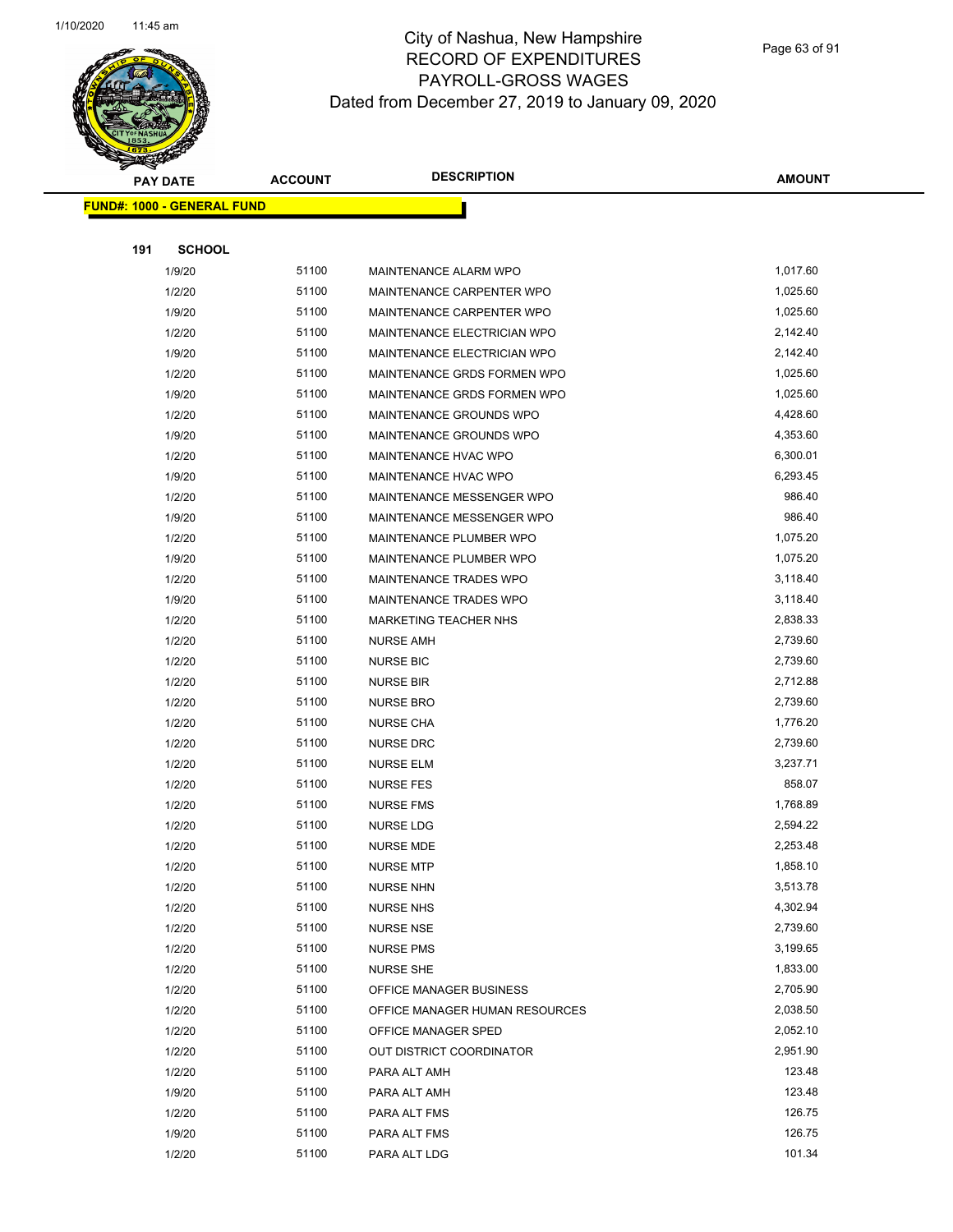# City of Nashua, New Hampshire
## RECORD OF EXPENDITURES
## PAYROLL-GROSS WAGES
## Dated from December 27, 2019 to January 09, 2020

| PAY DATE | ACCOUNT | DESCRIPTION | AMOUNT |
|---|---|---|---|
| **FUND#: 1000 - GENERAL FUND** | | | |
| **191 SCHOOL** | | | |
| 1/9/20 | 51100 | MAINTENANCE ALARM WPO | 1,017.60 |
| 1/2/20 | 51100 | MAINTENANCE CARPENTER WPO | 1,025.60 |
| 1/9/20 | 51100 | MAINTENANCE CARPENTER WPO | 1,025.60 |
| 1/2/20 | 51100 | MAINTENANCE ELECTRICIAN WPO | 2,142.40 |
| 1/9/20 | 51100 | MAINTENANCE ELECTRICIAN WPO | 2,142.40 |
| 1/2/20 | 51100 | MAINTENANCE GRDS FORMEN WPO | 1,025.60 |
| 1/9/20 | 51100 | MAINTENANCE GRDS FORMEN WPO | 1,025.60 |
| 1/2/20 | 51100 | MAINTENANCE GROUNDS WPO | 4,428.60 |
| 1/9/20 | 51100 | MAINTENANCE GROUNDS WPO | 4,353.60 |
| 1/2/20 | 51100 | MAINTENANCE HVAC WPO | 6,300.01 |
| 1/9/20 | 51100 | MAINTENANCE HVAC WPO | 6,293.45 |
| 1/2/20 | 51100 | MAINTENANCE MESSENGER WPO | 986.40 |
| 1/9/20 | 51100 | MAINTENANCE MESSENGER WPO | 986.40 |
| 1/2/20 | 51100 | MAINTENANCE PLUMBER WPO | 1,075.20 |
| 1/9/20 | 51100 | MAINTENANCE PLUMBER WPO | 1,075.20 |
| 1/2/20 | 51100 | MAINTENANCE TRADES WPO | 3,118.40 |
| 1/9/20 | 51100 | MAINTENANCE TRADES WPO | 3,118.40 |
| 1/2/20 | 51100 | MARKETING TEACHER NHS | 2,838.33 |
| 1/2/20 | 51100 | NURSE AMH | 2,739.60 |
| 1/2/20 | 51100 | NURSE BIC | 2,739.60 |
| 1/2/20 | 51100 | NURSE BIR | 2,712.88 |
| 1/2/20 | 51100 | NURSE BRO | 2,739.60 |
| 1/2/20 | 51100 | NURSE CHA | 1,776.20 |
| 1/2/20 | 51100 | NURSE DRC | 2,739.60 |
| 1/2/20 | 51100 | NURSE ELM | 3,237.71 |
| 1/2/20 | 51100 | NURSE FES | 858.07 |
| 1/2/20 | 51100 | NURSE FMS | 1,768.89 |
| 1/2/20 | 51100 | NURSE LDG | 2,594.22 |
| 1/2/20 | 51100 | NURSE MDE | 2,253.48 |
| 1/2/20 | 51100 | NURSE MTP | 1,858.10 |
| 1/2/20 | 51100 | NURSE NHN | 3,513.78 |
| 1/2/20 | 51100 | NURSE NHS | 4,302.94 |
| 1/2/20 | 51100 | NURSE NSE | 2,739.60 |
| 1/2/20 | 51100 | NURSE PMS | 3,199.65 |
| 1/2/20 | 51100 | NURSE SHE | 1,833.00 |
| 1/2/20 | 51100 | OFFICE MANAGER BUSINESS | 2,705.90 |
| 1/2/20 | 51100 | OFFICE MANAGER HUMAN RESOURCES | 2,038.50 |
| 1/2/20 | 51100 | OFFICE MANAGER SPED | 2,052.10 |
| 1/2/20 | 51100 | OUT DISTRICT COORDINATOR | 2,951.90 |
| 1/2/20 | 51100 | PARA ALT AMH | 123.48 |
| 1/9/20 | 51100 | PARA ALT AMH | 123.48 |
| 1/2/20 | 51100 | PARA ALT FMS | 126.75 |
| 1/9/20 | 51100 | PARA ALT FMS | 126.75 |
| 1/2/20 | 51100 | PARA ALT LDG | 101.34 |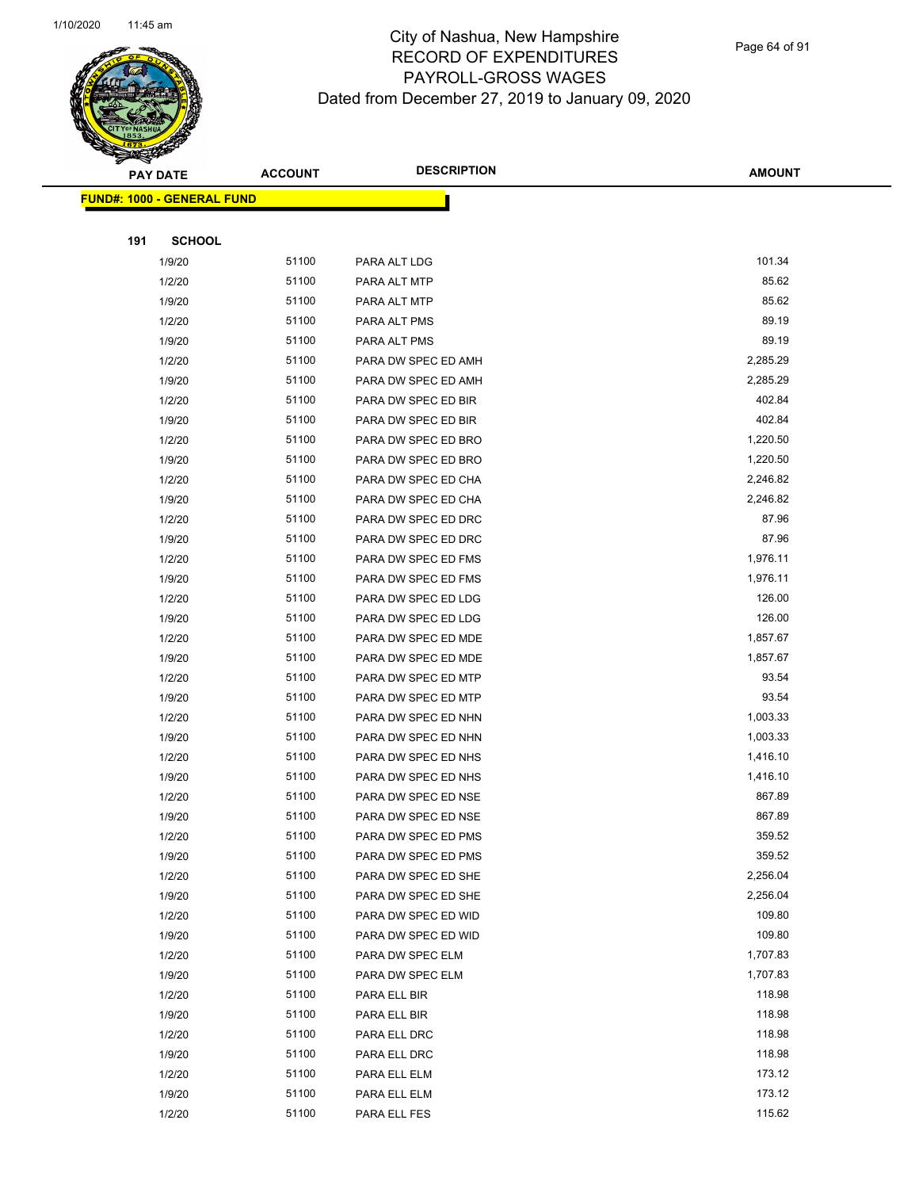# City of Nashua, New Hampshire
## RECORD OF EXPENDITURES
## PAYROLL-GROSS WAGES
### Dated from December 27, 2019 to January 09, 2020

| PAY DATE | ACCOUNT | DESCRIPTION | AMOUNT |
|---|---|---|---|

**FUND#: 1000 - GENERAL FUND**

**191 SCHOOL**

| PAY DATE | ACCOUNT | DESCRIPTION | AMOUNT |
|---|---|---|---|
| 1/9/20 | 51100 | PARA ALT LDG | 101.34 |
| 1/2/20 | 51100 | PARA ALT MTP | 85.62 |
| 1/9/20 | 51100 | PARA ALT MTP | 85.62 |
| 1/2/20 | 51100 | PARA ALT PMS | 89.19 |
| 1/9/20 | 51100 | PARA ALT PMS | 89.19 |
| 1/2/20 | 51100 | PARA DW SPEC ED AMH | 2,285.29 |
| 1/9/20 | 51100 | PARA DW SPEC ED AMH | 2,285.29 |
| 1/2/20 | 51100 | PARA DW SPEC ED BIR | 402.84 |
| 1/9/20 | 51100 | PARA DW SPEC ED BIR | 402.84 |
| 1/2/20 | 51100 | PARA DW SPEC ED BRO | 1,220.50 |
| 1/9/20 | 51100 | PARA DW SPEC ED BRO | 1,220.50 |
| 1/2/20 | 51100 | PARA DW SPEC ED CHA | 2,246.82 |
| 1/9/20 | 51100 | PARA DW SPEC ED CHA | 2,246.82 |
| 1/2/20 | 51100 | PARA DW SPEC ED DRC | 87.96 |
| 1/9/20 | 51100 | PARA DW SPEC ED DRC | 87.96 |
| 1/2/20 | 51100 | PARA DW SPEC ED FMS | 1,976.11 |
| 1/9/20 | 51100 | PARA DW SPEC ED FMS | 1,976.11 |
| 1/2/20 | 51100 | PARA DW SPEC ED LDG | 126.00 |
| 1/9/20 | 51100 | PARA DW SPEC ED LDG | 126.00 |
| 1/2/20 | 51100 | PARA DW SPEC ED MDE | 1,857.67 |
| 1/9/20 | 51100 | PARA DW SPEC ED MDE | 1,857.67 |
| 1/2/20 | 51100 | PARA DW SPEC ED MTP | 93.54 |
| 1/9/20 | 51100 | PARA DW SPEC ED MTP | 93.54 |
| 1/2/20 | 51100 | PARA DW SPEC ED NHN | 1,003.33 |
| 1/9/20 | 51100 | PARA DW SPEC ED NHN | 1,003.33 |
| 1/2/20 | 51100 | PARA DW SPEC ED NHS | 1,416.10 |
| 1/9/20 | 51100 | PARA DW SPEC ED NHS | 1,416.10 |
| 1/2/20 | 51100 | PARA DW SPEC ED NSE | 867.89 |
| 1/9/20 | 51100 | PARA DW SPEC ED NSE | 867.89 |
| 1/2/20 | 51100 | PARA DW SPEC ED PMS | 359.52 |
| 1/9/20 | 51100 | PARA DW SPEC ED PMS | 359.52 |
| 1/2/20 | 51100 | PARA DW SPEC ED SHE | 2,256.04 |
| 1/9/20 | 51100 | PARA DW SPEC ED SHE | 2,256.04 |
| 1/2/20 | 51100 | PARA DW SPEC ED WID | 109.80 |
| 1/9/20 | 51100 | PARA DW SPEC ED WID | 109.80 |
| 1/2/20 | 51100 | PARA DW SPEC ELM | 1,707.83 |
| 1/9/20 | 51100 | PARA DW SPEC ELM | 1,707.83 |
| 1/2/20 | 51100 | PARA ELL BIR | 118.98 |
| 1/9/20 | 51100 | PARA ELL BIR | 118.98 |
| 1/2/20 | 51100 | PARA ELL DRC | 118.98 |
| 1/9/20 | 51100 | PARA ELL DRC | 118.98 |
| 1/2/20 | 51100 | PARA ELL ELM | 173.12 |
| 1/9/20 | 51100 | PARA ELL ELM | 173.12 |
| 1/2/20 | 51100 | PARA ELL FES | 115.62 |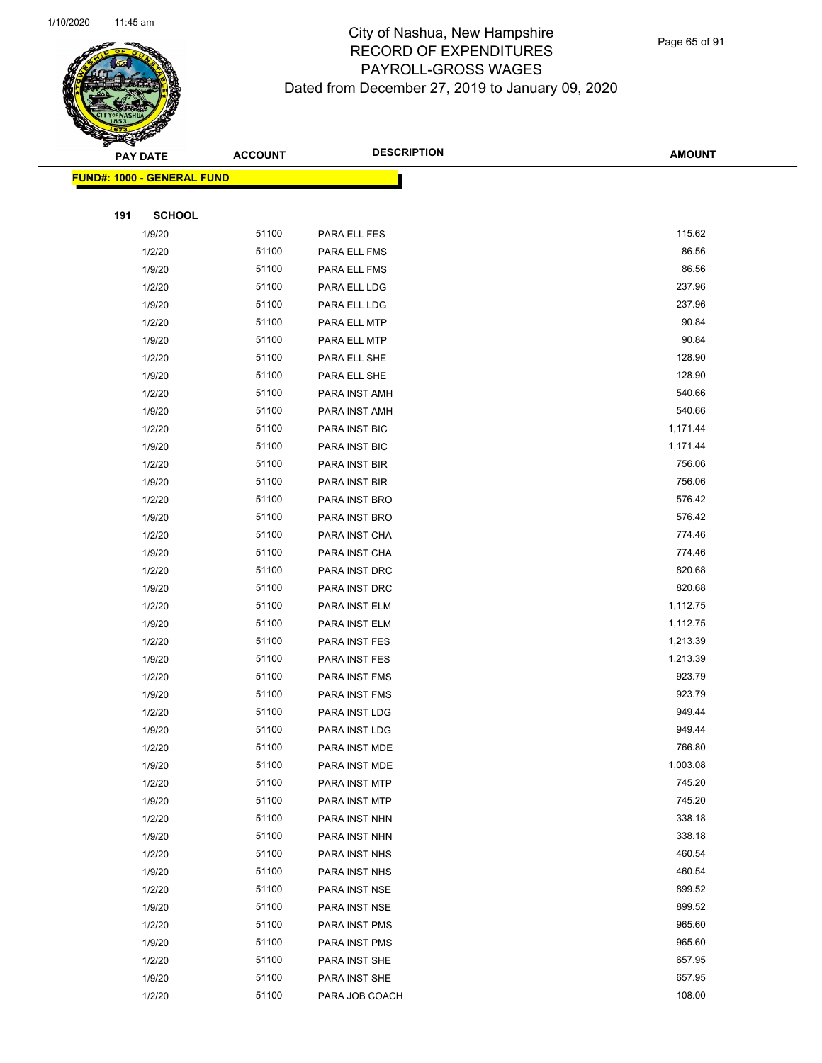# City of Nashua, New Hampshire
## RECORD OF EXPENDITURES
## PAYROLL-GROSS WAGES
## Dated from December 27, 2019 to January 09, 2020

| PAY DATE | ACCOUNT | DESCRIPTION | AMOUNT |
|---|---|---|---|

**FUND#: 1000 - GENERAL FUND**

**191 SCHOOL**

| PAY DATE | ACCOUNT | DESCRIPTION | AMOUNT |
|---|---|---|---|
| 1/9/20 | 51100 | PARA ELL FES | 115.62 |
| 1/2/20 | 51100 | PARA ELL FMS | 86.56 |
| 1/9/20 | 51100 | PARA ELL FMS | 86.56 |
| 1/2/20 | 51100 | PARA ELL LDG | 237.96 |
| 1/9/20 | 51100 | PARA ELL LDG | 237.96 |
| 1/2/20 | 51100 | PARA ELL MTP | 90.84 |
| 1/9/20 | 51100 | PARA ELL MTP | 90.84 |
| 1/2/20 | 51100 | PARA ELL SHE | 128.90 |
| 1/9/20 | 51100 | PARA ELL SHE | 128.90 |
| 1/2/20 | 51100 | PARA INST AMH | 540.66 |
| 1/9/20 | 51100 | PARA INST AMH | 540.66 |
| 1/2/20 | 51100 | PARA INST BIC | 1,171.44 |
| 1/9/20 | 51100 | PARA INST BIC | 1,171.44 |
| 1/2/20 | 51100 | PARA INST BIR | 756.06 |
| 1/9/20 | 51100 | PARA INST BIR | 756.06 |
| 1/2/20 | 51100 | PARA INST BRO | 576.42 |
| 1/9/20 | 51100 | PARA INST BRO | 576.42 |
| 1/2/20 | 51100 | PARA INST CHA | 774.46 |
| 1/9/20 | 51100 | PARA INST CHA | 774.46 |
| 1/2/20 | 51100 | PARA INST DRC | 820.68 |
| 1/9/20 | 51100 | PARA INST DRC | 820.68 |
| 1/2/20 | 51100 | PARA INST ELM | 1,112.75 |
| 1/9/20 | 51100 | PARA INST ELM | 1,112.75 |
| 1/2/20 | 51100 | PARA INST FES | 1,213.39 |
| 1/9/20 | 51100 | PARA INST FES | 1,213.39 |
| 1/2/20 | 51100 | PARA INST FMS | 923.79 |
| 1/9/20 | 51100 | PARA INST FMS | 923.79 |
| 1/2/20 | 51100 | PARA INST LDG | 949.44 |
| 1/9/20 | 51100 | PARA INST LDG | 949.44 |
| 1/2/20 | 51100 | PARA INST MDE | 766.80 |
| 1/9/20 | 51100 | PARA INST MDE | 1,003.08 |
| 1/2/20 | 51100 | PARA INST MTP | 745.20 |
| 1/9/20 | 51100 | PARA INST MTP | 745.20 |
| 1/2/20 | 51100 | PARA INST NHN | 338.18 |
| 1/9/20 | 51100 | PARA INST NHN | 338.18 |
| 1/2/20 | 51100 | PARA INST NHS | 460.54 |
| 1/9/20 | 51100 | PARA INST NHS | 460.54 |
| 1/2/20 | 51100 | PARA INST NSE | 899.52 |
| 1/9/20 | 51100 | PARA INST NSE | 899.52 |
| 1/2/20 | 51100 | PARA INST PMS | 965.60 |
| 1/9/20 | 51100 | PARA INST PMS | 965.60 |
| 1/2/20 | 51100 | PARA INST SHE | 657.95 |
| 1/9/20 | 51100 | PARA INST SHE | 657.95 |
| 1/2/20 | 51100 | PARA JOB COACH | 108.00 |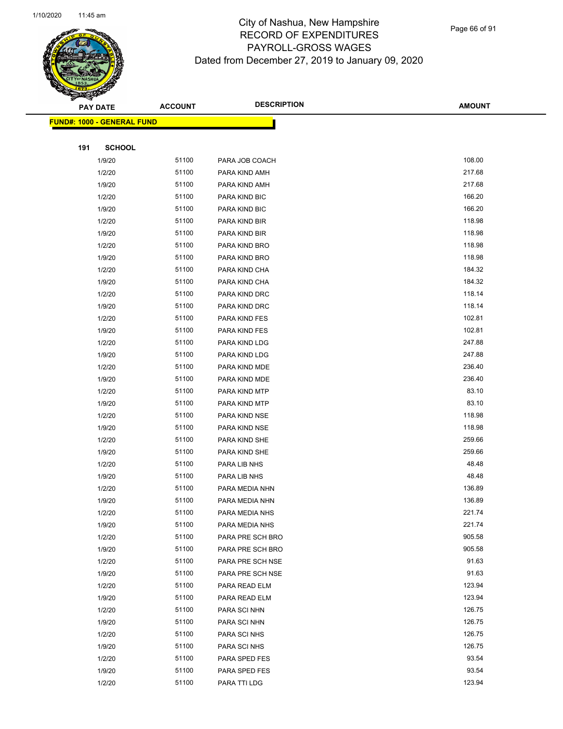# City of Nashua, New Hampshire
## RECORD OF EXPENDITURES
## PAYROLL-GROSS WAGES
## Dated from December 27, 2019 to January 09, 2020

| PAY DATE | ACCOUNT | DESCRIPTION | AMOUNT |
|---|---|---|---|

**FUND#: 1000 - GENERAL FUND**

**191 SCHOOL**

| PAY DATE | ACCOUNT | DESCRIPTION | AMOUNT |
|---|---|---|---|
| 1/9/20 | 51100 | PARA JOB COACH | 108.00 |
| 1/2/20 | 51100 | PARA KIND AMH | 217.68 |
| 1/9/20 | 51100 | PARA KIND AMH | 217.68 |
| 1/2/20 | 51100 | PARA KIND BIC | 166.20 |
| 1/9/20 | 51100 | PARA KIND BIC | 166.20 |
| 1/2/20 | 51100 | PARA KIND BIR | 118.98 |
| 1/9/20 | 51100 | PARA KIND BIR | 118.98 |
| 1/2/20 | 51100 | PARA KIND BRO | 118.98 |
| 1/9/20 | 51100 | PARA KIND BRO | 118.98 |
| 1/2/20 | 51100 | PARA KIND CHA | 184.32 |
| 1/9/20 | 51100 | PARA KIND CHA | 184.32 |
| 1/2/20 | 51100 | PARA KIND DRC | 118.14 |
| 1/9/20 | 51100 | PARA KIND DRC | 118.14 |
| 1/2/20 | 51100 | PARA KIND FES | 102.81 |
| 1/9/20 | 51100 | PARA KIND FES | 102.81 |
| 1/2/20 | 51100 | PARA KIND LDG | 247.88 |
| 1/9/20 | 51100 | PARA KIND LDG | 247.88 |
| 1/2/20 | 51100 | PARA KIND MDE | 236.40 |
| 1/9/20 | 51100 | PARA KIND MDE | 236.40 |
| 1/2/20 | 51100 | PARA KIND MTP | 83.10 |
| 1/9/20 | 51100 | PARA KIND MTP | 83.10 |
| 1/2/20 | 51100 | PARA KIND NSE | 118.98 |
| 1/9/20 | 51100 | PARA KIND NSE | 118.98 |
| 1/2/20 | 51100 | PARA KIND SHE | 259.66 |
| 1/9/20 | 51100 | PARA KIND SHE | 259.66 |
| 1/2/20 | 51100 | PARA LIB NHS | 48.48 |
| 1/9/20 | 51100 | PARA LIB NHS | 48.48 |
| 1/2/20 | 51100 | PARA MEDIA NHN | 136.89 |
| 1/9/20 | 51100 | PARA MEDIA NHN | 136.89 |
| 1/2/20 | 51100 | PARA MEDIA NHS | 221.74 |
| 1/9/20 | 51100 | PARA MEDIA NHS | 221.74 |
| 1/2/20 | 51100 | PARA PRE SCH BRO | 905.58 |
| 1/9/20 | 51100 | PARA PRE SCH BRO | 905.58 |
| 1/2/20 | 51100 | PARA PRE SCH NSE | 91.63 |
| 1/9/20 | 51100 | PARA PRE SCH NSE | 91.63 |
| 1/2/20 | 51100 | PARA READ ELM | 123.94 |
| 1/9/20 | 51100 | PARA READ ELM | 123.94 |
| 1/2/20 | 51100 | PARA SCI NHN | 126.75 |
| 1/9/20 | 51100 | PARA SCI NHN | 126.75 |
| 1/2/20 | 51100 | PARA SCI NHS | 126.75 |
| 1/9/20 | 51100 | PARA SCI NHS | 126.75 |
| 1/2/20 | 51100 | PARA SPED FES | 93.54 |
| 1/9/20 | 51100 | PARA SPED FES | 93.54 |
| 1/2/20 | 51100 | PARA TTI LDG | 123.94 |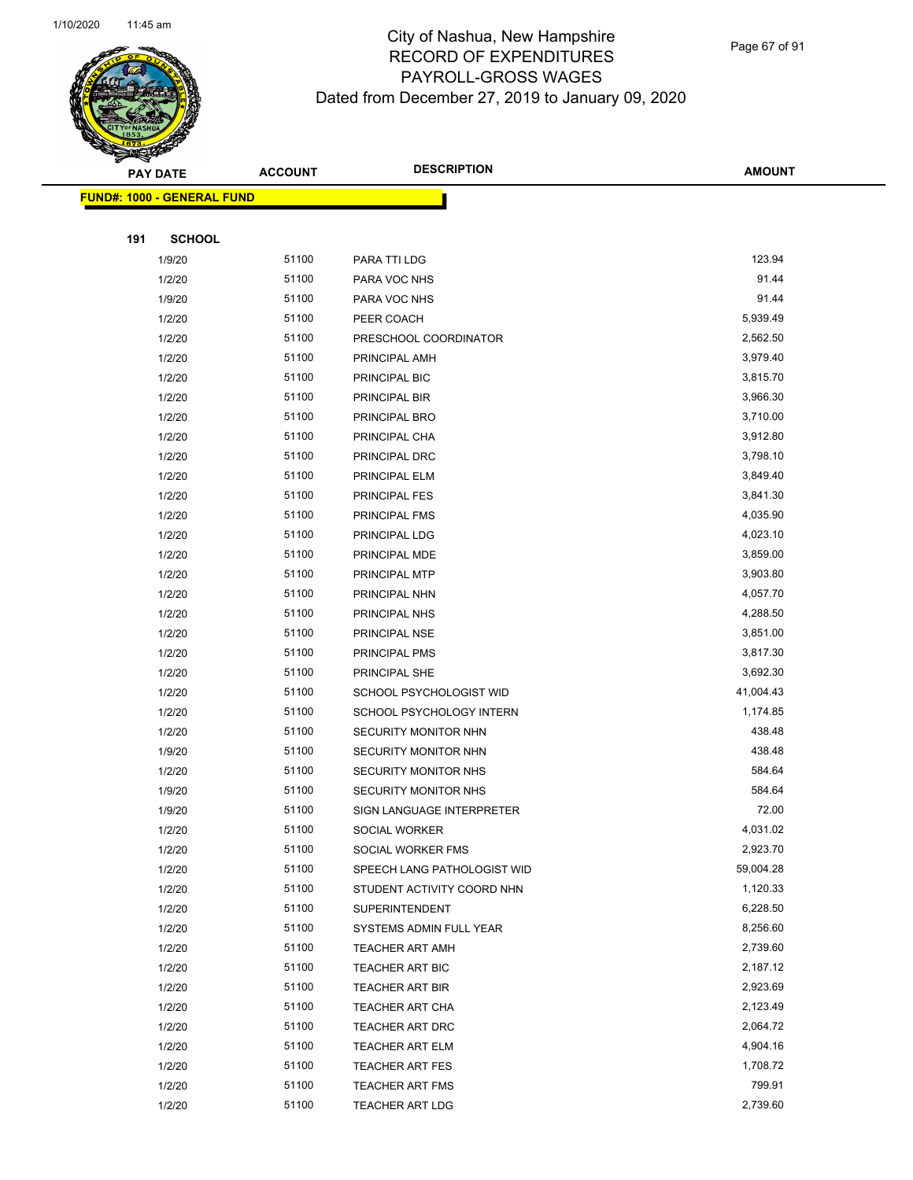# City of Nashua, New Hampshire
## RECORD OF EXPENDITURES
## PAYROLL-GROSS WAGES
### Dated from December 27, 2019 to January 09, 2020

**FUND#: 1000 - GENERAL FUND**

**191 SCHOOL**

| PAY DATE | ACCOUNT | DESCRIPTION | AMOUNT |
|---|---|---|---|
| 1/9/20 | 51100 | PARA TTI LDG | 123.94 |
| 1/2/20 | 51100 | PARA VOC NHS | 91.44 |
| 1/9/20 | 51100 | PARA VOC NHS | 91.44 |
| 1/2/20 | 51100 | PEER COACH | 5,939.49 |
| 1/2/20 | 51100 | PRESCHOOL COORDINATOR | 2,562.50 |
| 1/2/20 | 51100 | PRINCIPAL AMH | 3,979.40 |
| 1/2/20 | 51100 | PRINCIPAL BIC | 3,815.70 |
| 1/2/20 | 51100 | PRINCIPAL BIR | 3,966.30 |
| 1/2/20 | 51100 | PRINCIPAL BRO | 3,710.00 |
| 1/2/20 | 51100 | PRINCIPAL CHA | 3,912.80 |
| 1/2/20 | 51100 | PRINCIPAL DRC | 3,798.10 |
| 1/2/20 | 51100 | PRINCIPAL ELM | 3,849.40 |
| 1/2/20 | 51100 | PRINCIPAL FES | 3,841.30 |
| 1/2/20 | 51100 | PRINCIPAL FMS | 4,035.90 |
| 1/2/20 | 51100 | PRINCIPAL LDG | 4,023.10 |
| 1/2/20 | 51100 | PRINCIPAL MDE | 3,859.00 |
| 1/2/20 | 51100 | PRINCIPAL MTP | 3,903.80 |
| 1/2/20 | 51100 | PRINCIPAL NHN | 4,057.70 |
| 1/2/20 | 51100 | PRINCIPAL NHS | 4,288.50 |
| 1/2/20 | 51100 | PRINCIPAL NSE | 3,851.00 |
| 1/2/20 | 51100 | PRINCIPAL PMS | 3,817.30 |
| 1/2/20 | 51100 | PRINCIPAL SHE | 3,692.30 |
| 1/2/20 | 51100 | SCHOOL PSYCHOLOGIST WID | 41,004.43 |
| 1/2/20 | 51100 | SCHOOL PSYCHOLOGY INTERN | 1,174.85 |
| 1/2/20 | 51100 | SECURITY MONITOR NHN | 438.48 |
| 1/9/20 | 51100 | SECURITY MONITOR NHN | 438.48 |
| 1/2/20 | 51100 | SECURITY MONITOR NHS | 584.64 |
| 1/9/20 | 51100 | SECURITY MONITOR NHS | 584.64 |
| 1/9/20 | 51100 | SIGN LANGUAGE INTERPRETER | 72.00 |
| 1/2/20 | 51100 | SOCIAL WORKER | 4,031.02 |
| 1/2/20 | 51100 | SOCIAL WORKER FMS | 2,923.70 |
| 1/2/20 | 51100 | SPEECH LANG PATHOLOGIST WID | 59,004.28 |
| 1/2/20 | 51100 | STUDENT ACTIVITY COORD NHN | 1,120.33 |
| 1/2/20 | 51100 | SUPERINTENDENT | 6,228.50 |
| 1/2/20 | 51100 | SYSTEMS ADMIN FULL YEAR | 8,256.60 |
| 1/2/20 | 51100 | TEACHER ART AMH | 2,739.60 |
| 1/2/20 | 51100 | TEACHER ART BIC | 2,187.12 |
| 1/2/20 | 51100 | TEACHER ART BIR | 2,923.69 |
| 1/2/20 | 51100 | TEACHER ART CHA | 2,123.49 |
| 1/2/20 | 51100 | TEACHER ART DRC | 2,064.72 |
| 1/2/20 | 51100 | TEACHER ART ELM | 4,904.16 |
| 1/2/20 | 51100 | TEACHER ART FES | 1,708.72 |
| 1/2/20 | 51100 | TEACHER ART FMS | 799.91 |
| 1/2/20 | 51100 | TEACHER ART LDG | 2,739.60 |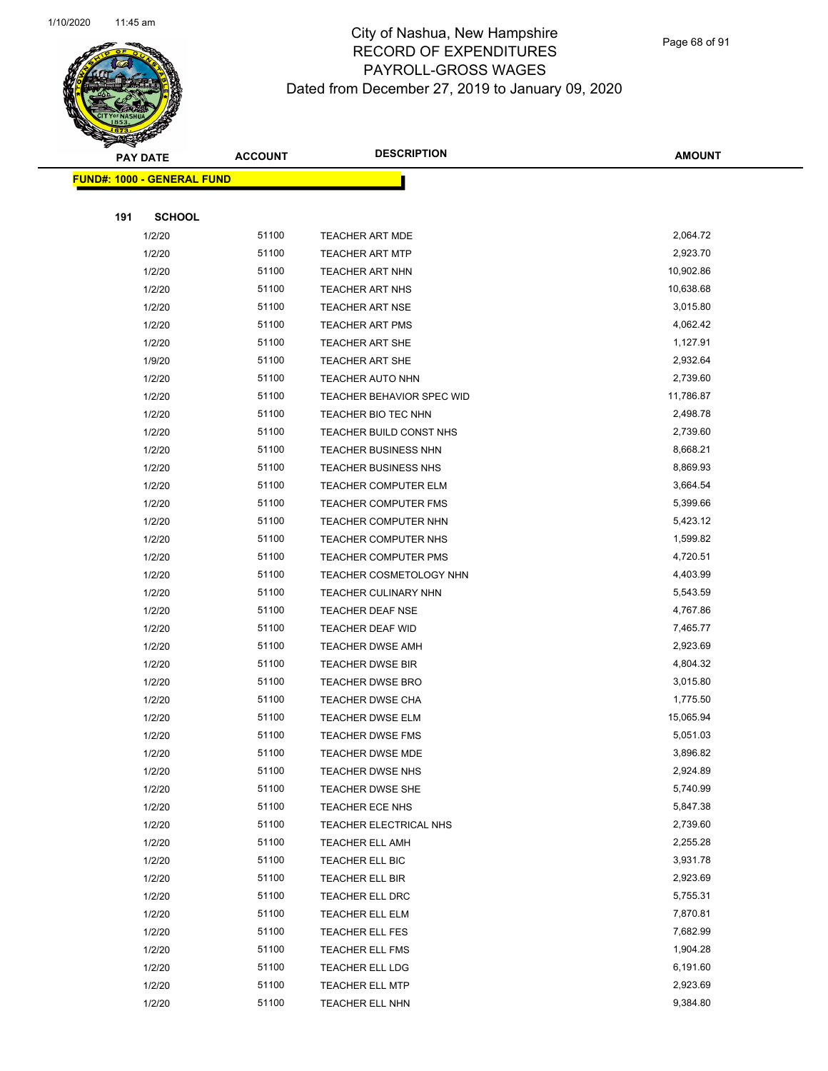# City of Nashua, New Hampshire
## RECORD OF EXPENDITURES
## PAYROLL-GROSS WAGES
### Dated from December 27, 2019 to January 09, 2020

**FUND#: 1000 - GENERAL FUND**

**191 SCHOOL**

| PAY DATE | ACCOUNT | DESCRIPTION | AMOUNT |
|---|---|---|---|
| 1/2/20 | 51100 | TEACHER ART MDE | 2,064.72 |
| 1/2/20 | 51100 | TEACHER ART MTP | 2,923.70 |
| 1/2/20 | 51100 | TEACHER ART NHN | 10,902.86 |
| 1/2/20 | 51100 | TEACHER ART NHS | 10,638.68 |
| 1/2/20 | 51100 | TEACHER ART NSE | 3,015.80 |
| 1/2/20 | 51100 | TEACHER ART PMS | 4,062.42 |
| 1/2/20 | 51100 | TEACHER ART SHE | 1,127.91 |
| 1/9/20 | 51100 | TEACHER ART SHE | 2,932.64 |
| 1/2/20 | 51100 | TEACHER AUTO NHN | 2,739.60 |
| 1/2/20 | 51100 | TEACHER BEHAVIOR SPEC WID | 11,786.87 |
| 1/2/20 | 51100 | TEACHER BIO TEC NHN | 2,498.78 |
| 1/2/20 | 51100 | TEACHER BUILD CONST NHS | 2,739.60 |
| 1/2/20 | 51100 | TEACHER BUSINESS NHN | 8,668.21 |
| 1/2/20 | 51100 | TEACHER BUSINESS NHS | 8,869.93 |
| 1/2/20 | 51100 | TEACHER COMPUTER ELM | 3,664.54 |
| 1/2/20 | 51100 | TEACHER COMPUTER FMS | 5,399.66 |
| 1/2/20 | 51100 | TEACHER COMPUTER NHN | 5,423.12 |
| 1/2/20 | 51100 | TEACHER COMPUTER NHS | 1,599.82 |
| 1/2/20 | 51100 | TEACHER COMPUTER PMS | 4,720.51 |
| 1/2/20 | 51100 | TEACHER COSMETOLOGY NHN | 4,403.99 |
| 1/2/20 | 51100 | TEACHER CULINARY NHN | 5,543.59 |
| 1/2/20 | 51100 | TEACHER DEAF NSE | 4,767.86 |
| 1/2/20 | 51100 | TEACHER DEAF WID | 7,465.77 |
| 1/2/20 | 51100 | TEACHER DWSE AMH | 2,923.69 |
| 1/2/20 | 51100 | TEACHER DWSE BIR | 4,804.32 |
| 1/2/20 | 51100 | TEACHER DWSE BRO | 3,015.80 |
| 1/2/20 | 51100 | TEACHER DWSE CHA | 1,775.50 |
| 1/2/20 | 51100 | TEACHER DWSE ELM | 15,065.94 |
| 1/2/20 | 51100 | TEACHER DWSE FMS | 5,051.03 |
| 1/2/20 | 51100 | TEACHER DWSE MDE | 3,896.82 |
| 1/2/20 | 51100 | TEACHER DWSE NHS | 2,924.89 |
| 1/2/20 | 51100 | TEACHER DWSE SHE | 5,740.99 |
| 1/2/20 | 51100 | TEACHER ECE NHS | 5,847.38 |
| 1/2/20 | 51100 | TEACHER ELECTRICAL NHS | 2,739.60 |
| 1/2/20 | 51100 | TEACHER ELL AMH | 2,255.28 |
| 1/2/20 | 51100 | TEACHER ELL BIC | 3,931.78 |
| 1/2/20 | 51100 | TEACHER ELL BIR | 2,923.69 |
| 1/2/20 | 51100 | TEACHER ELL DRC | 5,755.31 |
| 1/2/20 | 51100 | TEACHER ELL ELM | 7,870.81 |
| 1/2/20 | 51100 | TEACHER ELL FES | 7,682.99 |
| 1/2/20 | 51100 | TEACHER ELL FMS | 1,904.28 |
| 1/2/20 | 51100 | TEACHER ELL LDG | 6,191.60 |
| 1/2/20 | 51100 | TEACHER ELL MTP | 2,923.69 |
| 1/2/20 | 51100 | TEACHER ELL NHN | 9,384.80 |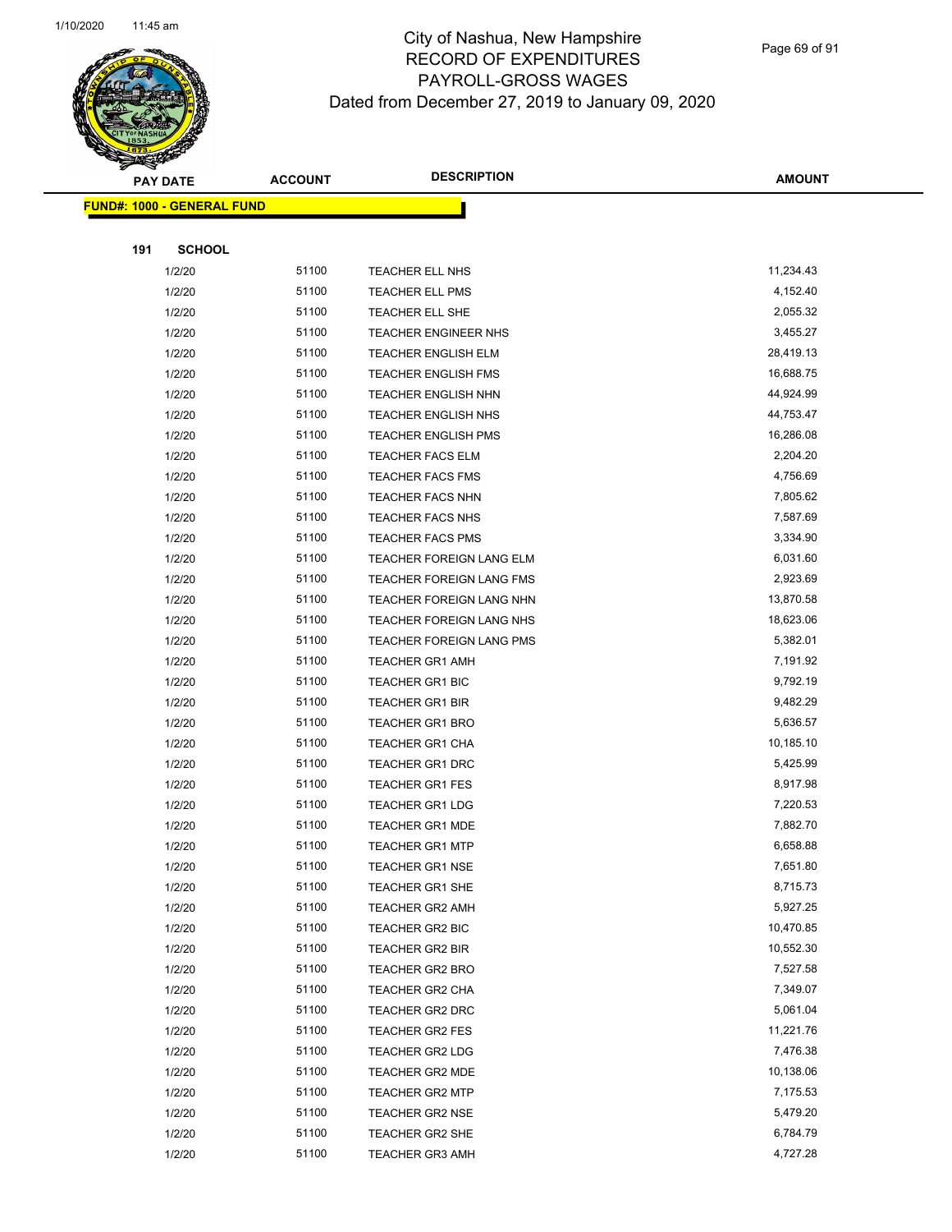# City of Nashua, New Hampshire
## RECORD OF EXPENDITURES
## PAYROLL-GROSS WAGES
## Dated from December 27, 2019 to January 09, 2020

**FUND#: 1000 - GENERAL FUND**

**191 SCHOOL**

| PAY DATE | ACCOUNT | DESCRIPTION | AMOUNT |
|---|---|---|---|
| 1/2/20 | 51100 | TEACHER ELL NHS | 11,234.43 |
| 1/2/20 | 51100 | TEACHER ELL PMS | 4,152.40 |
| 1/2/20 | 51100 | TEACHER ELL SHE | 2,055.32 |
| 1/2/20 | 51100 | TEACHER ENGINEER NHS | 3,455.27 |
| 1/2/20 | 51100 | TEACHER ENGLISH ELM | 28,419.13 |
| 1/2/20 | 51100 | TEACHER ENGLISH FMS | 16,688.75 |
| 1/2/20 | 51100 | TEACHER ENGLISH NHN | 44,924.99 |
| 1/2/20 | 51100 | TEACHER ENGLISH NHS | 44,753.47 |
| 1/2/20 | 51100 | TEACHER ENGLISH PMS | 16,286.08 |
| 1/2/20 | 51100 | TEACHER FACS ELM | 2,204.20 |
| 1/2/20 | 51100 | TEACHER FACS FMS | 4,756.69 |
| 1/2/20 | 51100 | TEACHER FACS NHN | 7,805.62 |
| 1/2/20 | 51100 | TEACHER FACS NHS | 7,587.69 |
| 1/2/20 | 51100 | TEACHER FACS PMS | 3,334.90 |
| 1/2/20 | 51100 | TEACHER FOREIGN LANG ELM | 6,031.60 |
| 1/2/20 | 51100 | TEACHER FOREIGN LANG FMS | 2,923.69 |
| 1/2/20 | 51100 | TEACHER FOREIGN LANG NHN | 13,870.58 |
| 1/2/20 | 51100 | TEACHER FOREIGN LANG NHS | 18,623.06 |
| 1/2/20 | 51100 | TEACHER FOREIGN LANG PMS | 5,382.01 |
| 1/2/20 | 51100 | TEACHER GR1 AMH | 7,191.92 |
| 1/2/20 | 51100 | TEACHER GR1 BIC | 9,792.19 |
| 1/2/20 | 51100 | TEACHER GR1 BIR | 9,482.29 |
| 1/2/20 | 51100 | TEACHER GR1 BRO | 5,636.57 |
| 1/2/20 | 51100 | TEACHER GR1 CHA | 10,185.10 |
| 1/2/20 | 51100 | TEACHER GR1 DRC | 5,425.99 |
| 1/2/20 | 51100 | TEACHER GR1 FES | 8,917.98 |
| 1/2/20 | 51100 | TEACHER GR1 LDG | 7,220.53 |
| 1/2/20 | 51100 | TEACHER GR1 MDE | 7,882.70 |
| 1/2/20 | 51100 | TEACHER GR1 MTP | 6,658.88 |
| 1/2/20 | 51100 | TEACHER GR1 NSE | 7,651.80 |
| 1/2/20 | 51100 | TEACHER GR1 SHE | 8,715.73 |
| 1/2/20 | 51100 | TEACHER GR2 AMH | 5,927.25 |
| 1/2/20 | 51100 | TEACHER GR2 BIC | 10,470.85 |
| 1/2/20 | 51100 | TEACHER GR2 BIR | 10,552.30 |
| 1/2/20 | 51100 | TEACHER GR2 BRO | 7,527.58 |
| 1/2/20 | 51100 | TEACHER GR2 CHA | 7,349.07 |
| 1/2/20 | 51100 | TEACHER GR2 DRC | 5,061.04 |
| 1/2/20 | 51100 | TEACHER GR2 FES | 11,221.76 |
| 1/2/20 | 51100 | TEACHER GR2 LDG | 7,476.38 |
| 1/2/20 | 51100 | TEACHER GR2 MDE | 10,138.06 |
| 1/2/20 | 51100 | TEACHER GR2 MTP | 7,175.53 |
| 1/2/20 | 51100 | TEACHER GR2 NSE | 5,479.20 |
| 1/2/20 | 51100 | TEACHER GR2 SHE | 6,784.79 |
| 1/2/20 | 51100 | TEACHER GR3 AMH | 4,727.28 |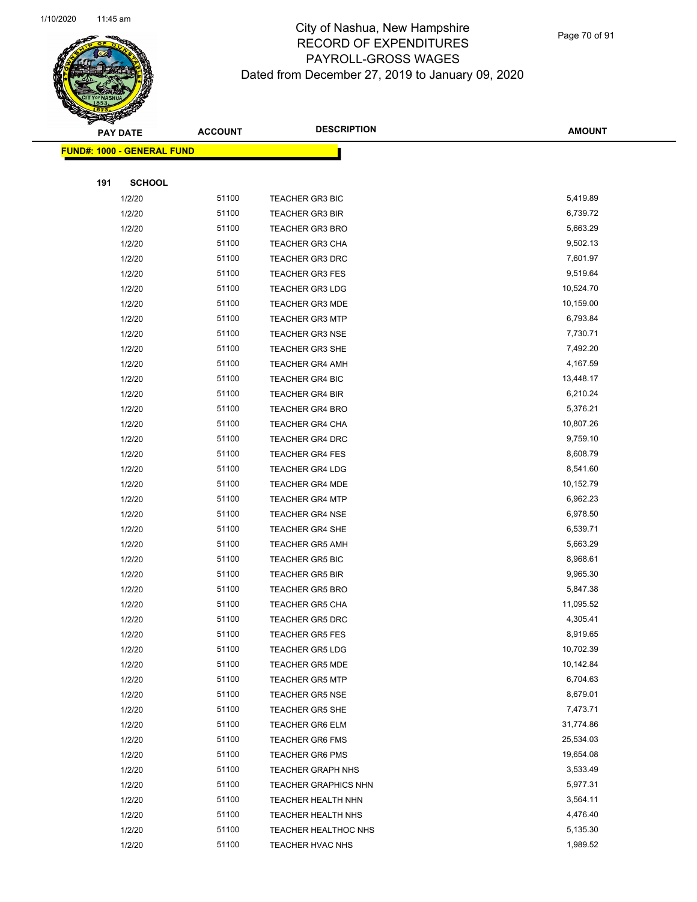# City of Nashua, New Hampshire
# RECORD OF EXPENDITURES
# PAYROLL-GROSS WAGES
# Dated from December 27, 2019 to January 09, 2020

**FUND#: 1000 - GENERAL FUND**

**191 SCHOOL**

| PAY DATE | ACCOUNT | DESCRIPTION | AMOUNT |
|---|---|---|---|
| 1/2/20 | 51100 | TEACHER GR3 BIC | 5,419.89 |
| 1/2/20 | 51100 | TEACHER GR3 BIR | 6,739.72 |
| 1/2/20 | 51100 | TEACHER GR3 BRO | 5,663.29 |
| 1/2/20 | 51100 | TEACHER GR3 CHA | 9,502.13 |
| 1/2/20 | 51100 | TEACHER GR3 DRC | 7,601.97 |
| 1/2/20 | 51100 | TEACHER GR3 FES | 9,519.64 |
| 1/2/20 | 51100 | TEACHER GR3 LDG | 10,524.70 |
| 1/2/20 | 51100 | TEACHER GR3 MDE | 10,159.00 |
| 1/2/20 | 51100 | TEACHER GR3 MTP | 6,793.84 |
| 1/2/20 | 51100 | TEACHER GR3 NSE | 7,730.71 |
| 1/2/20 | 51100 | TEACHER GR3 SHE | 7,492.20 |
| 1/2/20 | 51100 | TEACHER GR4 AMH | 4,167.59 |
| 1/2/20 | 51100 | TEACHER GR4 BIC | 13,448.17 |
| 1/2/20 | 51100 | TEACHER GR4 BIR | 6,210.24 |
| 1/2/20 | 51100 | TEACHER GR4 BRO | 5,376.21 |
| 1/2/20 | 51100 | TEACHER GR4 CHA | 10,807.26 |
| 1/2/20 | 51100 | TEACHER GR4 DRC | 9,759.10 |
| 1/2/20 | 51100 | TEACHER GR4 FES | 8,608.79 |
| 1/2/20 | 51100 | TEACHER GR4 LDG | 8,541.60 |
| 1/2/20 | 51100 | TEACHER GR4 MDE | 10,152.79 |
| 1/2/20 | 51100 | TEACHER GR4 MTP | 6,962.23 |
| 1/2/20 | 51100 | TEACHER GR4 NSE | 6,978.50 |
| 1/2/20 | 51100 | TEACHER GR4 SHE | 6,539.71 |
| 1/2/20 | 51100 | TEACHER GR5 AMH | 5,663.29 |
| 1/2/20 | 51100 | TEACHER GR5 BIC | 8,968.61 |
| 1/2/20 | 51100 | TEACHER GR5 BIR | 9,965.30 |
| 1/2/20 | 51100 | TEACHER GR5 BRO | 5,847.38 |
| 1/2/20 | 51100 | TEACHER GR5 CHA | 11,095.52 |
| 1/2/20 | 51100 | TEACHER GR5 DRC | 4,305.41 |
| 1/2/20 | 51100 | TEACHER GR5 FES | 8,919.65 |
| 1/2/20 | 51100 | TEACHER GR5 LDG | 10,702.39 |
| 1/2/20 | 51100 | TEACHER GR5 MDE | 10,142.84 |
| 1/2/20 | 51100 | TEACHER GR5 MTP | 6,704.63 |
| 1/2/20 | 51100 | TEACHER GR5 NSE | 8,679.01 |
| 1/2/20 | 51100 | TEACHER GR5 SHE | 7,473.71 |
| 1/2/20 | 51100 | TEACHER GR6 ELM | 31,774.86 |
| 1/2/20 | 51100 | TEACHER GR6 FMS | 25,534.03 |
| 1/2/20 | 51100 | TEACHER GR6 PMS | 19,654.08 |
| 1/2/20 | 51100 | TEACHER GRAPH NHS | 3,533.49 |
| 1/2/20 | 51100 | TEACHER GRAPHICS NHN | 5,977.31 |
| 1/2/20 | 51100 | TEACHER HEALTH NHN | 3,564.11 |
| 1/2/20 | 51100 | TEACHER HEALTH NHS | 4,476.40 |
| 1/2/20 | 51100 | TEACHER HEALTHOC NHS | 5,135.30 |
| 1/2/20 | 51100 | TEACHER HVAC NHS | 1,989.52 |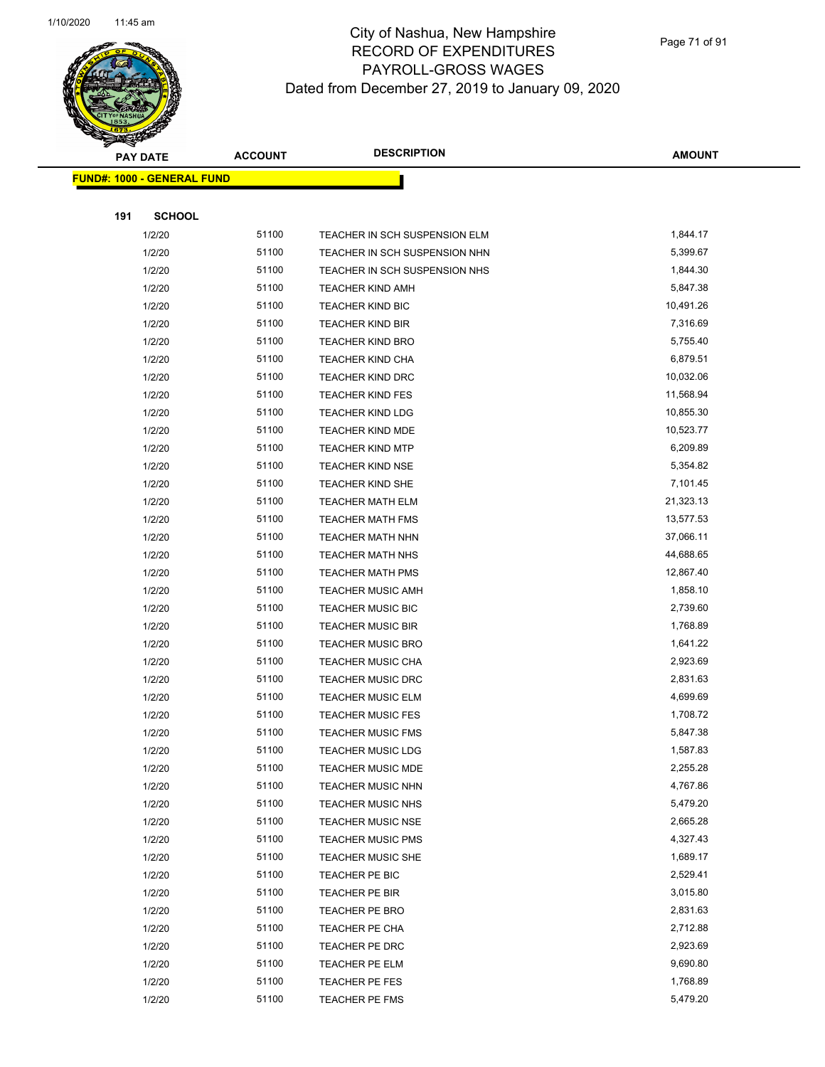# City of Nashua, New Hampshire
## RECORD OF EXPENDITURES
## PAYROLL-GROSS WAGES
## Dated from December 27, 2019 to January 09, 2020

| PAY DATE | ACCOUNT | DESCRIPTION | AMOUNT |
|---|---|---|---|
| **FUND#: 1000 - GENERAL FUND** | | | |
| **191 SCHOOL** | | | |
| 1/2/20 | 51100 | TEACHER IN SCH SUSPENSION ELM | 1,844.17 |
| 1/2/20 | 51100 | TEACHER IN SCH SUSPENSION NHN | 5,399.67 |
| 1/2/20 | 51100 | TEACHER IN SCH SUSPENSION NHS | 1,844.30 |
| 1/2/20 | 51100 | TEACHER KIND AMH | 5,847.38 |
| 1/2/20 | 51100 | TEACHER KIND BIC | 10,491.26 |
| 1/2/20 | 51100 | TEACHER KIND BIR | 7,316.69 |
| 1/2/20 | 51100 | TEACHER KIND BRO | 5,755.40 |
| 1/2/20 | 51100 | TEACHER KIND CHA | 6,879.51 |
| 1/2/20 | 51100 | TEACHER KIND DRC | 10,032.06 |
| 1/2/20 | 51100 | TEACHER KIND FES | 11,568.94 |
| 1/2/20 | 51100 | TEACHER KIND LDG | 10,855.30 |
| 1/2/20 | 51100 | TEACHER KIND MDE | 10,523.77 |
| 1/2/20 | 51100 | TEACHER KIND MTP | 6,209.89 |
| 1/2/20 | 51100 | TEACHER KIND NSE | 5,354.82 |
| 1/2/20 | 51100 | TEACHER KIND SHE | 7,101.45 |
| 1/2/20 | 51100 | TEACHER MATH ELM | 21,323.13 |
| 1/2/20 | 51100 | TEACHER MATH FMS | 13,577.53 |
| 1/2/20 | 51100 | TEACHER MATH NHN | 37,066.11 |
| 1/2/20 | 51100 | TEACHER MATH NHS | 44,688.65 |
| 1/2/20 | 51100 | TEACHER MATH PMS | 12,867.40 |
| 1/2/20 | 51100 | TEACHER MUSIC AMH | 1,858.10 |
| 1/2/20 | 51100 | TEACHER MUSIC BIC | 2,739.60 |
| 1/2/20 | 51100 | TEACHER MUSIC BIR | 1,768.89 |
| 1/2/20 | 51100 | TEACHER MUSIC BRO | 1,641.22 |
| 1/2/20 | 51100 | TEACHER MUSIC CHA | 2,923.69 |
| 1/2/20 | 51100 | TEACHER MUSIC DRC | 2,831.63 |
| 1/2/20 | 51100 | TEACHER MUSIC ELM | 4,699.69 |
| 1/2/20 | 51100 | TEACHER MUSIC FES | 1,708.72 |
| 1/2/20 | 51100 | TEACHER MUSIC FMS | 5,847.38 |
| 1/2/20 | 51100 | TEACHER MUSIC LDG | 1,587.83 |
| 1/2/20 | 51100 | TEACHER MUSIC MDE | 2,255.28 |
| 1/2/20 | 51100 | TEACHER MUSIC NHN | 4,767.86 |
| 1/2/20 | 51100 | TEACHER MUSIC NHS | 5,479.20 |
| 1/2/20 | 51100 | TEACHER MUSIC NSE | 2,665.28 |
| 1/2/20 | 51100 | TEACHER MUSIC PMS | 4,327.43 |
| 1/2/20 | 51100 | TEACHER MUSIC SHE | 1,689.17 |
| 1/2/20 | 51100 | TEACHER PE BIC | 2,529.41 |
| 1/2/20 | 51100 | TEACHER PE BIR | 3,015.80 |
| 1/2/20 | 51100 | TEACHER PE BRO | 2,831.63 |
| 1/2/20 | 51100 | TEACHER PE CHA | 2,712.88 |
| 1/2/20 | 51100 | TEACHER PE DRC | 2,923.69 |
| 1/2/20 | 51100 | TEACHER PE ELM | 9,690.80 |
| 1/2/20 | 51100 | TEACHER PE FES | 1,768.89 |
| 1/2/20 | 51100 | TEACHER PE FMS | 5,479.20 |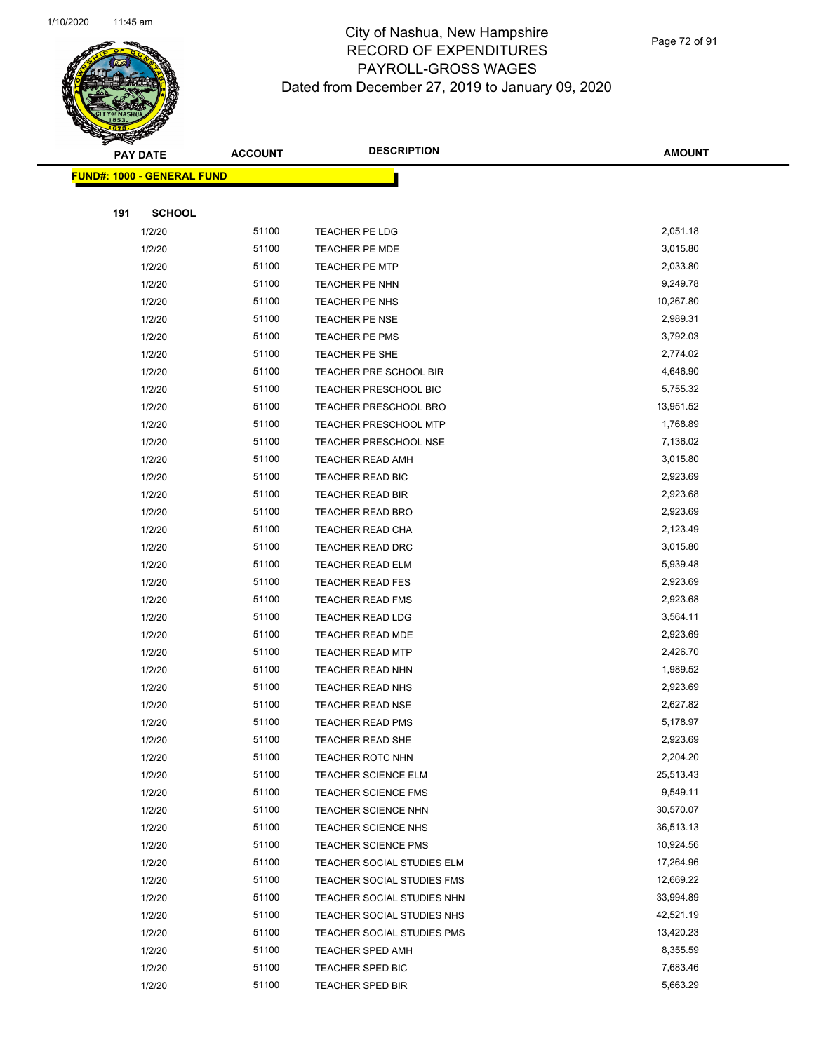# City of Nashua, New Hampshire
## RECORD OF EXPENDITURES
## PAYROLL-GROSS WAGES
## Dated from December 27, 2019 to January 09, 2020

| PAY DATE | ACCOUNT | DESCRIPTION | AMOUNT |
|---|---|---|---|
| **FUND#: 1000 - GENERAL FUND** | | | |
| **191 SCHOOL** | | | |
| 1/2/20 | 51100 | TEACHER PE LDG | 2,051.18 |
| 1/2/20 | 51100 | TEACHER PE MDE | 3,015.80 |
| 1/2/20 | 51100 | TEACHER PE MTP | 2,033.80 |
| 1/2/20 | 51100 | TEACHER PE NHN | 9,249.78 |
| 1/2/20 | 51100 | TEACHER PE NHS | 10,267.80 |
| 1/2/20 | 51100 | TEACHER PE NSE | 2,989.31 |
| 1/2/20 | 51100 | TEACHER PE PMS | 3,792.03 |
| 1/2/20 | 51100 | TEACHER PE SHE | 2,774.02 |
| 1/2/20 | 51100 | TEACHER PRE SCHOOL BIR | 4,646.90 |
| 1/2/20 | 51100 | TEACHER PRESCHOOL BIC | 5,755.32 |
| 1/2/20 | 51100 | TEACHER PRESCHOOL BRO | 13,951.52 |
| 1/2/20 | 51100 | TEACHER PRESCHOOL MTP | 1,768.89 |
| 1/2/20 | 51100 | TEACHER PRESCHOOL NSE | 7,136.02 |
| 1/2/20 | 51100 | TEACHER READ AMH | 3,015.80 |
| 1/2/20 | 51100 | TEACHER READ BIC | 2,923.69 |
| 1/2/20 | 51100 | TEACHER READ BIR | 2,923.68 |
| 1/2/20 | 51100 | TEACHER READ BRO | 2,923.69 |
| 1/2/20 | 51100 | TEACHER READ CHA | 2,123.49 |
| 1/2/20 | 51100 | TEACHER READ DRC | 3,015.80 |
| 1/2/20 | 51100 | TEACHER READ ELM | 5,939.48 |
| 1/2/20 | 51100 | TEACHER READ FES | 2,923.69 |
| 1/2/20 | 51100 | TEACHER READ FMS | 2,923.68 |
| 1/2/20 | 51100 | TEACHER READ LDG | 3,564.11 |
| 1/2/20 | 51100 | TEACHER READ MDE | 2,923.69 |
| 1/2/20 | 51100 | TEACHER READ MTP | 2,426.70 |
| 1/2/20 | 51100 | TEACHER READ NHN | 1,989.52 |
| 1/2/20 | 51100 | TEACHER READ NHS | 2,923.69 |
| 1/2/20 | 51100 | TEACHER READ NSE | 2,627.82 |
| 1/2/20 | 51100 | TEACHER READ PMS | 5,178.97 |
| 1/2/20 | 51100 | TEACHER READ SHE | 2,923.69 |
| 1/2/20 | 51100 | TEACHER ROTC NHN | 2,204.20 |
| 1/2/20 | 51100 | TEACHER SCIENCE ELM | 25,513.43 |
| 1/2/20 | 51100 | TEACHER SCIENCE FMS | 9,549.11 |
| 1/2/20 | 51100 | TEACHER SCIENCE NHN | 30,570.07 |
| 1/2/20 | 51100 | TEACHER SCIENCE NHS | 36,513.13 |
| 1/2/20 | 51100 | TEACHER SCIENCE PMS | 10,924.56 |
| 1/2/20 | 51100 | TEACHER SOCIAL STUDIES ELM | 17,264.96 |
| 1/2/20 | 51100 | TEACHER SOCIAL STUDIES FMS | 12,669.22 |
| 1/2/20 | 51100 | TEACHER SOCIAL STUDIES NHN | 33,994.89 |
| 1/2/20 | 51100 | TEACHER SOCIAL STUDIES NHS | 42,521.19 |
| 1/2/20 | 51100 | TEACHER SOCIAL STUDIES PMS | 13,420.23 |
| 1/2/20 | 51100 | TEACHER SPED AMH | 8,355.59 |
| 1/2/20 | 51100 | TEACHER SPED BIC | 7,683.46 |
| 1/2/20 | 51100 | TEACHER SPED BIR | 5,663.29 |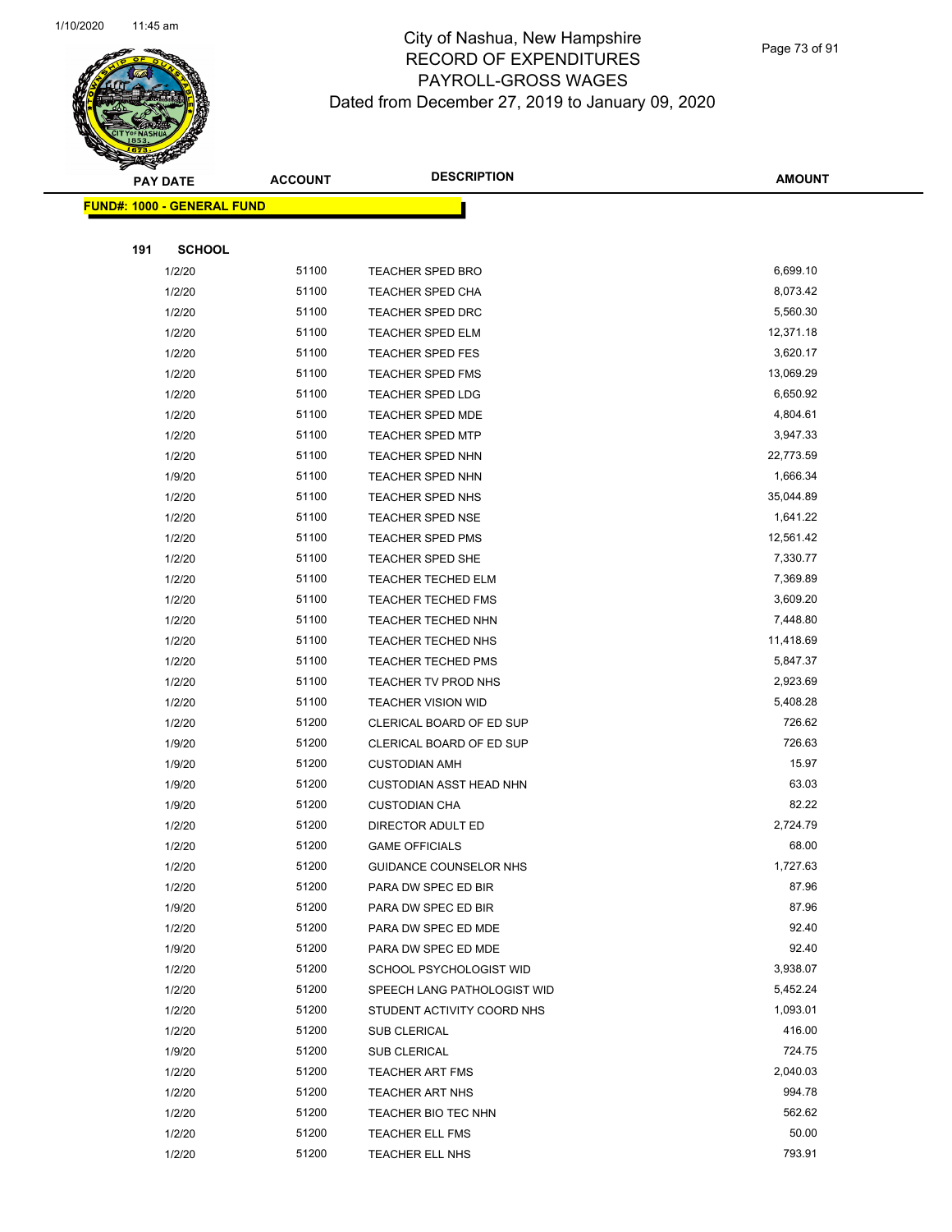# City of Nashua, New Hampshire
## RECORD OF EXPENDITURES
## PAYROLL-GROSS WAGES
## Dated from December 27, 2019 to January 09, 2020

**FUND#: 1000 - GENERAL FUND**

**191 SCHOOL**

| PAY DATE | ACCOUNT | DESCRIPTION | AMOUNT |
|---|---|---|---|
| 1/2/20 | 51100 | TEACHER SPED BRO | 6,699.10 |
| 1/2/20 | 51100 | TEACHER SPED CHA | 8,073.42 |
| 1/2/20 | 51100 | TEACHER SPED DRC | 5,560.30 |
| 1/2/20 | 51100 | TEACHER SPED ELM | 12,371.18 |
| 1/2/20 | 51100 | TEACHER SPED FES | 3,620.17 |
| 1/2/20 | 51100 | TEACHER SPED FMS | 13,069.29 |
| 1/2/20 | 51100 | TEACHER SPED LDG | 6,650.92 |
| 1/2/20 | 51100 | TEACHER SPED MDE | 4,804.61 |
| 1/2/20 | 51100 | TEACHER SPED MTP | 3,947.33 |
| 1/2/20 | 51100 | TEACHER SPED NHN | 22,773.59 |
| 1/9/20 | 51100 | TEACHER SPED NHN | 1,666.34 |
| 1/2/20 | 51100 | TEACHER SPED NHS | 35,044.89 |
| 1/2/20 | 51100 | TEACHER SPED NSE | 1,641.22 |
| 1/2/20 | 51100 | TEACHER SPED PMS | 12,561.42 |
| 1/2/20 | 51100 | TEACHER SPED SHE | 7,330.77 |
| 1/2/20 | 51100 | TEACHER TECHED ELM | 7,369.89 |
| 1/2/20 | 51100 | TEACHER TECHED FMS | 3,609.20 |
| 1/2/20 | 51100 | TEACHER TECHED NHN | 7,448.80 |
| 1/2/20 | 51100 | TEACHER TECHED NHS | 11,418.69 |
| 1/2/20 | 51100 | TEACHER TECHED PMS | 5,847.37 |
| 1/2/20 | 51100 | TEACHER TV PROD NHS | 2,923.69 |
| 1/2/20 | 51100 | TEACHER VISION WID | 5,408.28 |
| 1/2/20 | 51200 | CLERICAL BOARD OF ED SUP | 726.62 |
| 1/9/20 | 51200 | CLERICAL BOARD OF ED SUP | 726.63 |
| 1/9/20 | 51200 | CUSTODIAN AMH | 15.97 |
| 1/9/20 | 51200 | CUSTODIAN ASST HEAD NHN | 63.03 |
| 1/9/20 | 51200 | CUSTODIAN CHA | 82.22 |
| 1/2/20 | 51200 | DIRECTOR ADULT ED | 2,724.79 |
| 1/2/20 | 51200 | GAME OFFICIALS | 68.00 |
| 1/2/20 | 51200 | GUIDANCE COUNSELOR NHS | 1,727.63 |
| 1/2/20 | 51200 | PARA DW SPEC ED BIR | 87.96 |
| 1/9/20 | 51200 | PARA DW SPEC ED BIR | 87.96 |
| 1/2/20 | 51200 | PARA DW SPEC ED MDE | 92.40 |
| 1/9/20 | 51200 | PARA DW SPEC ED MDE | 92.40 |
| 1/2/20 | 51200 | SCHOOL PSYCHOLOGIST WID | 3,938.07 |
| 1/2/20 | 51200 | SPEECH LANG PATHOLOGIST WID | 5,452.24 |
| 1/2/20 | 51200 | STUDENT ACTIVITY COORD NHS | 1,093.01 |
| 1/2/20 | 51200 | SUB CLERICAL | 416.00 |
| 1/9/20 | 51200 | SUB CLERICAL | 724.75 |
| 1/2/20 | 51200 | TEACHER ART FMS | 2,040.03 |
| 1/2/20 | 51200 | TEACHER ART NHS | 994.78 |
| 1/2/20 | 51200 | TEACHER BIO TEC NHN | 562.62 |
| 1/2/20 | 51200 | TEACHER ELL FMS | 50.00 |
| 1/2/20 | 51200 | TEACHER ELL NHS | 793.91 |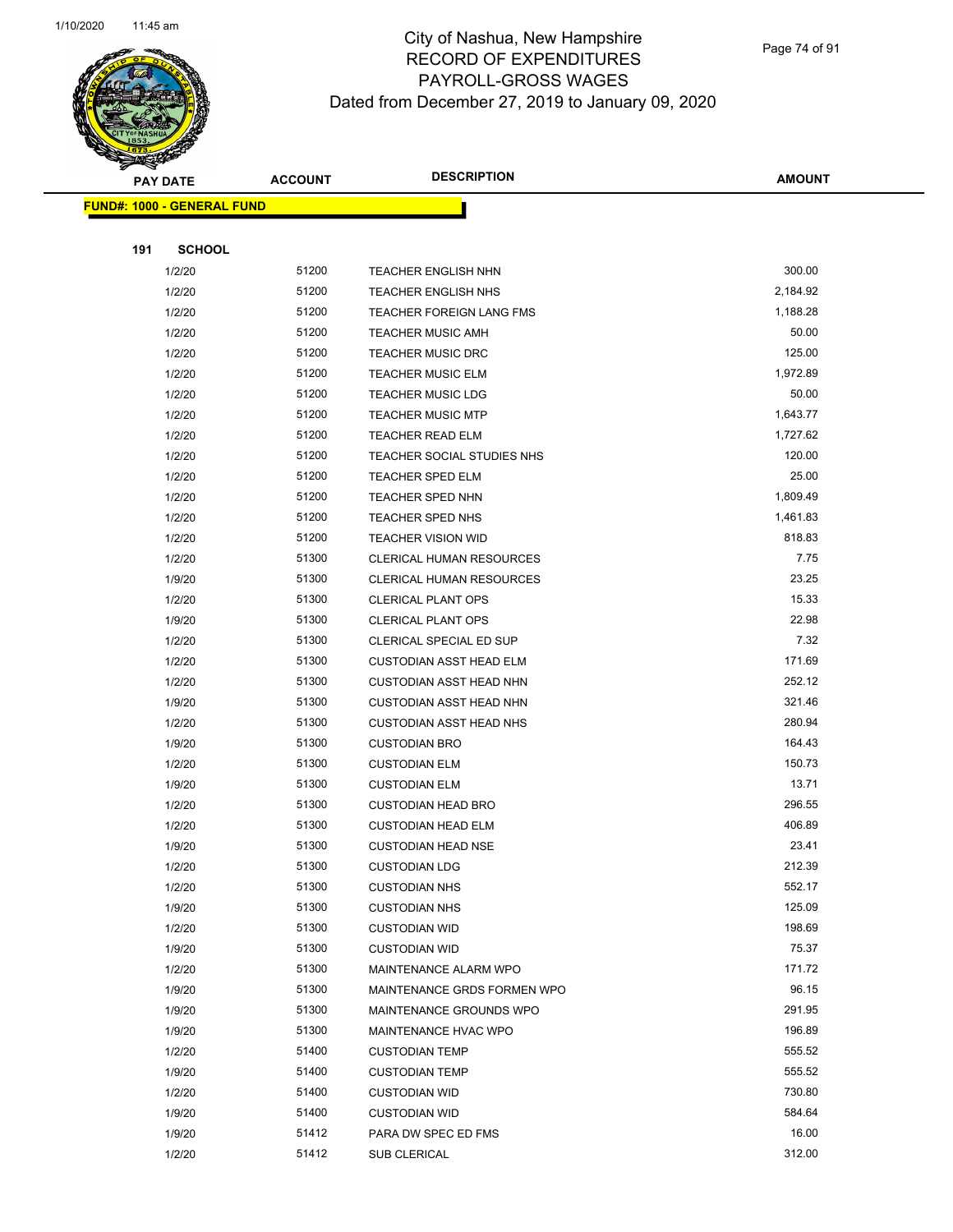# City of Nashua, New Hampshire
## RECORD OF EXPENDITURES
## PAYROLL-GROSS WAGES
### Dated from December 27, 2019 to January 09, 2020

**FUND#: 1000 - GENERAL FUND**

**191 SCHOOL**

| PAY DATE | ACCOUNT | DESCRIPTION | AMOUNT |
|---|---|---|---|
| 1/2/20 | 51200 | TEACHER ENGLISH NHN | 300.00 |
| 1/2/20 | 51200 | TEACHER ENGLISH NHS | 2,184.92 |
| 1/2/20 | 51200 | TEACHER FOREIGN LANG FMS | 1,188.28 |
| 1/2/20 | 51200 | TEACHER MUSIC AMH | 50.00 |
| 1/2/20 | 51200 | TEACHER MUSIC DRC | 125.00 |
| 1/2/20 | 51200 | TEACHER MUSIC ELM | 1,972.89 |
| 1/2/20 | 51200 | TEACHER MUSIC LDG | 50.00 |
| 1/2/20 | 51200 | TEACHER MUSIC MTP | 1,643.77 |
| 1/2/20 | 51200 | TEACHER READ ELM | 1,727.62 |
| 1/2/20 | 51200 | TEACHER SOCIAL STUDIES NHS | 120.00 |
| 1/2/20 | 51200 | TEACHER SPED ELM | 25.00 |
| 1/2/20 | 51200 | TEACHER SPED NHN | 1,809.49 |
| 1/2/20 | 51200 | TEACHER SPED NHS | 1,461.83 |
| 1/2/20 | 51200 | TEACHER VISION WID | 818.83 |
| 1/2/20 | 51300 | CLERICAL HUMAN RESOURCES | 7.75 |
| 1/9/20 | 51300 | CLERICAL HUMAN RESOURCES | 23.25 |
| 1/2/20 | 51300 | CLERICAL PLANT OPS | 15.33 |
| 1/9/20 | 51300 | CLERICAL PLANT OPS | 22.98 |
| 1/2/20 | 51300 | CLERICAL SPECIAL ED SUP | 7.32 |
| 1/2/20 | 51300 | CUSTODIAN ASST HEAD ELM | 171.69 |
| 1/2/20 | 51300 | CUSTODIAN ASST HEAD NHN | 252.12 |
| 1/9/20 | 51300 | CUSTODIAN ASST HEAD NHN | 321.46 |
| 1/2/20 | 51300 | CUSTODIAN ASST HEAD NHS | 280.94 |
| 1/9/20 | 51300 | CUSTODIAN BRO | 164.43 |
| 1/2/20 | 51300 | CUSTODIAN ELM | 150.73 |
| 1/9/20 | 51300 | CUSTODIAN ELM | 13.71 |
| 1/2/20 | 51300 | CUSTODIAN HEAD BRO | 296.55 |
| 1/2/20 | 51300 | CUSTODIAN HEAD ELM | 406.89 |
| 1/9/20 | 51300 | CUSTODIAN HEAD NSE | 23.41 |
| 1/2/20 | 51300 | CUSTODIAN LDG | 212.39 |
| 1/2/20 | 51300 | CUSTODIAN NHS | 552.17 |
| 1/9/20 | 51300 | CUSTODIAN NHS | 125.09 |
| 1/2/20 | 51300 | CUSTODIAN WID | 198.69 |
| 1/9/20 | 51300 | CUSTODIAN WID | 75.37 |
| 1/2/20 | 51300 | MAINTENANCE ALARM WPO | 171.72 |
| 1/9/20 | 51300 | MAINTENANCE GRDS FORMEN WPO | 96.15 |
| 1/9/20 | 51300 | MAINTENANCE GROUNDS WPO | 291.95 |
| 1/9/20 | 51300 | MAINTENANCE HVAC WPO | 196.89 |
| 1/2/20 | 51400 | CUSTODIAN TEMP | 555.52 |
| 1/9/20 | 51400 | CUSTODIAN TEMP | 555.52 |
| 1/2/20 | 51400 | CUSTODIAN WID | 730.80 |
| 1/9/20 | 51400 | CUSTODIAN WID | 584.64 |
| 1/9/20 | 51412 | PARA DW SPEC ED FMS | 16.00 |
| 1/2/20 | 51412 | SUB CLERICAL | 312.00 |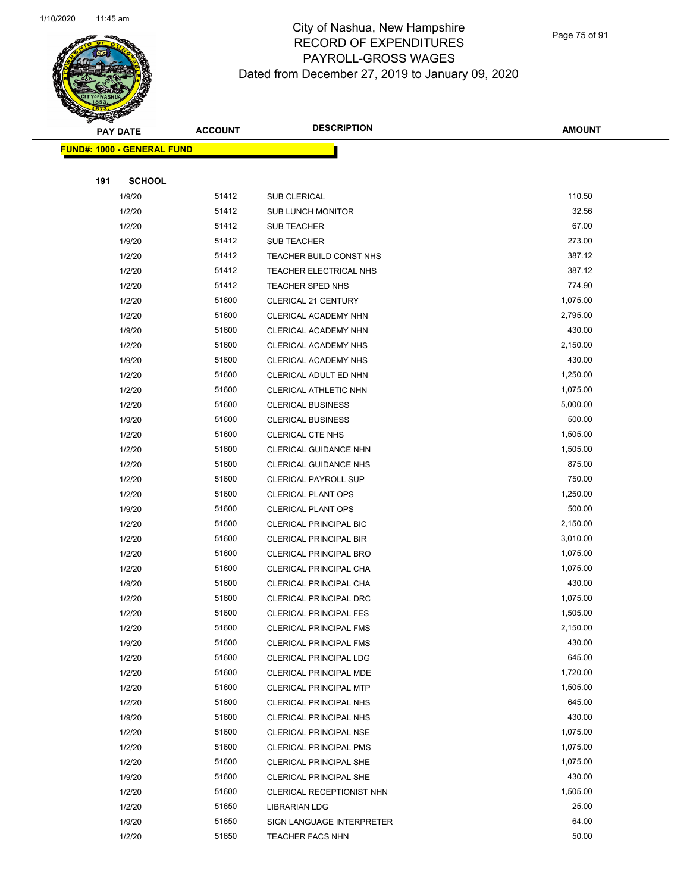# City of Nashua, New Hampshire
## RECORD OF EXPENDITURES
## PAYROLL-GROSS WAGES
## Dated from December 27, 2019 to January 09, 2020

| PAY DATE | ACCOUNT | DESCRIPTION | AMOUNT |
|---|---|---|---|

**FUND#: 1000 - GENERAL FUND**

**191 SCHOOL**

| PAY DATE | ACCOUNT | DESCRIPTION | AMOUNT |
|---|---|---|---|
| 1/9/20 | 51412 | SUB CLERICAL | 110.50 |
| 1/2/20 | 51412 | SUB LUNCH MONITOR | 32.56 |
| 1/2/20 | 51412 | SUB TEACHER | 67.00 |
| 1/9/20 | 51412 | SUB TEACHER | 273.00 |
| 1/2/20 | 51412 | TEACHER BUILD CONST NHS | 387.12 |
| 1/2/20 | 51412 | TEACHER ELECTRICAL NHS | 387.12 |
| 1/2/20 | 51412 | TEACHER SPED NHS | 774.90 |
| 1/2/20 | 51600 | CLERICAL 21 CENTURY | 1,075.00 |
| 1/2/20 | 51600 | CLERICAL ACADEMY NHN | 2,795.00 |
| 1/9/20 | 51600 | CLERICAL ACADEMY NHN | 430.00 |
| 1/2/20 | 51600 | CLERICAL ACADEMY NHS | 2,150.00 |
| 1/9/20 | 51600 | CLERICAL ACADEMY NHS | 430.00 |
| 1/2/20 | 51600 | CLERICAL ADULT ED NHN | 1,250.00 |
| 1/2/20 | 51600 | CLERICAL ATHLETIC NHN | 1,075.00 |
| 1/2/20 | 51600 | CLERICAL BUSINESS | 5,000.00 |
| 1/9/20 | 51600 | CLERICAL BUSINESS | 500.00 |
| 1/2/20 | 51600 | CLERICAL CTE NHS | 1,505.00 |
| 1/2/20 | 51600 | CLERICAL GUIDANCE NHN | 1,505.00 |
| 1/2/20 | 51600 | CLERICAL GUIDANCE NHS | 875.00 |
| 1/2/20 | 51600 | CLERICAL PAYROLL SUP | 750.00 |
| 1/2/20 | 51600 | CLERICAL PLANT OPS | 1,250.00 |
| 1/9/20 | 51600 | CLERICAL PLANT OPS | 500.00 |
| 1/2/20 | 51600 | CLERICAL PRINCIPAL BIC | 2,150.00 |
| 1/2/20 | 51600 | CLERICAL PRINCIPAL BIR | 3,010.00 |
| 1/2/20 | 51600 | CLERICAL PRINCIPAL BRO | 1,075.00 |
| 1/2/20 | 51600 | CLERICAL PRINCIPAL CHA | 1,075.00 |
| 1/9/20 | 51600 | CLERICAL PRINCIPAL CHA | 430.00 |
| 1/2/20 | 51600 | CLERICAL PRINCIPAL DRC | 1,075.00 |
| 1/2/20 | 51600 | CLERICAL PRINCIPAL FES | 1,505.00 |
| 1/2/20 | 51600 | CLERICAL PRINCIPAL FMS | 2,150.00 |
| 1/9/20 | 51600 | CLERICAL PRINCIPAL FMS | 430.00 |
| 1/2/20 | 51600 | CLERICAL PRINCIPAL LDG | 645.00 |
| 1/2/20 | 51600 | CLERICAL PRINCIPAL MDE | 1,720.00 |
| 1/2/20 | 51600 | CLERICAL PRINCIPAL MTP | 1,505.00 |
| 1/2/20 | 51600 | CLERICAL PRINCIPAL NHS | 645.00 |
| 1/9/20 | 51600 | CLERICAL PRINCIPAL NHS | 430.00 |
| 1/2/20 | 51600 | CLERICAL PRINCIPAL NSE | 1,075.00 |
| 1/2/20 | 51600 | CLERICAL PRINCIPAL PMS | 1,075.00 |
| 1/2/20 | 51600 | CLERICAL PRINCIPAL SHE | 1,075.00 |
| 1/9/20 | 51600 | CLERICAL PRINCIPAL SHE | 430.00 |
| 1/2/20 | 51600 | CLERICAL RECEPTIONIST NHN | 1,505.00 |
| 1/2/20 | 51650 | LIBRARIAN LDG | 25.00 |
| 1/9/20 | 51650 | SIGN LANGUAGE INTERPRETER | 64.00 |
| 1/2/20 | 51650 | TEACHER FACS NHN | 50.00 |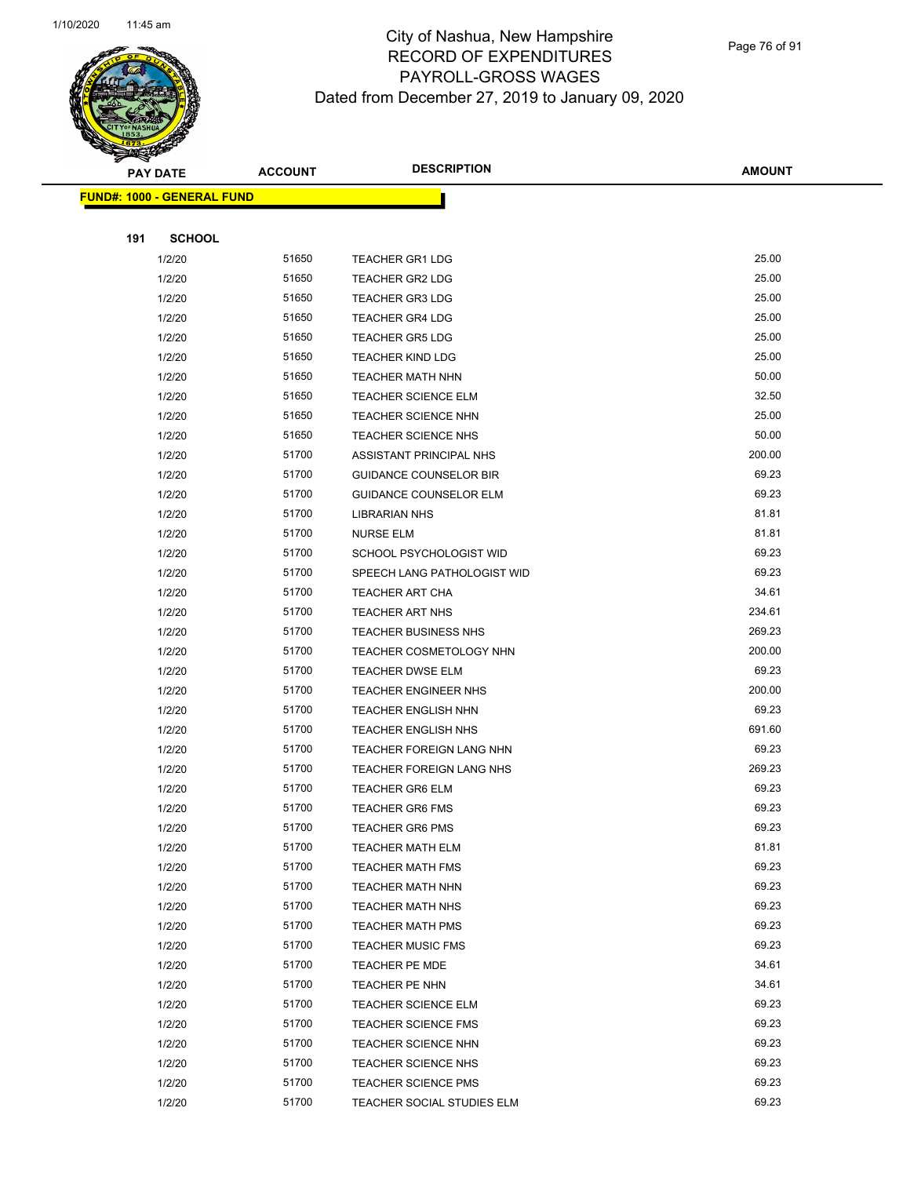# City of Nashua, New Hampshire
## RECORD OF EXPENDITURES
## PAYROLL-GROSS WAGES
### Dated from December 27, 2019 to January 09, 2020

| PAY DATE | ACCOUNT | DESCRIPTION | AMOUNT |
|---|---|---|---|
| **FUND#: 1000 - GENERAL FUND** | | | |
| **191 SCHOOL** | | | |
| 1/2/20 | 51650 | TEACHER GR1 LDG | 25.00 |
| 1/2/20 | 51650 | TEACHER GR2 LDG | 25.00 |
| 1/2/20 | 51650 | TEACHER GR3 LDG | 25.00 |
| 1/2/20 | 51650 | TEACHER GR4 LDG | 25.00 |
| 1/2/20 | 51650 | TEACHER GR5 LDG | 25.00 |
| 1/2/20 | 51650 | TEACHER KIND LDG | 25.00 |
| 1/2/20 | 51650 | TEACHER MATH NHN | 50.00 |
| 1/2/20 | 51650 | TEACHER SCIENCE ELM | 32.50 |
| 1/2/20 | 51650 | TEACHER SCIENCE NHN | 25.00 |
| 1/2/20 | 51650 | TEACHER SCIENCE NHS | 50.00 |
| 1/2/20 | 51700 | ASSISTANT PRINCIPAL NHS | 200.00 |
| 1/2/20 | 51700 | GUIDANCE COUNSELOR BIR | 69.23 |
| 1/2/20 | 51700 | GUIDANCE COUNSELOR ELM | 69.23 |
| 1/2/20 | 51700 | LIBRARIAN NHS | 81.81 |
| 1/2/20 | 51700 | NURSE ELM | 81.81 |
| 1/2/20 | 51700 | SCHOOL PSYCHOLOGIST WID | 69.23 |
| 1/2/20 | 51700 | SPEECH LANG PATHOLOGIST WID | 69.23 |
| 1/2/20 | 51700 | TEACHER ART CHA | 34.61 |
| 1/2/20 | 51700 | TEACHER ART NHS | 234.61 |
| 1/2/20 | 51700 | TEACHER BUSINESS NHS | 269.23 |
| 1/2/20 | 51700 | TEACHER COSMETOLOGY NHN | 200.00 |
| 1/2/20 | 51700 | TEACHER DWSE ELM | 69.23 |
| 1/2/20 | 51700 | TEACHER ENGINEER NHS | 200.00 |
| 1/2/20 | 51700 | TEACHER ENGLISH NHN | 69.23 |
| 1/2/20 | 51700 | TEACHER ENGLISH NHS | 691.60 |
| 1/2/20 | 51700 | TEACHER FOREIGN LANG NHN | 69.23 |
| 1/2/20 | 51700 | TEACHER FOREIGN LANG NHS | 269.23 |
| 1/2/20 | 51700 | TEACHER GR6 ELM | 69.23 |
| 1/2/20 | 51700 | TEACHER GR6 FMS | 69.23 |
| 1/2/20 | 51700 | TEACHER GR6 PMS | 69.23 |
| 1/2/20 | 51700 | TEACHER MATH ELM | 81.81 |
| 1/2/20 | 51700 | TEACHER MATH FMS | 69.23 |
| 1/2/20 | 51700 | TEACHER MATH NHN | 69.23 |
| 1/2/20 | 51700 | TEACHER MATH NHS | 69.23 |
| 1/2/20 | 51700 | TEACHER MATH PMS | 69.23 |
| 1/2/20 | 51700 | TEACHER MUSIC FMS | 69.23 |
| 1/2/20 | 51700 | TEACHER PE MDE | 34.61 |
| 1/2/20 | 51700 | TEACHER PE NHN | 34.61 |
| 1/2/20 | 51700 | TEACHER SCIENCE ELM | 69.23 |
| 1/2/20 | 51700 | TEACHER SCIENCE FMS | 69.23 |
| 1/2/20 | 51700 | TEACHER SCIENCE NHN | 69.23 |
| 1/2/20 | 51700 | TEACHER SCIENCE NHS | 69.23 |
| 1/2/20 | 51700 | TEACHER SCIENCE PMS | 69.23 |
| 1/2/20 | 51700 | TEACHER SOCIAL STUDIES ELM | 69.23 |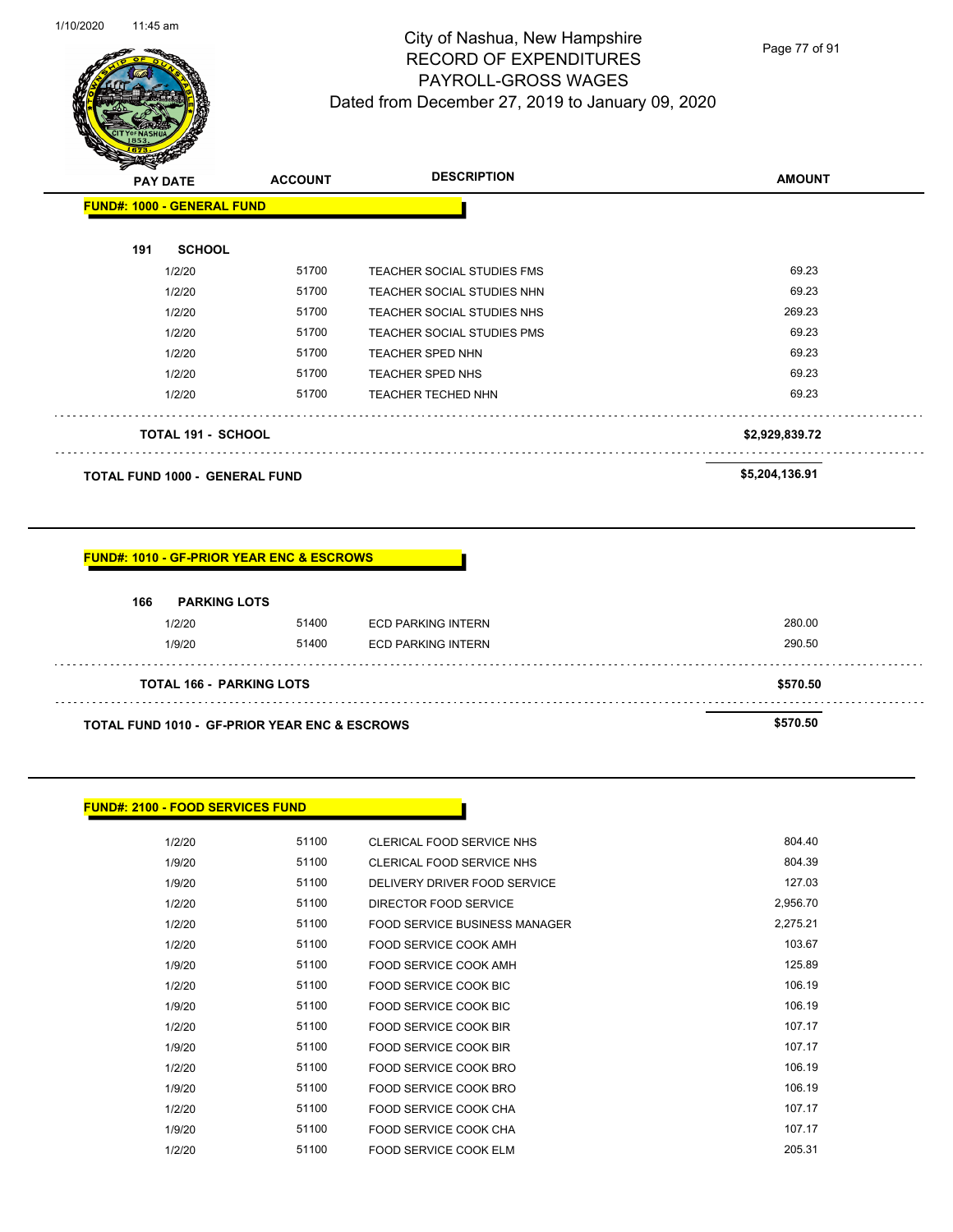# City of Nashua, New Hampshire
## RECORD OF EXPENDITURES
## PAYROLL-GROSS WAGES
### Dated from December 27, 2019 to January 09, 2020

| PAY DATE | ACCOUNT | DESCRIPTION | AMOUNT |
|---|---|---|---|
| **FUND#: 1000 - GENERAL FUND** | | | |
| **191 SCHOOL** | | | |
| 1/2/20 | 51700 | TEACHER SOCIAL STUDIES FMS | 69.23 |
| 1/2/20 | 51700 | TEACHER SOCIAL STUDIES NHN | 69.23 |
| 1/2/20 | 51700 | TEACHER SOCIAL STUDIES NHS | 269.23 |
| 1/2/20 | 51700 | TEACHER SOCIAL STUDIES PMS | 69.23 |
| 1/2/20 | 51700 | TEACHER SPED NHN | 69.23 |
| 1/2/20 | 51700 | TEACHER SPED NHS | 69.23 |
| 1/2/20 | 51700 | TEACHER TECHED NHN | 69.23 |
| **TOTAL 191 - SCHOOL** | | | **$2,929,839.72** |
| **TOTAL FUND 1000 - GENERAL FUND** | | | **$5,204,136.91** |

| PAY DATE | ACCOUNT | DESCRIPTION | AMOUNT |
|---|---|---|---|
| **FUND#: 1010 - GF-PRIOR YEAR ENC & ESCROWS** | | | |
| **166 PARKING LOTS** | | | |
| 1/2/20 | 51400 | ECD PARKING INTERN | 280.00 |
| 1/9/20 | 51400 | ECD PARKING INTERN | 290.50 |
| **TOTAL 166 - PARKING LOTS** | | | **$570.50** |
| **TOTAL FUND 1010 - GF-PRIOR YEAR ENC & ESCROWS** | | | **$570.50** |

| PAY DATE | ACCOUNT | DESCRIPTION | AMOUNT |
|---|---|---|---|
| **FUND#: 2100 - FOOD SERVICES FUND** | | | |
| 1/2/20 | 51100 | CLERICAL FOOD SERVICE NHS | 804.40 |
| 1/9/20 | 51100 | CLERICAL FOOD SERVICE NHS | 804.39 |
| 1/9/20 | 51100 | DELIVERY DRIVER FOOD SERVICE | 127.03 |
| 1/2/20 | 51100 | DIRECTOR FOOD SERVICE | 2,956.70 |
| 1/2/20 | 51100 | FOOD SERVICE BUSINESS MANAGER | 2,275.21 |
| 1/2/20 | 51100 | FOOD SERVICE COOK AMH | 103.67 |
| 1/9/20 | 51100 | FOOD SERVICE COOK AMH | 125.89 |
| 1/2/20 | 51100 | FOOD SERVICE COOK BIC | 106.19 |
| 1/9/20 | 51100 | FOOD SERVICE COOK BIC | 106.19 |
| 1/2/20 | 51100 | FOOD SERVICE COOK BIR | 107.17 |
| 1/9/20 | 51100 | FOOD SERVICE COOK BIR | 107.17 |
| 1/2/20 | 51100 | FOOD SERVICE COOK BRO | 106.19 |
| 1/9/20 | 51100 | FOOD SERVICE COOK BRO | 106.19 |
| 1/2/20 | 51100 | FOOD SERVICE COOK CHA | 107.17 |
| 1/9/20 | 51100 | FOOD SERVICE COOK CHA | 107.17 |
| 1/2/20 | 51100 | FOOD SERVICE COOK ELM | 205.31 |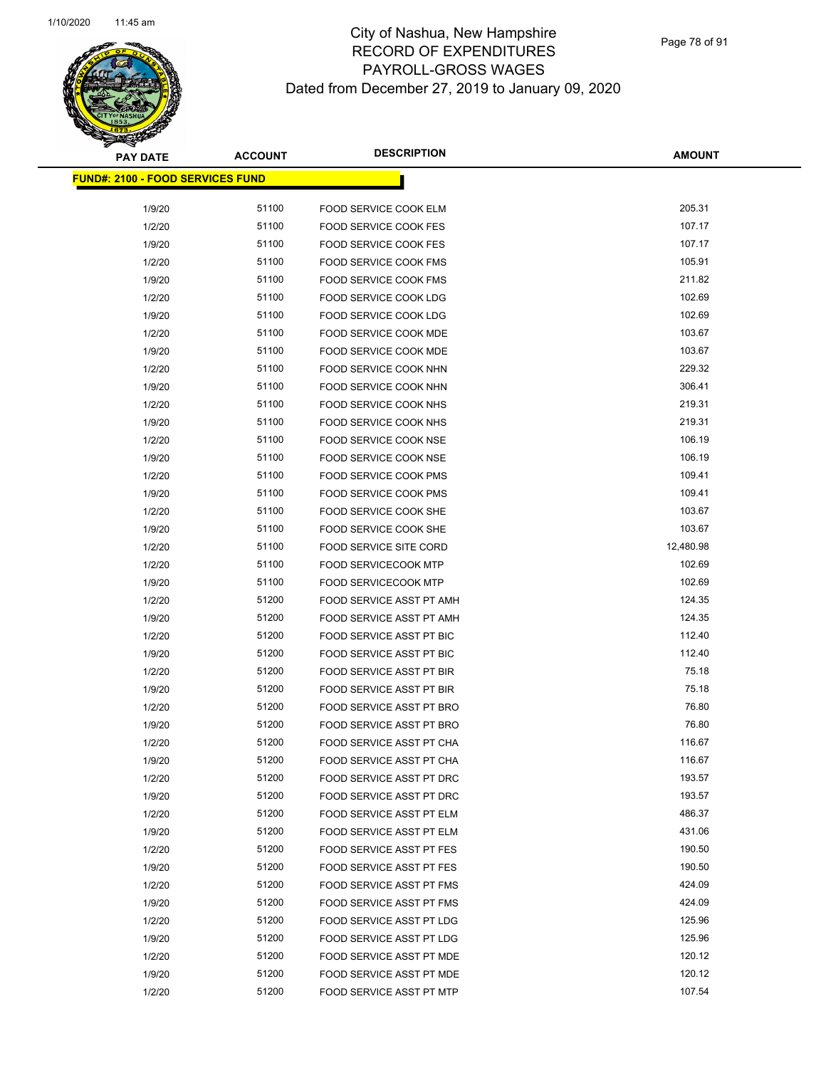# City of Nashua, New Hampshire
## RECORD OF EXPENDITURES
## PAYROLL-GROSS WAGES
## Dated from December 27, 2019 to January 09, 2020

**FUND#: 2100 - FOOD SERVICES FUND**

| PAY DATE | ACCOUNT | DESCRIPTION | AMOUNT |
|---|---|---|---|
| 1/9/20 | 51100 | FOOD SERVICE COOK ELM | 205.31 |
| 1/2/20 | 51100 | FOOD SERVICE COOK FES | 107.17 |
| 1/9/20 | 51100 | FOOD SERVICE COOK FES | 107.17 |
| 1/2/20 | 51100 | FOOD SERVICE COOK FMS | 105.91 |
| 1/9/20 | 51100 | FOOD SERVICE COOK FMS | 211.82 |
| 1/2/20 | 51100 | FOOD SERVICE COOK LDG | 102.69 |
| 1/9/20 | 51100 | FOOD SERVICE COOK LDG | 102.69 |
| 1/2/20 | 51100 | FOOD SERVICE COOK MDE | 103.67 |
| 1/9/20 | 51100 | FOOD SERVICE COOK MDE | 103.67 |
| 1/2/20 | 51100 | FOOD SERVICE COOK NHN | 229.32 |
| 1/9/20 | 51100 | FOOD SERVICE COOK NHN | 306.41 |
| 1/2/20 | 51100 | FOOD SERVICE COOK NHS | 219.31 |
| 1/9/20 | 51100 | FOOD SERVICE COOK NHS | 219.31 |
| 1/2/20 | 51100 | FOOD SERVICE COOK NSE | 106.19 |
| 1/9/20 | 51100 | FOOD SERVICE COOK NSE | 106.19 |
| 1/2/20 | 51100 | FOOD SERVICE COOK PMS | 109.41 |
| 1/9/20 | 51100 | FOOD SERVICE COOK PMS | 109.41 |
| 1/2/20 | 51100 | FOOD SERVICE COOK SHE | 103.67 |
| 1/9/20 | 51100 | FOOD SERVICE COOK SHE | 103.67 |
| 1/2/20 | 51100 | FOOD SERVICE SITE CORD | 12,480.98 |
| 1/2/20 | 51100 | FOOD SERVICECOOK MTP | 102.69 |
| 1/9/20 | 51100 | FOOD SERVICECOOK MTP | 102.69 |
| 1/2/20 | 51200 | FOOD SERVICE ASST PT AMH | 124.35 |
| 1/9/20 | 51200 | FOOD SERVICE ASST PT AMH | 124.35 |
| 1/2/20 | 51200 | FOOD SERVICE ASST PT BIC | 112.40 |
| 1/9/20 | 51200 | FOOD SERVICE ASST PT BIC | 112.40 |
| 1/2/20 | 51200 | FOOD SERVICE ASST PT BIR | 75.18 |
| 1/9/20 | 51200 | FOOD SERVICE ASST PT BIR | 75.18 |
| 1/2/20 | 51200 | FOOD SERVICE ASST PT BRO | 76.80 |
| 1/9/20 | 51200 | FOOD SERVICE ASST PT BRO | 76.80 |
| 1/2/20 | 51200 | FOOD SERVICE ASST PT CHA | 116.67 |
| 1/9/20 | 51200 | FOOD SERVICE ASST PT CHA | 116.67 |
| 1/2/20 | 51200 | FOOD SERVICE ASST PT DRC | 193.57 |
| 1/9/20 | 51200 | FOOD SERVICE ASST PT DRC | 193.57 |
| 1/2/20 | 51200 | FOOD SERVICE ASST PT ELM | 486.37 |
| 1/9/20 | 51200 | FOOD SERVICE ASST PT ELM | 431.06 |
| 1/2/20 | 51200 | FOOD SERVICE ASST PT FES | 190.50 |
| 1/9/20 | 51200 | FOOD SERVICE ASST PT FES | 190.50 |
| 1/2/20 | 51200 | FOOD SERVICE ASST PT FMS | 424.09 |
| 1/9/20 | 51200 | FOOD SERVICE ASST PT FMS | 424.09 |
| 1/2/20 | 51200 | FOOD SERVICE ASST PT LDG | 125.96 |
| 1/9/20 | 51200 | FOOD SERVICE ASST PT LDG | 125.96 |
| 1/2/20 | 51200 | FOOD SERVICE ASST PT MDE | 120.12 |
| 1/9/20 | 51200 | FOOD SERVICE ASST PT MDE | 120.12 |
| 1/2/20 | 51200 | FOOD SERVICE ASST PT MTP | 107.54 |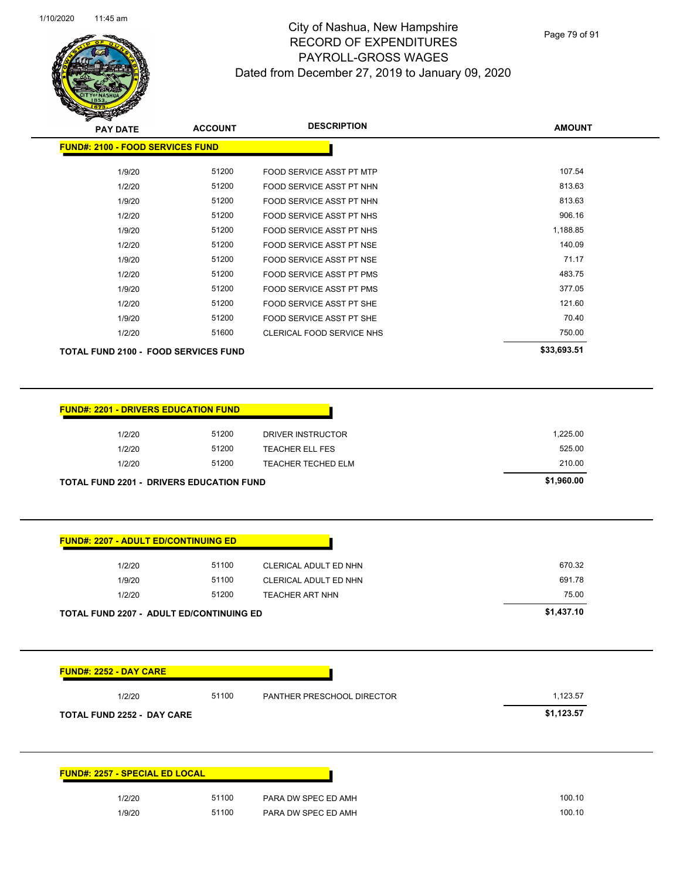# City of Nashua, New Hampshire
## RECORD OF EXPENDITURES
## PAYROLL-GROSS WAGES
## Dated from December 27, 2019 to January 09, 2020

| PAY DATE | ACCOUNT | DESCRIPTION | AMOUNT |
|---|---|---|---|
| **FUND#: 2100 - FOOD SERVICES FUND** | | | |
| 1/9/20 | 51200 | FOOD SERVICE ASST PT MTP | 107.54 |
| 1/2/20 | 51200 | FOOD SERVICE ASST PT NHN | 813.63 |
| 1/9/20 | 51200 | FOOD SERVICE ASST PT NHN | 813.63 |
| 1/2/20 | 51200 | FOOD SERVICE ASST PT NHS | 906.16 |
| 1/9/20 | 51200 | FOOD SERVICE ASST PT NHS | 1,188.85 |
| 1/2/20 | 51200 | FOOD SERVICE ASST PT NSE | 140.09 |
| 1/9/20 | 51200 | FOOD SERVICE ASST PT NSE | 71.17 |
| 1/2/20 | 51200 | FOOD SERVICE ASST PT PMS | 483.75 |
| 1/9/20 | 51200 | FOOD SERVICE ASST PT PMS | 377.05 |
| 1/2/20 | 51200 | FOOD SERVICE ASST PT SHE | 121.60 |
| 1/9/20 | 51200 | FOOD SERVICE ASST PT SHE | 70.40 |
| 1/2/20 | 51600 | CLERICAL FOOD SERVICE NHS | 750.00 |
| **TOTAL FUND 2100 - FOOD SERVICES FUND** | | | **$33,693.51** |

| PAY DATE | ACCOUNT | DESCRIPTION | AMOUNT |
|---|---|---|---|
| **FUND#: 2201 - DRIVERS EDUCATION FUND** | | | |
| 1/2/20 | 51200 | DRIVER INSTRUCTOR | 1,225.00 |
| 1/2/20 | 51200 | TEACHER ELL FES | 525.00 |
| 1/2/20 | 51200 | TEACHER TECHED ELM | 210.00 |
| **TOTAL FUND 2201 - DRIVERS EDUCATION FUND** | | | **$1,960.00** |

| PAY DATE | ACCOUNT | DESCRIPTION | AMOUNT |
|---|---|---|---|
| **FUND#: 2207 - ADULT ED/CONTINUING ED** | | | |
| 1/2/20 | 51100 | CLERICAL ADULT ED NHN | 670.32 |
| 1/9/20 | 51100 | CLERICAL ADULT ED NHN | 691.78 |
| 1/2/20 | 51200 | TEACHER ART NHN | 75.00 |
| **TOTAL FUND 2207 - ADULT ED/CONTINUING ED** | | | **$1,437.10** |

| PAY DATE | ACCOUNT | DESCRIPTION | AMOUNT |
|---|---|---|---|
| **FUND#: 2252 - DAY CARE** | | | |
| 1/2/20 | 51100 | PANTHER PRESCHOOL DIRECTOR | 1,123.57 |
| **TOTAL FUND 2252 - DAY CARE** | | | **$1,123.57** |

| PAY DATE | ACCOUNT | DESCRIPTION | AMOUNT |
|---|---|---|---|
| **FUND#: 2257 - SPECIAL ED LOCAL** | | | |
| 1/2/20 | 51100 | PARA DW SPEC ED AMH | 100.10 |
| 1/9/20 | 51100 | PARA DW SPEC ED AMH | 100.10 |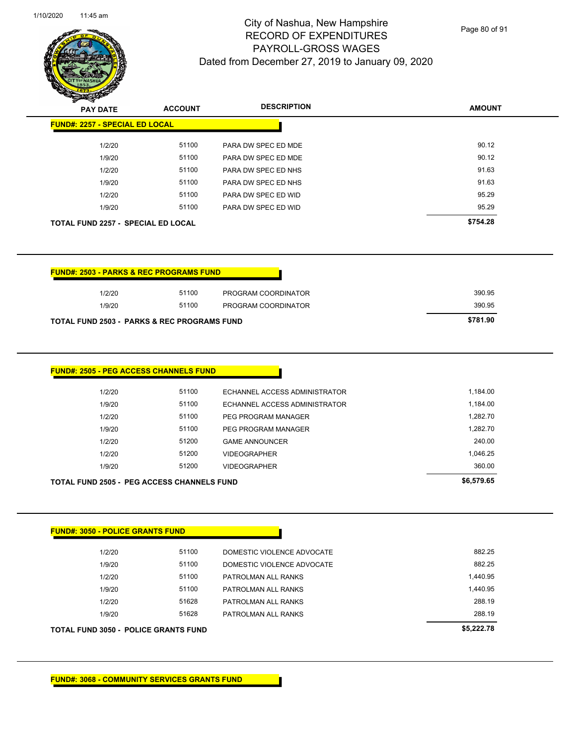# City of Nashua, New Hampshire
## RECORD OF EXPENDITURES
## PAYROLL-GROSS WAGES
## Dated from December 27, 2019 to January 09, 2020

| PAY DATE | ACCOUNT | DESCRIPTION | AMOUNT |
|---|---|---|---|
| **FUND#: 2257 - SPECIAL ED LOCAL** | | | |
| 1/2/20 | 51100 | PARA DW SPEC ED MDE | 90.12 |
| 1/9/20 | 51100 | PARA DW SPEC ED MDE | 90.12 |
| 1/2/20 | 51100 | PARA DW SPEC ED NHS | 91.63 |
| 1/9/20 | 51100 | PARA DW SPEC ED NHS | 91.63 |
| 1/2/20 | 51100 | PARA DW SPEC ED WID | 95.29 |
| 1/9/20 | 51100 | PARA DW SPEC ED WID | 95.29 |
| **TOTAL FUND 2257 - SPECIAL ED LOCAL** | | | **$754.28** |

| PAY DATE | ACCOUNT | DESCRIPTION | AMOUNT |
|---|---|---|---|
| **FUND#: 2503 - PARKS & REC PROGRAMS FUND** | | | |
| 1/2/20 | 51100 | PROGRAM COORDINATOR | 390.95 |
| 1/9/20 | 51100 | PROGRAM COORDINATOR | 390.95 |
| **TOTAL FUND 2503 - PARKS & REC PROGRAMS FUND** | | | **$781.90** |

| PAY DATE | ACCOUNT | DESCRIPTION | AMOUNT |
|---|---|---|---|
| **FUND#: 2505 - PEG ACCESS CHANNELS FUND** | | | |
| 1/2/20 | 51100 | ECHANNEL ACCESS ADMINISTRATOR | 1,184.00 |
| 1/9/20 | 51100 | ECHANNEL ACCESS ADMINISTRATOR | 1,184.00 |
| 1/2/20 | 51100 | PEG PROGRAM MANAGER | 1,282.70 |
| 1/9/20 | 51100 | PEG PROGRAM MANAGER | 1,282.70 |
| 1/2/20 | 51200 | GAME ANNOUNCER | 240.00 |
| 1/2/20 | 51200 | VIDEOGRAPHER | 1,046.25 |
| 1/9/20 | 51200 | VIDEOGRAPHER | 360.00 |
| **TOTAL FUND 2505 - PEG ACCESS CHANNELS FUND** | | | **$6,579.65** |

| PAY DATE | ACCOUNT | DESCRIPTION | AMOUNT |
|---|---|---|---|
| **FUND#: 3050 - POLICE GRANTS FUND** | | | |
| 1/2/20 | 51100 | DOMESTIC VIOLENCE ADVOCATE | 882.25 |
| 1/9/20 | 51100 | DOMESTIC VIOLENCE ADVOCATE | 882.25 |
| 1/2/20 | 51100 | PATROLMAN ALL RANKS | 1,440.95 |
| 1/9/20 | 51100 | PATROLMAN ALL RANKS | 1,440.95 |
| 1/2/20 | 51628 | PATROLMAN ALL RANKS | 288.19 |
| 1/9/20 | 51628 | PATROLMAN ALL RANKS | 288.19 |
| **TOTAL FUND 3050 - POLICE GRANTS FUND** | | | **$5,222.78** |

**FUND#: 3068 - COMMUNITY SERVICES GRANTS FUND**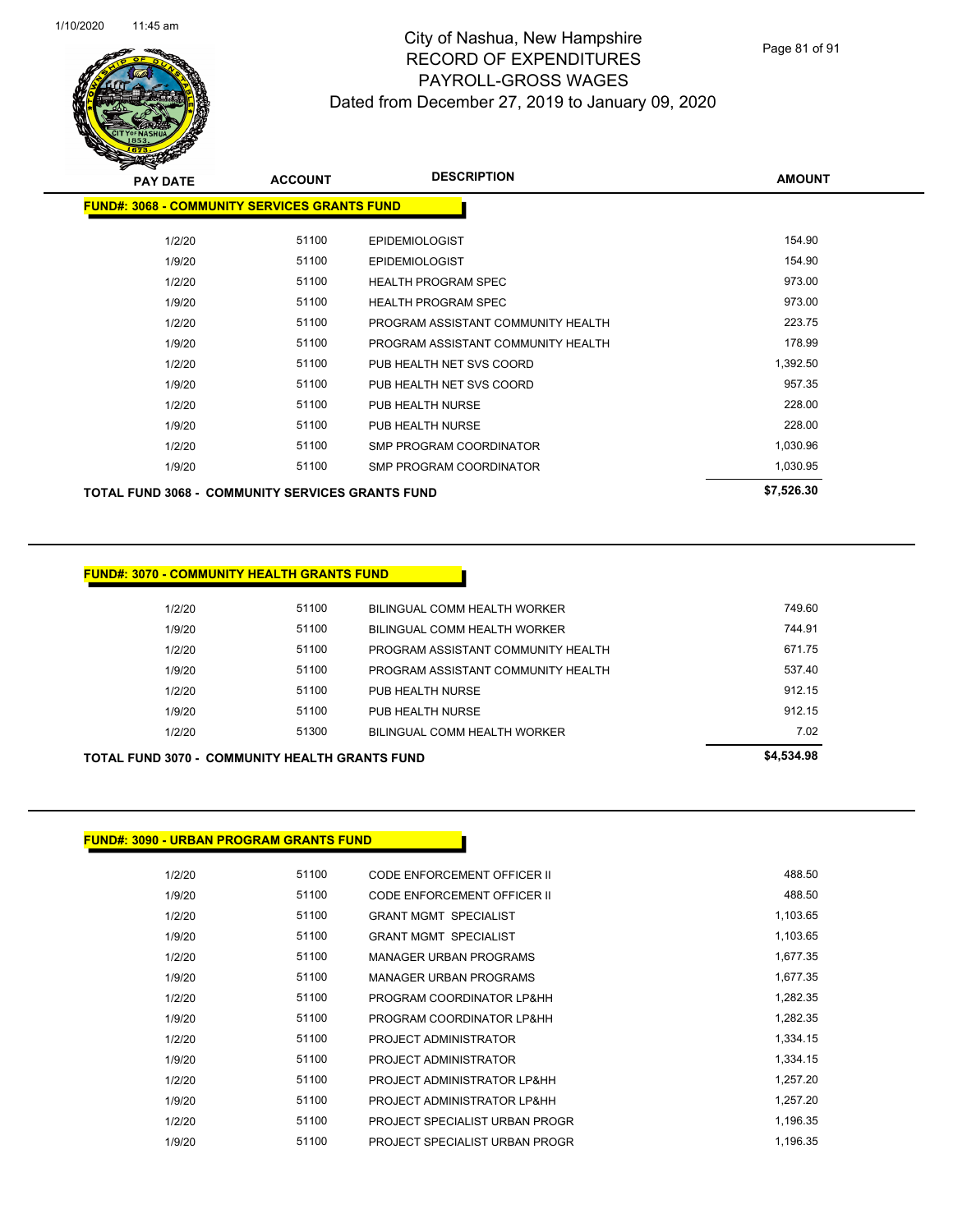# City of Nashua, New Hampshire
## RECORD OF EXPENDITURES
## PAYROLL-GROSS WAGES
## Dated from December 27, 2019 to January 09, 2020

| PAY DATE | ACCOUNT | DESCRIPTION | AMOUNT |
|---|---|---|---|

**FUND#: 3068 - COMMUNITY SERVICES GRANTS FUND**

| PAY DATE | ACCOUNT | DESCRIPTION | AMOUNT |
|---|---|---|---|
| 1/2/20 | 51100 | EPIDEMIOLOGIST | 154.90 |
| 1/9/20 | 51100 | EPIDEMIOLOGIST | 154.90 |
| 1/2/20 | 51100 | HEALTH PROGRAM SPEC | 973.00 |
| 1/9/20 | 51100 | HEALTH PROGRAM SPEC | 973.00 |
| 1/2/20 | 51100 | PROGRAM ASSISTANT COMMUNITY HEALTH | 223.75 |
| 1/9/20 | 51100 | PROGRAM ASSISTANT COMMUNITY HEALTH | 178.99 |
| 1/2/20 | 51100 | PUB HEALTH NET SVS COORD | 1,392.50 |
| 1/9/20 | 51100 | PUB HEALTH NET SVS COORD | 957.35 |
| 1/2/20 | 51100 | PUB HEALTH NURSE | 228.00 |
| 1/9/20 | 51100 | PUB HEALTH NURSE | 228.00 |
| 1/2/20 | 51100 | SMP PROGRAM COORDINATOR | 1,030.96 |
| 1/9/20 | 51100 | SMP PROGRAM COORDINATOR | 1,030.95 |
| **TOTAL FUND 3068 - COMMUNITY SERVICES GRANTS FUND** | | | **$7,526.30** |

**FUND#: 3070 - COMMUNITY HEALTH GRANTS FUND**

| PAY DATE | ACCOUNT | DESCRIPTION | AMOUNT |
|---|---|---|---|
| 1/2/20 | 51100 | BILINGUAL COMM HEALTH WORKER | 749.60 |
| 1/9/20 | 51100 | BILINGUAL COMM HEALTH WORKER | 744.91 |
| 1/2/20 | 51100 | PROGRAM ASSISTANT COMMUNITY HEALTH | 671.75 |
| 1/9/20 | 51100 | PROGRAM ASSISTANT COMMUNITY HEALTH | 537.40 |
| 1/2/20 | 51100 | PUB HEALTH NURSE | 912.15 |
| 1/9/20 | 51100 | PUB HEALTH NURSE | 912.15 |
| 1/2/20 | 51300 | BILINGUAL COMM HEALTH WORKER | 7.02 |
| **TOTAL FUND 3070 - COMMUNITY HEALTH GRANTS FUND** | | | **$4,534.98** |

**FUND#: 3090 - URBAN PROGRAM GRANTS FUND**

| PAY DATE | ACCOUNT | DESCRIPTION | AMOUNT |
|---|---|---|---|
| 1/2/20 | 51100 | CODE ENFORCEMENT OFFICER II | 488.50 |
| 1/9/20 | 51100 | CODE ENFORCEMENT OFFICER II | 488.50 |
| 1/2/20 | 51100 | GRANT MGMT SPECIALIST | 1,103.65 |
| 1/9/20 | 51100 | GRANT MGMT SPECIALIST | 1,103.65 |
| 1/2/20 | 51100 | MANAGER URBAN PROGRAMS | 1,677.35 |
| 1/9/20 | 51100 | MANAGER URBAN PROGRAMS | 1,677.35 |
| 1/2/20 | 51100 | PROGRAM COORDINATOR LP&HH | 1,282.35 |
| 1/9/20 | 51100 | PROGRAM COORDINATOR LP&HH | 1,282.35 |
| 1/2/20 | 51100 | PROJECT ADMINISTRATOR | 1,334.15 |
| 1/9/20 | 51100 | PROJECT ADMINISTRATOR | 1,334.15 |
| 1/2/20 | 51100 | PROJECT ADMINISTRATOR LP&HH | 1,257.20 |
| 1/9/20 | 51100 | PROJECT ADMINISTRATOR LP&HH | 1,257.20 |
| 1/2/20 | 51100 | PROJECT SPECIALIST URBAN PROGR | 1,196.35 |
| 1/9/20 | 51100 | PROJECT SPECIALIST URBAN PROGR | 1,196.35 |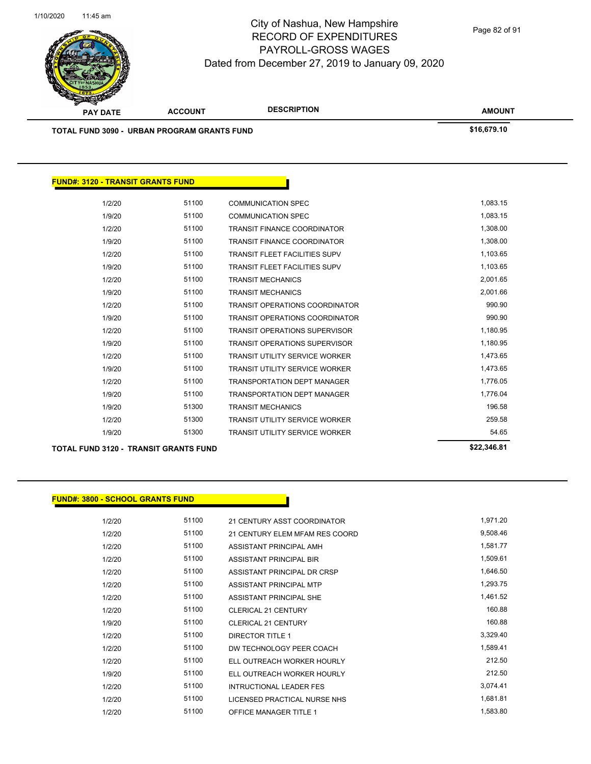# City of Nashua, New Hampshire
## RECORD OF EXPENDITURES
## PAYROLL-GROSS WAGES
### Dated from December 27, 2019 to January 09, 2020

| PAY DATE | ACCOUNT | DESCRIPTION | AMOUNT |
|---|---|---|---|
| **TOTAL FUND 3090 - URBAN PROGRAM GRANTS FUND** | | | **$16,679.10** |

**FUND#: 3120 - TRANSIT GRANTS FUND**

| PAY DATE | ACCOUNT | DESCRIPTION | AMOUNT |
|---|---|---|---|
| 1/2/20 | 51100 | COMMUNICATION SPEC | 1,083.15 |
| 1/9/20 | 51100 | COMMUNICATION SPEC | 1,083.15 |
| 1/2/20 | 51100 | TRANSIT FINANCE COORDINATOR | 1,308.00 |
| 1/9/20 | 51100 | TRANSIT FINANCE COORDINATOR | 1,308.00 |
| 1/2/20 | 51100 | TRANSIT FLEET FACILITIES SUPV | 1,103.65 |
| 1/9/20 | 51100 | TRANSIT FLEET FACILITIES SUPV | 1,103.65 |
| 1/2/20 | 51100 | TRANSIT MECHANICS | 2,001.65 |
| 1/9/20 | 51100 | TRANSIT MECHANICS | 2,001.66 |
| 1/2/20 | 51100 | TRANSIT OPERATIONS COORDINATOR | 990.90 |
| 1/9/20 | 51100 | TRANSIT OPERATIONS COORDINATOR | 990.90 |
| 1/2/20 | 51100 | TRANSIT OPERATIONS SUPERVISOR | 1,180.95 |
| 1/9/20 | 51100 | TRANSIT OPERATIONS SUPERVISOR | 1,180.95 |
| 1/2/20 | 51100 | TRANSIT UTILITY SERVICE WORKER | 1,473.65 |
| 1/9/20 | 51100 | TRANSIT UTILITY SERVICE WORKER | 1,473.65 |
| 1/2/20 | 51100 | TRANSPORTATION DEPT MANAGER | 1,776.05 |
| 1/9/20 | 51100 | TRANSPORTATION DEPT MANAGER | 1,776.04 |
| 1/9/20 | 51300 | TRANSIT MECHANICS | 196.58 |
| 1/2/20 | 51300 | TRANSIT UTILITY SERVICE WORKER | 259.58 |
| 1/9/20 | 51300 | TRANSIT UTILITY SERVICE WORKER | 54.65 |
| **TOTAL FUND 3120 - TRANSIT GRANTS FUND** | | | **$22,346.81** |

**FUND#: 3800 - SCHOOL GRANTS FUND**

| PAY DATE | ACCOUNT | DESCRIPTION | AMOUNT |
|---|---|---|---|
| 1/2/20 | 51100 | 21 CENTURY ASST COORDINATOR | 1,971.20 |
| 1/2/20 | 51100 | 21 CENTURY ELEM MFAM RES COORD | 9,508.46 |
| 1/2/20 | 51100 | ASSISTANT PRINCIPAL AMH | 1,581.77 |
| 1/2/20 | 51100 | ASSISTANT PRINCIPAL BIR | 1,509.61 |
| 1/2/20 | 51100 | ASSISTANT PRINCIPAL DR CRSP | 1,646.50 |
| 1/2/20 | 51100 | ASSISTANT PRINCIPAL MTP | 1,293.75 |
| 1/2/20 | 51100 | ASSISTANT PRINCIPAL SHE | 1,461.52 |
| 1/2/20 | 51100 | CLERICAL 21 CENTURY | 160.88 |
| 1/9/20 | 51100 | CLERICAL 21 CENTURY | 160.88 |
| 1/2/20 | 51100 | DIRECTOR TITLE 1 | 3,329.40 |
| 1/2/20 | 51100 | DW TECHNOLOGY PEER COACH | 1,589.41 |
| 1/2/20 | 51100 | ELL OUTREACH WORKER HOURLY | 212.50 |
| 1/9/20 | 51100 | ELL OUTREACH WORKER HOURLY | 212.50 |
| 1/2/20 | 51100 | INTRUCTIONAL LEADER FES | 3,074.41 |
| 1/2/20 | 51100 | LICENSED PRACTICAL NURSE NHS | 1,681.81 |
| 1/2/20 | 51100 | OFFICE MANAGER TITLE 1 | 1,583.80 |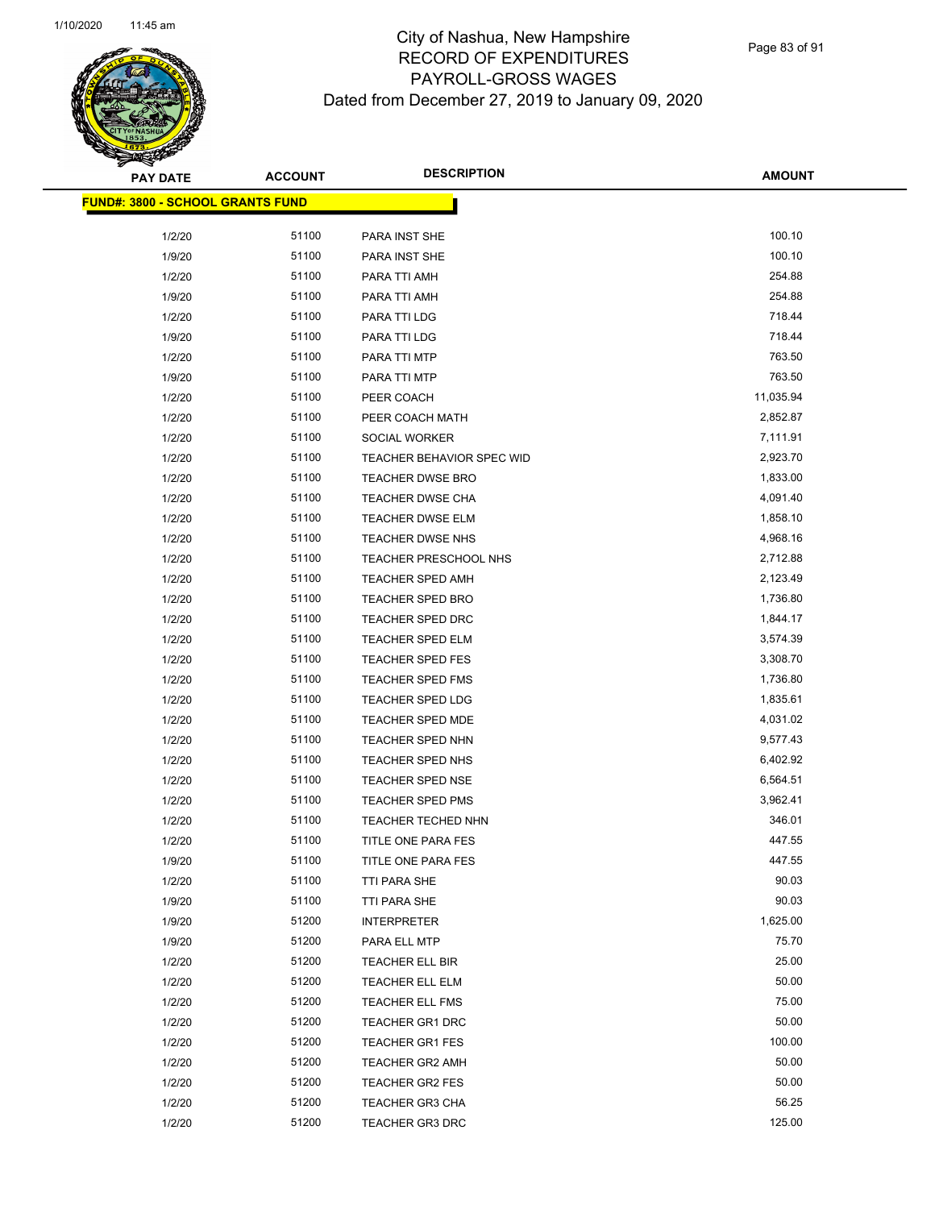# City of Nashua, New Hampshire
# RECORD OF EXPENDITURES
# PAYROLL-GROSS WAGES
# Dated from December 27, 2019 to January 09, 2020

| PAY DATE | ACCOUNT | DESCRIPTION | AMOUNT |
|---|---|---|---|
| **FUND#: 3800 - SCHOOL GRANTS FUND** | | | |
| 1/2/20 | 51100 | PARA INST SHE | 100.10 |
| 1/9/20 | 51100 | PARA INST SHE | 100.10 |
| 1/2/20 | 51100 | PARA TTI AMH | 254.88 |
| 1/9/20 | 51100 | PARA TTI AMH | 254.88 |
| 1/2/20 | 51100 | PARA TTI LDG | 718.44 |
| 1/9/20 | 51100 | PARA TTI LDG | 718.44 |
| 1/2/20 | 51100 | PARA TTI MTP | 763.50 |
| 1/9/20 | 51100 | PARA TTI MTP | 763.50 |
| 1/2/20 | 51100 | PEER COACH | 11,035.94 |
| 1/2/20 | 51100 | PEER COACH MATH | 2,852.87 |
| 1/2/20 | 51100 | SOCIAL WORKER | 7,111.91 |
| 1/2/20 | 51100 | TEACHER BEHAVIOR SPEC WID | 2,923.70 |
| 1/2/20 | 51100 | TEACHER DWSE BRO | 1,833.00 |
| 1/2/20 | 51100 | TEACHER DWSE CHA | 4,091.40 |
| 1/2/20 | 51100 | TEACHER DWSE ELM | 1,858.10 |
| 1/2/20 | 51100 | TEACHER DWSE NHS | 4,968.16 |
| 1/2/20 | 51100 | TEACHER PRESCHOOL NHS | 2,712.88 |
| 1/2/20 | 51100 | TEACHER SPED AMH | 2,123.49 |
| 1/2/20 | 51100 | TEACHER SPED BRO | 1,736.80 |
| 1/2/20 | 51100 | TEACHER SPED DRC | 1,844.17 |
| 1/2/20 | 51100 | TEACHER SPED ELM | 3,574.39 |
| 1/2/20 | 51100 | TEACHER SPED FES | 3,308.70 |
| 1/2/20 | 51100 | TEACHER SPED FMS | 1,736.80 |
| 1/2/20 | 51100 | TEACHER SPED LDG | 1,835.61 |
| 1/2/20 | 51100 | TEACHER SPED MDE | 4,031.02 |
| 1/2/20 | 51100 | TEACHER SPED NHN | 9,577.43 |
| 1/2/20 | 51100 | TEACHER SPED NHS | 6,402.92 |
| 1/2/20 | 51100 | TEACHER SPED NSE | 6,564.51 |
| 1/2/20 | 51100 | TEACHER SPED PMS | 3,962.41 |
| 1/2/20 | 51100 | TEACHER TECHED NHN | 346.01 |
| 1/2/20 | 51100 | TITLE ONE PARA FES | 447.55 |
| 1/9/20 | 51100 | TITLE ONE PARA FES | 447.55 |
| 1/2/20 | 51100 | TTI PARA SHE | 90.03 |
| 1/9/20 | 51100 | TTI PARA SHE | 90.03 |
| 1/9/20 | 51200 | INTERPRETER | 1,625.00 |
| 1/9/20 | 51200 | PARA ELL MTP | 75.70 |
| 1/2/20 | 51200 | TEACHER ELL BIR | 25.00 |
| 1/2/20 | 51200 | TEACHER ELL ELM | 50.00 |
| 1/2/20 | 51200 | TEACHER ELL FMS | 75.00 |
| 1/2/20 | 51200 | TEACHER GR1 DRC | 50.00 |
| 1/2/20 | 51200 | TEACHER GR1 FES | 100.00 |
| 1/2/20 | 51200 | TEACHER GR2 AMH | 50.00 |
| 1/2/20 | 51200 | TEACHER GR2 FES | 50.00 |
| 1/2/20 | 51200 | TEACHER GR3 CHA | 56.25 |
| 1/2/20 | 51200 | TEACHER GR3 DRC | 125.00 |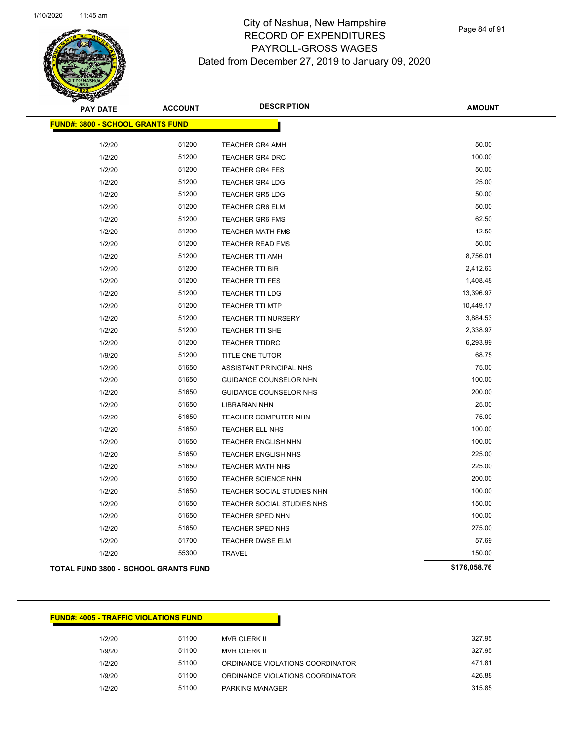# City of Nashua, New Hampshire
# RECORD OF EXPENDITURES
# PAYROLL-GROSS WAGES
# Dated from December 27, 2019 to January 09, 2020

| PAY DATE | ACCOUNT | DESCRIPTION | AMOUNT |
|---|---|---|---|
| **FUND#: 3800 - SCHOOL GRANTS FUND** | | | |
| 1/2/20 | 51200 | TEACHER GR4 AMH | 50.00 |
| 1/2/20 | 51200 | TEACHER GR4 DRC | 100.00 |
| 1/2/20 | 51200 | TEACHER GR4 FES | 50.00 |
| 1/2/20 | 51200 | TEACHER GR4 LDG | 25.00 |
| 1/2/20 | 51200 | TEACHER GR5 LDG | 50.00 |
| 1/2/20 | 51200 | TEACHER GR6 ELM | 50.00 |
| 1/2/20 | 51200 | TEACHER GR6 FMS | 62.50 |
| 1/2/20 | 51200 | TEACHER MATH FMS | 12.50 |
| 1/2/20 | 51200 | TEACHER READ FMS | 50.00 |
| 1/2/20 | 51200 | TEACHER TTI AMH | 8,756.01 |
| 1/2/20 | 51200 | TEACHER TTI BIR | 2,412.63 |
| 1/2/20 | 51200 | TEACHER TTI FES | 1,408.48 |
| 1/2/20 | 51200 | TEACHER TTI LDG | 13,396.97 |
| 1/2/20 | 51200 | TEACHER TTI MTP | 10,449.17 |
| 1/2/20 | 51200 | TEACHER TTI NURSERY | 3,884.53 |
| 1/2/20 | 51200 | TEACHER TTI SHE | 2,338.97 |
| 1/2/20 | 51200 | TEACHER TTIDRC | 6,293.99 |
| 1/9/20 | 51200 | TITLE ONE TUTOR | 68.75 |
| 1/2/20 | 51650 | ASSISTANT PRINCIPAL NHS | 75.00 |
| 1/2/20 | 51650 | GUIDANCE COUNSELOR NHN | 100.00 |
| 1/2/20 | 51650 | GUIDANCE COUNSELOR NHS | 200.00 |
| 1/2/20 | 51650 | LIBRARIAN NHN | 25.00 |
| 1/2/20 | 51650 | TEACHER COMPUTER NHN | 75.00 |
| 1/2/20 | 51650 | TEACHER ELL NHS | 100.00 |
| 1/2/20 | 51650 | TEACHER ENGLISH NHN | 100.00 |
| 1/2/20 | 51650 | TEACHER ENGLISH NHS | 225.00 |
| 1/2/20 | 51650 | TEACHER MATH NHS | 225.00 |
| 1/2/20 | 51650 | TEACHER SCIENCE NHN | 200.00 |
| 1/2/20 | 51650 | TEACHER SOCIAL STUDIES NHN | 100.00 |
| 1/2/20 | 51650 | TEACHER SOCIAL STUDIES NHS | 150.00 |
| 1/2/20 | 51650 | TEACHER SPED NHN | 100.00 |
| 1/2/20 | 51650 | TEACHER SPED NHS | 275.00 |
| 1/2/20 | 51700 | TEACHER DWSE ELM | 57.69 |
| 1/2/20 | 55300 | TRAVEL | 150.00 |
| **TOTAL FUND 3800 - SCHOOL GRANTS FUND** | | | **$176,058.76** |

| PAY DATE | ACCOUNT | DESCRIPTION | AMOUNT |
|---|---|---|---|
| **FUND#: 4005 - TRAFFIC VIOLATIONS FUND** | | | |
| 1/2/20 | 51100 | MVR CLERK II | 327.95 |
| 1/9/20 | 51100 | MVR CLERK II | 327.95 |
| 1/2/20 | 51100 | ORDINANCE VIOLATIONS COORDINATOR | 471.81 |
| 1/9/20 | 51100 | ORDINANCE VIOLATIONS COORDINATOR | 426.88 |
| 1/2/20 | 51100 | PARKING MANAGER | 315.85 |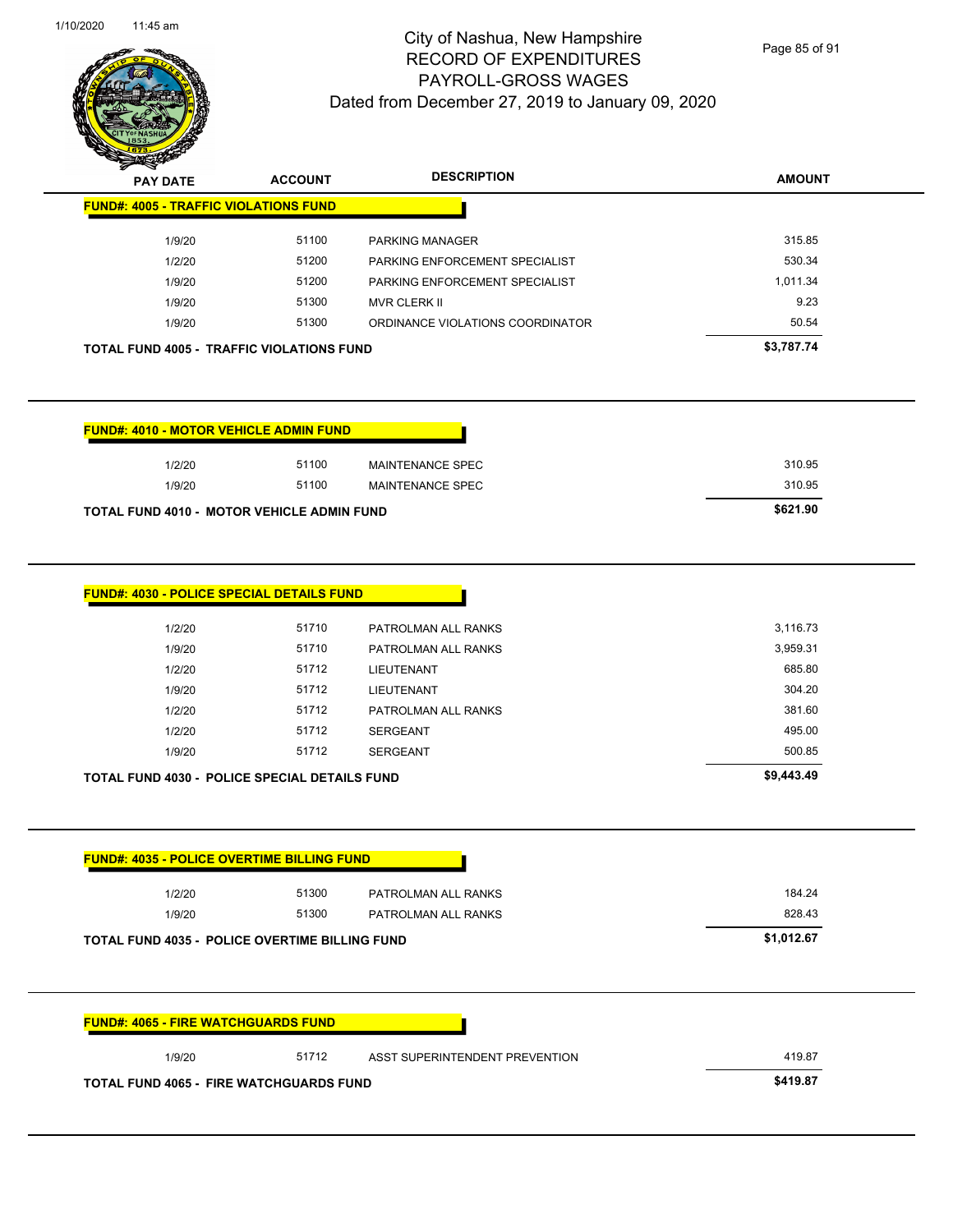# City of Nashua, New Hampshire
## RECORD OF EXPENDITURES
## PAYROLL-GROSS WAGES
## Dated from December 27, 2019 to January 09, 2020

| PAY DATE | ACCOUNT | DESCRIPTION | AMOUNT |
|---|---|---|---|
| **FUND#: 4005 - TRAFFIC VIOLATIONS FUND** | | | |
| 1/9/20 | 51100 | PARKING MANAGER | 315.85 |
| 1/2/20 | 51200 | PARKING ENFORCEMENT SPECIALIST | 530.34 |
| 1/9/20 | 51200 | PARKING ENFORCEMENT SPECIALIST | 1,011.34 |
| 1/9/20 | 51300 | MVR CLERK II | 9.23 |
| 1/9/20 | 51300 | ORDINANCE VIOLATIONS COORDINATOR | 50.54 |
| **TOTAL FUND 4005 - TRAFFIC VIOLATIONS FUND** | | | **$3,787.74** |

| PAY DATE | ACCOUNT | DESCRIPTION | AMOUNT |
|---|---|---|---|
| **FUND#: 4010 - MOTOR VEHICLE ADMIN FUND** | | | |
| 1/2/20 | 51100 | MAINTENANCE SPEC | 310.95 |
| 1/9/20 | 51100 | MAINTENANCE SPEC | 310.95 |
| **TOTAL FUND 4010 - MOTOR VEHICLE ADMIN FUND** | | | **$621.90** |

| PAY DATE | ACCOUNT | DESCRIPTION | AMOUNT |
|---|---|---|---|
| **FUND#: 4030 - POLICE SPECIAL DETAILS FUND** | | | |
| 1/2/20 | 51710 | PATROLMAN ALL RANKS | 3,116.73 |
| 1/9/20 | 51710 | PATROLMAN ALL RANKS | 3,959.31 |
| 1/2/20 | 51712 | LIEUTENANT | 685.80 |
| 1/9/20 | 51712 | LIEUTENANT | 304.20 |
| 1/2/20 | 51712 | PATROLMAN ALL RANKS | 381.60 |
| 1/2/20 | 51712 | SERGEANT | 495.00 |
| 1/9/20 | 51712 | SERGEANT | 500.85 |
| **TOTAL FUND 4030 - POLICE SPECIAL DETAILS FUND** | | | **$9,443.49** |

| PAY DATE | ACCOUNT | DESCRIPTION | AMOUNT |
|---|---|---|---|
| **FUND#: 4035 - POLICE OVERTIME BILLING FUND** | | | |
| 1/2/20 | 51300 | PATROLMAN ALL RANKS | 184.24 |
| 1/9/20 | 51300 | PATROLMAN ALL RANKS | 828.43 |
| **TOTAL FUND 4035 - POLICE OVERTIME BILLING FUND** | | | **$1,012.67** |

| PAY DATE | ACCOUNT | DESCRIPTION | AMOUNT |
|---|---|---|---|
| **FUND#: 4065 - FIRE WATCHGUARDS FUND** | | | |
| 1/9/20 | 51712 | ASST SUPERINTENDENT PREVENTION | 419.87 |
| **TOTAL FUND 4065 - FIRE WATCHGUARDS FUND** | | | **$419.87** |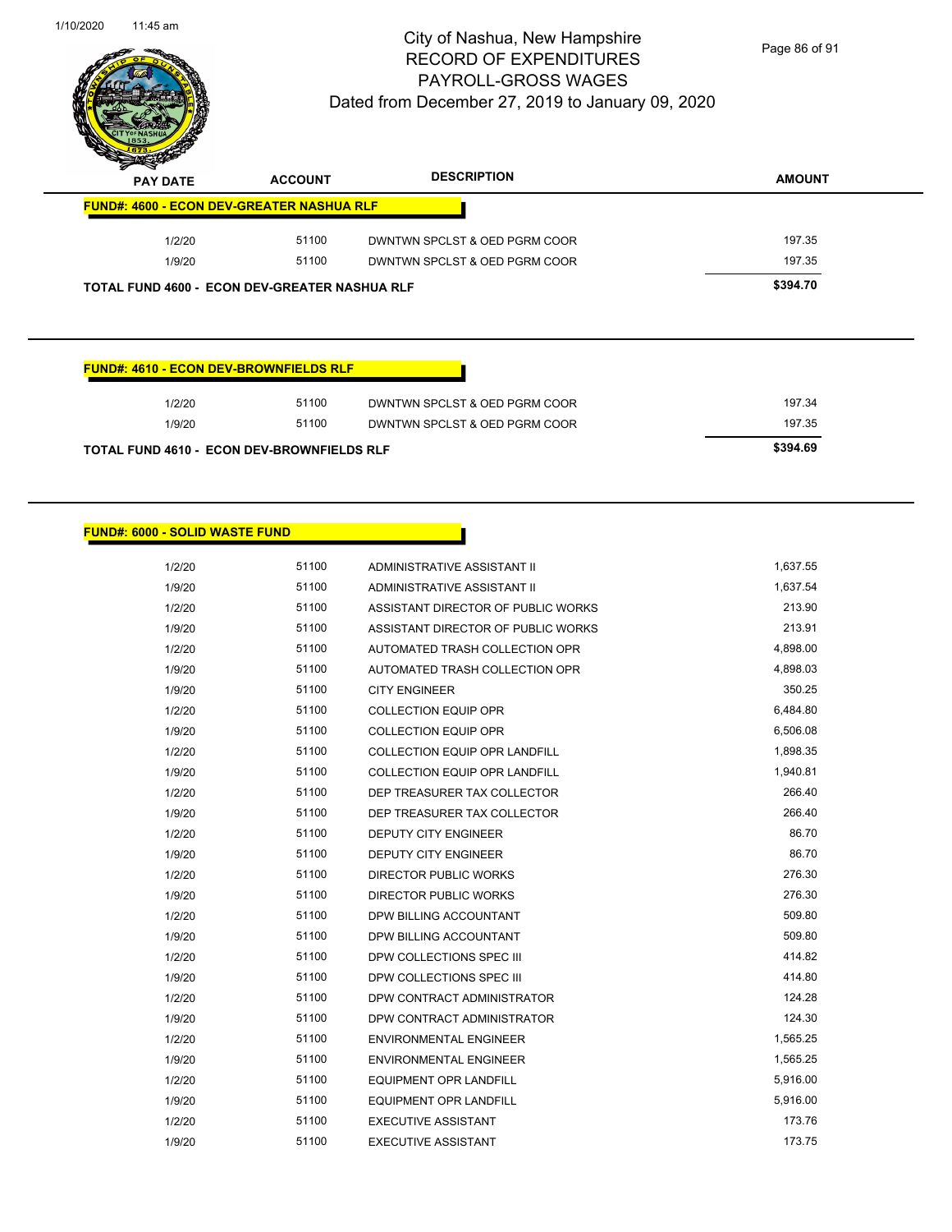# City of Nashua, New Hampshire
## RECORD OF EXPENDITURES
## PAYROLL-GROSS WAGES
## Dated from December 27, 2019 to January 09, 2020

| PAY DATE | ACCOUNT | DESCRIPTION | AMOUNT |
|---|---|---|---|
| **FUND#: 4600 - ECON DEV-GREATER NASHUA RLF** | | | |
| 1/2/20 | 51100 | DWNTWN SPCLST & OED PGRM COOR | 197.35 |
| 1/9/20 | 51100 | DWNTWN SPCLST & OED PGRM COOR | 197.35 |
| **TOTAL FUND 4600 - ECON DEV-GREATER NASHUA RLF** | | | **$394.70** |

| PAY DATE | ACCOUNT | DESCRIPTION | AMOUNT |
|---|---|---|---|
| **FUND#: 4610 - ECON DEV-BROWNFIELDS RLF** | | | |
| 1/2/20 | 51100 | DWNTWN SPCLST & OED PGRM COOR | 197.34 |
| 1/9/20 | 51100 | DWNTWN SPCLST & OED PGRM COOR | 197.35 |
| **TOTAL FUND 4610 - ECON DEV-BROWNFIELDS RLF** | | | **$394.69** |

| PAY DATE | ACCOUNT | DESCRIPTION | AMOUNT |
|---|---|---|---|
| **FUND#: 6000 - SOLID WASTE FUND** | | | |
| 1/2/20 | 51100 | ADMINISTRATIVE ASSISTANT II | 1,637.55 |
| 1/9/20 | 51100 | ADMINISTRATIVE ASSISTANT II | 1,637.54 |
| 1/2/20 | 51100 | ASSISTANT DIRECTOR OF PUBLIC WORKS | 213.90 |
| 1/9/20 | 51100 | ASSISTANT DIRECTOR OF PUBLIC WORKS | 213.91 |
| 1/2/20 | 51100 | AUTOMATED TRASH COLLECTION OPR | 4,898.00 |
| 1/9/20 | 51100 | AUTOMATED TRASH COLLECTION OPR | 4,898.03 |
| 1/9/20 | 51100 | CITY ENGINEER | 350.25 |
| 1/2/20 | 51100 | COLLECTION EQUIP OPR | 6,484.80 |
| 1/9/20 | 51100 | COLLECTION EQUIP OPR | 6,506.08 |
| 1/2/20 | 51100 | COLLECTION EQUIP OPR LANDFILL | 1,898.35 |
| 1/9/20 | 51100 | COLLECTION EQUIP OPR LANDFILL | 1,940.81 |
| 1/2/20 | 51100 | DEP TREASURER TAX COLLECTOR | 266.40 |
| 1/9/20 | 51100 | DEP TREASURER TAX COLLECTOR | 266.40 |
| 1/2/20 | 51100 | DEPUTY CITY ENGINEER | 86.70 |
| 1/9/20 | 51100 | DEPUTY CITY ENGINEER | 86.70 |
| 1/2/20 | 51100 | DIRECTOR PUBLIC WORKS | 276.30 |
| 1/9/20 | 51100 | DIRECTOR PUBLIC WORKS | 276.30 |
| 1/2/20 | 51100 | DPW BILLING ACCOUNTANT | 509.80 |
| 1/9/20 | 51100 | DPW BILLING ACCOUNTANT | 509.80 |
| 1/2/20 | 51100 | DPW COLLECTIONS SPEC III | 414.82 |
| 1/9/20 | 51100 | DPW COLLECTIONS SPEC III | 414.80 |
| 1/2/20 | 51100 | DPW CONTRACT ADMINISTRATOR | 124.28 |
| 1/9/20 | 51100 | DPW CONTRACT ADMINISTRATOR | 124.30 |
| 1/2/20 | 51100 | ENVIRONMENTAL ENGINEER | 1,565.25 |
| 1/9/20 | 51100 | ENVIRONMENTAL ENGINEER | 1,565.25 |
| 1/2/20 | 51100 | EQUIPMENT OPR LANDFILL | 5,916.00 |
| 1/9/20 | 51100 | EQUIPMENT OPR LANDFILL | 5,916.00 |
| 1/2/20 | 51100 | EXECUTIVE ASSISTANT | 173.76 |
| 1/9/20 | 51100 | EXECUTIVE ASSISTANT | 173.75 |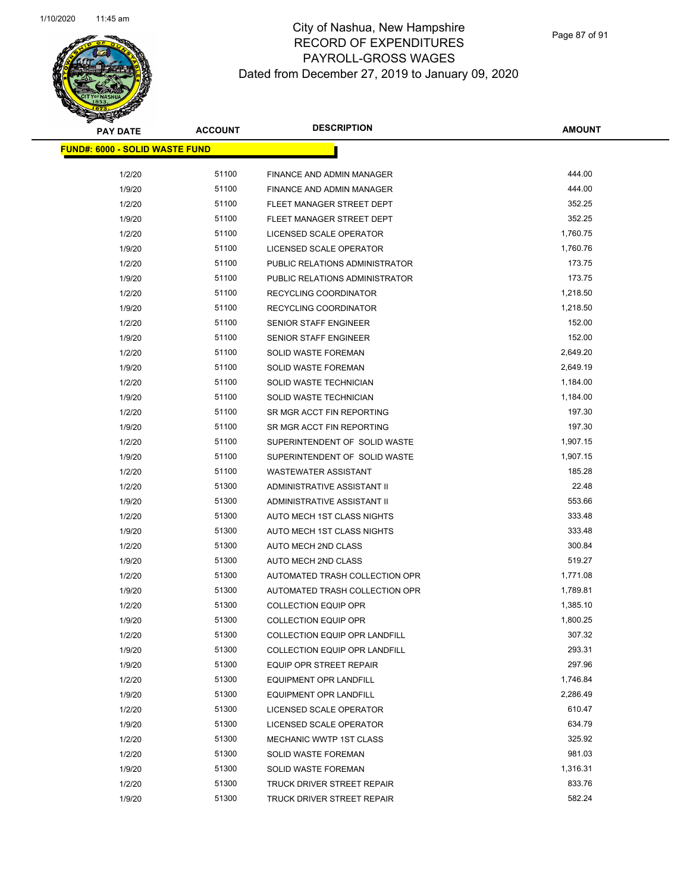# City of Nashua, New Hampshire
## RECORD OF EXPENDITURES
## PAYROLL-GROSS WAGES
### Dated from December 27, 2019 to January 09, 2020

| PAY DATE | ACCOUNT | DESCRIPTION | AMOUNT |
|---|---|---|---|
| **FUND#: 6000 - SOLID WASTE FUND** | | | |
| 1/2/20 | 51100 | FINANCE AND ADMIN MANAGER | 444.00 |
| 1/9/20 | 51100 | FINANCE AND ADMIN MANAGER | 444.00 |
| 1/2/20 | 51100 | FLEET MANAGER STREET DEPT | 352.25 |
| 1/9/20 | 51100 | FLEET MANAGER STREET DEPT | 352.25 |
| 1/2/20 | 51100 | LICENSED SCALE OPERATOR | 1,760.75 |
| 1/9/20 | 51100 | LICENSED SCALE OPERATOR | 1,760.76 |
| 1/2/20 | 51100 | PUBLIC RELATIONS ADMINISTRATOR | 173.75 |
| 1/9/20 | 51100 | PUBLIC RELATIONS ADMINISTRATOR | 173.75 |
| 1/2/20 | 51100 | RECYCLING COORDINATOR | 1,218.50 |
| 1/9/20 | 51100 | RECYCLING COORDINATOR | 1,218.50 |
| 1/2/20 | 51100 | SENIOR STAFF ENGINEER | 152.00 |
| 1/9/20 | 51100 | SENIOR STAFF ENGINEER | 152.00 |
| 1/2/20 | 51100 | SOLID WASTE FOREMAN | 2,649.20 |
| 1/9/20 | 51100 | SOLID WASTE FOREMAN | 2,649.19 |
| 1/2/20 | 51100 | SOLID WASTE TECHNICIAN | 1,184.00 |
| 1/9/20 | 51100 | SOLID WASTE TECHNICIAN | 1,184.00 |
| 1/2/20 | 51100 | SR MGR ACCT FIN REPORTING | 197.30 |
| 1/9/20 | 51100 | SR MGR ACCT FIN REPORTING | 197.30 |
| 1/2/20 | 51100 | SUPERINTENDENT OF SOLID WASTE | 1,907.15 |
| 1/9/20 | 51100 | SUPERINTENDENT OF SOLID WASTE | 1,907.15 |
| 1/2/20 | 51100 | WASTEWATER ASSISTANT | 185.28 |
| 1/2/20 | 51300 | ADMINISTRATIVE ASSISTANT II | 22.48 |
| 1/9/20 | 51300 | ADMINISTRATIVE ASSISTANT II | 553.66 |
| 1/2/20 | 51300 | AUTO MECH 1ST CLASS NIGHTS | 333.48 |
| 1/9/20 | 51300 | AUTO MECH 1ST CLASS NIGHTS | 333.48 |
| 1/2/20 | 51300 | AUTO MECH 2ND CLASS | 300.84 |
| 1/9/20 | 51300 | AUTO MECH 2ND CLASS | 519.27 |
| 1/2/20 | 51300 | AUTOMATED TRASH COLLECTION OPR | 1,771.08 |
| 1/9/20 | 51300 | AUTOMATED TRASH COLLECTION OPR | 1,789.81 |
| 1/2/20 | 51300 | COLLECTION EQUIP OPR | 1,385.10 |
| 1/9/20 | 51300 | COLLECTION EQUIP OPR | 1,800.25 |
| 1/2/20 | 51300 | COLLECTION EQUIP OPR LANDFILL | 307.32 |
| 1/9/20 | 51300 | COLLECTION EQUIP OPR LANDFILL | 293.31 |
| 1/9/20 | 51300 | EQUIP OPR STREET REPAIR | 297.96 |
| 1/2/20 | 51300 | EQUIPMENT OPR LANDFILL | 1,746.84 |
| 1/9/20 | 51300 | EQUIPMENT OPR LANDFILL | 2,286.49 |
| 1/2/20 | 51300 | LICENSED SCALE OPERATOR | 610.47 |
| 1/9/20 | 51300 | LICENSED SCALE OPERATOR | 634.79 |
| 1/2/20 | 51300 | MECHANIC WWTP 1ST CLASS | 325.92 |
| 1/2/20 | 51300 | SOLID WASTE FOREMAN | 981.03 |
| 1/9/20 | 51300 | SOLID WASTE FOREMAN | 1,316.31 |
| 1/2/20 | 51300 | TRUCK DRIVER STREET REPAIR | 833.76 |
| 1/9/20 | 51300 | TRUCK DRIVER STREET REPAIR | 582.24 |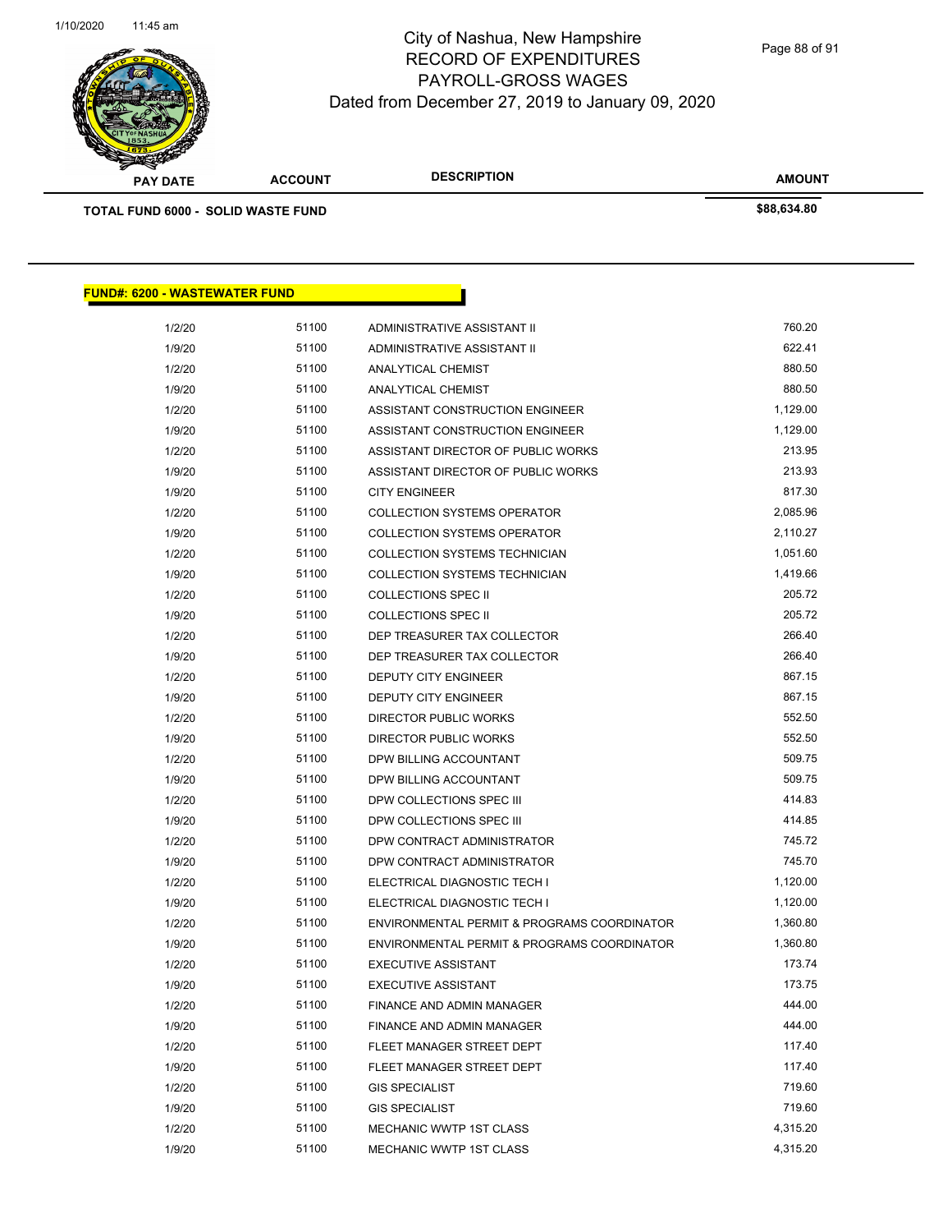# City of Nashua, New Hampshire
## RECORD OF EXPENDITURES
## PAYROLL-GROSS WAGES
## Dated from December 27, 2019 to January 09, 2020

| PAY DATE | ACCOUNT | DESCRIPTION | AMOUNT |
|---|---|---|---|
| **TOTAL FUND 6000 - SOLID WASTE FUND** | | | **$88,634.80** |

**FUND#: 6200 - WASTEWATER FUND**

| PAY DATE | ACCOUNT | DESCRIPTION | AMOUNT |
|---|---|---|---|
| 1/2/20 | 51100 | ADMINISTRATIVE ASSISTANT II | 760.20 |
| 1/9/20 | 51100 | ADMINISTRATIVE ASSISTANT II | 622.41 |
| 1/2/20 | 51100 | ANALYTICAL CHEMIST | 880.50 |
| 1/9/20 | 51100 | ANALYTICAL CHEMIST | 880.50 |
| 1/2/20 | 51100 | ASSISTANT CONSTRUCTION ENGINEER | 1,129.00 |
| 1/9/20 | 51100 | ASSISTANT CONSTRUCTION ENGINEER | 1,129.00 |
| 1/2/20 | 51100 | ASSISTANT DIRECTOR OF PUBLIC WORKS | 213.95 |
| 1/9/20 | 51100 | ASSISTANT DIRECTOR OF PUBLIC WORKS | 213.93 |
| 1/9/20 | 51100 | CITY ENGINEER | 817.30 |
| 1/2/20 | 51100 | COLLECTION SYSTEMS OPERATOR | 2,085.96 |
| 1/9/20 | 51100 | COLLECTION SYSTEMS OPERATOR | 2,110.27 |
| 1/2/20 | 51100 | COLLECTION SYSTEMS TECHNICIAN | 1,051.60 |
| 1/9/20 | 51100 | COLLECTION SYSTEMS TECHNICIAN | 1,419.66 |
| 1/2/20 | 51100 | COLLECTIONS SPEC II | 205.72 |
| 1/9/20 | 51100 | COLLECTIONS SPEC II | 205.72 |
| 1/2/20 | 51100 | DEP TREASURER TAX COLLECTOR | 266.40 |
| 1/9/20 | 51100 | DEP TREASURER TAX COLLECTOR | 266.40 |
| 1/2/20 | 51100 | DEPUTY CITY ENGINEER | 867.15 |
| 1/9/20 | 51100 | DEPUTY CITY ENGINEER | 867.15 |
| 1/2/20 | 51100 | DIRECTOR PUBLIC WORKS | 552.50 |
| 1/9/20 | 51100 | DIRECTOR PUBLIC WORKS | 552.50 |
| 1/2/20 | 51100 | DPW BILLING ACCOUNTANT | 509.75 |
| 1/9/20 | 51100 | DPW BILLING ACCOUNTANT | 509.75 |
| 1/2/20 | 51100 | DPW COLLECTIONS SPEC III | 414.83 |
| 1/9/20 | 51100 | DPW COLLECTIONS SPEC III | 414.85 |
| 1/2/20 | 51100 | DPW CONTRACT ADMINISTRATOR | 745.72 |
| 1/9/20 | 51100 | DPW CONTRACT ADMINISTRATOR | 745.70 |
| 1/2/20 | 51100 | ELECTRICAL DIAGNOSTIC TECH I | 1,120.00 |
| 1/9/20 | 51100 | ELECTRICAL DIAGNOSTIC TECH I | 1,120.00 |
| 1/2/20 | 51100 | ENVIRONMENTAL PERMIT & PROGRAMS COORDINATOR | 1,360.80 |
| 1/9/20 | 51100 | ENVIRONMENTAL PERMIT & PROGRAMS COORDINATOR | 1,360.80 |
| 1/2/20 | 51100 | EXECUTIVE ASSISTANT | 173.74 |
| 1/9/20 | 51100 | EXECUTIVE ASSISTANT | 173.75 |
| 1/2/20 | 51100 | FINANCE AND ADMIN MANAGER | 444.00 |
| 1/9/20 | 51100 | FINANCE AND ADMIN MANAGER | 444.00 |
| 1/2/20 | 51100 | FLEET MANAGER STREET DEPT | 117.40 |
| 1/9/20 | 51100 | FLEET MANAGER STREET DEPT | 117.40 |
| 1/2/20 | 51100 | GIS SPECIALIST | 719.60 |
| 1/9/20 | 51100 | GIS SPECIALIST | 719.60 |
| 1/2/20 | 51100 | MECHANIC WWTP 1ST CLASS | 4,315.20 |
| 1/9/20 | 51100 | MECHANIC WWTP 1ST CLASS | 4,315.20 |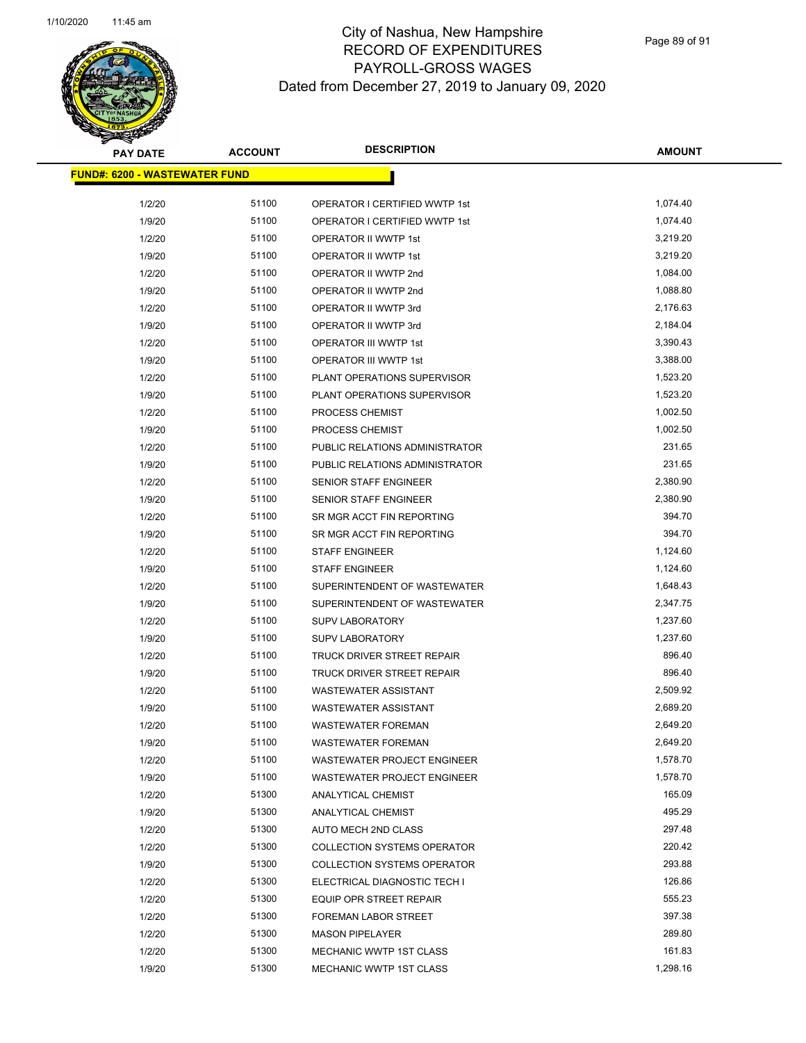# City of Nashua, New Hampshire
## RECORD OF EXPENDITURES
## PAYROLL-GROSS WAGES
## Dated from December 27, 2019 to January 09, 2020

| PAY DATE | ACCOUNT | DESCRIPTION | AMOUNT |
|---|---|---|---|
| **FUND#: 6200 - WASTEWATER FUND** | | | |
| 1/2/20 | 51100 | OPERATOR I CERTIFIED WWTP 1st | 1,074.40 |
| 1/9/20 | 51100 | OPERATOR I CERTIFIED WWTP 1st | 1,074.40 |
| 1/2/20 | 51100 | OPERATOR II WWTP 1st | 3,219.20 |
| 1/9/20 | 51100 | OPERATOR II WWTP 1st | 3,219.20 |
| 1/2/20 | 51100 | OPERATOR II WWTP 2nd | 1,084.00 |
| 1/9/20 | 51100 | OPERATOR II WWTP 2nd | 1,088.80 |
| 1/2/20 | 51100 | OPERATOR II WWTP 3rd | 2,176.63 |
| 1/9/20 | 51100 | OPERATOR II WWTP 3rd | 2,184.04 |
| 1/2/20 | 51100 | OPERATOR III WWTP 1st | 3,390.43 |
| 1/9/20 | 51100 | OPERATOR III WWTP 1st | 3,388.00 |
| 1/2/20 | 51100 | PLANT OPERATIONS SUPERVISOR | 1,523.20 |
| 1/9/20 | 51100 | PLANT OPERATIONS SUPERVISOR | 1,523.20 |
| 1/2/20 | 51100 | PROCESS CHEMIST | 1,002.50 |
| 1/9/20 | 51100 | PROCESS CHEMIST | 1,002.50 |
| 1/2/20 | 51100 | PUBLIC RELATIONS ADMINISTRATOR | 231.65 |
| 1/9/20 | 51100 | PUBLIC RELATIONS ADMINISTRATOR | 231.65 |
| 1/2/20 | 51100 | SENIOR STAFF ENGINEER | 2,380.90 |
| 1/9/20 | 51100 | SENIOR STAFF ENGINEER | 2,380.90 |
| 1/2/20 | 51100 | SR MGR ACCT FIN REPORTING | 394.70 |
| 1/9/20 | 51100 | SR MGR ACCT FIN REPORTING | 394.70 |
| 1/2/20 | 51100 | STAFF ENGINEER | 1,124.60 |
| 1/9/20 | 51100 | STAFF ENGINEER | 1,124.60 |
| 1/2/20 | 51100 | SUPERINTENDENT OF WASTEWATER | 1,648.43 |
| 1/9/20 | 51100 | SUPERINTENDENT OF WASTEWATER | 2,347.75 |
| 1/2/20 | 51100 | SUPV LABORATORY | 1,237.60 |
| 1/9/20 | 51100 | SUPV LABORATORY | 1,237.60 |
| 1/2/20 | 51100 | TRUCK DRIVER STREET REPAIR | 896.40 |
| 1/9/20 | 51100 | TRUCK DRIVER STREET REPAIR | 896.40 |
| 1/2/20 | 51100 | WASTEWATER ASSISTANT | 2,509.92 |
| 1/9/20 | 51100 | WASTEWATER ASSISTANT | 2,689.20 |
| 1/2/20 | 51100 | WASTEWATER FOREMAN | 2,649.20 |
| 1/9/20 | 51100 | WASTEWATER FOREMAN | 2,649.20 |
| 1/2/20 | 51100 | WASTEWATER PROJECT ENGINEER | 1,578.70 |
| 1/9/20 | 51100 | WASTEWATER PROJECT ENGINEER | 1,578.70 |
| 1/2/20 | 51300 | ANALYTICAL CHEMIST | 165.09 |
| 1/9/20 | 51300 | ANALYTICAL CHEMIST | 495.29 |
| 1/2/20 | 51300 | AUTO MECH 2ND CLASS | 297.48 |
| 1/2/20 | 51300 | COLLECTION SYSTEMS OPERATOR | 220.42 |
| 1/9/20 | 51300 | COLLECTION SYSTEMS OPERATOR | 293.88 |
| 1/2/20 | 51300 | ELECTRICAL DIAGNOSTIC TECH I | 126.86 |
| 1/2/20 | 51300 | EQUIP OPR STREET REPAIR | 555.23 |
| 1/2/20 | 51300 | FOREMAN LABOR STREET | 397.38 |
| 1/2/20 | 51300 | MASON PIPELAYER | 289.80 |
| 1/2/20 | 51300 | MECHANIC WWTP 1ST CLASS | 161.83 |
| 1/9/20 | 51300 | MECHANIC WWTP 1ST CLASS | 1,298.16 |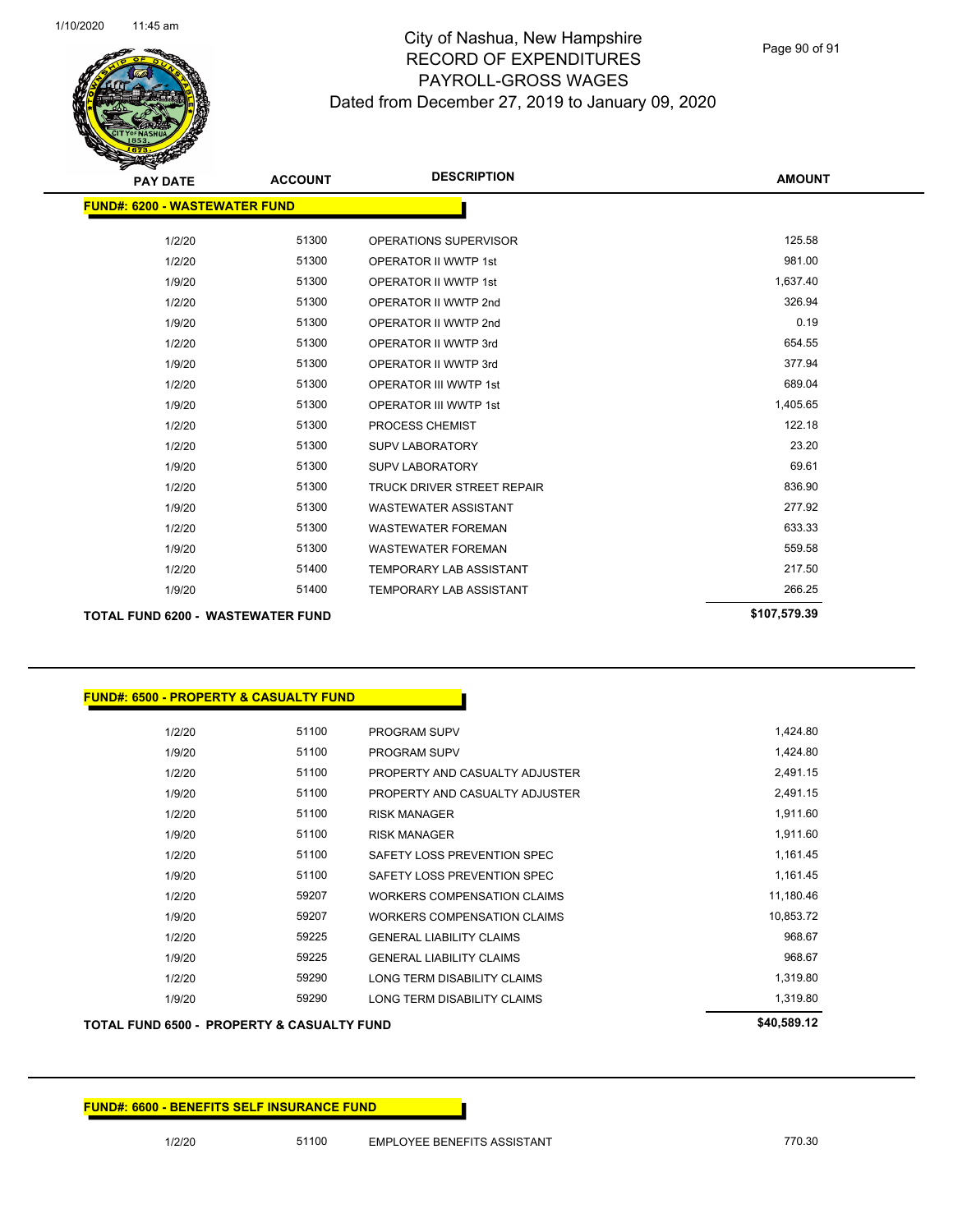# City of Nashua, New Hampshire
## RECORD OF EXPENDITURES
## PAYROLL-GROSS WAGES
### Dated from December 27, 2019 to January 09, 2020

| PAY DATE | ACCOUNT | DESCRIPTION | AMOUNT |
|---|---|---|---|
| **FUND#: 6200 - WASTEWATER FUND** | | | |
| 1/2/20 | 51300 | OPERATIONS SUPERVISOR | 125.58 |
| 1/2/20 | 51300 | OPERATOR II WWTP 1st | 981.00 |
| 1/9/20 | 51300 | OPERATOR II WWTP 1st | 1,637.40 |
| 1/2/20 | 51300 | OPERATOR II WWTP 2nd | 326.94 |
| 1/9/20 | 51300 | OPERATOR II WWTP 2nd | 0.19 |
| 1/2/20 | 51300 | OPERATOR II WWTP 3rd | 654.55 |
| 1/9/20 | 51300 | OPERATOR II WWTP 3rd | 377.94 |
| 1/2/20 | 51300 | OPERATOR III WWTP 1st | 689.04 |
| 1/9/20 | 51300 | OPERATOR III WWTP 1st | 1,405.65 |
| 1/2/20 | 51300 | PROCESS CHEMIST | 122.18 |
| 1/2/20 | 51300 | SUPV LABORATORY | 23.20 |
| 1/9/20 | 51300 | SUPV LABORATORY | 69.61 |
| 1/2/20 | 51300 | TRUCK DRIVER STREET REPAIR | 836.90 |
| 1/9/20 | 51300 | WASTEWATER ASSISTANT | 277.92 |
| 1/2/20 | 51300 | WASTEWATER FOREMAN | 633.33 |
| 1/9/20 | 51300 | WASTEWATER FOREMAN | 559.58 |
| 1/2/20 | 51400 | TEMPORARY LAB ASSISTANT | 217.50 |
| 1/9/20 | 51400 | TEMPORARY LAB ASSISTANT | 266.25 |
| **TOTAL FUND 6200 - WASTEWATER FUND** | | | **$107,579.39** |

| PAY DATE | ACCOUNT | DESCRIPTION | AMOUNT |
|---|---|---|---|
| **FUND#: 6500 - PROPERTY & CASUALTY FUND** | | | |
| 1/2/20 | 51100 | PROGRAM SUPV | 1,424.80 |
| 1/9/20 | 51100 | PROGRAM SUPV | 1,424.80 |
| 1/2/20 | 51100 | PROPERTY AND CASUALTY ADJUSTER | 2,491.15 |
| 1/9/20 | 51100 | PROPERTY AND CASUALTY ADJUSTER | 2,491.15 |
| 1/2/20 | 51100 | RISK MANAGER | 1,911.60 |
| 1/9/20 | 51100 | RISK MANAGER | 1,911.60 |
| 1/2/20 | 51100 | SAFETY LOSS PREVENTION SPEC | 1,161.45 |
| 1/9/20 | 51100 | SAFETY LOSS PREVENTION SPEC | 1,161.45 |
| 1/2/20 | 59207 | WORKERS COMPENSATION CLAIMS | 11,180.46 |
| 1/9/20 | 59207 | WORKERS COMPENSATION CLAIMS | 10,853.72 |
| 1/2/20 | 59225 | GENERAL LIABILITY CLAIMS | 968.67 |
| 1/9/20 | 59225 | GENERAL LIABILITY CLAIMS | 968.67 |
| 1/2/20 | 59290 | LONG TERM DISABILITY CLAIMS | 1,319.80 |
| 1/9/20 | 59290 | LONG TERM DISABILITY CLAIMS | 1,319.80 |
| **TOTAL FUND 6500 - PROPERTY & CASUALTY FUND** | | | **$40,589.12** |

| PAY DATE | ACCOUNT | DESCRIPTION | AMOUNT |
|---|---|---|---|
| **FUND#: 6600 - BENEFITS SELF INSURANCE FUND** | | | |
| 1/2/20 | 51100 | EMPLOYEE BENEFITS ASSISTANT | 770.30 |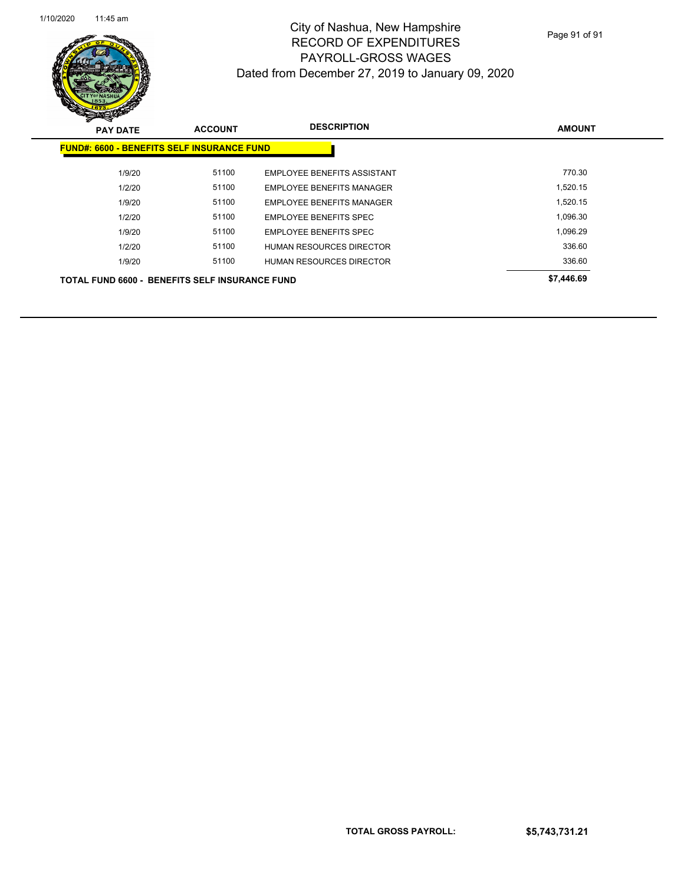# City of Nashua, New Hampshire
## RECORD OF EXPENDITURES
## PAYROLL-GROSS WAGES
### Dated from December 27, 2019 to January 09, 2020

| PAY DATE | ACCOUNT | DESCRIPTION | AMOUNT |
|---|---|---|---|
| **FUND#: 6600 - BENEFITS SELF INSURANCE FUND** | | | |
| 1/9/20 | 51100 | EMPLOYEE BENEFITS ASSISTANT | 770.30 |
| 1/2/20 | 51100 | EMPLOYEE BENEFITS MANAGER | 1,520.15 |
| 1/9/20 | 51100 | EMPLOYEE BENEFITS MANAGER | 1,520.15 |
| 1/2/20 | 51100 | EMPLOYEE BENEFITS SPEC | 1,096.30 |
| 1/9/20 | 51100 | EMPLOYEE BENEFITS SPEC | 1,096.29 |
| 1/2/20 | 51100 | HUMAN RESOURCES DIRECTOR | 336.60 |
| 1/9/20 | 51100 | HUMAN RESOURCES DIRECTOR | 336.60 |
| **TOTAL FUND 6600 - BENEFITS SELF INSURANCE FUND** | | | **$7,446.69** |

**TOTAL GROSS PAYROLL: $5,743,731.21**